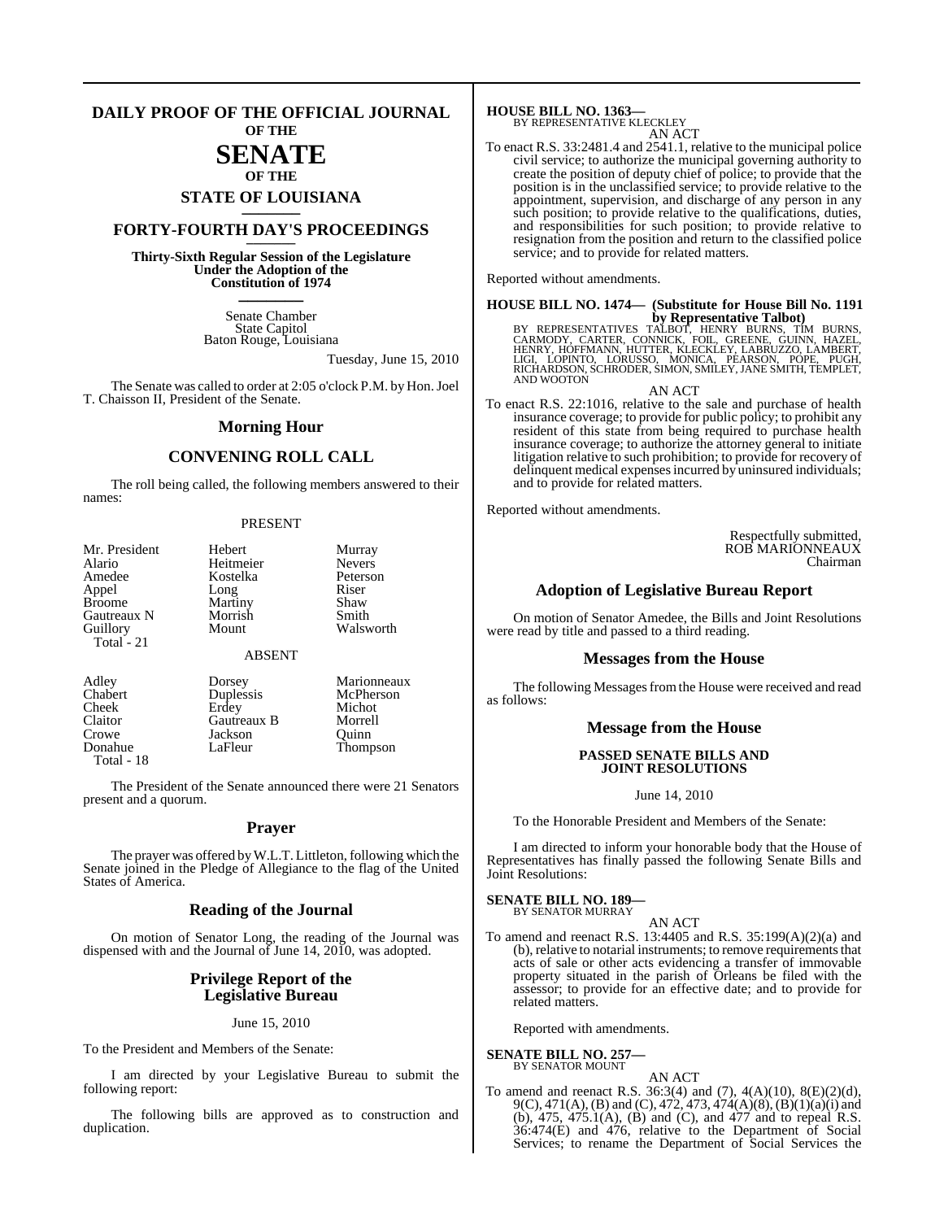# DAILY PROOF OF THE OFFICIAL JOURNAL OF THE SENATE OF THE STATE OF LOUISIANA

## FORTY-FOURTH DAY'S PROCEEDINGS

**Thirty-Sixth Regular Session of the Legislature Under the Adoption of the Constitution of 1974**

Senate Chamber
State Capitol
Baton Rouge, Louisiana

Tuesday, June 15, 2010

The Senate was called to order at 2:05 o'clock P.M. by Hon. Joel T. Chaisson II, President of the Senate.

## Morning Hour

## CONVENING ROLL CALL

The roll being called, the following members answered to their names:

PRESENT

| | | |
|---|---|---|
| Mr. President | Hebert | Murray |
| Alario | Heitmeier | Nevers |
| Amedee | Kostelka | Peterson |
| Appel | Long | Riser |
| Broome | Martiny | Shaw |
| Gautreaux N | Morrish | Smith |
| Guillory | Mount | Walsworth |
| Total - 21 | | |

ABSENT

| | | |
|---|---|---|
| Adley | Dorsey | Marionneaux |
| Chabert | Duplessis | McPherson |
| Cheek | Erdey | Michot |
| Claitor | Gautreaux B | Morrell |
| Crowe | Jackson | Quinn |
| Donahue | LaFleur | Thompson |
| Total - 18 | | |

The President of the Senate announced there were 21 Senators present and a quorum.

## Prayer

The prayer was offered by W.L.T. Littleton, following which the Senate joined in the Pledge of Allegiance to the flag of the United States of America.

## Reading of the Journal

On motion of Senator Long, the reading of the Journal was dispensed with and the Journal of June 14, 2010, was adopted.

## Privilege Report of the Legislative Bureau

June 15, 2010

To the President and Members of the Senate:

I am directed by your Legislative Bureau to submit the following report:

The following bills are approved as to construction and duplication.

**HOUSE BILL NO. 1363—**
BY REPRESENTATIVE KLECKLEY

AN ACT

To enact R.S. 33:2481.4 and 2541.1, relative to the municipal police civil service; to authorize the municipal governing authority to create the position of deputy chief of police; to provide that the position is in the unclassified service; to provide relative to the appointment, supervision, and discharge of any person in any such position; to provide relative to the qualifications, duties, and responsibilities for such position; to provide relative to resignation from the position and return to the classified police service; and to provide for related matters.

Reported without amendments.

**HOUSE BILL NO. 1474— (Substitute for House Bill No. 1191 by Representative Talbot)**
BY REPRESENTATIVES TALBOT, HENRY BURNS, TIM BURNS, CARMODY, CARTER, CONNICK, FOIL, GREENE, GUINN, HAZEL, HENRY, HOFFMANN, HUTTER, KLECKLEY, LABRUZZO, LAMBERT, LIGI, LOPINTO, LORUSSO, MONICA, PEARSON, POPE, PUGH, RICHARDSON, SCHRODER, SIMON, SMILEY, JANE SMITH, TEMPLET, AND WOOTON

AN ACT

To enact R.S. 22:1016, relative to the sale and purchase of health insurance coverage; to provide for public policy; to prohibit any resident of this state from being required to purchase health insurance coverage; to authorize the attorney general to initiate litigation relative to such prohibition; to provide for recovery of delinquent medical expenses incurred by uninsured individuals; and to provide for related matters.

Reported without amendments.

Respectfully submitted,
ROB MARIONNEAUX
Chairman

## Adoption of Legislative Bureau Report

On motion of Senator Amedee, the Bills and Joint Resolutions were read by title and passed to a third reading.

## Messages from the House

The following Messages from the House were received and read as follows:

## Message from the House

### PASSED SENATE BILLS AND JOINT RESOLUTIONS

June 14, 2010

To the Honorable President and Members of the Senate:

I am directed to inform your honorable body that the House of Representatives has finally passed the following Senate Bills and Joint Resolutions:

**SENATE BILL NO. 189—**
BY SENATOR MURRAY

AN ACT

To amend and reenact R.S. 13:4405 and R.S. 35:199(A)(2)(a) and (b), relative to notarial instruments; to remove requirements that acts of sale or other acts evidencing a transfer of immovable property situated in the parish of Orleans be filed with the assessor; to provide for an effective date; and to provide for related matters.

Reported with amendments.

**SENATE BILL NO. 257—**
BY SENATOR MOUNT

AN ACT

To amend and reenact R.S. 36:3(4) and (7), 4(A)(10), 8(E)(2)(d), 9(C), 471(A), (B) and (C), 472, 473, 474(A)(8), (B)(1)(a)(i) and (b), 475, 475.1(A), (B) and (C), and 477 and to repeal R.S. 36:474(E) and 476, relative to the Department of Social Services; to rename the Department of Social Services the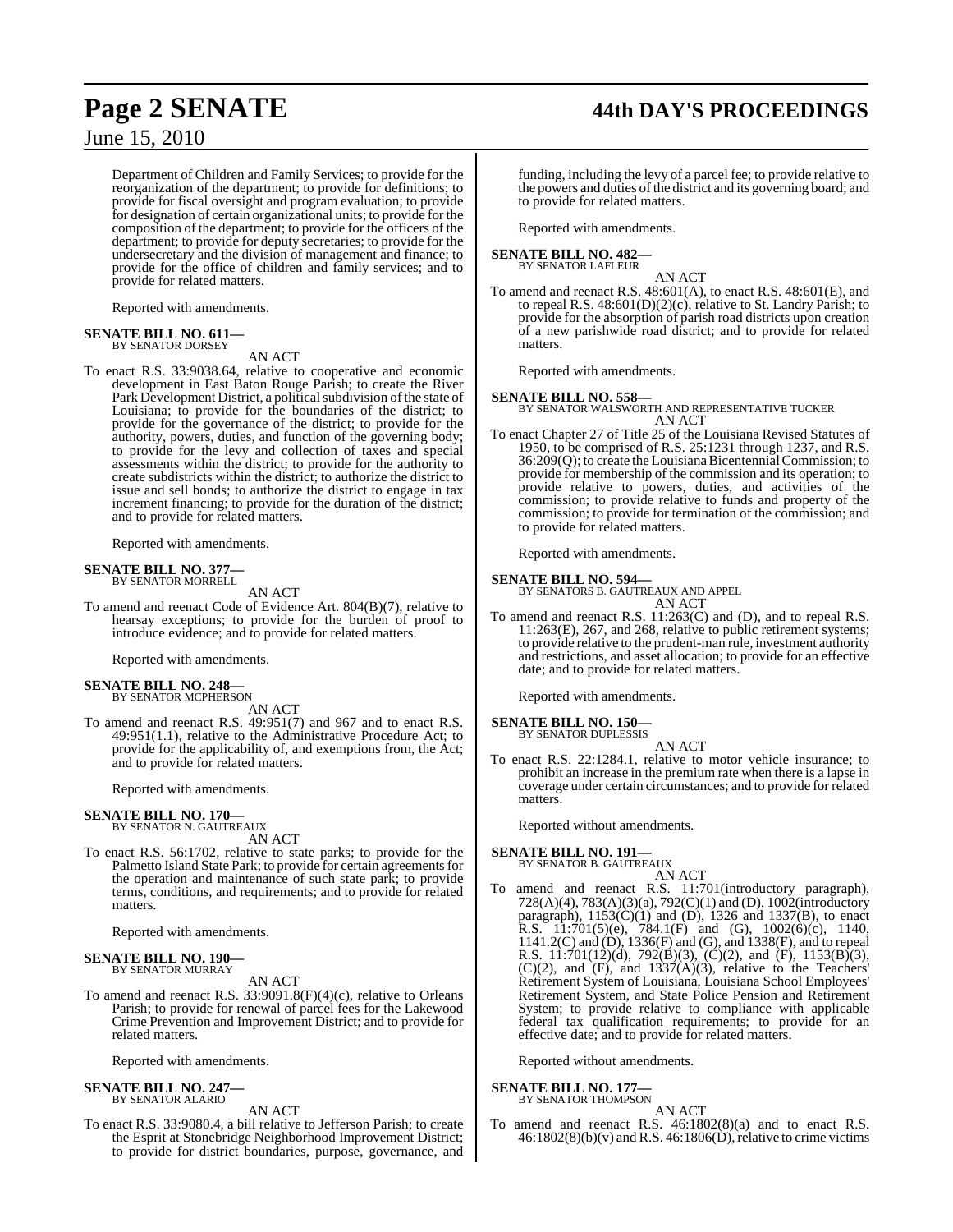Department of Children and Family Services; to provide for the reorganization of the department; to provide for definitions; to provide for fiscal oversight and program evaluation; to provide for designation of certain organizational units; to provide for the composition of the department; to provide for the officers of the department; to provide for deputy secretaries; to provide for the undersecretary and the division of management and finance; to provide for the office of children and family services; and to provide for related matters.

Reported with amendments.

**SENATE BILL NO. 611—**
BY SENATOR DORSEY

AN ACT

To enact R.S. 33:9038.64, relative to cooperative and economic development in East Baton Rouge Parish; to create the River Park Development District, a political subdivision of the state of Louisiana; to provide for the boundaries of the district; to provide for the governance of the district; to provide for the authority, powers, duties, and function of the governing body; to provide for the levy and collection of taxes and special assessments within the district; to provide for the authority to create subdistricts within the district; to authorize the district to issue and sell bonds; to authorize the district to engage in tax increment financing; to provide for the duration of the district; and to provide for related matters.

Reported with amendments.

**SENATE BILL NO. 377—**
BY SENATOR MORRELL

AN ACT

To amend and reenact Code of Evidence Art. 804(B)(7), relative to hearsay exceptions; to provide for the burden of proof to introduce evidence; and to provide for related matters.

Reported with amendments.

**SENATE BILL NO. 248—**
BY SENATOR MCPHERSON

AN ACT

To amend and reenact R.S. 49:951(7) and 967 and to enact R.S. 49:951(1.1), relative to the Administrative Procedure Act; to provide for the applicability of, and exemptions from, the Act; and to provide for related matters.

Reported with amendments.

**SENATE BILL NO. 170—**
BY SENATOR N. GAUTREAUX

AN ACT

To enact R.S. 56:1702, relative to state parks; to provide for the Palmetto Island State Park; to provide for certain agreements for the operation and maintenance of such state park; to provide terms, conditions, and requirements; and to provide for related matters.

Reported with amendments.

**SENATE BILL NO. 190—**
BY SENATOR MURRAY

AN ACT

To amend and reenact R.S. 33:9091.8(F)(4)(c), relative to Orleans Parish; to provide for renewal of parcel fees for the Lakewood Crime Prevention and Improvement District; and to provide for related matters.

Reported with amendments.

**SENATE BILL NO. 247—**
BY SENATOR ALARIO

AN ACT

To enact R.S. 33:9080.4, a bill relative to Jefferson Parish; to create the Esprit at Stonebridge Neighborhood Improvement District; to provide for district boundaries, purpose, governance, and funding, including the levy of a parcel fee; to provide relative to the powers and duties of the district and its governing board; and to provide for related matters.

Reported with amendments.

**SENATE BILL NO. 482—**
BY SENATOR LAFLEUR

AN ACT

To amend and reenact R.S. 48:601(A), to enact R.S. 48:601(E), and to repeal R.S. 48:601(D)(2)(c), relative to St. Landry Parish; to provide for the absorption of parish road districts upon creation of a new parishwide road district; and to provide for related matters.

Reported with amendments.

**SENATE BILL NO. 558—**
BY SENATOR WALSWORTH AND REPRESENTATIVE TUCKER

AN ACT

To enact Chapter 27 of Title 25 of the Louisiana Revised Statutes of 1950, to be comprised of R.S. 25:1231 through 1237, and R.S. 36:209(Q); to create the Louisiana Bicentennial Commission; to provide for membership of the commission and its operation; to provide relative to powers, duties, and activities of the commission; to provide relative to funds and property of the commission; to provide for termination of the commission; and to provide for related matters.

Reported with amendments.

**SENATE BILL NO. 594—**
BY SENATORS B. GAUTREAUX AND APPEL

AN ACT

To amend and reenact R.S. 11:263(C) and (D), and to repeal R.S. 11:263(E), 267, and 268, relative to public retirement systems; to provide relative to the prudent-man rule, investment authority and restrictions, and asset allocation; to provide for an effective date; and to provide for related matters.

Reported with amendments.

**SENATE BILL NO. 150—**
BY SENATOR DUPLESSIS

AN ACT

To enact R.S. 22:1284.1, relative to motor vehicle insurance; to prohibit an increase in the premium rate when there is a lapse in coverage under certain circumstances; and to provide for related matters.

Reported without amendments.

**SENATE BILL NO. 191—**
BY SENATOR B. GAUTREAUX

AN ACT

To amend and reenact R.S. 11:701(introductory paragraph), 728(A)(4), 783(A)(3)(a), 792(C)(1) and (D), 1002(introductory paragraph), 1153(C)(1) and (D), 1326 and 1337(B), to enact R.S. 11:701(5)(e), 784.1(F) and (G), 1002(6)(c), 1140, 1141.2(C) and (D), 1336(F) and (G), and 1338(F), and to repeal R.S. 11:701(12)(d), 792(B)(3), (C)(2), and (F), 1153(B)(3), (C)(2), and (F), and 1337(A)(3), relative to the Teachers' Retirement System of Louisiana, Louisiana School Employees' Retirement System, and State Police Pension and Retirement System; to provide relative to compliance with applicable federal tax qualification requirements; to provide for an effective date; and to provide for related matters.

Reported without amendments.

**SENATE BILL NO. 177—**
BY SENATOR THOMPSON

AN ACT

To amend and reenact R.S. 46:1802(8)(a) and to enact R.S. 46:1802(8)(b)(v) and R.S. 46:1806(D), relative to crime victims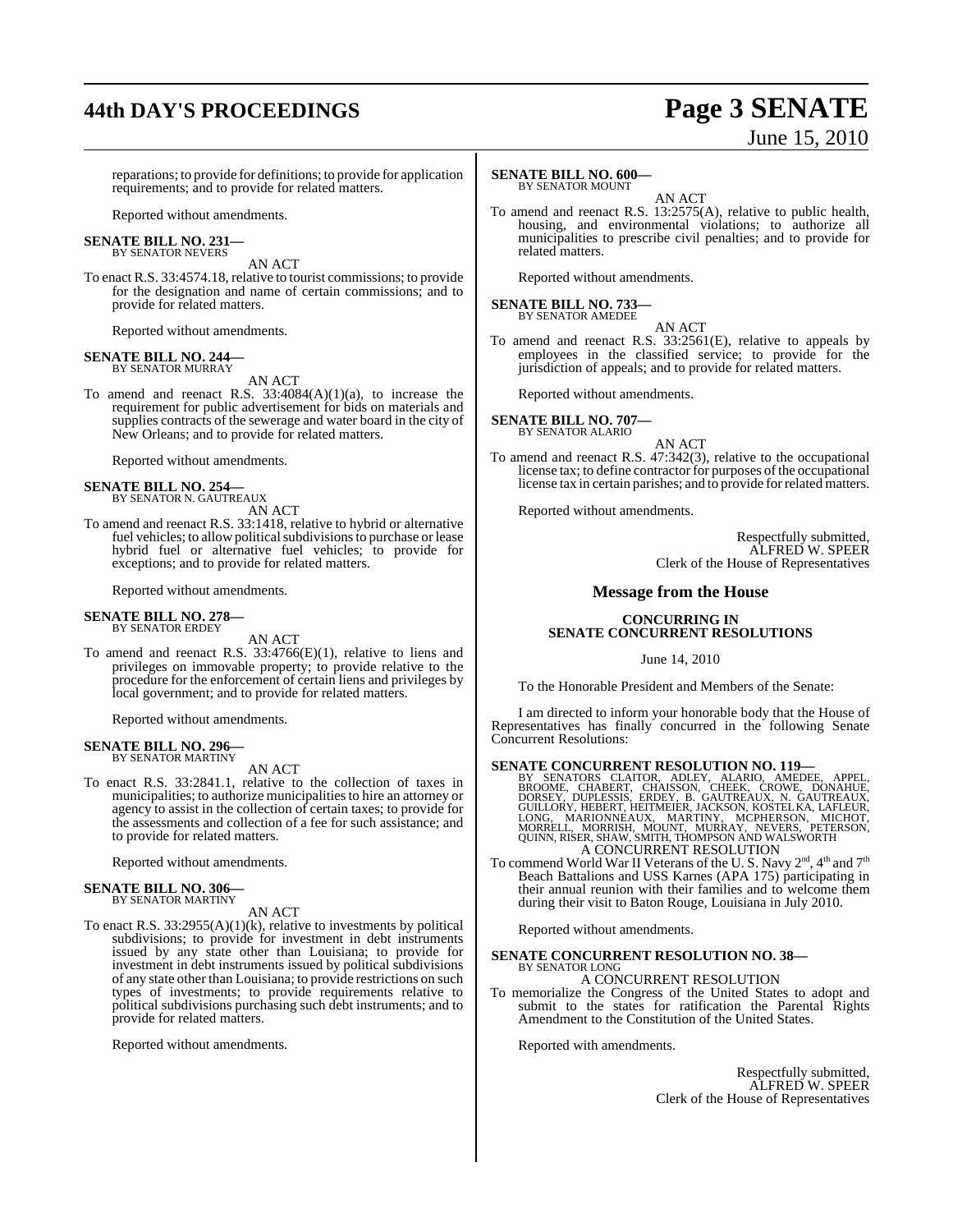reparations; to provide for definitions; to provide for application requirements; and to provide for related matters.

Reported without amendments.

**SENATE BILL NO. 231—**
BY SENATOR NEVERS

AN ACT

To enact R.S. 33:4574.18, relative to tourist commissions; to provide for the designation and name of certain commissions; and to provide for related matters.

Reported without amendments.

**SENATE BILL NO. 244—**
BY SENATOR MURRAY

AN ACT

To amend and reenact R.S. 33:4084(A)(1)(a), to increase the requirement for public advertisement for bids on materials and supplies contracts of the sewerage and water board in the city of New Orleans; and to provide for related matters.

Reported without amendments.

**SENATE BILL NO. 254—**
BY SENATOR N. GAUTREAUX

AN ACT

To amend and reenact R.S. 33:1418, relative to hybrid or alternative fuel vehicles; to allow political subdivisions to purchase or lease hybrid fuel or alternative fuel vehicles; to provide for exceptions; and to provide for related matters.

Reported without amendments.

**SENATE BILL NO. 278—**
BY SENATOR ERDEY

AN ACT

To amend and reenact R.S. 33:4766(E)(1), relative to liens and privileges on immovable property; to provide relative to the procedure for the enforcement of certain liens and privileges by local government; and to provide for related matters.

Reported without amendments.

**SENATE BILL NO. 296—**
BY SENATOR MARTINY

AN ACT

To enact R.S. 33:2841.1, relative to the collection of taxes in municipalities; to authorize municipalities to hire an attorney or agency to assist in the collection of certain taxes; to provide for the assessments and collection of a fee for such assistance; and to provide for related matters.

Reported without amendments.

**SENATE BILL NO. 306—**
BY SENATOR MARTINY

AN ACT

To enact R.S. 33:2955(A)(1)(k), relative to investments by political subdivisions; to provide for investment in debt instruments issued by any state other than Louisiana; to provide for investment in debt instruments issued by political subdivisions of any state other than Louisiana; to provide restrictions on such types of investments; to provide requirements relative to political subdivisions purchasing such debt instruments; and to provide for related matters.

Reported without amendments.

**SENATE BILL NO. 600—**
BY SENATOR MOUNT

AN ACT

To amend and reenact R.S. 13:2575(A), relative to public health, housing, and environmental violations; to authorize all municipalities to prescribe civil penalties; and to provide for related matters.

Reported without amendments.

**SENATE BILL NO. 733—**
BY SENATOR AMEDEE

AN ACT

To amend and reenact R.S. 33:2561(E), relative to appeals by employees in the classified service; to provide for the jurisdiction of appeals; and to provide for related matters.

Reported without amendments.

**SENATE BILL NO. 707—**
BY SENATOR ALARIO

AN ACT

To amend and reenact R.S. 47:342(3), relative to the occupational license tax; to define contractor for purposes of the occupational license tax in certain parishes; and to provide for related matters.

Reported without amendments.

Respectfully submitted,
ALFRED W. SPEER
Clerk of the House of Representatives

## Message from the House

### CONCURRING IN SENATE CONCURRENT RESOLUTIONS

June 14, 2010

To the Honorable President and Members of the Senate:

I am directed to inform your honorable body that the House of Representatives has finally concurred in the following Senate Concurrent Resolutions:

**SENATE CONCURRENT RESOLUTION NO. 119—**
BY SENATORS CLAITOR, ADLEY, ALARIO, AMEDEE, APPEL, BROOME, CHABERT, CHAISSON, CHEEK, CROWE, DONAHUE, DORSEY, DUPLESSIS, ERDEY, B. GAUTREAUX, N. GAUTREAUX, GUILLORY, HEBERT, HEITMEIER, JACKSON, KOSTELKA, LAFLEUR, LONG, MARIONNEAUX, MARTINY, MCPHERSON, MICHOT, MORRELL, MORRISH, MOUNT, MURRAY, NEVERS, PETERSON, QUINN, RISER, SHAW, SMITH, THOMPSON AND WALSWORTH

A CONCURRENT RESOLUTION

To commend World War II Veterans of the U. S. Navy 2nd, 4th and 7th Beach Battalions and USS Karnes (APA 175) participating in their annual reunion with their families and to welcome them during their visit to Baton Rouge, Louisiana in July 2010.

Reported without amendments.

**SENATE CONCURRENT RESOLUTION NO. 38—**
BY SENATOR LONG

A CONCURRENT RESOLUTION

To memorialize the Congress of the United States to adopt and submit to the states for ratification the Parental Rights Amendment to the Constitution of the United States.

Reported with amendments.

Respectfully submitted,
ALFRED W. SPEER
Clerk of the House of Representatives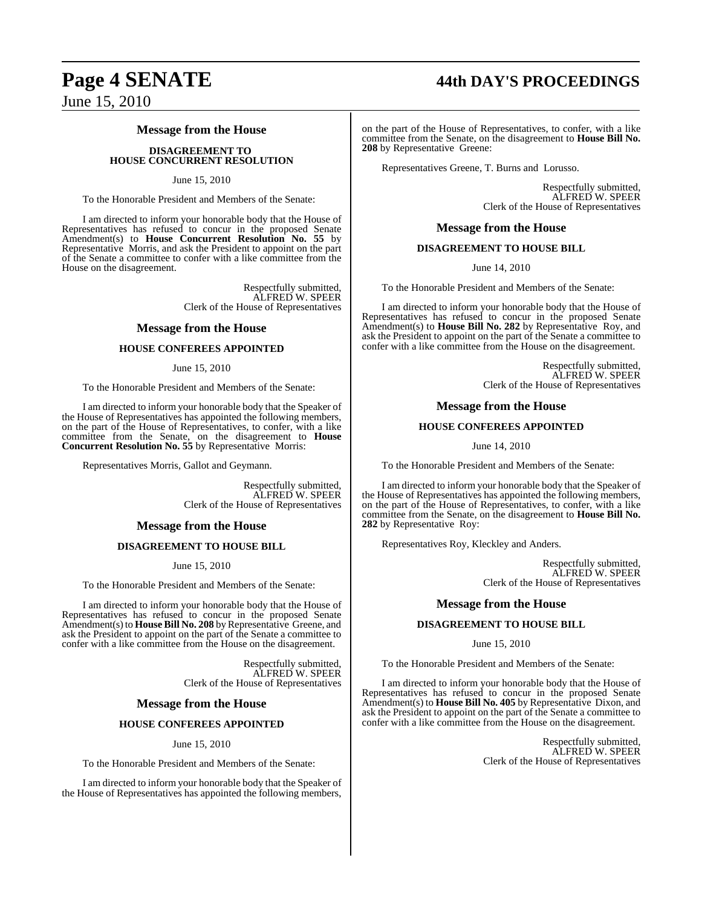## Message from the House

### DISAGREEMENT TO HOUSE CONCURRENT RESOLUTION

June 15, 2010

To the Honorable President and Members of the Senate:

I am directed to inform your honorable body that the House of Representatives has refused to concur in the proposed Senate Amendment(s) to **House Concurrent Resolution No. 55** by Representative Morris, and ask the President to appoint on the part of the Senate a committee to confer with a like committee from the House on the disagreement.

Respectfully submitted,
ALFRED W. SPEER
Clerk of the House of Representatives

## Message from the House

### HOUSE CONFEREES APPOINTED

June 15, 2010

To the Honorable President and Members of the Senate:

I am directed to inform your honorable body that the Speaker of the House of Representatives has appointed the following members, on the part of the House of Representatives, to confer, with a like committee from the Senate, on the disagreement to **House Concurrent Resolution No. 55** by Representative Morris:

Representatives Morris, Gallot and Geymann.

Respectfully submitted,
ALFRED W. SPEER
Clerk of the House of Representatives

## Message from the House

### DISAGREEMENT TO HOUSE BILL

June 15, 2010

To the Honorable President and Members of the Senate:

I am directed to inform your honorable body that the House of Representatives has refused to concur in the proposed Senate Amendment(s) to **House Bill No. 208** by Representative Greene, and ask the President to appoint on the part of the Senate a committee to confer with a like committee from the House on the disagreement.

Respectfully submitted,
ALFRED W. SPEER
Clerk of the House of Representatives

## Message from the House

### HOUSE CONFEREES APPOINTED

June 15, 2010

To the Honorable President and Members of the Senate:

I am directed to inform your honorable body that the Speaker of the House of Representatives has appointed the following members, on the part of the House of Representatives, to confer, with a like committee from the Senate, on the disagreement to **House Bill No. 208** by Representative Greene:

Representatives Greene, T. Burns and Lorusso.

Respectfully submitted,
ALFRED W. SPEER
Clerk of the House of Representatives

## Message from the House

### DISAGREEMENT TO HOUSE BILL

June 14, 2010

To the Honorable President and Members of the Senate:

I am directed to inform your honorable body that the House of Representatives has refused to concur in the proposed Senate Amendment(s) to **House Bill No. 282** by Representative Roy, and ask the President to appoint on the part of the Senate a committee to confer with a like committee from the House on the disagreement.

Respectfully submitted,
ALFRED W. SPEER
Clerk of the House of Representatives

## Message from the House

### HOUSE CONFEREES APPOINTED

June 14, 2010

To the Honorable President and Members of the Senate:

I am directed to inform your honorable body that the Speaker of the House of Representatives has appointed the following members, on the part of the House of Representatives, to confer, with a like committee from the Senate, on the disagreement to **House Bill No. 282** by Representative Roy:

Representatives Roy, Kleckley and Anders.

Respectfully submitted,
ALFRED W. SPEER
Clerk of the House of Representatives

## Message from the House

### DISAGREEMENT TO HOUSE BILL

June 15, 2010

To the Honorable President and Members of the Senate:

I am directed to inform your honorable body that the House of Representatives has refused to concur in the proposed Senate Amendment(s) to **House Bill No. 405** by Representative Dixon, and ask the President to appoint on the part of the Senate a committee to confer with a like committee from the House on the disagreement.

Respectfully submitted,
ALFRED W. SPEER
Clerk of the House of Representatives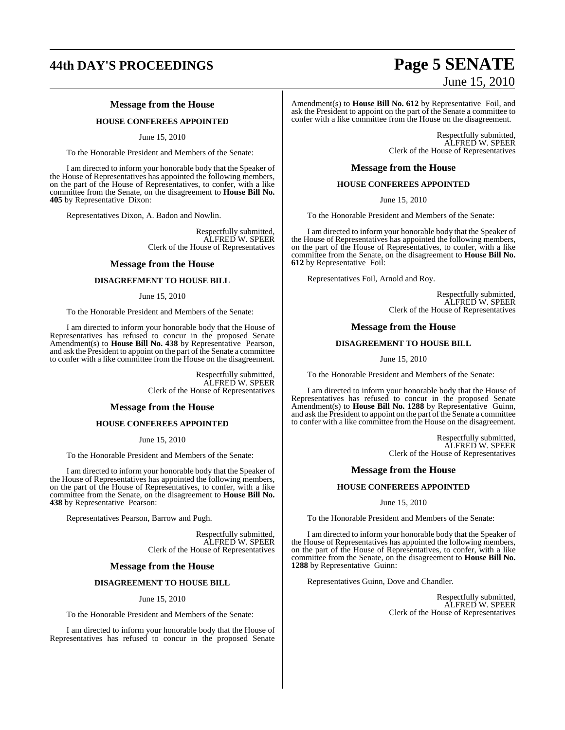### Message from the House

#### HOUSE CONFEREES APPOINTED

June 15, 2010

To the Honorable President and Members of the Senate:

I am directed to inform your honorable body that the Speaker of the House of Representatives has appointed the following members, on the part of the House of Representatives, to confer, with a like committee from the Senate, on the disagreement to **House Bill No. 405** by Representative Dixon:

Representatives Dixon, A. Badon and Nowlin.

Respectfully submitted,
ALFRED W. SPEER
Clerk of the House of Representatives

### Message from the House

#### DISAGREEMENT TO HOUSE BILL

June 15, 2010

To the Honorable President and Members of the Senate:

I am directed to inform your honorable body that the House of Representatives has refused to concur in the proposed Senate Amendment(s) to **House Bill No. 438** by Representative Pearson, and ask the President to appoint on the part of the Senate a committee to confer with a like committee from the House on the disagreement.

Respectfully submitted,
ALFRED W. SPEER
Clerk of the House of Representatives

### Message from the House

#### HOUSE CONFEREES APPOINTED

June 15, 2010

To the Honorable President and Members of the Senate:

I am directed to inform your honorable body that the Speaker of the House of Representatives has appointed the following members, on the part of the House of Representatives, to confer, with a like committee from the Senate, on the disagreement to **House Bill No. 438** by Representative Pearson:

Representatives Pearson, Barrow and Pugh.

Respectfully submitted,
ALFRED W. SPEER
Clerk of the House of Representatives

### Message from the House

#### DISAGREEMENT TO HOUSE BILL

June 15, 2010

To the Honorable President and Members of the Senate:

I am directed to inform your honorable body that the House of Representatives has refused to concur in the proposed Senate Amendment(s) to **House Bill No. 612** by Representative Foil, and ask the President to appoint on the part of the Senate a committee to confer with a like committee from the House on the disagreement.

Respectfully submitted,
ALFRED W. SPEER
Clerk of the House of Representatives

### Message from the House

#### HOUSE CONFEREES APPOINTED

June 15, 2010

To the Honorable President and Members of the Senate:

I am directed to inform your honorable body that the Speaker of the House of Representatives has appointed the following members, on the part of the House of Representatives, to confer, with a like committee from the Senate, on the disagreement to **House Bill No. 612** by Representative Foil:

Representatives Foil, Arnold and Roy.

Respectfully submitted,
ALFRED W. SPEER
Clerk of the House of Representatives

### Message from the House

#### DISAGREEMENT TO HOUSE BILL

June 15, 2010

To the Honorable President and Members of the Senate:

I am directed to inform your honorable body that the House of Representatives has refused to concur in the proposed Senate Amendment(s) to **House Bill No. 1288** by Representative Guinn, and ask the President to appoint on the part of the Senate a committee to confer with a like committee from the House on the disagreement.

Respectfully submitted,
ALFRED W. SPEER
Clerk of the House of Representatives

### Message from the House

#### HOUSE CONFEREES APPOINTED

June 15, 2010

To the Honorable President and Members of the Senate:

I am directed to inform your honorable body that the Speaker of the House of Representatives has appointed the following members, on the part of the House of Representatives, to confer, with a like committee from the Senate, on the disagreement to **House Bill No. 1288** by Representative Guinn:

Representatives Guinn, Dove and Chandler.

Respectfully submitted,
ALFRED W. SPEER
Clerk of the House of Representatives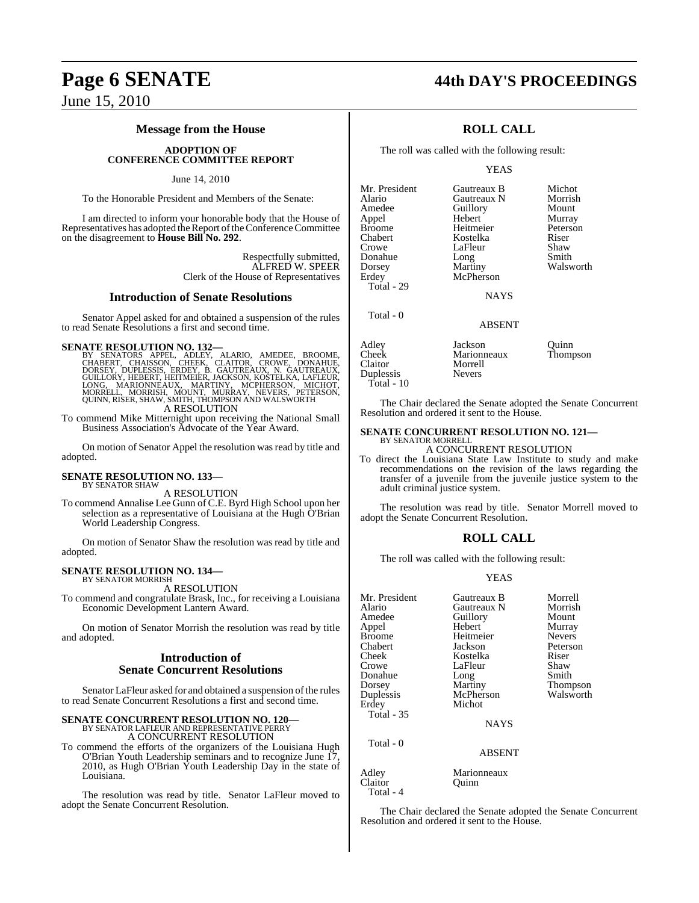## Message from the House

### ADOPTION OF CONFERENCE COMMITTEE REPORT

June 14, 2010

To the Honorable President and Members of the Senate:

I am directed to inform your honorable body that the House of Representatives has adopted the Report of the Conference Committee on the disagreement to **House Bill No. 292**.

Respectfully submitted,
ALFRED W. SPEER
Clerk of the House of Representatives

## Introduction of Senate Resolutions

Senator Appel asked for and obtained a suspension of the rules to read Senate Resolutions a first and second time.

**SENATE RESOLUTION NO. 132—**
BY SENATORS APPEL, ADLEY, ALARIO, AMEDEE, BROOME, CHABERT, CHAISSON, CHEEK, CLAITOR, CROWE, DONAHUE, DORSEY, DUPLESSIS, ERDEY, B. GAUTREAUX, N. GAUTREAUX, GUILLORY, HEBERT, HEITMEIER, JACKSON, KOSTELKA, LAFLEUR, LONG, MARIONNEAUX, MARTINY, MCPHERSON, MICHOT, MORRELL, MORRISH, MOUNT, MURRAY, NEVERS, PETERSON, QUINN, RISER, SHAW, SMITH, THOMPSON AND WALSWORTH

A RESOLUTION

To commend Mike Mitternight upon receiving the National Small Business Association's Advocate of the Year Award.

On motion of Senator Appel the resolution was read by title and adopted.

**SENATE RESOLUTION NO. 133—**
BY SENATOR SHAW

A RESOLUTION

To commend Annalise Lee Gunn of C.E. Byrd High School upon her selection as a representative of Louisiana at the Hugh O'Brian World Leadership Congress.

On motion of Senator Shaw the resolution was read by title and adopted.

**SENATE RESOLUTION NO. 134—**
BY SENATOR MORRISH

A RESOLUTION

To commend and congratulate Brask, Inc., for receiving a Louisiana Economic Development Lantern Award.

On motion of Senator Morrish the resolution was read by title and adopted.

## Introduction of Senate Concurrent Resolutions

Senator LaFleur asked for and obtained a suspension of the rules to read Senate Concurrent Resolutions a first and second time.

**SENATE CONCURRENT RESOLUTION NO. 120—**
BY SENATOR LAFLEUR AND REPRESENTATIVE PERRY

A CONCURRENT RESOLUTION

To commend the efforts of the organizers of the Louisiana Hugh O'Brian Youth Leadership seminars and to recognize June 17, 2010, as Hugh O'Brian Youth Leadership Day in the state of Louisiana.

The resolution was read by title. Senator LaFleur moved to adopt the Senate Concurrent Resolution.

## ROLL CALL

The roll was called with the following result:

YEAS

| | | |
|---|---|---|
| Mr. President | Gautreaux B | Michot |
| Alario | Gautreaux N | Morrish |
| Amedee | Guillory | Mount |
| Appel | Hebert | Murray |
| Broome | Heitmeier | Peterson |
| Chabert | Kostelka | Riser |
| Crowe | LaFleur | Shaw |
| Donahue | Long | Smith |
| Dorsey | Martiny | Walsworth |
| Erdey | McPherson | |

Total - 29

NAYS

Total - 0

ABSENT

| | | |
|---|---|---|
| Adley | Jackson | Quinn |
| Cheek | Marionneaux | Thompson |
| Claitor | Morrell | |
| Duplessis | Nevers | |

Total - 10

The Chair declared the Senate adopted the Senate Concurrent Resolution and ordered it sent to the House.

**SENATE CONCURRENT RESOLUTION NO. 121—**
BY SENATOR MORRELL

A CONCURRENT RESOLUTION

To direct the Louisiana State Law Institute to study and make recommendations on the revision of the laws regarding the transfer of a juvenile from the juvenile justice system to the adult criminal justice system.

The resolution was read by title. Senator Morrell moved to adopt the Senate Concurrent Resolution.

## ROLL CALL

The roll was called with the following result:

YEAS

| | | |
|---|---|---|
| Mr. President | Gautreaux B | Morrell |
| Alario | Gautreaux N | Morrish |
| Amedee | Guillory | Mount |
| Appel | Hebert | Murray |
| Broome | Heitmeier | Nevers |
| Chabert | Jackson | Peterson |
| Cheek | Kostelka | Riser |
| Crowe | LaFleur | Shaw |
| Donahue | Long | Smith |
| Dorsey | Martiny | Thompson |
| Duplessis | McPherson | Walsworth |
| Erdey | Michot | |

Total - 35

NAYS

Total - 0

ABSENT

| | |
|---|---|
| Adley | Marionneaux |
| Claitor | Quinn |

Total - 4

The Chair declared the Senate adopted the Senate Concurrent Resolution and ordered it sent to the House.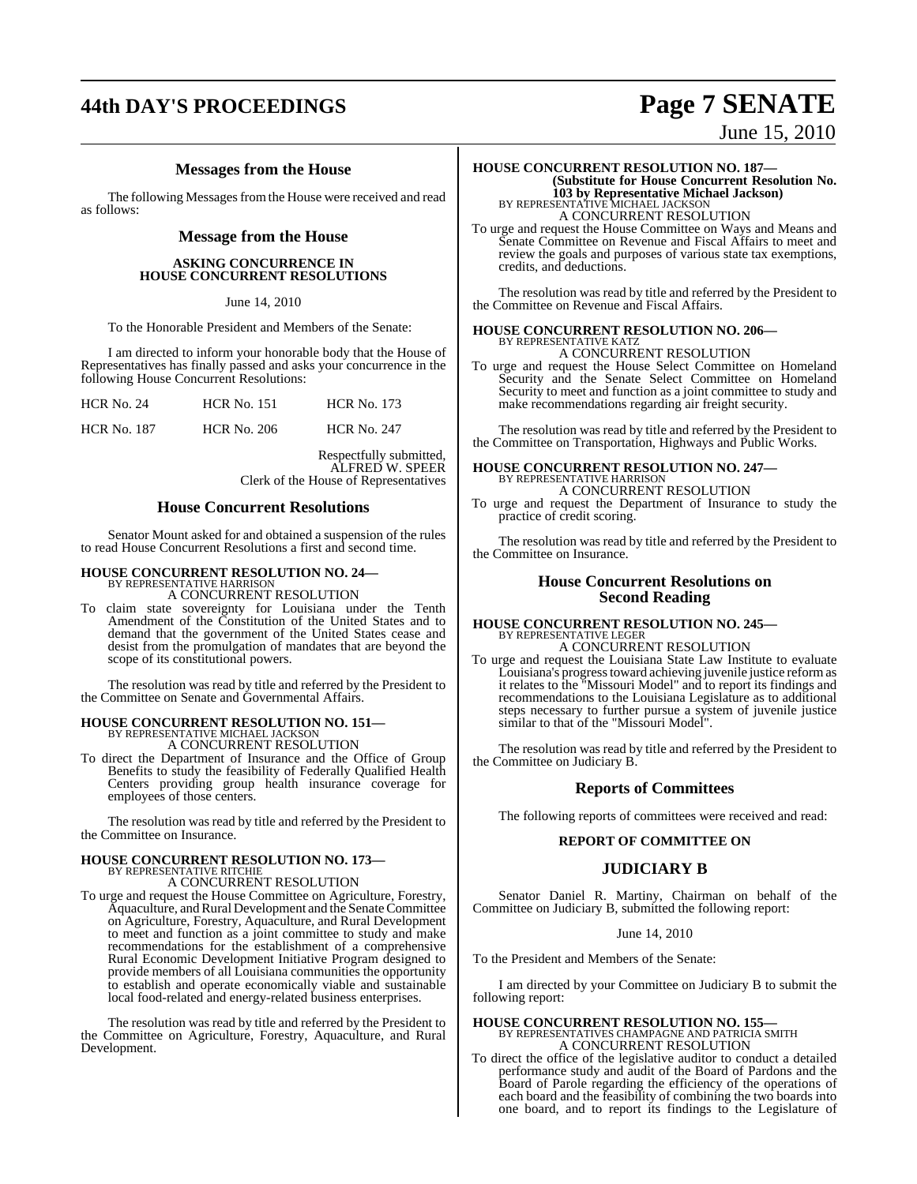## Messages from the House

The following Messages from the House were received and read as follows:

### Message from the House

**ASKING CONCURRENCE IN HOUSE CONCURRENT RESOLUTIONS**

June 14, 2010

To the Honorable President and Members of the Senate:

I am directed to inform your honorable body that the House of Representatives has finally passed and asks your concurrence in the following House Concurrent Resolutions:

| | | |
|---|---|---|
| HCR No. 24 | HCR No. 151 | HCR No. 173 |
| HCR No. 187 | HCR No. 206 | HCR No. 247 |

Respectfully submitted,
ALFRED W. SPEER
Clerk of the House of Representatives

## House Concurrent Resolutions

Senator Mount asked for and obtained a suspension of the rules to read House Concurrent Resolutions a first and second time.

**HOUSE CONCURRENT RESOLUTION NO. 24—**
BY REPRESENTATIVE HARRISON
A CONCURRENT RESOLUTION

To claim state sovereignty for Louisiana under the Tenth Amendment of the Constitution of the United States and to demand that the government of the United States cease and desist from the promulgation of mandates that are beyond the scope of its constitutional powers.

The resolution was read by title and referred by the President to the Committee on Senate and Governmental Affairs.

**HOUSE CONCURRENT RESOLUTION NO. 151—**
BY REPRESENTATIVE MICHAEL JACKSON
A CONCURRENT RESOLUTION

To direct the Department of Insurance and the Office of Group Benefits to study the feasibility of Federally Qualified Health Centers providing group health insurance coverage for employees of those centers.

The resolution was read by title and referred by the President to the Committee on Insurance.

**HOUSE CONCURRENT RESOLUTION NO. 173—**
BY REPRESENTATIVE RITCHIE
A CONCURRENT RESOLUTION

To urge and request the House Committee on Agriculture, Forestry, Aquaculture, and Rural Development and the Senate Committee on Agriculture, Forestry, Aquaculture, and Rural Development to meet and function as a joint committee to study and make recommendations for the establishment of a comprehensive Rural Economic Development Initiative Program designed to provide members of all Louisiana communities the opportunity to establish and operate economically viable and sustainable local food-related and energy-related business enterprises.

The resolution was read by title and referred by the President to the Committee on Agriculture, Forestry, Aquaculture, and Rural Development.

**HOUSE CONCURRENT RESOLUTION NO. 187—**
**(Substitute for House Concurrent Resolution No. 103 by Representative Michael Jackson)**
BY REPRESENTATIVE MICHAEL JACKSON
A CONCURRENT RESOLUTION

To urge and request the House Committee on Ways and Means and Senate Committee on Revenue and Fiscal Affairs to meet and review the goals and purposes of various state tax exemptions, credits, and deductions.

The resolution was read by title and referred by the President to the Committee on Revenue and Fiscal Affairs.

**HOUSE CONCURRENT RESOLUTION NO. 206—**
BY REPRESENTATIVE KATZ
A CONCURRENT RESOLUTION

To urge and request the House Select Committee on Homeland Security and the Senate Select Committee on Homeland Security to meet and function as a joint committee to study and make recommendations regarding air freight security.

The resolution was read by title and referred by the President to the Committee on Transportation, Highways and Public Works.

**HOUSE CONCURRENT RESOLUTION NO. 247—**
BY REPRESENTATIVE HARRISON
A CONCURRENT RESOLUTION

To urge and request the Department of Insurance to study the practice of credit scoring.

The resolution was read by title and referred by the President to the Committee on Insurance.

## House Concurrent Resolutions on Second Reading

**HOUSE CONCURRENT RESOLUTION NO. 245—**
BY REPRESENTATIVE LEGER
A CONCURRENT RESOLUTION

To urge and request the Louisiana State Law Institute to evaluate Louisiana's progress toward achieving juvenile justice reform as it relates to the "Missouri Model" and to report its findings and recommendations to the Louisiana Legislature as to additional steps necessary to further pursue a system of juvenile justice similar to that of the "Missouri Model".

The resolution was read by title and referred by the President to the Committee on Judiciary B.

## Reports of Committees

The following reports of committees were received and read:

**REPORT OF COMMITTEE ON**

### JUDICIARY B

Senator Daniel R. Martiny, Chairman on behalf of the Committee on Judiciary B, submitted the following report:

June 14, 2010

To the President and Members of the Senate:

I am directed by your Committee on Judiciary B to submit the following report:

**HOUSE CONCURRENT RESOLUTION NO. 155—**
BY REPRESENTATIVES CHAMPAGNE AND PATRICIA SMITH
A CONCURRENT RESOLUTION

To direct the office of the legislative auditor to conduct a detailed performance study and audit of the Board of Pardons and the Board of Parole regarding the efficiency of the operations of each board and the feasibility of combining the two boards into one board, and to report its findings to the Legislature of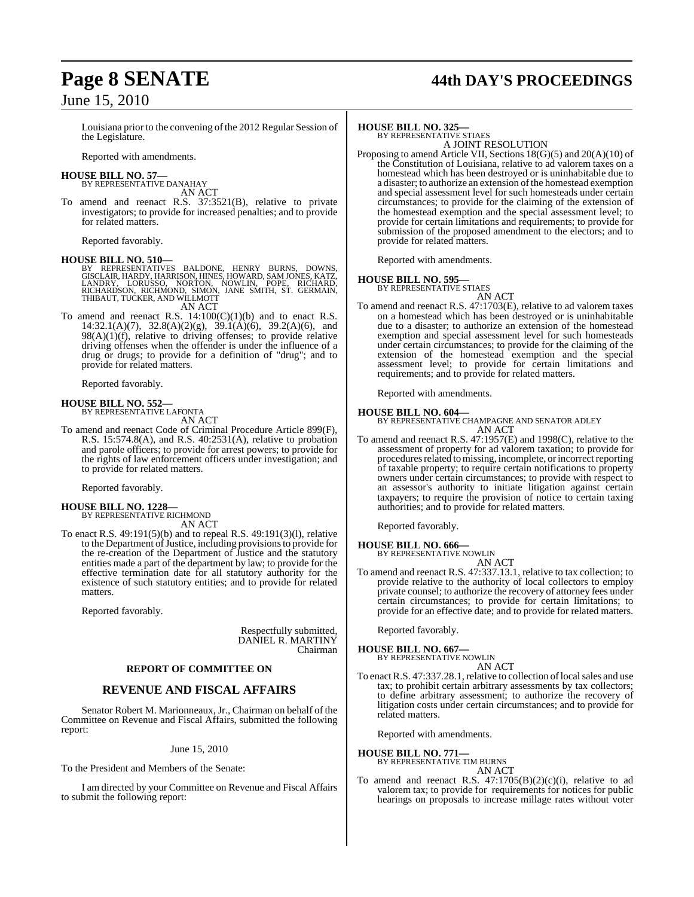Louisiana prior to the convening of the 2012 Regular Session of the Legislature.

Reported with amendments.

**HOUSE BILL NO. 57—**
BY REPRESENTATIVE DANAHAY
AN ACT

To amend and reenact R.S. 37:3521(B), relative to private investigators; to provide for increased penalties; and to provide for related matters.

Reported favorably.

**HOUSE BILL NO. 510—**
BY REPRESENTATIVES BALDONE, HENRY BURNS, DOWNS, GISCLAIR, HARDY, HARRISON, HINES, HOWARD, SAM JONES, KATZ, LANDRY, LORUSSO, NORTON, NOWLIN, POPE, RICHARD, RICHARDSON, RICHMOND, SIMON, JANE SMITH, ST. GERMAIN, THIBAUT, TUCKER, AND WILLMOTT
AN ACT

To amend and reenact R.S. 14:100(C)(1)(b) and to enact R.S. 14:32.1(A)(7), 32.8(A)(2)(g), 39.1(A)(6), 39.2(A)(6), and 98(A)(1)(f), relative to driving offenses; to provide relative driving offenses when the offender is under the influence of a drug or drugs; to provide for a definition of "drug"; and to provide for related matters.

Reported favorably.

**HOUSE BILL NO. 552—**
BY REPRESENTATIVE LAFONTA
AN ACT

To amend and reenact Code of Criminal Procedure Article 899(F), R.S. 15:574.8(A), and R.S. 40:2531(A), relative to probation and parole officers; to provide for arrest powers; to provide for the rights of law enforcement officers under investigation; and to provide for related matters.

Reported favorably.

**HOUSE BILL NO. 1228—**
BY REPRESENTATIVE RICHMOND
AN ACT

To enact R.S. 49:191(5)(b) and to repeal R.S. 49:191(3)(l), relative to the Department of Justice, including provisions to provide for the re-creation of the Department of Justice and the statutory entities made a part of the department by law; to provide for the effective termination date for all statutory authority for the existence of such statutory entities; and to provide for related matters.

Reported favorably.

Respectfully submitted,
DANIEL R. MARTINY
Chairman

## REPORT OF COMMITTEE ON

## REVENUE AND FISCAL AFFAIRS

Senator Robert M. Marionneaux, Jr., Chairman on behalf of the Committee on Revenue and Fiscal Affairs, submitted the following report:

June 15, 2010

To the President and Members of the Senate:

I am directed by your Committee on Revenue and Fiscal Affairs to submit the following report:

**HOUSE BILL NO. 325—**
BY REPRESENTATIVE STIAES
A JOINT RESOLUTION

Proposing to amend Article VII, Sections 18(G)(5) and 20(A)(10) of the Constitution of Louisiana, relative to ad valorem taxes on a homestead which has been destroyed or is uninhabitable due to a disaster; to authorize an extension of the homestead exemption and special assessment level for such homesteads under certain circumstances; to provide for the claiming of the extension of the homestead exemption and the special assessment level; to provide for certain limitations and requirements; to provide for submission of the proposed amendment to the electors; and to provide for related matters.

Reported with amendments.

**HOUSE BILL NO. 595—**
BY REPRESENTATIVE STIAES
AN ACT

To amend and reenact R.S. 47:1703(E), relative to ad valorem taxes on a homestead which has been destroyed or is uninhabitable due to a disaster; to authorize an extension of the homestead exemption and special assessment level for such homesteads under certain circumstances; to provide for the claiming of the extension of the homestead exemption and the special assessment level; to provide for certain limitations and requirements; and to provide for related matters.

Reported with amendments.

**HOUSE BILL NO. 604—**
BY REPRESENTATIVE CHAMPAGNE AND SENATOR ADLEY
AN ACT

To amend and reenact R.S. 47:1957(E) and 1998(C), relative to the assessment of property for ad valorem taxation; to provide for procedures related to missing, incomplete, or incorrect reporting of taxable property; to require certain notifications to property owners under certain circumstances; to provide with respect to an assessor's authority to initiate litigation against certain taxpayers; to require the provision of notice to certain taxing authorities; and to provide for related matters.

Reported favorably.

**HOUSE BILL NO. 666—**
BY REPRESENTATIVE NOWLIN
AN ACT

To amend and reenact R.S. 47:337.13.1, relative to tax collection; to provide relative to the authority of local collectors to employ private counsel; to authorize the recovery of attorney fees under certain circumstances; to provide for certain limitations; to provide for an effective date; and to provide for related matters.

Reported favorably.

**HOUSE BILL NO. 667—**
BY REPRESENTATIVE NOWLIN
AN ACT

To enact R.S. 47:337.28.1, relative to collection of local sales and use tax; to prohibit certain arbitrary assessments by tax collectors; to define arbitrary assessment; to authorize the recovery of litigation costs under certain circumstances; and to provide for related matters.

Reported with amendments.

**HOUSE BILL NO. 771—**
BY REPRESENTATIVE TIM BURNS
AN ACT

To amend and reenact R.S. 47:1705(B)(2)(c)(i), relative to ad valorem tax; to provide for requirements for notices for public hearings on proposals to increase millage rates without voter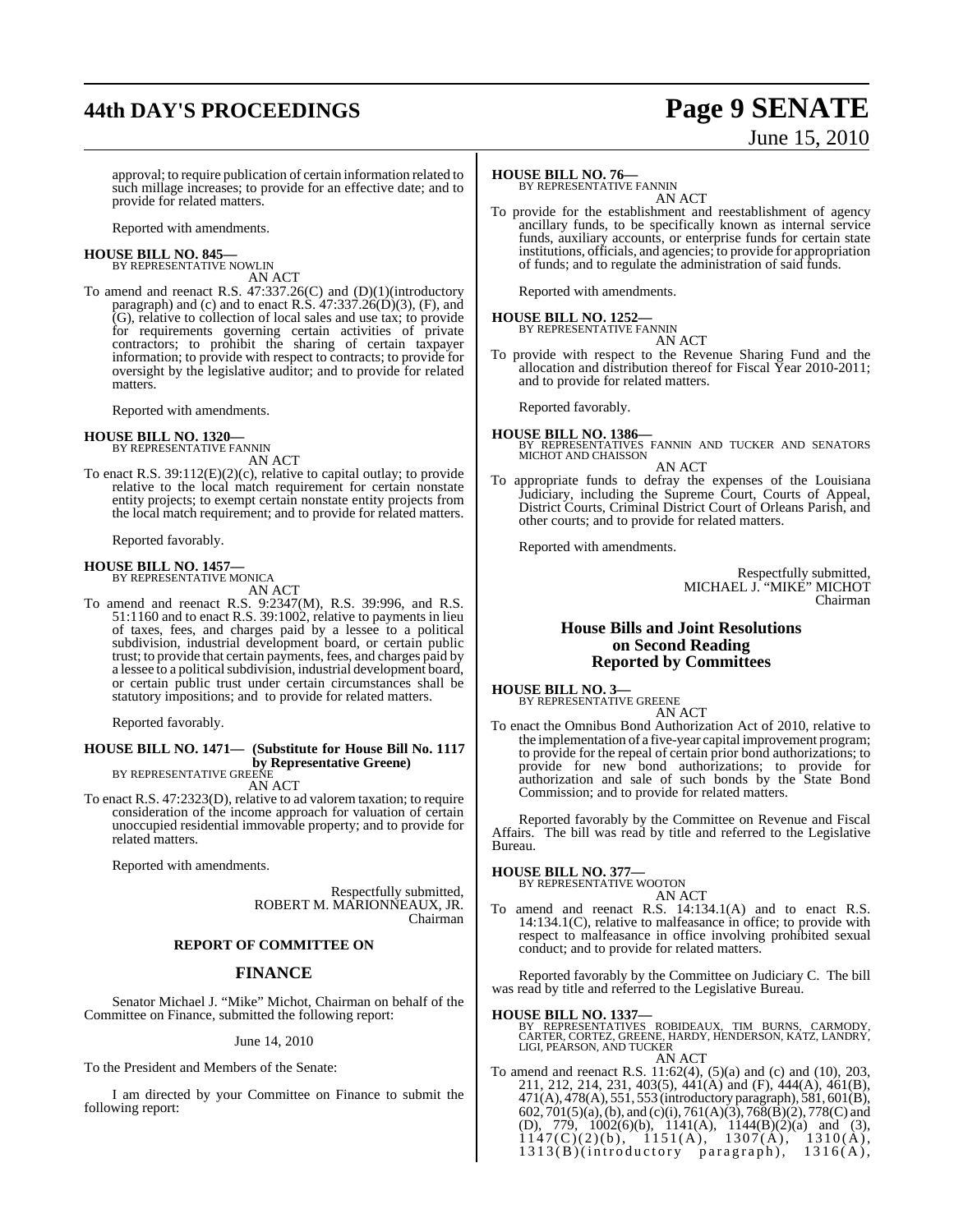approval; to require publication of certain information related to such millage increases; to provide for an effective date; and to provide for related matters.

Reported with amendments.

**HOUSE BILL NO. 845—**
BY REPRESENTATIVE NOWLIN
AN ACT

To amend and reenact R.S. 47:337.26(C) and (D)(1)(introductory paragraph) and (c) and to enact R.S. 47:337.26(D)(3), (F), and (G), relative to collection of local sales and use tax; to provide for requirements governing certain activities of private contractors; to prohibit the sharing of certain taxpayer information; to provide with respect to contracts; to provide for oversight by the legislative auditor; and to provide for related matters.

Reported with amendments.

**HOUSE BILL NO. 1320—**
BY REPRESENTATIVE FANNIN
AN ACT

To enact R.S. 39:112(E)(2)(c), relative to capital outlay; to provide relative to the local match requirement for certain nonstate entity projects; to exempt certain nonstate entity projects from the local match requirement; and to provide for related matters.

Reported favorably.

**HOUSE BILL NO. 1457—**
BY REPRESENTATIVE MONICA
AN ACT

To amend and reenact R.S. 9:2347(M), R.S. 39:996, and R.S. 51:1160 and to enact R.S. 39:1002, relative to payments in lieu of taxes, fees, and charges paid by a lessee to a political subdivision, industrial development board, or certain public trust; to provide that certain payments, fees, and charges paid by a lessee to a political subdivision, industrial development board, or certain public trust under certain circumstances shall be statutory impositions; and to provide for related matters.

Reported favorably.

**HOUSE BILL NO. 1471— (Substitute for House Bill No. 1117 by Representative Greene)**
BY REPRESENTATIVE GREENE
AN ACT

To enact R.S. 47:2323(D), relative to ad valorem taxation; to require consideration of the income approach for valuation of certain unoccupied residential immovable property; and to provide for related matters.

Reported with amendments.

Respectfully submitted,
ROBERT M. MARIONNEAUX, JR.
Chairman

**REPORT OF COMMITTEE ON**

## FINANCE

Senator Michael J. "Mike" Michot, Chairman on behalf of the Committee on Finance, submitted the following report:

June 14, 2010

To the President and Members of the Senate:

I am directed by your Committee on Finance to submit the following report:

**HOUSE BILL NO. 76—**
BY REPRESENTATIVE FANNIN
AN ACT

To provide for the establishment and reestablishment of agency ancillary funds, to be specifically known as internal service funds, auxiliary accounts, or enterprise funds for certain state institutions, officials, and agencies; to provide for appropriation of funds; and to regulate the administration of said funds.

Reported with amendments.

**HOUSE BILL NO. 1252—**
BY REPRESENTATIVE FANNIN
AN ACT

To provide with respect to the Revenue Sharing Fund and the allocation and distribution thereof for Fiscal Year 2010-2011; and to provide for related matters.

Reported favorably.

**HOUSE BILL NO. 1386—**
BY REPRESENTATIVES FANNIN AND TUCKER AND SENATORS MICHOT AND CHAISSON
AN ACT

To appropriate funds to defray the expenses of the Louisiana Judiciary, including the Supreme Court, Courts of Appeal, District Courts, Criminal District Court of Orleans Parish, and other courts; and to provide for related matters.

Reported with amendments.

Respectfully submitted,
MICHAEL J. "MIKE" MICHOT
Chairman

## House Bills and Joint Resolutions on Second Reading Reported by Committees

**HOUSE BILL NO. 3—**
BY REPRESENTATIVE GREENE
AN ACT

To enact the Omnibus Bond Authorization Act of 2010, relative to the implementation of a five-year capital improvement program; to provide for the repeal of certain prior bond authorizations; to provide for new bond authorizations; to provide for authorization and sale of such bonds by the State Bond Commission; and to provide for related matters.

Reported favorably by the Committee on Revenue and Fiscal Affairs. The bill was read by title and referred to the Legislative Bureau.

**HOUSE BILL NO. 377—**
BY REPRESENTATIVE WOOTON
AN ACT

To amend and reenact R.S. 14:134.1(A) and to enact R.S. 14:134.1(C), relative to malfeasance in office; to provide with respect to malfeasance in office involving prohibited sexual conduct; and to provide for related matters.

Reported favorably by the Committee on Judiciary C. The bill was read by title and referred to the Legislative Bureau.

**HOUSE BILL NO. 1337—**
BY REPRESENTATIVES ROBIDEAUX, TIM BURNS, CARMODY, CARTER, CORTEZ, GREENE, HARDY, HENDERSON, KATZ, LANDRY, LIGI, PEARSON, AND TUCKER
AN ACT

To amend and reenact R.S. 11:62(4), (5)(a) and (c) and (10), 203, 211, 212, 214, 231, 403(5), 441(A) and (F), 444(A), 461(B), 471(A), 478(A), 551, 553 (introductory paragraph), 581, 601(B), 602, 701(5)(a), (b), and (c)(i), 761(A)(3), 768(B)(2), 778(C) and (D), 779, 1002(6)(b), 1141(A), 1144(B)(2)(a) and (3), 1147(C)(2)(b), 1151(A), 1307(A), 1310(A), 1313(B)(introductory paragraph), 1316(A),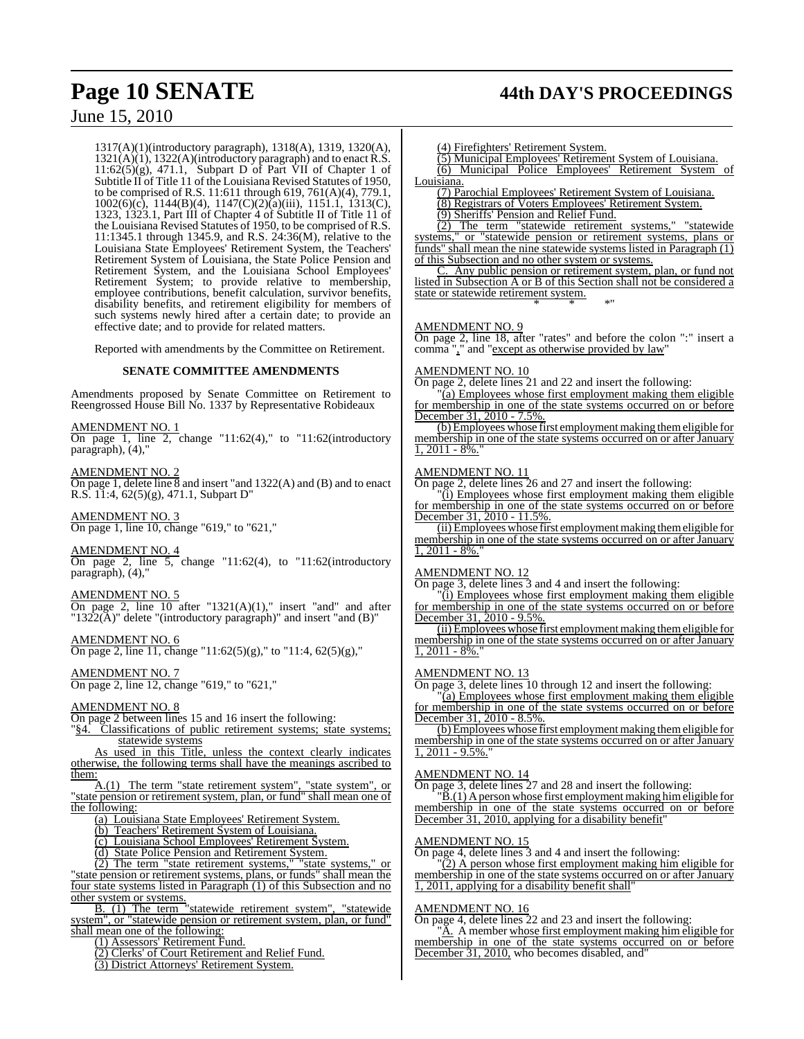1317(A)(1)(introductory paragraph), 1318(A), 1319, 1320(A), 1321(A)(1), 1322(A)(introductory paragraph) and to enact R.S. 11:62(5)(g), 471.1, Subpart D of Part VII of Chapter 1 of Subtitle II of Title 11 of the Louisiana Revised Statutes of 1950, to be comprised of R.S. 11:611 through 619, 761(A)(4), 779.1, 1002(6)(c), 1144(B)(4), 1147(C)(2)(a)(iii), 1151.1, 1313(C), 1323, 1323.1, Part III of Chapter 4 of Subtitle II of Title 11 of the Louisiana Revised Statutes of 1950, to be comprised of R.S. 11:1345.1 through 1345.9, and R.S. 24:36(M), relative to the Louisiana State Employees' Retirement System, the Teachers' Retirement System of Louisiana, the State Police Pension and Retirement System, and the Louisiana School Employees' Retirement System; to provide relative to membership, employee contributions, benefit calculation, survivor benefits, disability benefits, and retirement eligibility for members of such systems newly hired after a certain date; to provide an effective date; and to provide for related matters.

Reported with amendments by the Committee on Retirement.

**SENATE COMMITTEE AMENDMENTS**

Amendments proposed by Senate Committee on Retirement to Reengrossed House Bill No. 1337 by Representative Robideaux

AMENDMENT NO. 1
On page 1, line 2, change "11:62(4)," to "11:62(introductory paragraph), (4),"

AMENDMENT NO. 2
On page 1, delete line 8 and insert "and 1322(A) and (B) and to enact R.S. 11:4, 62(5)(g), 471.1, Subpart D"

AMENDMENT NO. 3
On page 1, line 10, change "619," to "621,"

AMENDMENT NO. 4
On page 2, line 5, change "11:62(4), to "11:62(introductory paragraph), (4),"

AMENDMENT NO. 5
On page 2, line 10 after "1321(A)(1)," insert "and" and after "1322(A)" delete "(introductory paragraph)" and insert "and (B)"

AMENDMENT NO. 6
On page 2, line 11, change "11:62(5)(g)," to "11:4, 62(5)(g),"

AMENDMENT NO. 7
On page 2, line 12, change "619," to "621,"

AMENDMENT NO. 8
On page 2 between lines 15 and 16 insert the following:

"§4. Classifications of public retirement systems; state systems; statewide systems

As used in this Title, unless the context clearly indicates otherwise, the following terms shall have the meanings ascribed to them:

A.(1) The term "state retirement system", "state system", or "state pension or retirement system, plan, or fund" shall mean one of the following:

(a) Louisiana State Employees' Retirement System.

(b) Teachers' Retirement System of Louisiana.

(c) Louisiana School Employees' Retirement System.

(d) State Police Pension and Retirement System.

(2) The term "state retirement systems," "state systems," or "state pension or retirement systems, plans, or funds" shall mean the four state systems listed in Paragraph (1) of this Subsection and no other system or systems.

B. (1) The term "statewide retirement system", "statewide system", or "statewide pension or retirement system, plan, or fund" shall mean one of the following:

(1) Assessors' Retirement Fund.

(2) Clerks' of Court Retirement and Relief Fund.

(3) District Attorneys' Retirement System.

(4) Firefighters' Retirement System.

(5) Municipal Employees' Retirement System of Louisiana.

(6) Municipal Police Employees' Retirement System of Louisiana.

(7) Parochial Employees' Retirement System of Louisiana.

(8) Registrars of Voters Employees' Retirement System.

(9) Sheriffs' Pension and Relief Fund.

(2) The term "statewide retirement systems," "statewide systems," or "statewide pension or retirement systems, plans or funds" shall mean the nine statewide systems listed in Paragraph (1) of this Subsection and no other system or systems.

C. Any public pension or retirement system, plan, or fund not listed in Subsection A or B of this Section shall not be considered a state or statewide retirement system.

\* \* \*"

AMENDMENT NO. 9
On page 2, line 18, after "rates" and before the colon ":" insert a comma "," and "except as otherwise provided by law"

AMENDMENT NO. 10
On page 2, delete lines 21 and 22 and insert the following:

"(a) Employees whose first employment making them eligible for membership in one of the state systems occurred on or before December 31, 2010 - 7.5%.

(b) Employees whose first employment making them eligible for membership in one of the state systems occurred on or after January 1, 2011 - 8%."

AMENDMENT NO. 11
On page 2, delete lines 26 and 27 and insert the following:

"(i) Employees whose first employment making them eligible for membership in one of the state systems occurred on or before December 31, 2010 - 11.5%.

(ii) Employees whose first employment making them eligible for membership in one of the state systems occurred on or after January 1, 2011 - 8%."

AMENDMENT NO. 12
On page 3, delete lines 3 and 4 and insert the following:

"(i) Employees whose first employment making them eligible for membership in one of the state systems occurred on or before December 31, 2010 - 9.5%.

(ii) Employees whose first employment making them eligible for membership in one of the state systems occurred on or after January 1, 2011 - 8%."

AMENDMENT NO. 13
On page 3, delete lines 10 through 12 and insert the following:

"(a) Employees whose first employment making them eligible for membership in one of the state systems occurred on or before December 31, 2010 - 8.5%.

(b) Employees whose first employment making them eligible for membership in one of the state systems occurred on or after January 1, 2011 - 9.5%."

AMENDMENT NO. 14
On page 3, delete lines 27 and 28 and insert the following:

"B.(1) A person whose first employment making him eligible for membership in one of the state systems occurred on or before December 31, 2010, applying for a disability benefit"

AMENDMENT NO. 15
On page 4, delete lines 3 and 4 and insert the following:

"(2) A person whose first employment making him eligible for membership in one of the state systems occurred on or after January 1, 2011, applying for a disability benefit shall"

AMENDMENT NO. 16
On page 4, delete lines 22 and 23 and insert the following:

"A. A member whose first employment making him eligible for membership in one of the state systems occurred on or before December 31, 2010, who becomes disabled, and"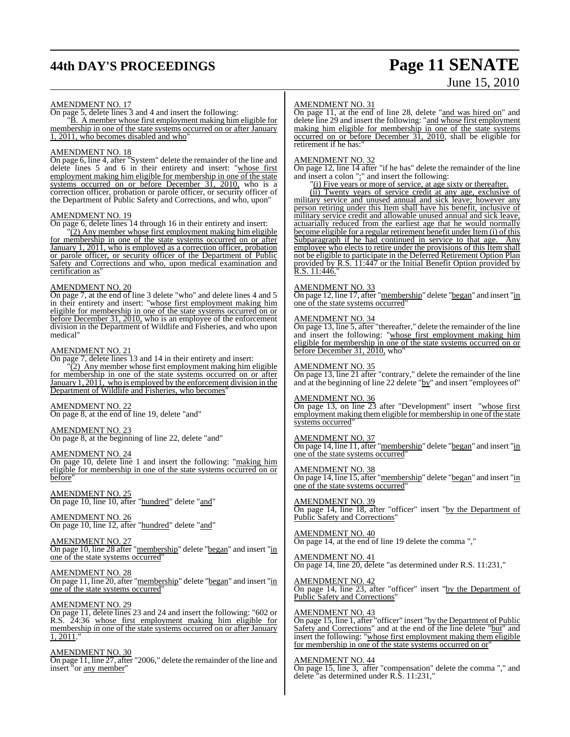AMENDMENT NO. 17

On page 5, delete lines 3 and 4 and insert the following:

"B. A member whose first employment making him eligible for membership in one of the state systems occurred on or after January 1, 2011, who becomes disabled and who"

AMENDMENT NO. 18

On page 6, line 4, after "System" delete the remainder of the line and delete lines 5 and 6 in their entirety and insert: "whose first employment making him eligible for membership in one of the state systems occurred on or before December 31, 2010, who is a correction officer, probation or parole officer, or security officer of the Department of Public Safety and Corrections, and who, upon"

AMENDMENT NO. 19

On page 6, delete lines 14 through 16 in their entirety and insert:

"(2) Any member whose first employment making him eligible for membership in one of the state systems occurred on or after January 1, 2011, who is employed as a correction officer, probation or parole officer, or security officer of the Department of Public Safety and Corrections and who, upon medical examination and certification as"

AMENDMENT NO. 20

On page 7, at the end of line 3 delete "who" and delete lines 4 and 5 in their entirety and insert: "whose first employment making him eligible for membership in one of the state systems occurred on or before December 31, 2010, who is an employee of the enforcement division in the Department of Wildlife and Fisheries, and who upon medical"

AMENDMENT NO. 21

On page 7, delete lines 13 and 14 in their entirety and insert:

"(2) Any member whose first employment making him eligible for membership in one of the state systems occurred on or after January 1, 2011, who is employed by the enforcement division in the Department of Wildlife and Fisheries, who becomes"

AMENDMENT NO. 22

On page 8, at the end of line 19, delete "and"

AMENDMENT NO. 23

On page 8, at the beginning of line 22, delete "and"

AMENDMENT NO. 24

On page 10, delete line 1 and insert the following: "making him eligible for membership in one of the state systems occurred on or before"

AMENDMENT NO. 25

On page 10, line 10, after "hundred" delete "and"

AMENDMENT NO. 26

On page 10, line 12, after "hundred" delete "and"

AMENDMENT NO. 27

On page 10, line 28 after "membership" delete "began" and insert "in one of the state systems occurred"

AMENDMENT NO. 28

On page 11, line 20, after "membership" delete "began" and insert "in one of the state systems occurred"

AMENDMENT NO. 29

On page 11, delete lines 23 and 24 and insert the following: "602 or R.S. 24:36 whose first employment making him eligible for membership in one of the state systems occurred on or after January 1, 2011."

AMENDMENT NO. 30

On page 11, line 27, after "2006," delete the remainder of the line and insert "or any member"

AMENDMENT NO. 31

On page 11, at the end of line 28, delete "and was hired on" and delete line 29 and insert the following: "and whose first employment making him eligible for membership in one of the state systems occurred on or before December 31, 2010, shall be eligible for retirement if he has:"

AMENDMENT NO. 32

On page 12, line 14 after "if he has" delete the remainder of the line and insert a colon ":" and insert the following:

"(i) Five years or more of service, at age sixty or thereafter.

(ii) Twenty years of service credit at any age, exclusive of military service and unused annual and sick leave; however any person retiring under this Item shall have his benefit, inclusive of military service credit and allowable unused annual and sick leave, actuarially reduced from the earliest age that he would normally become eligible for a regular retirement benefit under Item (i) of this Subparagraph if he had continued in service to that age. Any employee who elects to retire under the provisions of this Item shall not be eligible to participate in the Deferred Retirement Option Plan provided by R.S. 11:447 or the Initial Benefit Option provided by R.S. 11:446."

AMENDMENT NO. 33

On page 12, line 17, after "membership" delete "began" and insert "in one of the state systems occurred"

AMENDMENT NO. 34

On page 13, line 5, after "thereafter," delete the remainder of the line and insert the following: "whose first employment making him eligible for membership in one of the state systems occurred on or before December 31, 2010, who"

AMENDMENT NO. 35

On page 13, line 21 after "contrary," delete the remainder of the line and at the beginning of line 22 delete "by" and insert "employees of"

AMENDMENT NO. 36

On page 13, on line 23 after "Development" insert "whose first employment making them eligible for membership in one of the state systems occurred"

AMENDMENT NO. 37

On page 14, line 11, after "membership" delete "began" and insert "in one of the state systems occurred"

AMENDMENT NO. 38

On page 14, line 15, after "membership" delete "began" and insert "in one of the state systems occurred"

AMENDMENT NO. 39

On page 14, line 18, after "officer" insert "by the Department of Public Safety and Corrections"

AMENDMENT NO. 40

On page 14, at the end of line 19 delete the comma ","

AMENDMENT NO. 41

On page 14, line 20, delete "as determined under R.S. 11:231,"

AMENDMENT NO. 42

On page 14, line 23, after "officer" insert "by the Department of Public Safety and Corrections"

AMENDMENT NO. 43

On page 15, line 1, after "officer" insert "by the Department of Public Safety and Corrections" and at the end of the line delete "but" and insert the following: "whose first employment making them eligible for membership in one of the state systems occurred on or"

AMENDMENT NO. 44

On page 15, line 3, after "compensation" delete the comma "," and delete "as determined under R.S. 11:231,"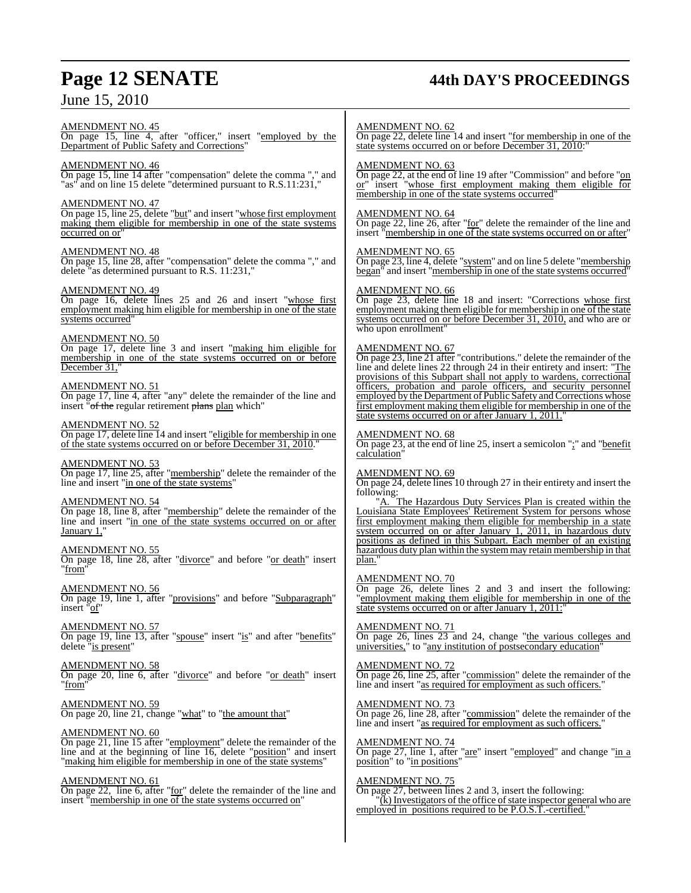AMENDMENT NO. 45
On page 15, line 4, after "officer," insert "employed by the Department of Public Safety and Corrections"

AMENDMENT NO. 46
On page 15, line 14 after "compensation" delete the comma "," and "as" and on line 15 delete "determined pursuant to R.S.11:231,"

AMENDMENT NO. 47
On page 15, line 25, delete "but" and insert "whose first employment making them eligible for membership in one of the state systems occurred on or"

AMENDMENT NO. 48
On page 15, line 28, after "compensation" delete the comma "," and delete "as determined pursuant to R.S. 11:231,"

AMENDMENT NO. 49
On page 16, delete lines 25 and 26 and insert "whose first employment making him eligible for membership in one of the state systems occurred"

AMENDMENT NO. 50
On page 17, delete line 3 and insert "making him eligible for membership in one of the state systems occurred on or before December 31,"

AMENDMENT NO. 51
On page 17, line 4, after "any" delete the remainder of the line and insert "~~of the~~ regular retirement ~~plans~~ plan which"

AMENDMENT NO. 52
On page 17, delete line 14 and insert "eligible for membership in one of the state systems occurred on or before December 31, 2010."

AMENDMENT NO. 53
On page 17, line 25, after "membership" delete the remainder of the line and insert "in one of the state systems"

AMENDMENT NO. 54
On page 18, line 8, after "membership" delete the remainder of the line and insert "in one of the state systems occurred on or after January 1,"

AMENDMENT NO. 55
On page 18, line 28, after "divorce" and before "or death" insert "from"

AMENDMENT NO. 56
On page 19, line 1, after "provisions" and before "Subparagraph" insert "of"

AMENDMENT NO. 57
On page 19, line 13, after "spouse" insert "is" and after "benefits" delete "is present"

AMENDMENT NO. 58
On page 20, line 6, after "divorce" and before "or death" insert "from"

AMENDMENT NO. 59
On page 20, line 21, change "what" to "the amount that"

AMENDMENT NO. 60
On page 21, line 15 after "employment" delete the remainder of the line and at the beginning of line 16, delete "position" and insert "making him eligible for membership in one of the state systems"

AMENDMENT NO. 61
On page 22, line 6, after "for" delete the remainder of the line and insert "membership in one of the state systems occurred on"

AMENDMENT NO. 62
On page 22, delete line 14 and insert "for membership in one of the state systems occurred on or before December 31, 2010:"

AMENDMENT NO. 63
On page 22, at the end of line 19 after "Commission" and before "on or" insert "whose first employment making them eligible for membership in one of the state systems occurred"

AMENDMENT NO. 64
On page 22, line 26, after "for" delete the remainder of the line and insert "membership in one of the state systems occurred on or after"

AMENDMENT NO. 65
On page 23, line 4, delete "system" and on line 5 delete "membership began" and insert "membership in one of the state systems occurred"

AMENDMENT NO. 66
On page 23, delete line 18 and insert: "Corrections whose first employment making them eligible for membership in one of the state systems occurred on or before December 31, 2010, and who are or who upon enrollment"

AMENDMENT NO. 67
On page 23, line 21 after "contributions." delete the remainder of the line and delete lines 22 through 24 in their entirety and insert: "The provisions of this Subpart shall not apply to wardens, correctional officers, probation and parole officers, and security personnel employed by the Department of Public Safety and Corrections whose first employment making them eligible for membership in one of the state systems occurred on or after January 1, 2011."

AMENDMENT NO. 68
On page 23, at the end of line 25, insert a semicolon ";" and "benefit calculation"

AMENDMENT NO. 69
On page 24, delete lines 10 through 27 in their entirety and insert the following:

"A. The Hazardous Duty Services Plan is created within the Louisiana State Employees' Retirement System for persons whose first employment making them eligible for membership in a state system occurred on or after January 1, 2011, in hazardous duty positions as defined in this Subpart. Each member of an existing hazardous duty plan within the system may retain membership in that plan."

AMENDMENT NO. 70
On page 26, delete lines 2 and 3 and insert the following: "employment making them eligible for membership in one of the state systems occurred on or after January 1, 2011:"

AMENDMENT NO. 71
On page 26, lines 23 and 24, change "the various colleges and universities," to "any institution of postsecondary education"

AMENDMENT NO. 72
On page 26, line 25, after "commission" delete the remainder of the line and insert "as required for employment as such officers."

AMENDMENT NO. 73
On page 26, line 28, after "commission" delete the remainder of the line and insert "as required for employment as such officers."

AMENDMENT NO. 74
On page 27, line 1, after "are" insert "employed" and change "in a position" to "in positions"

AMENDMENT NO. 75
On page 27, between lines 2 and 3, insert the following:

"(k) Investigators of the office of state inspector general who are employed in positions required to be P.O.S.T.-certified."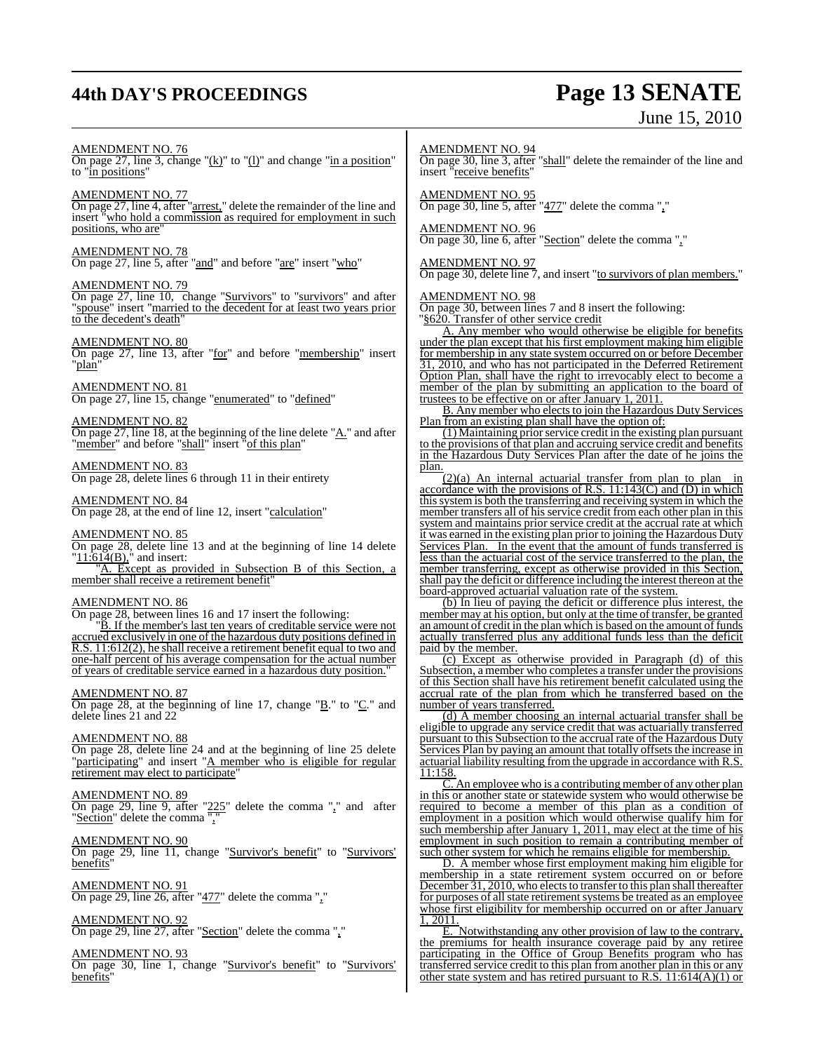AMENDMENT NO. 76
On page 27, line 3, change "(k)" to "(l)" and change "in a position" to "in positions"

AMENDMENT NO. 77
On page 27, line 4, after "arrest," delete the remainder of the line and insert "who hold a commission as required for employment in such positions, who are"

AMENDMENT NO. 78
On page 27, line 5, after "and" and before "are" insert "who"

AMENDMENT NO. 79
On page 27, line 10, change "Survivors" to "survivors" and after "spouse" insert "married to the decedent for at least two years prior to the decedent's death"

AMENDMENT NO. 80
On page 27, line 13, after "for" and before "membership" insert "plan"

AMENDMENT NO. 81
On page 27, line 15, change "enumerated" to "defined"

AMENDMENT NO. 82
On page 27, line 18, at the beginning of the line delete "A." and after "member" and before "shall" insert "of this plan"

AMENDMENT NO. 83
On page 28, delete lines 6 through 11 in their entirety

AMENDMENT NO. 84
On page 28, at the end of line 12, insert "calculation"

AMENDMENT NO. 85
On page 28, delete line 13 and at the beginning of line 14 delete "11:614(B)," and insert:

"A. Except as provided in Subsection B of this Section, a member shall receive a retirement benefit"

AMENDMENT NO. 86
On page 28, between lines 16 and 17 insert the following:

"B. If the member's last ten years of creditable service were not accrued exclusively in one of the hazardous duty positions defined in R.S. 11:612(2), he shall receive a retirement benefit equal to two and one-half percent of his average compensation for the actual number of years of creditable service earned in a hazardous duty position."

AMENDMENT NO. 87
On page 28, at the beginning of line 17, change "B." to "C." and delete lines 21 and 22

AMENDMENT NO. 88
On page 28, delete line 24 and at the beginning of line 25 delete "participating" and insert "A member who is eligible for regular retirement may elect to participate"

AMENDMENT NO. 89
On page 29, line 9, after "225" delete the comma "," and after "Section" delete the comma ","

AMENDMENT NO. 90
On page 29, line 11, change "Survivor's benefit" to "Survivors' benefits"

AMENDMENT NO. 91
On page 29, line 26, after "477" delete the comma ","

AMENDMENT NO. 92
On page 29, line 27, after "Section" delete the comma ","

AMENDMENT NO. 93
On page 30, line 1, change "Survivor's benefit" to "Survivors' benefits"

AMENDMENT NO. 94
On page 30, line 3, after "shall" delete the remainder of the line and insert "receive benefits"

AMENDMENT NO. 95
On page 30, line 5, after "477" delete the comma ","

AMENDMENT NO. 96
On page 30, line 6, after "Section" delete the comma ","

AMENDMENT NO. 97
On page 30, delete line 7, and insert "to survivors of plan members."

AMENDMENT NO. 98
On page 30, between lines 7 and 8 insert the following:

"§620. Transfer of other service credit

A. Any member who would otherwise be eligible for benefits under the plan except that his first employment making him eligible for membership in any state system occurred on or before December 31, 2010, and who has not participated in the Deferred Retirement Option Plan, shall have the right to irrevocably elect to become a member of the plan by submitting an application to the board of trustees to be effective on or after January 1, 2011.

B. Any member who elects to join the Hazardous Duty Services Plan from an existing plan shall have the option of:

(1) Maintaining prior service credit in the existing plan pursuant to the provisions of that plan and accruing service credit and benefits in the Hazardous Duty Services Plan after the date of he joins the plan.

(2)(a) An internal actuarial transfer from plan to plan in accordance with the provisions of R.S. 11:143(C) and (D) in which this system is both the transferring and receiving system in which the member transfers all of his service credit from each other plan in this system and maintains prior service credit at the accrual rate at which it was earned in the existing plan prior to joining the Hazardous Duty Services Plan. In the event that the amount of funds transferred is less than the actuarial cost of the service transferred to the plan, the member transferring, except as otherwise provided in this Section, shall pay the deficit or difference including the interest thereon at the board-approved actuarial valuation rate of the system.

(b) In lieu of paying the deficit or difference plus interest, the member may at his option, but only at the time of transfer, be granted an amount of credit in the plan which is based on the amount of funds actually transferred plus any additional funds less than the deficit paid by the member.

(c) Except as otherwise provided in Paragraph (d) of this Subsection, a member who completes a transfer under the provisions of this Section shall have his retirement benefit calculated using the accrual rate of the plan from which he transferred based on the number of years transferred.

(d) A member choosing an internal actuarial transfer shall be eligible to upgrade any service credit that was actuarially transferred pursuant to this Subsection to the accrual rate of the Hazardous Duty Services Plan by paying an amount that totally offsets the increase in actuarial liability resulting from the upgrade in accordance with R.S. 11:158.

C. An employee who is a contributing member of any other plan in this or another state or statewide system who would otherwise be required to become a member of this plan as a condition of employment in a position which would otherwise qualify him for such membership after January 1, 2011, may elect at the time of his employment in such position to remain a contributing member of such other system for which he remains eligible for membership.

D. A member whose first employment making him eligible for membership in a state retirement system occurred on or before December 31, 2010, who elects to transfer to this plan shall thereafter for purposes of all state retirement systems be treated as an employee whose first eligibility for membership occurred on or after January 1, 2011.

E. Notwithstanding any other provision of law to the contrary, the premiums for health insurance coverage paid by any retiree participating in the Office of Group Benefits program who has transferred service credit to this plan from another plan in this or any other state system and has retired pursuant to R.S. 11:614(A)(1) or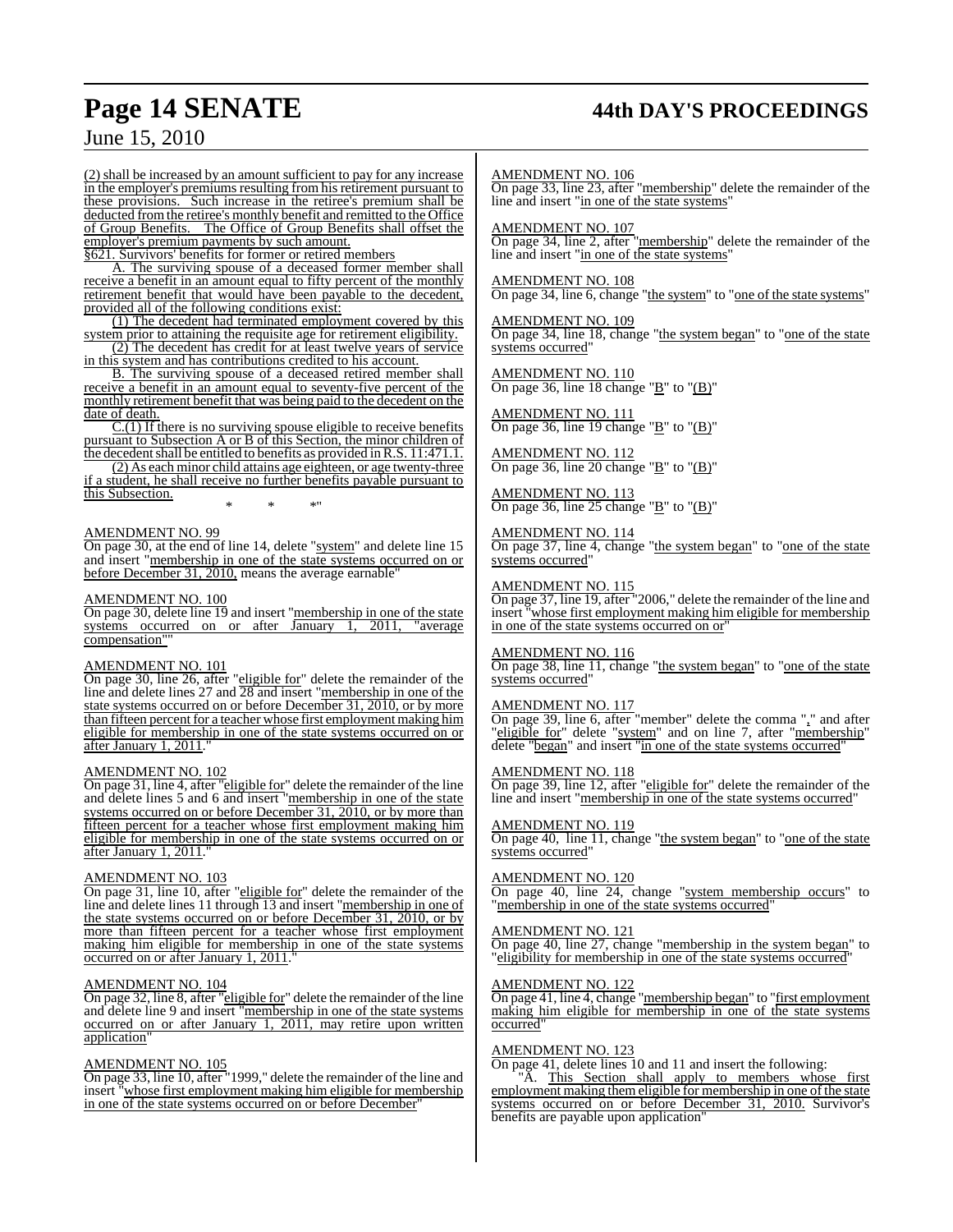(2) shall be increased by an amount sufficient to pay for any increase in the employer's premiums resulting from his retirement pursuant to these provisions. Such increase in the retiree's premium shall be deducted from the retiree's monthly benefit and remitted to the Office of Group Benefits. The Office of Group Benefits shall offset the employer's premium payments by such amount.

§621. Survivors' benefits for former or retired members

A. The surviving spouse of a deceased former member shall receive a benefit in an amount equal to fifty percent of the monthly retirement benefit that would have been payable to the decedent, provided all of the following conditions exist:

(1) The decedent had terminated employment covered by this system prior to attaining the requisite age for retirement eligibility.

(2) The decedent has credit for at least twelve years of service in this system and has contributions credited to his account.

B. The surviving spouse of a deceased retired member shall receive a benefit in an amount equal to seventy-five percent of the monthly retirement benefit that was being paid to the decedent on the date of death.

C.(1) If there is no surviving spouse eligible to receive benefits pursuant to Subsection A or B of this Section, the minor children of the decedent shall be entitled to benefits as provided in R.S. 11:471.1.

(2) As each minor child attains age eighteen, or age twenty-three if a student, he shall receive no further benefits payable pursuant to this Subsection.

\* \* \*"

AMENDMENT NO. 99

On page 30, at the end of line 14, delete "system" and delete line 15 and insert "membership in one of the state systems occurred on or before December 31, 2010, means the average earnable"

AMENDMENT NO. 100

On page 30, delete line 19 and insert "membership in one of the state systems occurred on or after January 1, 2011, "average compensation""

AMENDMENT NO. 101

On page 30, line 26, after "eligible for" delete the remainder of the line and delete lines 27 and 28 and insert "membership in one of the state systems occurred on or before December 31, 2010, or by more than fifteen percent for a teacher whose first employment making him eligible for membership in one of the state systems occurred on or after January 1, 2011."

AMENDMENT NO. 102

On page 31, line 4, after "eligible for" delete the remainder of the line and delete lines 5 and 6 and insert "membership in one of the state systems occurred on or before December 31, 2010, or by more than fifteen percent for a teacher whose first employment making him eligible for membership in one of the state systems occurred on or after January 1, 2011."

AMENDMENT NO. 103

On page 31, line 10, after "eligible for" delete the remainder of the line and delete lines 11 through 13 and insert "membership in one of the state systems occurred on or before December 31, 2010, or by more than fifteen percent for a teacher whose first employment making him eligible for membership in one of the state systems occurred on or after January 1, 2011."

AMENDMENT NO. 104

On page 32, line 8, after "eligible for" delete the remainder of the line and delete line 9 and insert "membership in one of the state systems occurred on or after January 1, 2011, may retire upon written application"

AMENDMENT NO. 105

On page 33, line 10, after "1999," delete the remainder of the line and insert "whose first employment making him eligible for membership in one of the state systems occurred on or before December"

AMENDMENT NO. 106

On page 33, line 23, after "membership" delete the remainder of the line and insert "in one of the state systems"

AMENDMENT NO. 107

On page 34, line 2, after "membership" delete the remainder of the line and insert "in one of the state systems"

AMENDMENT NO. 108

On page 34, line 6, change "the system" to "one of the state systems"

AMENDMENT NO. 109

On page 34, line 18, change "the system began" to "one of the state systems occurred"

AMENDMENT NO. 110

On page 36, line 18 change "B" to "(B)"

AMENDMENT NO. 111

On page 36, line 19 change "B" to "(B)"

AMENDMENT NO. 112

On page 36, line 20 change "B" to "(B)"

AMENDMENT NO. 113

On page 36, line 25 change "B" to "(B)"

AMENDMENT NO. 114

On page 37, line 4, change "the system began" to "one of the state systems occurred"

AMENDMENT NO. 115

On page 37, line 19, after "2006," delete the remainder of the line and insert "whose first employment making him eligible for membership in one of the state systems occurred on or"

AMENDMENT NO. 116

On page 38, line 11, change "the system began" to "one of the state systems occurred"

AMENDMENT NO. 117

On page 39, line 6, after "member" delete the comma "," and after "eligible for" delete "system" and on line 7, after "membership" delete "began" and insert "in one of the state systems occurred"

AMENDMENT NO. 118

On page 39, line 12, after "eligible for" delete the remainder of the line and insert "membership in one of the state systems occurred"

AMENDMENT NO. 119

On page 40, line 11, change "the system began" to "one of the state systems occurred"

AMENDMENT NO. 120

On page 40, line 24, change "system membership occurs" to "membership in one of the state systems occurred"

AMENDMENT NO. 121

On page 40, line 27, change "membership in the system began" to "eligibility for membership in one of the state systems occurred"

AMENDMENT NO. 122

On page 41, line 4, change "membership began" to "first employment making him eligible for membership in one of the state systems occurred"

AMENDMENT NO. 123

On page 41, delete lines 10 and 11 and insert the following:

"A. This Section shall apply to members whose first employment making them eligible for membership in one of the state systems occurred on or before December 31, 2010. Survivor's benefits are payable upon application"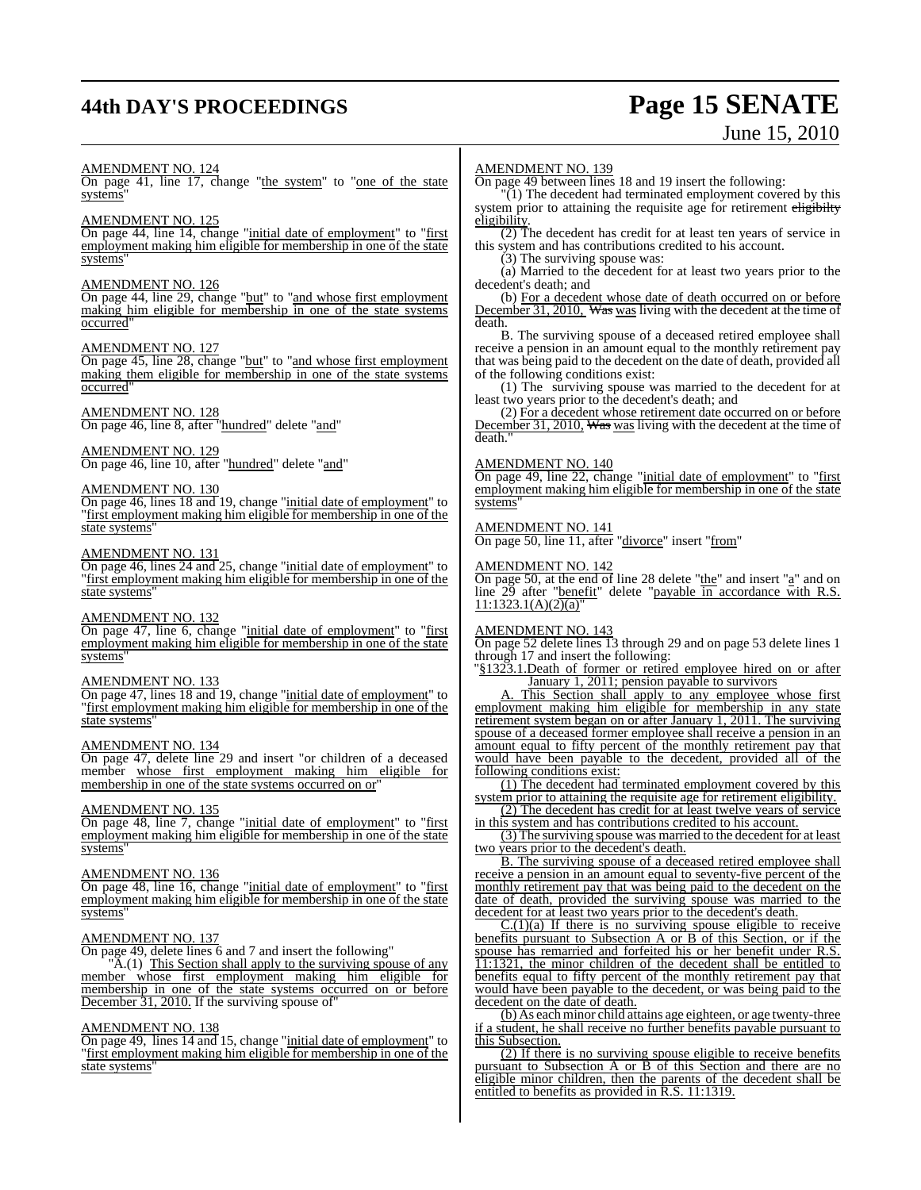AMENDMENT NO. 124
On page 41, line 17, change "the system" to "one of the state systems"

AMENDMENT NO. 125
On page 44, line 14, change "initial date of employment" to "first employment making him eligible for membership in one of the state systems"

AMENDMENT NO. 126
On page 44, line 29, change "but" to "and whose first employment making him eligible for membership in one of the state systems occurred"

AMENDMENT NO. 127
On page 45, line 28, change "but" to "and whose first employment making them eligible for membership in one of the state systems occurred"

AMENDMENT NO. 128
On page 46, line 8, after "hundred" delete "and"

AMENDMENT NO. 129
On page 46, line 10, after "hundred" delete "and"

AMENDMENT NO. 130
On page 46, lines 18 and 19, change "initial date of employment" to "first employment making him eligible for membership in one of the state systems"

AMENDMENT NO. 131
On page 46, lines 24 and 25, change "initial date of employment" to "first employment making him eligible for membership in one of the state systems"

AMENDMENT NO. 132
On page 47, line 6, change "initial date of employment" to "first employment making him eligible for membership in one of the state systems"

AMENDMENT NO. 133
On page 47, lines 18 and 19, change "initial date of employment" to "first employment making him eligible for membership in one of the state systems"

AMENDMENT NO. 134
On page 47, delete line 29 and insert "or children of a deceased member whose first employment making him eligible for membership in one of the state systems occurred on or"

AMENDMENT NO. 135
On page 48, line 7, change "initial date of employment" to "first employment making him eligible for membership in one of the state systems"

AMENDMENT NO. 136
On page 48, line 16, change "initial date of employment" to "first employment making him eligible for membership in one of the state systems"

AMENDMENT NO. 137
On page 49, delete lines 6 and 7 and insert the following"

"A.(1) This Section shall apply to the surviving spouse of any member whose first employment making him eligible for membership in one of the state systems occurred on or before December 31, 2010. If the surviving spouse of"

AMENDMENT NO. 138
On page 49, lines 14 and 15, change "initial date of employment" to "first employment making him eligible for membership in one of the state systems"

AMENDMENT NO. 139
On page 49 between lines 18 and 19 insert the following:

"(1) The decedent had terminated employment covered by this system prior to attaining the requisite age for retirement ~~eligibilty~~ eligibility.

(2) The decedent has credit for at least ten years of service in this system and has contributions credited to his account.

(3) The surviving spouse was:

(a) Married to the decedent for at least two years prior to the decedent's death; and

(b) For a decedent whose date of death occurred on or before December 31, 2010, ~~Was~~ was living with the decedent at the time of death.

B. The surviving spouse of a deceased retired employee shall receive a pension in an amount equal to the monthly retirement pay that was being paid to the decedent on the date of death, provided all of the following conditions exist:

(1) The surviving spouse was married to the decedent for at least two years prior to the decedent's death; and

(2) For a decedent whose retirement date occurred on or before December 31, 2010, ~~Was~~ was living with the decedent at the time of death."

AMENDMENT NO. 140
On page 49, line 22, change "initial date of employment" to "first employment making him eligible for membership in one of the state systems"

AMENDMENT NO. 141
On page 50, line 11, after "divorce" insert "from"

AMENDMENT NO. 142
On page 50, at the end of line 28 delete "the" and insert "a" and on line 29 after "benefit" delete "payable in accordance with R.S. 11:1323.1(A)(2)(a)"

AMENDMENT NO. 143
On page 52 delete lines 13 through 29 and on page 53 delete lines 1 through 17 and insert the following:

"§1323.1.Death of former or retired employee hired on or after January 1, 2011; pension payable to survivors

A. This Section shall apply to any employee whose first employment making him eligible for membership in any state retirement system began on or after January 1, 2011. The surviving spouse of a deceased former employee shall receive a pension in an amount equal to fifty percent of the monthly retirement pay that would have been payable to the decedent, provided all of the following conditions exist:

(1) The decedent had terminated employment covered by this system prior to attaining the requisite age for retirement eligibility.

(2) The decedent has credit for at least twelve years of service in this system and has contributions credited to his account.

(3) The surviving spouse was married to the decedent for at least two years prior to the decedent's death.

B. The surviving spouse of a deceased retired employee shall receive a pension in an amount equal to seventy-five percent of the monthly retirement pay that was being paid to the decedent on the date of death, provided the surviving spouse was married to the decedent for at least two years prior to the decedent's death.

C.(1)(a) If there is no surviving spouse eligible to receive benefits pursuant to Subsection A or B of this Section, or if the spouse has remarried and forfeited his or her benefit under R.S. 11:1321, the minor children of the decedent shall be entitled to benefits equal to fifty percent of the monthly retirement pay that would have been payable to the decedent, or was being paid to the decedent on the date of death.

(b) As each minor child attains age eighteen, or age twenty-three if a student, he shall receive no further benefits payable pursuant to this Subsection.

(2) If there is no surviving spouse eligible to receive benefits pursuant to Subsection A or B of this Section and there are no eligible minor children, then the parents of the decedent shall be entitled to benefits as provided in R.S. 11:1319.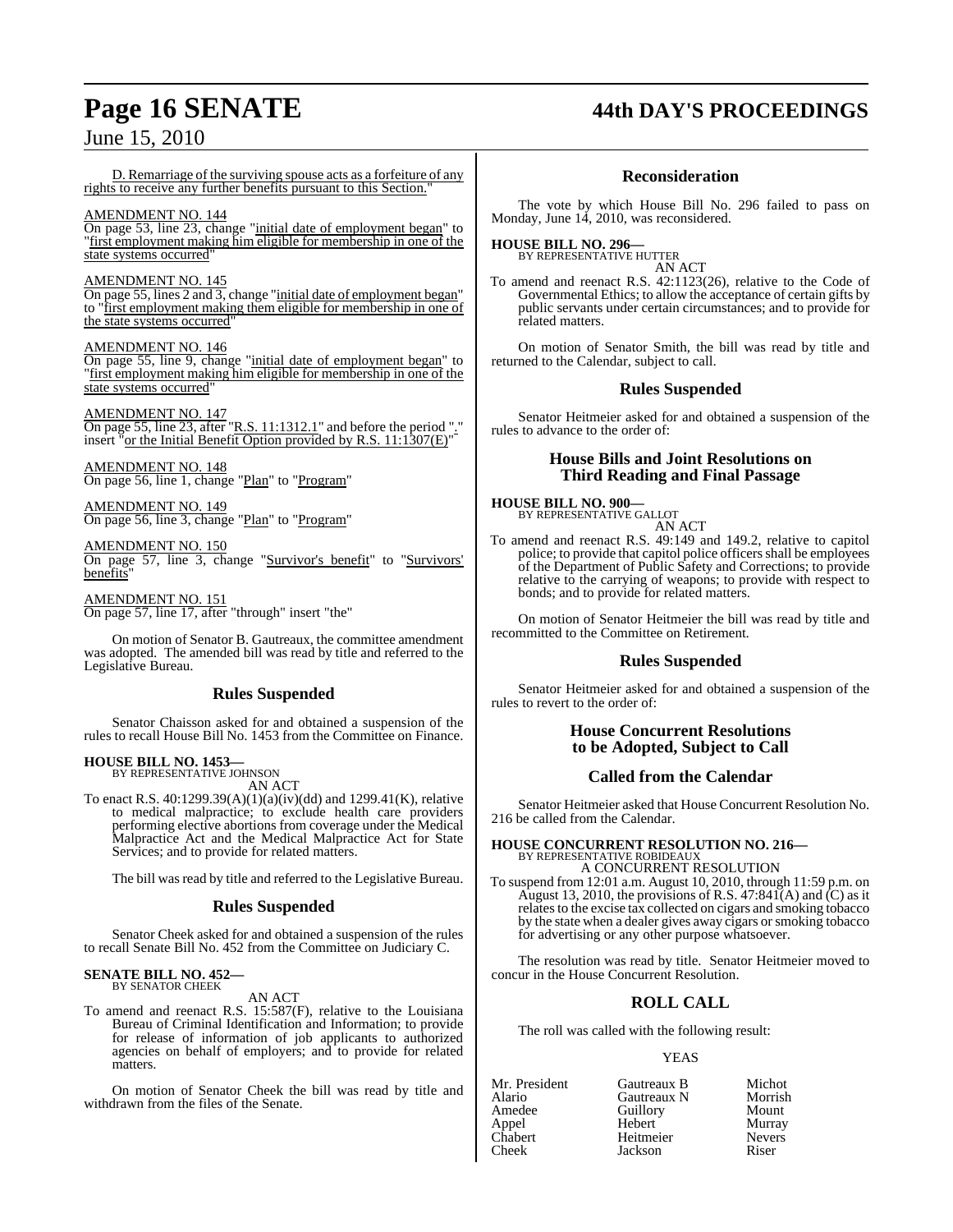D. Remarriage of the surviving spouse acts as a forfeiture of any rights to receive any further benefits pursuant to this Section."

AMENDMENT NO. 144
On page 53, line 23, change "initial date of employment began" to "first employment making him eligible for membership in one of the state systems occurred"

AMENDMENT NO. 145
On page 55, lines 2 and 3, change "initial date of employment began" to "first employment making them eligible for membership in one of the state systems occurred"

AMENDMENT NO. 146
On page 55, line 9, change "initial date of employment began" to "first employment making him eligible for membership in one of the state systems occurred"

AMENDMENT NO. 147
On page 55, line 23, after "R.S. 11:1312.1" and before the period "." insert "or the Initial Benefit Option provided by R.S. 11:1307(E)"

AMENDMENT NO. 148
On page 56, line 1, change "Plan" to "Program"

AMENDMENT NO. 149
On page 56, line 3, change "Plan" to "Program"

AMENDMENT NO. 150
On page 57, line 3, change "Survivor's benefit" to "Survivors' benefits"

AMENDMENT NO. 151
On page 57, line 17, after "through" insert "the"

On motion of Senator B. Gautreaux, the committee amendment was adopted. The amended bill was read by title and referred to the Legislative Bureau.

## Rules Suspended

Senator Chaisson asked for and obtained a suspension of the rules to recall House Bill No. 1453 from the Committee on Finance.

**HOUSE BILL NO. 1453—**
BY REPRESENTATIVE JOHNSON
AN ACT

To enact R.S. 40:1299.39(A)(1)(a)(iv)(dd) and 1299.41(K), relative to medical malpractice; to exclude health care providers performing elective abortions from coverage under the Medical Malpractice Act and the Medical Malpractice Act for State Services; and to provide for related matters.

The bill was read by title and referred to the Legislative Bureau.

## Rules Suspended

Senator Cheek asked for and obtained a suspension of the rules to recall Senate Bill No. 452 from the Committee on Judiciary C.

**SENATE BILL NO. 452—**
BY SENATOR CHEEK
AN ACT

To amend and reenact R.S. 15:587(F), relative to the Louisiana Bureau of Criminal Identification and Information; to provide for release of information of job applicants to authorized agencies on behalf of employers; and to provide for related matters.

On motion of Senator Cheek the bill was read by title and withdrawn from the files of the Senate.

## Reconsideration

The vote by which House Bill No. 296 failed to pass on Monday, June 14, 2010, was reconsidered.

**HOUSE BILL NO. 296—**
BY REPRESENTATIVE HUTTER
AN ACT

To amend and reenact R.S. 42:1123(26), relative to the Code of Governmental Ethics; to allow the acceptance of certain gifts by public servants under certain circumstances; and to provide for related matters.

On motion of Senator Smith, the bill was read by title and returned to the Calendar, subject to call.

## Rules Suspended

Senator Heitmeier asked for and obtained a suspension of the rules to advance to the order of:

## House Bills and Joint Resolutions on Third Reading and Final Passage

**HOUSE BILL NO. 900—**
BY REPRESENTATIVE GALLOT
AN ACT

To amend and reenact R.S. 49:149 and 149.2, relative to capitol police; to provide that capitol police officers shall be employees of the Department of Public Safety and Corrections; to provide relative to the carrying of weapons; to provide with respect to bonds; and to provide for related matters.

On motion of Senator Heitmeier the bill was read by title and recommitted to the Committee on Retirement.

## Rules Suspended

Senator Heitmeier asked for and obtained a suspension of the rules to revert to the order of:

## House Concurrent Resolutions to be Adopted, Subject to Call

## Called from the Calendar

Senator Heitmeier asked that House Concurrent Resolution No. 216 be called from the Calendar.

**HOUSE CONCURRENT RESOLUTION NO. 216—**
BY REPRESENTATIVE ROBIDEAUX
A CONCURRENT RESOLUTION

To suspend from 12:01 a.m. August 10, 2010, through 11:59 p.m. on August 13, 2010, the provisions of R.S. 47:841(A) and (C) as it relates to the excise tax collected on cigars and smoking tobacco by the state when a dealer gives away cigars or smoking tobacco for advertising or any other purpose whatsoever.

The resolution was read by title. Senator Heitmeier moved to concur in the House Concurrent Resolution.

## ROLL CALL

The roll was called with the following result:

YEAS

| | | |
|---|---|---|
| Mr. President | Gautreaux B | Michot |
| Alario | Gautreaux N | Morrish |
| Amedee | Guillory | Mount |
| Appel | Hebert | Murray |
| Chabert | Heitmeier | Nevers |
| Cheek | Jackson | Riser |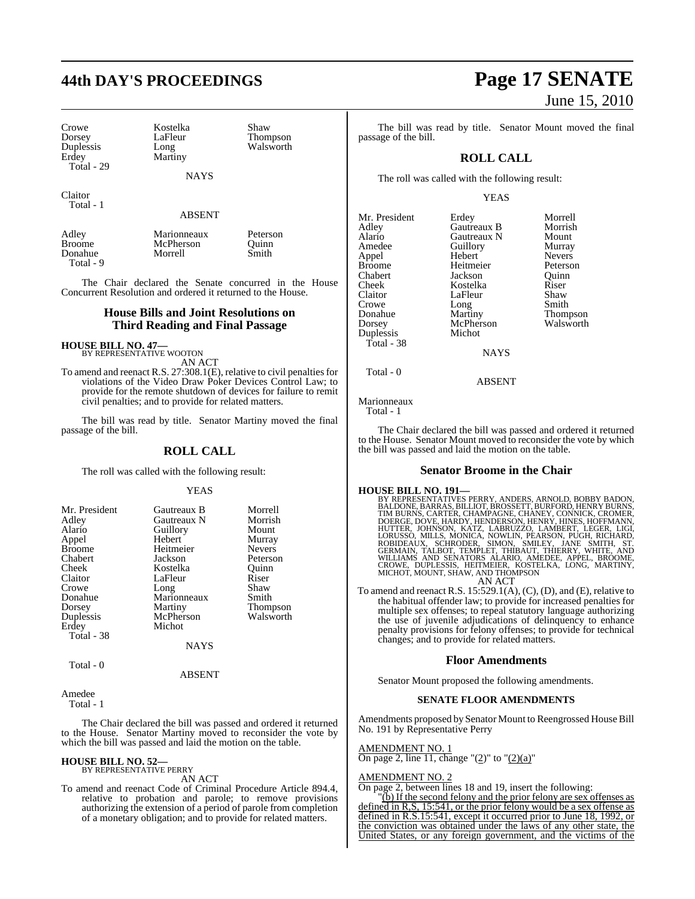| Crowe | Kostelka | Shaw |
| --- | --- | --- |
| Dorsey | LaFleur | Thompson |
| Duplessis | Long | Walsworth |
| Erdey | Martiny | |
| Total - 29 | | |

NAYS

Claitor
Total - 1

ABSENT

| Adley | Marionneaux | Peterson |
| --- | --- | --- |
| Broome | McPherson | Quinn |
| Donahue | Morrell | Smith |
| Total - 9 | | |

The Chair declared the Senate concurred in the House Concurrent Resolution and ordered it returned to the House.

## House Bills and Joint Resolutions on Third Reading and Final Passage

**HOUSE BILL NO. 47—**
BY REPRESENTATIVE WOOTON
AN ACT

To amend and reenact R.S. 27:308.1(E), relative to civil penalties for violations of the Video Draw Poker Devices Control Law; to provide for the remote shutdown of devices for failure to remit civil penalties; and to provide for related matters.

The bill was read by title. Senator Martiny moved the final passage of the bill.

## ROLL CALL

The roll was called with the following result:

YEAS

| Mr. President | Gautreaux B | Morrell |
| --- | --- | --- |
| Adley | Gautreaux N | Morrish |
| Alario | Guillory | Mount |
| Appel | Hebert | Murray |
| Broome | Heitmeier | Nevers |
| Chabert | Jackson | Peterson |
| Cheek | Kostelka | Quinn |
| Claitor | LaFleur | Riser |
| Crowe | Long | Shaw |
| Donahue | Marionneaux | Smith |
| Dorsey | Martiny | Thompson |
| Duplessis | McPherson | Walsworth |
| Erdey | Michot | |
| Total - 38 | | |

NAYS

Total - 0

ABSENT

Amedee
Total - 1

The Chair declared the bill was passed and ordered it returned to the House. Senator Martiny moved to reconsider the vote by which the bill was passed and laid the motion on the table.

**HOUSE BILL NO. 52—**
BY REPRESENTATIVE PERRY
AN ACT

To amend and reenact Code of Criminal Procedure Article 894.4, relative to probation and parole; to remove provisions authorizing the extension of a period of parole from completion of a monetary obligation; and to provide for related matters.

The bill was read by title. Senator Mount moved the final passage of the bill.

## ROLL CALL

The roll was called with the following result:

YEAS

| Mr. President | Erdey | Morrell |
| --- | --- | --- |
| Adley | Gautreaux B | Morrish |
| Alario | Gautreaux N | Mount |
| Amedee | Guillory | Murray |
| Appel | Hebert | Nevers |
| Broome | Heitmeier | Peterson |
| Chabert | Jackson | Quinn |
| Cheek | Kostelka | Riser |
| Claitor | LaFleur | Shaw |
| Crowe | Long | Smith |
| Donahue | Martiny | Thompson |
| Dorsey | McPherson | Walsworth |
| Duplessis | Michot | |
| Total - 38 | | |

NAYS

Total - 0

ABSENT

Marionneaux
Total - 1

The Chair declared the bill was passed and ordered it returned to the House. Senator Mount moved to reconsider the vote by which the bill was passed and laid the motion on the table.

## Senator Broome in the Chair

**HOUSE BILL NO. 191—**
BY REPRESENTATIVES PERRY, ANDERS, ARNOLD, BOBBY BADON, BALDONE, BARRAS, BILLIOT, BROSSETT, BURFORD, HENRY BURNS, TIM BURNS, CARTER, CHAMPAGNE, CHANEY, CONNICK, CROMER, DOERGE, DOVE, HARDY, HENDERSON, HENRY, HINES, HOFFMANN, HUTTER, JOHNSON, KATZ, LABRUZZO, LAMBERT, LEGER, LIGI, LORUSSO, MILLS, MONICA, NOWLIN, PEARSON, PUGH, RICHARD, ROBIDEAUX, SCHRODER, SIMON, SMILEY, JANE SMITH, ST. GERMAIN, TALBOT, TEMPLET, THIBAUT, THIERRY, WHITE, AND WILLIAMS AND SENATORS ALARIO, AMEDEE, APPEL, BROOME, CROWE, DUPLESSIS, HEITMEIER, KOSTELKA, LONG, MARTINY, MICHOT, MOUNT, SHAW, AND THOMPSON
AN ACT

To amend and reenact R.S. 15:529.1(A), (C), (D), and (E), relative to the habitual offender law; to provide for increased penalties for multiple sex offenses; to repeal statutory language authorizing the use of juvenile adjudications of delinquency to enhance penalty provisions for felony offenses; to provide for technical changes; and to provide for related matters.

## Floor Amendments

Senator Mount proposed the following amendments.

### SENATE FLOOR AMENDMENTS

Amendments proposed by Senator Mount to Reengrossed House Bill No. 191 by Representative Perry

AMENDMENT NO. 1
On page 2, line 11, change "(2)" to "(2)(a)"

AMENDMENT NO. 2
On page 2, between lines 18 and 19, insert the following:

"(b) If the second felony and the prior felony are sex offenses as defined in R,S, 15:541, or the prior felony would be a sex offense as defined in R.S.15:541, except it occurred prior to June 18, 1992, or the conviction was obtained under the laws of any other state, the United States, or any foreign government, and the victims of the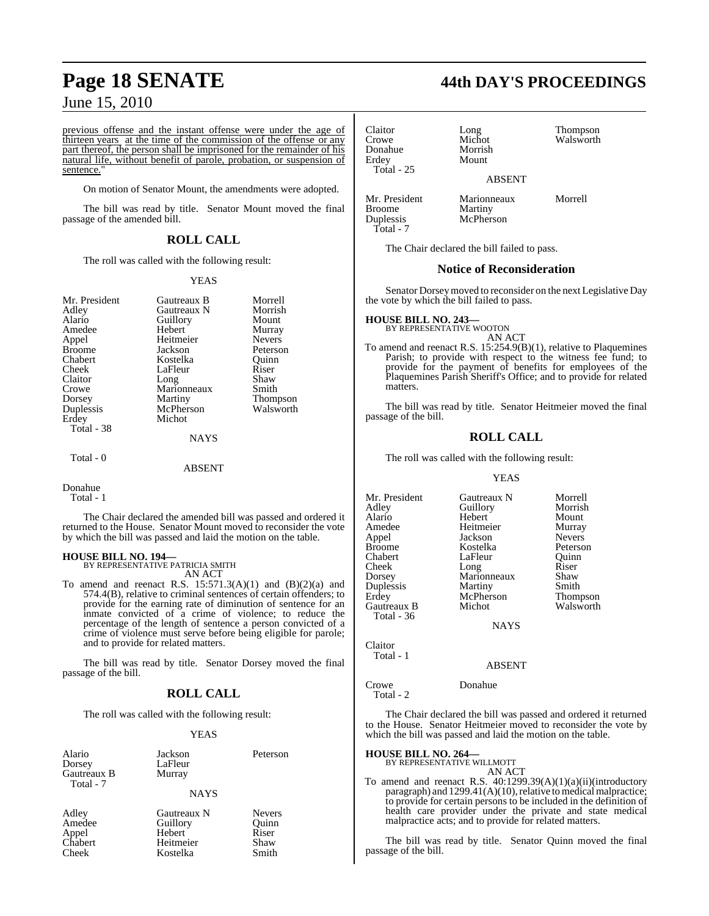previous offense and the instant offense were under the age of thirteen years at the time of the commission of the offense or any part thereof, the person shall be imprisoned for the remainder of his natural life, without benefit of parole, probation, or suspension of sentence."

On motion of Senator Mount, the amendments were adopted.

The bill was read by title. Senator Mount moved the final passage of the amended bill.

## ROLL CALL

The roll was called with the following result:

YEAS

| | | |
|---|---|---|
| Mr. President | Gautreaux B | Morrell |
| Adley | Gautreaux N | Morrish |
| Alario | Guillory | Mount |
| Amedee | Hebert | Murray |
| Appel | Heitmeier | Nevers |
| Broome | Jackson | Peterson |
| Chabert | Kostelka | Quinn |
| Cheek | LaFleur | Riser |
| Claitor | Long | Shaw |
| Crowe | Marionneaux | Smith |
| Dorsey | Martiny | Thompson |
| Duplessis | McPherson | Walsworth |
| Erdey | Michot | |

Total - 38

NAYS

Total - 0

ABSENT

Donahue

Total - 1

The Chair declared the amended bill was passed and ordered it returned to the House. Senator Mount moved to reconsider the vote by which the bill was passed and laid the motion on the table.

**HOUSE BILL NO. 194—**
BY REPRESENTATIVE PATRICIA SMITH
AN ACT

To amend and reenact R.S. 15:571.3(A)(1) and (B)(2)(a) and 574.4(B), relative to criminal sentences of certain offenders; to provide for the earning rate of diminution of sentence for an inmate convicted of a crime of violence; to reduce the percentage of the length of sentence a person convicted of a crime of violence must serve before being eligible for parole; and to provide for related matters.

The bill was read by title. Senator Dorsey moved the final passage of the bill.

## ROLL CALL

The roll was called with the following result:

YEAS

| | | |
|---|---|---|
| Alario | Jackson | Peterson |
| Dorsey | LaFleur | |
| Gautreaux B | Murray | |

Total - 7

NAYS

| | | |
|---|---|---|
| Adley | Gautreaux N | Nevers |
| Amedee | Guillory | Quinn |
| Appel | Hebert | Riser |
| Chabert | Heitmeier | Shaw |
| Cheek | Kostelka | Smith |
| Claitor | Long | Thompson |
| Crowe | Michot | Walsworth |
| Donahue | Morrish | |
| Erdey | Mount | |

Total - 25

ABSENT

| | | |
|---|---|---|
| Mr. President | Marionneaux | Morrell |
| Broome | Martiny | |
| Duplessis | McPherson | |

Total - 7

The Chair declared the bill failed to pass.

## Notice of Reconsideration

Senator Dorsey moved to reconsider on the next Legislative Day the vote by which the bill failed to pass.

**HOUSE BILL NO. 243—**
BY REPRESENTATIVE WOOTON
AN ACT

To amend and reenact R.S. 15:254.9(B)(1), relative to Plaquemines Parish; to provide with respect to the witness fee fund; to provide for the payment of benefits for employees of the Plaquemines Parish Sheriff's Office; and to provide for related matters.

The bill was read by title. Senator Heitmeier moved the final passage of the bill.

## ROLL CALL

The roll was called with the following result:

YEAS

| | | |
|---|---|---|
| Mr. President | Gautreaux N | Morrell |
| Adley | Guillory | Morrish |
| Alario | Hebert | Mount |
| Amedee | Heitmeier | Murray |
| Appel | Jackson | Nevers |
| Broome | Kostelka | Peterson |
| Chabert | LaFleur | Quinn |
| Cheek | Long | Riser |
| Dorsey | Marionneaux | Shaw |
| Duplessis | Martiny | Smith |
| Erdey | McPherson | Thompson |
| Gautreaux B | Michot | Walsworth |

Total - 36

NAYS

Claitor

Total - 1

ABSENT

Crowe  Donahue

Total - 2

The Chair declared the bill was passed and ordered it returned to the House. Senator Heitmeier moved to reconsider the vote by which the bill was passed and laid the motion on the table.

**HOUSE BILL NO. 264—**
BY REPRESENTATIVE WILLMOTT
AN ACT

To amend and reenact R.S. 40:1299.39(A)(1)(a)(ii)(introductory paragraph) and 1299.41(A)(10), relative to medical malpractice; to provide for certain persons to be included in the definition of health care provider under the private and state medical malpractice acts; and to provide for related matters.

The bill was read by title. Senator Quinn moved the final passage of the bill.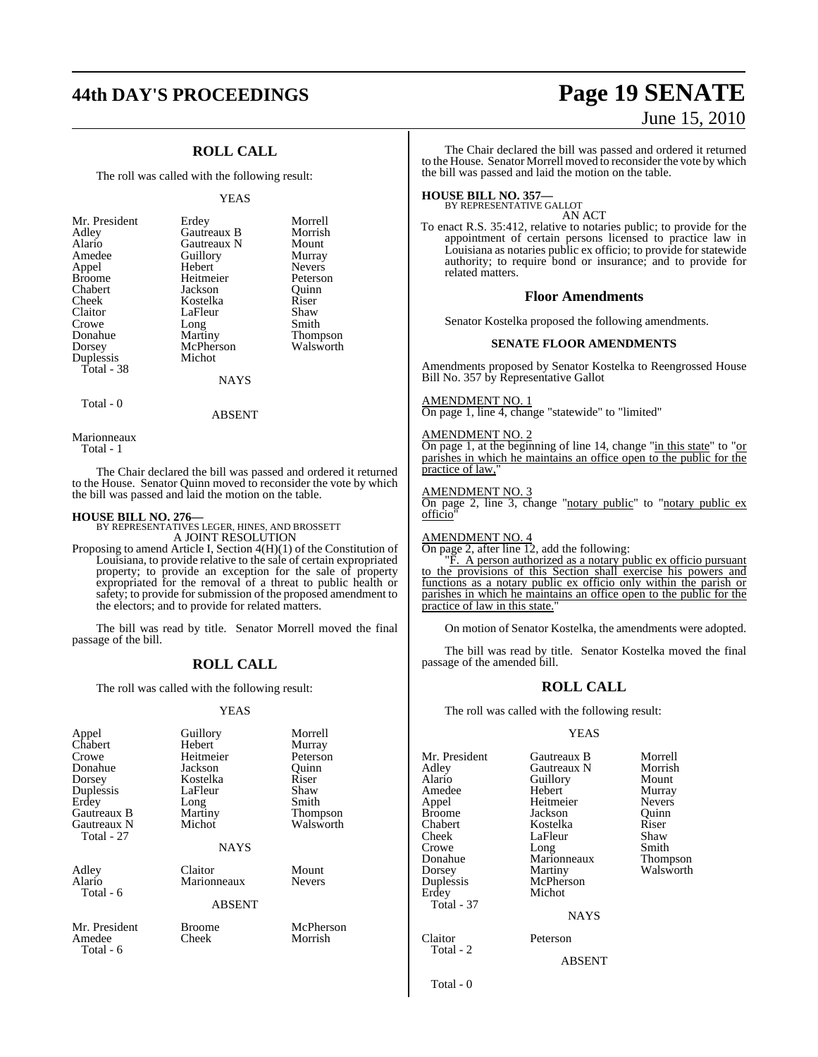## ROLL CALL

The roll was called with the following result:

YEAS

| | | |
|---|---|---|
| Mr. President | Erdey | Morrell |
| Adley | Gautreaux B | Morrish |
| Alario | Gautreaux N | Mount |
| Amedee | Guillory | Murray |
| Appel | Hebert | Nevers |
| Broome | Heitmeier | Peterson |
| Chabert | Jackson | Quinn |
| Cheek | Kostelka | Riser |
| Claitor | LaFleur | Shaw |
| Crowe | Long | Smith |
| Donahue | Martiny | Thompson |
| Dorsey | McPherson | Walsworth |
| Duplessis | Michot | |
| Total - 38 | | |

NAYS

Total - 0

ABSENT

Marionneaux
Total - 1

The Chair declared the bill was passed and ordered it returned to the House. Senator Quinn moved to reconsider the vote by which the bill was passed and laid the motion on the table.

**HOUSE BILL NO. 276—**
BY REPRESENTATIVES LEGER, HINES, AND BROSSETT
A JOINT RESOLUTION

Proposing to amend Article I, Section 4(H)(1) of the Constitution of Louisiana, to provide relative to the sale of certain expropriated property; to provide an exception for the sale of property expropriated for the removal of a threat to public health or safety; to provide for submission of the proposed amendment to the electors; and to provide for related matters.

The bill was read by title. Senator Morrell moved the final passage of the bill.

## ROLL CALL

The roll was called with the following result:

YEAS

| | | |
|---|---|---|
| Appel | Guillory | Morrell |
| Chabert | Hebert | Murray |
| Crowe | Heitmeier | Peterson |
| Donahue | Jackson | Quinn |
| Dorsey | Kostelka | Riser |
| Duplessis | LaFleur | Shaw |
| Erdey | Long | Smith |
| Gautreaux B | Martiny | Thompson |
| Gautreaux N | Michot | Walsworth |
| Total - 27 | | |

NAYS

| | | |
|---|---|---|
| Adley | Claitor | Mount |
| Alario | Marionneaux | Nevers |
| Total - 6 | | |

ABSENT

| | | |
|---|---|---|
| Mr. President | Broome | McPherson |
| Amedee | Cheek | Morrish |
| Total - 6 | | |

The Chair declared the bill was passed and ordered it returned to the House. Senator Morrell moved to reconsider the vote by which the bill was passed and laid the motion on the table.

**HOUSE BILL NO. 357—**
BY REPRESENTATIVE GALLOT
AN ACT

To enact R.S. 35:412, relative to notaries public; to provide for the appointment of certain persons licensed to practice law in Louisiana as notaries public ex officio; to provide for statewide authority; to require bond or insurance; and to provide for related matters.

## Floor Amendments

Senator Kostelka proposed the following amendments.

### SENATE FLOOR AMENDMENTS

Amendments proposed by Senator Kostelka to Reengrossed House Bill No. 357 by Representative Gallot

AMENDMENT NO. 1
On page 1, line 4, change "statewide" to "limited"

AMENDMENT NO. 2
On page 1, at the beginning of line 14, change "in this state" to "or parishes in which he maintains an office open to the public for the practice of law,"

AMENDMENT NO. 3
On page 2, line 3, change "notary public" to "notary public ex officio"

AMENDMENT NO. 4
On page 2, after line 12, add the following:

"F. A person authorized as a notary public ex officio pursuant to the provisions of this Section shall exercise his powers and functions as a notary public ex officio only within the parish or parishes in which he maintains an office open to the public for the practice of law in this state."

On motion of Senator Kostelka, the amendments were adopted.

The bill was read by title. Senator Kostelka moved the final passage of the amended bill.

## ROLL CALL

The roll was called with the following result:

YEAS

| | | |
|---|---|---|
| Mr. President | Gautreaux B | Morrell |
| Adley | Gautreaux N | Morrish |
| Alario | Guillory | Mount |
| Amedee | Hebert | Murray |
| Appel | Heitmeier | Nevers |
| Broome | Jackson | Quinn |
| Chabert | Kostelka | Riser |
| Cheek | LaFleur | Shaw |
| Crowe | Long | Smith |
| Donahue | Marionneaux | Thompson |
| Dorsey | Martiny | Walsworth |
| Duplessis | McPherson | |
| Erdey | Michot | |
| Total - 37 | | |

NAYS

| | |
|---|---|
| Claitor | Peterson |
| Total - 2 | |

ABSENT

Total - 0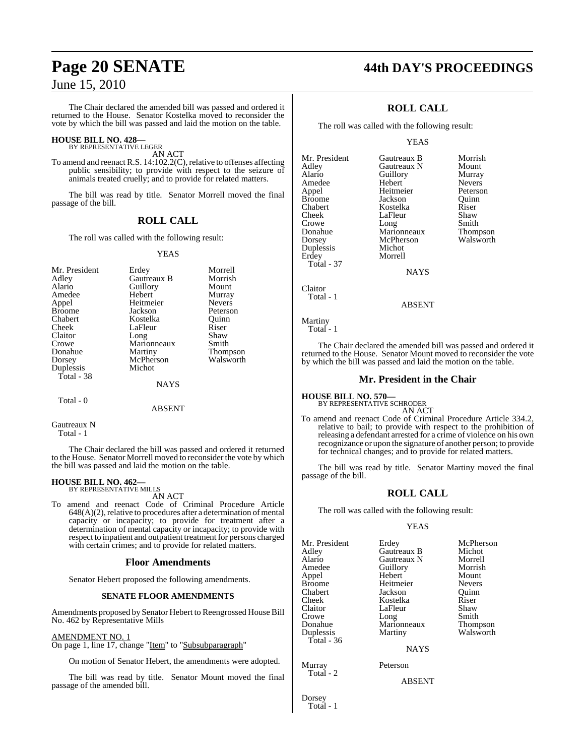The Chair declared the amended bill was passed and ordered it returned to the House. Senator Kostelka moved to reconsider the vote by which the bill was passed and laid the motion on the table.

**HOUSE BILL NO. 428—**
BY REPRESENTATIVE LEGER

AN ACT

To amend and reenact R.S. 14:102.2(C), relative to offenses affecting public sensibility; to provide with respect to the seizure of animals treated cruelly; and to provide for related matters.

The bill was read by title. Senator Morrell moved the final passage of the bill.

## ROLL CALL

The roll was called with the following result:

YEAS

| | | |
|---|---|---|
| Mr. President | Erdey | Morrell |
| Adley | Gautreaux B | Morrish |
| Alario | Guillory | Mount |
| Amedee | Hebert | Murray |
| Appel | Heitmeier | Nevers |
| Broome | Jackson | Peterson |
| Chabert | Kostelka | Quinn |
| Cheek | LaFleur | Riser |
| Claitor | Long | Shaw |
| Crowe | Marionneaux | Smith |
| Donahue | Martiny | Thompson |
| Dorsey | McPherson | Walsworth |
| Duplessis | Michot | |
| Total - 38 | | |

NAYS

Total - 0

ABSENT

Gautreaux N
Total - 1

The Chair declared the bill was passed and ordered it returned to the House. Senator Morrell moved to reconsider the vote by which the bill was passed and laid the motion on the table.

**HOUSE BILL NO. 462—**
BY REPRESENTATIVE MILLS

AN ACT

To amend and reenact Code of Criminal Procedure Article 648(A)(2), relative to procedures after a determination of mental capacity or incapacity; to provide for treatment after a determination of mental capacity or incapacity; to provide with respect to inpatient and outpatient treatment for persons charged with certain crimes; and to provide for related matters.

## Floor Amendments

Senator Hebert proposed the following amendments.

### SENATE FLOOR AMENDMENTS

Amendments proposed by Senator Hebert to Reengrossed House Bill No. 462 by Representative Mills

AMENDMENT NO. 1
On page 1, line 17, change "Item" to "Subsubparagraph"

On motion of Senator Hebert, the amendments were adopted.

The bill was read by title. Senator Mount moved the final passage of the amended bill.

## ROLL CALL

The roll was called with the following result:

YEAS

| | | |
|---|---|---|
| Mr. President | Gautreaux B | Morrish |
| Adley | Gautreaux N | Mount |
| Alario | Guillory | Murray |
| Amedee | Hebert | Nevers |
| Appel | Heitmeier | Peterson |
| Broome | Jackson | Quinn |
| Chabert | Kostelka | Riser |
| Cheek | LaFleur | Shaw |
| Crowe | Long | Smith |
| Donahue | Marionneaux | Thompson |
| Dorsey | McPherson | Walsworth |
| Duplessis | Michot | |
| Erdey | Morrell | |
| Total - 37 | | |

NAYS

Claitor
Total - 1

ABSENT

Martiny
Total - 1

The Chair declared the amended bill was passed and ordered it returned to the House. Senator Mount moved to reconsider the vote by which the bill was passed and laid the motion on the table.

## Mr. President in the Chair

**HOUSE BILL NO. 570—**
BY REPRESENTATIVE SCHRODER

AN ACT

To amend and reenact Code of Criminal Procedure Article 334.2, relative to bail; to provide with respect to the prohibition of releasing a defendant arrested for a crime of violence on his own recognizance or upon the signature of another person; to provide for technical changes; and to provide for related matters.

The bill was read by title. Senator Martiny moved the final passage of the bill.

## ROLL CALL

The roll was called with the following result:

YEAS

| | | |
|---|---|---|
| Mr. President | Erdey | McPherson |
| Adley | Gautreaux B | Michot |
| Alario | Gautreaux N | Morrell |
| Amedee | Guillory | Morrish |
| Appel | Hebert | Mount |
| Broome | Heitmeier | Nevers |
| Chabert | Jackson | Quinn |
| Cheek | Kostelka | Riser |
| Claitor | LaFleur | Shaw |
| Crowe | Long | Smith |
| Donahue | Marionneaux | Thompson |
| Duplessis | Martiny | Walsworth |
| Total - 36 | | |

NAYS

Murray Peterson
Total - 2

ABSENT

Dorsey
Total - 1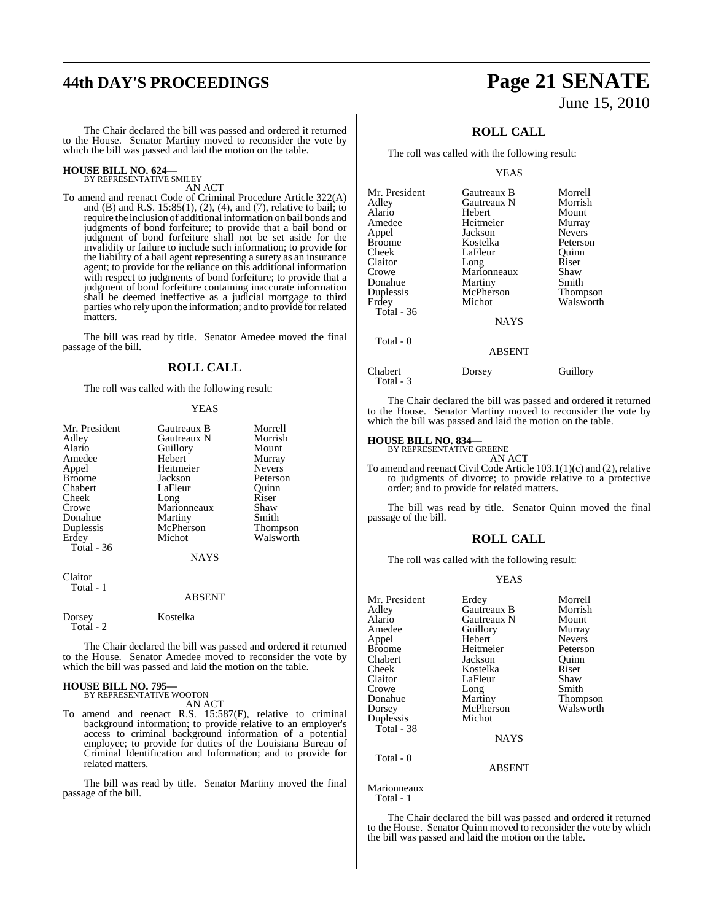The Chair declared the bill was passed and ordered it returned to the House. Senator Martiny moved to reconsider the vote by which the bill was passed and laid the motion on the table.

**HOUSE BILL NO. 624—**
BY REPRESENTATIVE SMILEY

AN ACT

To amend and reenact Code of Criminal Procedure Article 322(A) and (B) and R.S. 15:85(1), (2), (4), and (7), relative to bail; to require the inclusion of additional information on bail bonds and judgments of bond forfeiture; to provide that a bail bond or judgment of bond forfeiture shall not be set aside for the invalidity or failure to include such information; to provide for the liability of a bail agent representing a surety as an insurance agent; to provide for the reliance on this additional information with respect to judgments of bond forfeiture; to provide that a judgment of bond forfeiture containing inaccurate information shall be deemed ineffective as a judicial mortgage to third parties who rely upon the information; and to provide for related matters.

The bill was read by title. Senator Amedee moved the final passage of the bill.

## ROLL CALL

The roll was called with the following result:

YEAS

| | | |
|---|---|---|
| Mr. President | Gautreaux B | Morrell |
| Adley | Gautreaux N | Morrish |
| Alario | Guillory | Mount |
| Amedee | Hebert | Murray |
| Appel | Heitmeier | Nevers |
| Broome | Jackson | Peterson |
| Chabert | LaFleur | Quinn |
| Cheek | Long | Riser |
| Crowe | Marionneaux | Shaw |
| Donahue | Martiny | Smith |
| Duplessis | McPherson | Thompson |
| Erdey | Michot | Walsworth |

Total - 36

NAYS

Claitor

Total - 1

ABSENT

Dorsey Kostelka

Total - 2

The Chair declared the bill was passed and ordered it returned to the House. Senator Amedee moved to reconsider the vote by which the bill was passed and laid the motion on the table.

**HOUSE BILL NO. 795—**
BY REPRESENTATIVE WOOTON

AN ACT

To amend and reenact R.S. 15:587(F), relative to criminal background information; to provide relative to an employer's access to criminal background information of a potential employee; to provide for duties of the Louisiana Bureau of Criminal Identification and Information; and to provide for related matters.

The bill was read by title. Senator Martiny moved the final passage of the bill.

## ROLL CALL

The roll was called with the following result:

YEAS

| | | |
|---|---|---|
| Mr. President | Gautreaux B | Morrell |
| Adley | Gautreaux N | Morrish |
| Alario | Hebert | Mount |
| Amedee | Heitmeier | Murray |
| Appel | Jackson | Nevers |
| Broome | Kostelka | Peterson |
| Cheek | LaFleur | Quinn |
| Claitor | Long | Riser |
| Crowe | Marionneaux | Shaw |
| Donahue | Martiny | Smith |
| Duplessis | McPherson | Thompson |
| Erdey | Michot | Walsworth |

Total - 36

NAYS

Total - 0

ABSENT

Chabert Dorsey Guillory

Total - 3

The Chair declared the bill was passed and ordered it returned to the House. Senator Martiny moved to reconsider the vote by which the bill was passed and laid the motion on the table.

**HOUSE BILL NO. 834—**
BY REPRESENTATIVE GREENE

AN ACT

To amend and reenact Civil Code Article 103.1(1)(c) and (2), relative to judgments of divorce; to provide relative to a protective order; and to provide for related matters.

The bill was read by title. Senator Quinn moved the final passage of the bill.

## ROLL CALL

The roll was called with the following result:

YEAS

| | | |
|---|---|---|
| Mr. President | Erdey | Morrell |
| Adley | Gautreaux B | Morrish |
| Alario | Gautreaux N | Mount |
| Amedee | Guillory | Murray |
| Appel | Hebert | Nevers |
| Broome | Heitmeier | Peterson |
| Chabert | Jackson | Quinn |
| Cheek | Kostelka | Riser |
| Claitor | LaFleur | Shaw |
| Crowe | Long | Smith |
| Donahue | Martiny | Thompson |
| Dorsey | McPherson | Walsworth |
| Duplessis | Michot | |

Total - 38

NAYS

Total - 0

ABSENT

Marionneaux

Total - 1

The Chair declared the bill was passed and ordered it returned to the House. Senator Quinn moved to reconsider the vote by which the bill was passed and laid the motion on the table.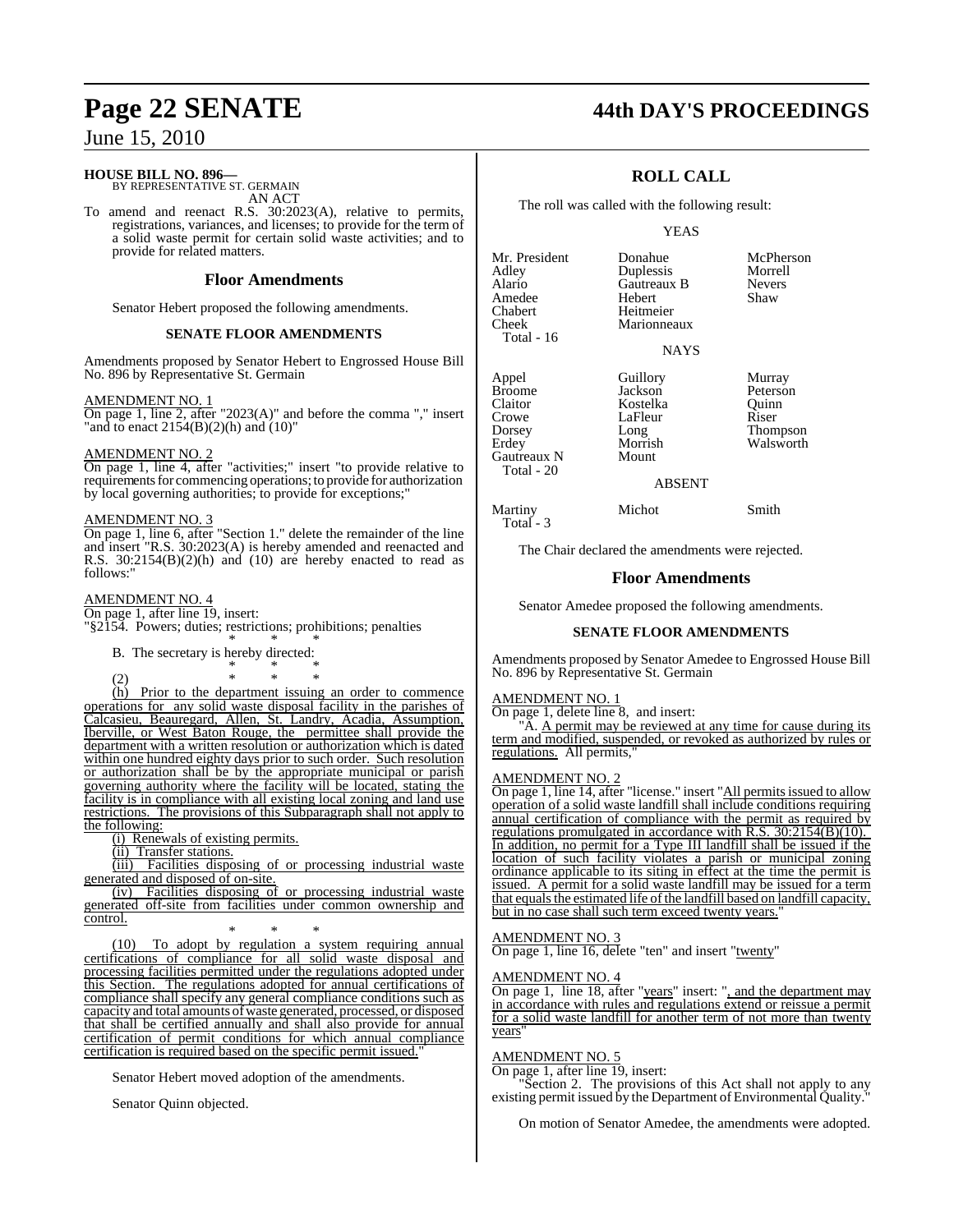**HOUSE BILL NO. 896—**
BY REPRESENTATIVE ST. GERMAIN

AN ACT

To amend and reenact R.S. 30:2023(A), relative to permits, registrations, variances, and licenses; to provide for the term of a solid waste permit for certain solid waste activities; and to provide for related matters.

## Floor Amendments

Senator Hebert proposed the following amendments.

### SENATE FLOOR AMENDMENTS

Amendments proposed by Senator Hebert to Engrossed House Bill No. 896 by Representative St. Germain

AMENDMENT NO. 1
On page 1, line 2, after "2023(A)" and before the comma "," insert "and to enact 2154(B)(2)(h) and (10)"

AMENDMENT NO. 2
On page 1, line 4, after "activities;" insert "to provide relative to requirements for commencing operations; to provide for authorization by local governing authorities; to provide for exceptions;"

AMENDMENT NO. 3
On page 1, line 6, after "Section 1." delete the remainder of the line and insert "R.S. 30:2023(A) is hereby amended and reenacted and R.S. 30:2154(B)(2)(h) and (10) are hereby enacted to read as follows:"

AMENDMENT NO. 4
On page 1, after line 19, insert:
"§2154. Powers; duties; restrictions; prohibitions; penalties

\* \* \*

B. The secretary is hereby directed:

\* \* \*

(2) \* \* \*

(h) Prior to the department issuing an order to commence operations for any solid waste disposal facility in the parishes of Calcasieu, Beauregard, Allen, St. Landry, Acadia, Assumption, Iberville, or West Baton Rouge, the permittee shall provide the department with a written resolution or authorization which is dated within one hundred eighty days prior to such order. Such resolution or authorization shall be by the appropriate municipal or parish governing authority where the facility will be located, stating the facility is in compliance with all existing local zoning and land use restrictions. The provisions of this Subparagraph shall not apply to the following:

(i) Renewals of existing permits.

(ii) Transfer stations.

(iii) Facilities disposing of or processing industrial waste generated and disposed of on-site.

(iv) Facilities disposing of or processing industrial waste generated off-site from facilities under common ownership and control.

\* \* \*

(10) To adopt by regulation a system requiring annual certifications of compliance for all solid waste disposal and processing facilities permitted under the regulations adopted under this Section. The regulations adopted for annual certifications of compliance shall specify any general compliance conditions such as capacity and total amounts of waste generated, processed, or disposed that shall be certified annually and shall also provide for annual certification of permit conditions for which annual compliance certification is required based on the specific permit issued."

Senator Hebert moved adoption of the amendments.

Senator Quinn objected.

## ROLL CALL

The roll was called with the following result:

YEAS

| | | |
|---|---|---|
| Mr. President | Donahue | McPherson |
| Adley | Duplessis | Morrell |
| Alario | Gautreaux B | Nevers |
| Amedee | Hebert | Shaw |
| Chabert | Heitmeier | |
| Cheek | Marionneaux | |

Total - 16

NAYS

| | | |
|---|---|---|
| Appel | Guillory | Murray |
| Broome | Jackson | Peterson |
| Claitor | Kostelka | Quinn |
| Crowe | LaFleur | Riser |
| Dorsey | Long | Thompson |
| Erdey | Morrish | Walsworth |
| Gautreaux N | Mount | |

Total - 20

ABSENT

| | | |
|---|---|---|
| Martiny | Michot | Smith |

Total - 3

The Chair declared the amendments were rejected.

## Floor Amendments

Senator Amedee proposed the following amendments.

### SENATE FLOOR AMENDMENTS

Amendments proposed by Senator Amedee to Engrossed House Bill No. 896 by Representative St. Germain

AMENDMENT NO. 1
On page 1, delete line 8, and insert:
"A. A permit may be reviewed at any time for cause during its term and modified, suspended, or revoked as authorized by rules or regulations. All permits,"

AMENDMENT NO. 2
On page 1, line 14, after "license." insert "All permits issued to allow operation of a solid waste landfill shall include conditions requiring annual certification of compliance with the permit as required by regulations promulgated in accordance with R.S. 30:2154(B)(10). In addition, no permit for a Type III landfill shall be issued if the location of such facility violates a parish or municipal zoning ordinance applicable to its siting in effect at the time the permit is issued. A permit for a solid waste landfill may be issued for a term that equals the estimated life of the landfill based on landfill capacity, but in no case shall such term exceed twenty years."

AMENDMENT NO. 3
On page 1, line 16, delete "ten" and insert "twenty"

AMENDMENT NO. 4
On page 1, line 18, after "years" insert: ", and the department may in accordance with rules and regulations extend or reissue a permit for a solid waste landfill for another term of not more than twenty years"

AMENDMENT NO. 5
On page 1, after line 19, insert:
"Section 2. The provisions of this Act shall not apply to any existing permit issued by the Department of Environmental Quality."

On motion of Senator Amedee, the amendments were adopted.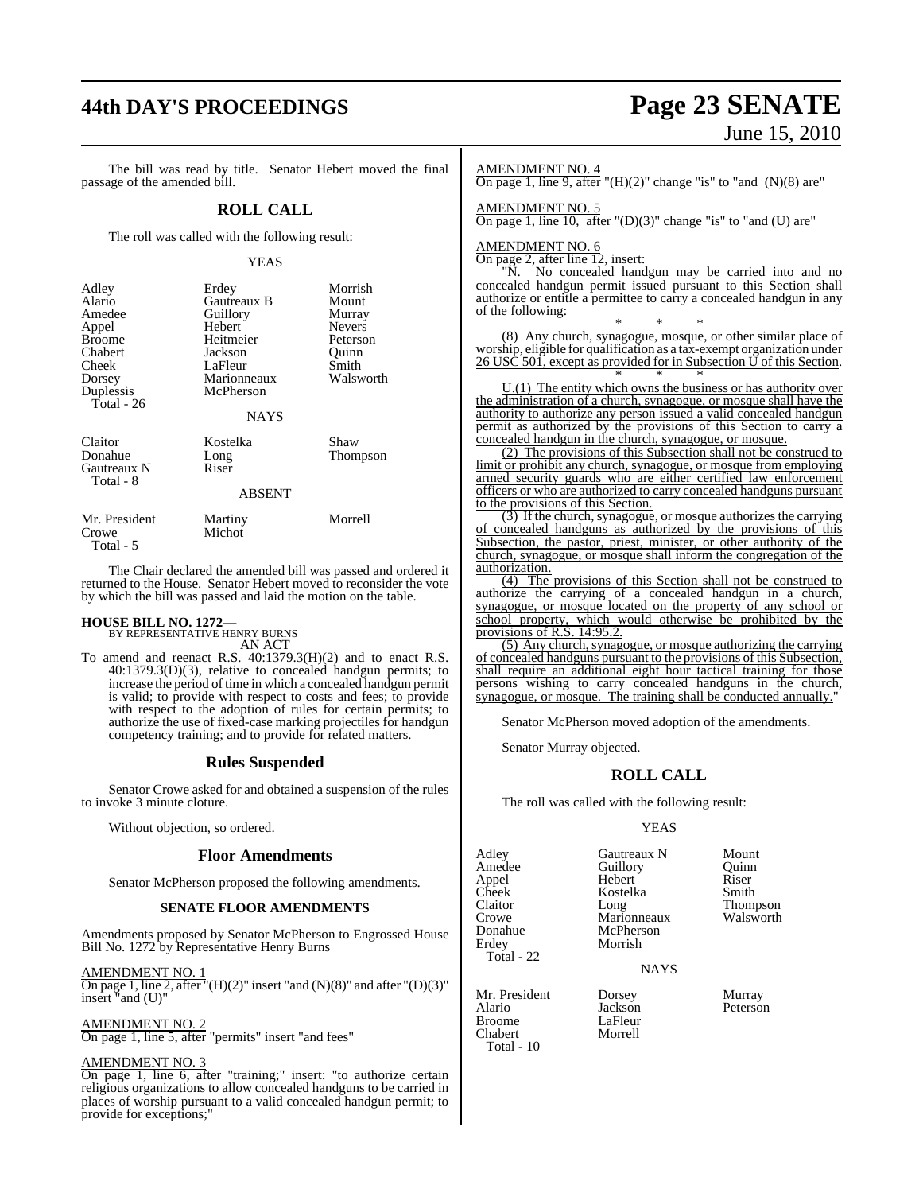The bill was read by title. Senator Hebert moved the final passage of the amended bill.

## ROLL CALL

The roll was called with the following result:

YEAS

| | | |
|---|---|---|
| Adley | Erdey | Morrish |
| Alario | Gautreaux B | Mount |
| Amedee | Guillory | Murray |
| Appel | Hebert | Nevers |
| Broome | Heitmeier | Peterson |
| Chabert | Jackson | Quinn |
| Cheek | LaFleur | Smith |
| Dorsey | Marionneaux | Walsworth |
| Duplessis | McPherson | |
| Total - 26 | | |

NAYS

| | | |
|---|---|---|
| Claitor | Kostelka | Shaw |
| Donahue | Long | Thompson |
| Gautreaux N | Riser | |
| Total - 8 | | |

ABSENT

| | | |
|---|---|---|
| Mr. President | Martiny | Morrell |
| Crowe | Michot | |
| Total - 5 | | |

The Chair declared the amended bill was passed and ordered it returned to the House. Senator Hebert moved to reconsider the vote by which the bill was passed and laid the motion on the table.

**HOUSE BILL NO. 1272—**
BY REPRESENTATIVE HENRY BURNS
AN ACT

To amend and reenact R.S. 40:1379.3(H)(2) and to enact R.S. 40:1379.3(D)(3), relative to concealed handgun permits; to increase the period of time in which a concealed handgun permit is valid; to provide with respect to costs and fees; to provide with respect to the adoption of rules for certain permits; to authorize the use of fixed-case marking projectiles for handgun competency training; and to provide for related matters.

## Rules Suspended

Senator Crowe asked for and obtained a suspension of the rules to invoke 3 minute cloture.

Without objection, so ordered.

## Floor Amendments

Senator McPherson proposed the following amendments.

### SENATE FLOOR AMENDMENTS

Amendments proposed by Senator McPherson to Engrossed House Bill No. 1272 by Representative Henry Burns

AMENDMENT NO. 1
On page 1, line 2, after "(H)(2)" insert "and (N)(8)" and after "(D)(3)" insert "and (U)"

AMENDMENT NO. 2
On page 1, line 5, after "permits" insert "and fees"

AMENDMENT NO. 3
On page 1, line 6, after "training;" insert: "to authorize certain religious organizations to allow concealed handguns to be carried in places of worship pursuant to a valid concealed handgun permit; to provide for exceptions;"

AMENDMENT NO. 4
On page 1, line 9, after "(H)(2)" change "is" to "and (N)(8) are"

AMENDMENT NO. 5
On page 1, line 10, after "(D)(3)" change "is" to "and (U) are"

AMENDMENT NO. 6
On page 2, after line 12, insert:

"N. No concealed handgun may be carried into and no concealed handgun permit issued pursuant to this Section shall authorize or entitle a permittee to carry a concealed handgun in any of the following:

\* \* \*

(8) Any church, synagogue, mosque, or other similar place of worship, eligible for qualification as a tax-exempt organization under 26 USC 501, except as provided for in Subsection U of this Section.

\* \* \*

U.(1) The entity which owns the business or has authority over the administration of a church, synagogue, or mosque shall have the authority to authorize any person issued a valid concealed handgun permit as authorized by the provisions of this Section to carry a concealed handgun in the church, synagogue, or mosque.

(2) The provisions of this Subsection shall not be construed to limit or prohibit any church, synagogue, or mosque from employing armed security guards who are either certified law enforcement officers or who are authorized to carry concealed handguns pursuant to the provisions of this Section.

(3) If the church, synagogue, or mosque authorizes the carrying of concealed handguns as authorized by the provisions of this Subsection, the pastor, priest, minister, or other authority of the church, synagogue, or mosque shall inform the congregation of the authorization.

(4) The provisions of this Section shall not be construed to authorize the carrying of a concealed handgun in a church, synagogue, or mosque located on the property of any school or school property, which would otherwise be prohibited by the provisions of R.S. 14:95.2.

(5) Any church, synagogue, or mosque authorizing the carrying of concealed handguns pursuant to the provisions of this Subsection, shall require an additional eight hour tactical training for those persons wishing to carry concealed handguns in the church, synagogue, or mosque. The training shall be conducted annually."

Senator McPherson moved adoption of the amendments.

Senator Murray objected.

## ROLL CALL

The roll was called with the following result:

YEAS

| | | |
|---|---|---|
| Adley | Gautreaux N | Mount |
| Amedee | Guillory | Quinn |
| Appel | Hebert | Riser |
| Cheek | Kostelka | Smith |
| Claitor | Long | Thompson |
| Crowe | Marionneaux | Walsworth |
| Donahue | McPherson | |
| Erdey | Morrish | |
| Total - 22 | | |

NAYS

| | | |
|---|---|---|
| Mr. President | Dorsey | Murray |
| Alario | Jackson | Peterson |
| Broome | LaFleur | |
| Chabert | Morrell | |
| Total - 10 | | |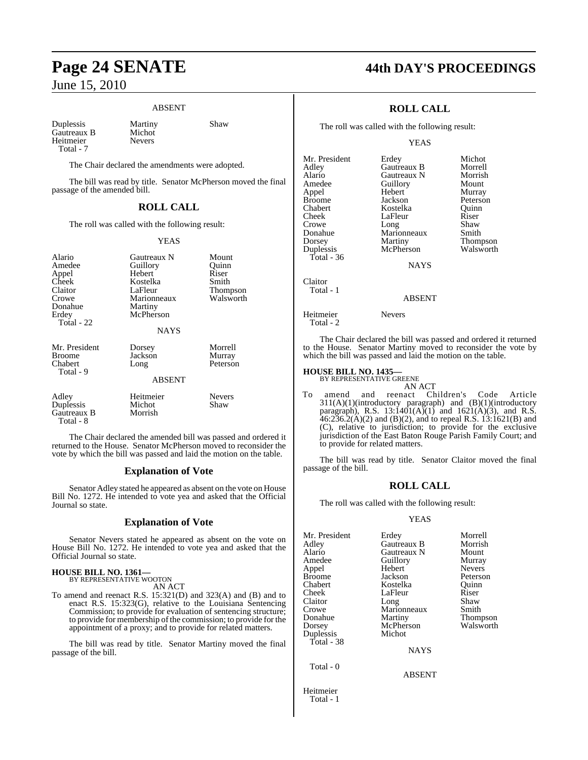ABSENT

| | | |
|---|---|---|
| Duplessis | Martiny | Shaw |
| Gautreaux B | Michot | |
| Heitmeier | Nevers | |
| Total - 7 | | |

The Chair declared the amendments were adopted.

The bill was read by title. Senator McPherson moved the final passage of the amended bill.

## ROLL CALL

The roll was called with the following result:

YEAS

| | | |
|---|---|---|
| Alario | Gautreaux N | Mount |
| Amedee | Guillory | Quinn |
| Appel | Hebert | Riser |
| Cheek | Kostelka | Smith |
| Claitor | LaFleur | Thompson |
| Crowe | Marionneaux | Walsworth |
| Donahue | Martiny | |
| Erdey | McPherson | |
| Total - 22 | | |

NAYS

| | | |
|---|---|---|
| Mr. President | Dorsey | Morrell |
| Broome | Jackson | Murray |
| Chabert | Long | Peterson |
| Total - 9 | | |

ABSENT

| | | |
|---|---|---|
| Adley | Heitmeier | Nevers |
| Duplessis | Michot | Shaw |
| Gautreaux B | Morrish | |
| Total - 8 | | |

The Chair declared the amended bill was passed and ordered it returned to the House. Senator McPherson moved to reconsider the vote by which the bill was passed and laid the motion on the table.

## Explanation of Vote

Senator Adley stated he appeared as absent on the vote on House Bill No. 1272. He intended to vote yea and asked that the Official Journal so state.

## Explanation of Vote

Senator Nevers stated he appeared as absent on the vote on House Bill No. 1272. He intended to vote yea and asked that the Official Journal so state.

**HOUSE BILL NO. 1361—**
BY REPRESENTATIVE WOOTON

AN ACT

To amend and reenact R.S. 15:321(D) and 323(A) and (B) and to enact R.S. 15:323(G), relative to the Louisiana Sentencing Commission; to provide for evaluation of sentencing structure; to provide for membership of the commission; to provide for the appointment of a proxy; and to provide for related matters.

The bill was read by title. Senator Martiny moved the final passage of the bill.

## ROLL CALL

The roll was called with the following result:

YEAS

| | | |
|---|---|---|
| Mr. President | Erdey | Michot |
| Adley | Gautreaux B | Morrell |
| Alario | Gautreaux N | Morrish |
| Amedee | Guillory | Mount |
| Appel | Hebert | Murray |
| Broome | Jackson | Peterson |
| Chabert | Kostelka | Quinn |
| Cheek | LaFleur | Riser |
| Crowe | Long | Shaw |
| Donahue | Marionneaux | Smith |
| Dorsey | Martiny | Thompson |
| Duplessis | McPherson | Walsworth |
| Total - 36 | | |

NAYS

| |
|---|
| Claitor |
| Total - 1 |

ABSENT

| | |
|---|---|
| Heitmeier | Nevers |
| Total - 2 | |

The Chair declared the bill was passed and ordered it returned to the House. Senator Martiny moved to reconsider the vote by which the bill was passed and laid the motion on the table.

**HOUSE BILL NO. 1435—**
BY REPRESENTATIVE GREENE

AN ACT

To amend and reenact Children's Code Article 311(A)(1)(introductory paragraph) and (B)(1)(introductory paragraph), R.S. 13:1401(A)(1) and 1621(A)(3), and R.S. 46:236.2(A)(2) and (B)(2), and to repeal R.S. 13:1621(B) and (C), relative to jurisdiction; to provide for the exclusive jurisdiction of the East Baton Rouge Parish Family Court; and to provide for related matters.

The bill was read by title. Senator Claitor moved the final passage of the bill.

## ROLL CALL

The roll was called with the following result:

YEAS

| | | |
|---|---|---|
| Mr. President | Erdey | Morrell |
| Adley | Gautreaux B | Morrish |
| Alario | Gautreaux N | Mount |
| Amedee | Guillory | Murray |
| Appel | Hebert | Nevers |
| Broome | Jackson | Peterson |
| Chabert | Kostelka | Quinn |
| Cheek | LaFleur | Riser |
| Claitor | Long | Shaw |
| Crowe | Marionneaux | Smith |
| Donahue | Martiny | Thompson |
| Dorsey | McPherson | Walsworth |
| Duplessis | Michot | |
| Total - 38 | | |

NAYS

Total - 0

ABSENT

Heitmeier
Total - 1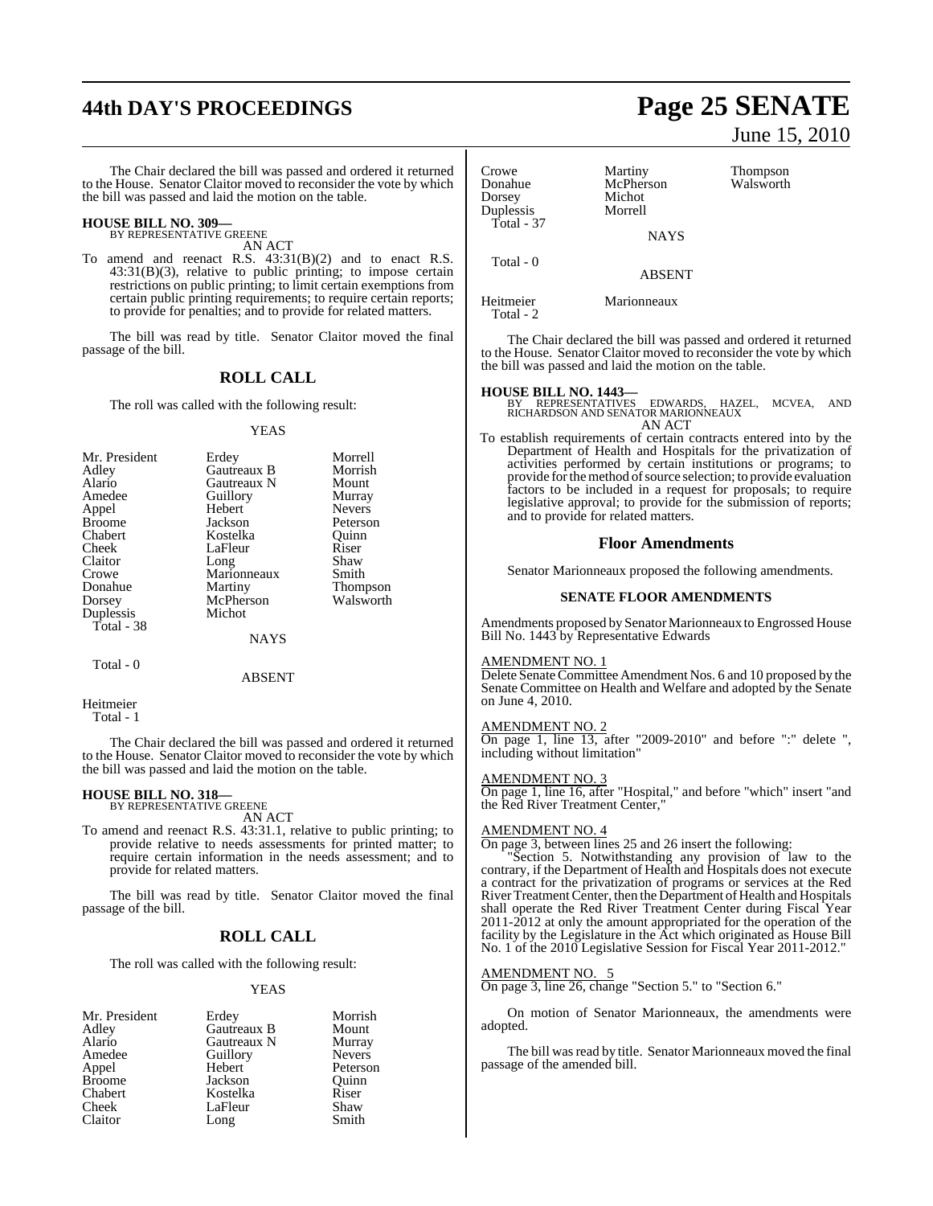The Chair declared the bill was passed and ordered it returned to the House. Senator Claitor moved to reconsider the vote by which the bill was passed and laid the motion on the table.

**HOUSE BILL NO. 309—**
BY REPRESENTATIVE GREENE
AN ACT

To amend and reenact R.S. 43:31(B)(2) and to enact R.S. 43:31(B)(3), relative to public printing; to impose certain restrictions on public printing; to limit certain exemptions from certain public printing requirements; to require certain reports; to provide for penalties; and to provide for related matters.

The bill was read by title. Senator Claitor moved the final passage of the bill.

## ROLL CALL

The roll was called with the following result:

YEAS

| | | |
|---|---|---|
| Mr. President | Erdey | Morrell |
| Adley | Gautreaux B | Morrish |
| Alario | Gautreaux N | Mount |
| Amedee | Guillory | Murray |
| Appel | Hebert | Nevers |
| Broome | Jackson | Peterson |
| Chabert | Kostelka | Quinn |
| Cheek | LaFleur | Riser |
| Claitor | Long | Shaw |
| Crowe | Marionneaux | Smith |
| Donahue | Martiny | Thompson |
| Dorsey | McPherson | Walsworth |
| Duplessis | Michot | |

Total - 38

NAYS

Total - 0

ABSENT

Heitmeier

Total - 1

The Chair declared the bill was passed and ordered it returned to the House. Senator Claitor moved to reconsider the vote by which the bill was passed and laid the motion on the table.

**HOUSE BILL NO. 318—**
BY REPRESENTATIVE GREENE
AN ACT

To amend and reenact R.S. 43:31.1, relative to public printing; to provide relative to needs assessments for printed matter; to require certain information in the needs assessment; and to provide for related matters.

The bill was read by title. Senator Claitor moved the final passage of the bill.

## ROLL CALL

The roll was called with the following result:

YEAS

| | | |
|---|---|---|
| Mr. President | Erdey | Morrish |
| Adley | Gautreaux B | Mount |
| Alario | Gautreaux N | Murray |
| Amedee | Guillory | Nevers |
| Appel | Hebert | Peterson |
| Broome | Jackson | Quinn |
| Chabert | Kostelka | Riser |
| Cheek | LaFleur | Shaw |
| Claitor | Long | Smith |
| Crowe | Martiny | Thompson |
| Donahue | McPherson | Walsworth |
| Dorsey | Michot | |
| Duplessis | Morrell | |

Total - 37

NAYS

Total - 0

ABSENT

Heitmeier Marionneaux

Total - 2

The Chair declared the bill was passed and ordered it returned to the House. Senator Claitor moved to reconsider the vote by which the bill was passed and laid the motion on the table.

**HOUSE BILL NO. 1443—**
BY REPRESENTATIVES EDWARDS, HAZEL, MCVEA, AND RICHARDSON AND SENATOR MARIONNEAUX
AN ACT

To establish requirements of certain contracts entered into by the Department of Health and Hospitals for the privatization of activities performed by certain institutions or programs; to provide for the method of source selection; to provide evaluation factors to be included in a request for proposals; to require legislative approval; to provide for the submission of reports; and to provide for related matters.

## Floor Amendments

Senator Marionneaux proposed the following amendments.

### SENATE FLOOR AMENDMENTS

Amendments proposed by Senator Marionneaux to Engrossed House Bill No. 1443 by Representative Edwards

AMENDMENT NO. 1
Delete Senate Committee Amendment Nos. 6 and 10 proposed by the Senate Committee on Health and Welfare and adopted by the Senate on June 4, 2010.

AMENDMENT NO. 2
On page 1, line 13, after "2009-2010" and before ":" delete ", including without limitation"

AMENDMENT NO. 3
On page 1, line 16, after "Hospital," and before "which" insert "and the Red River Treatment Center,"

AMENDMENT NO. 4
On page 3, between lines 25 and 26 insert the following:

"Section 5. Notwithstanding any provision of law to the contrary, if the Department of Health and Hospitals does not execute a contract for the privatization of programs or services at the Red River Treatment Center, then the Department of Health and Hospitals shall operate the Red River Treatment Center during Fiscal Year 2011-2012 at only the amount appropriated for the operation of the facility by the Legislature in the Act which originated as House Bill No. 1 of the 2010 Legislative Session for Fiscal Year 2011-2012."

AMENDMENT NO. 5
On page 3, line 26, change "Section 5." to "Section 6."

On motion of Senator Marionneaux, the amendments were adopted.

The bill was read by title. Senator Marionneaux moved the final passage of the amended bill.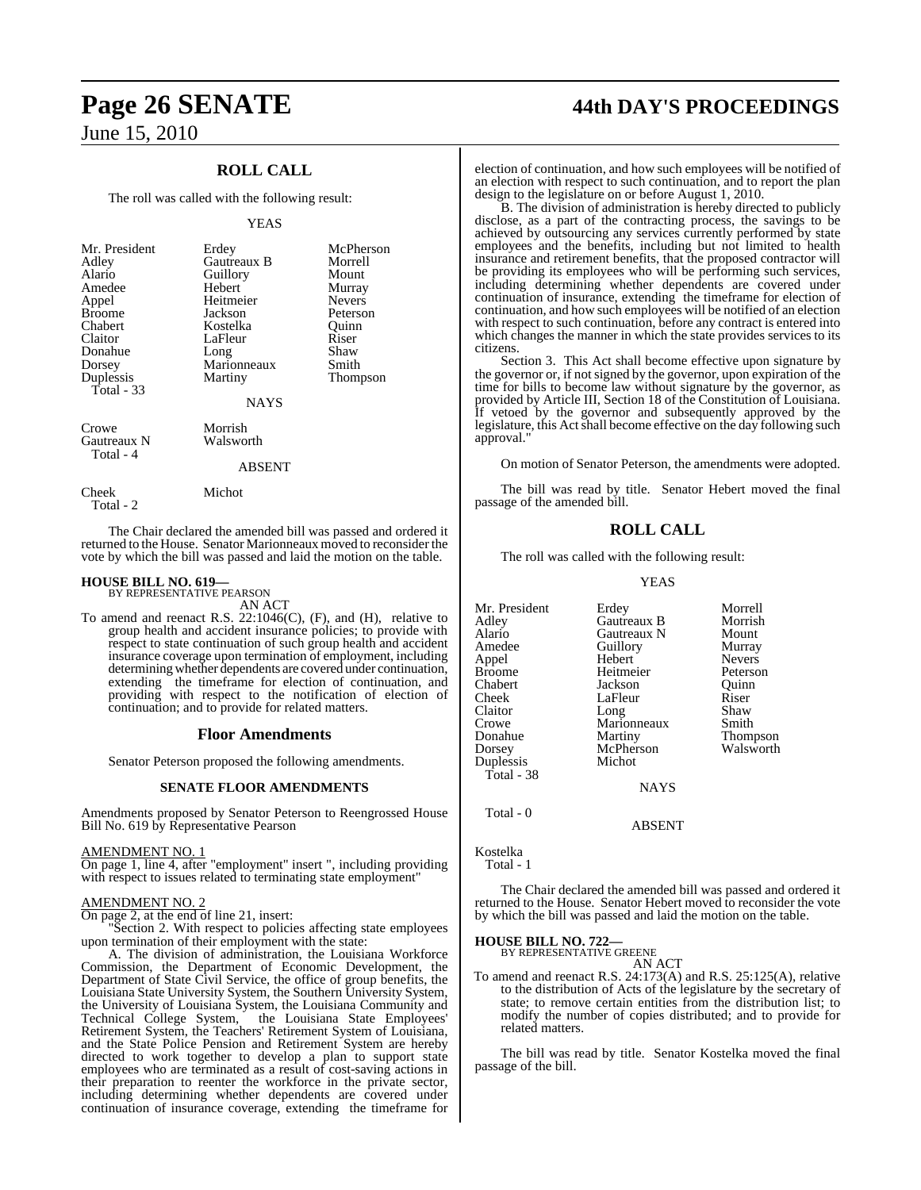## ROLL CALL

The roll was called with the following result:

YEAS

| | | |
|---|---|---|
| Mr. President | Erdey | McPherson |
| Adley | Gautreaux B | Morrell |
| Alario | Guillory | Mount |
| Amedee | Hebert | Murray |
| Appel | Heitmeier | Nevers |
| Broome | Jackson | Peterson |
| Chabert | Kostelka | Quinn |
| Claitor | LaFleur | Riser |
| Donahue | Long | Shaw |
| Dorsey | Marionneaux | Smith |
| Duplessis | Martiny | Thompson |

Total - 33

NAYS

| | |
|---|---|
| Crowe | Morrish |
| Gautreaux N | Walsworth |

Total - 4

ABSENT

| | |
|---|---|
| Cheek | Michot |

Total - 2

The Chair declared the amended bill was passed and ordered it returned to the House. Senator Marionneaux moved to reconsider the vote by which the bill was passed and laid the motion on the table.

**HOUSE BILL NO. 619—**
BY REPRESENTATIVE PEARSON

AN ACT

To amend and reenact R.S. 22:1046(C), (F), and (H), relative to group health and accident insurance policies; to provide with respect to state continuation of such group health and accident insurance coverage upon termination of employment, including determining whether dependents are covered under continuation, extending the timeframe for election of continuation, and providing with respect to the notification of election of continuation; and to provide for related matters.

## Floor Amendments

Senator Peterson proposed the following amendments.

### SENATE FLOOR AMENDMENTS

Amendments proposed by Senator Peterson to Reengrossed House Bill No. 619 by Representative Pearson

AMENDMENT NO. 1

On page 1, line 4, after "employment" insert ", including providing with respect to issues related to terminating state employment"

AMENDMENT NO. 2

On page 2, at the end of line 21, insert:

"Section 2. With respect to policies affecting state employees upon termination of their employment with the state:

A. The division of administration, the Louisiana Workforce Commission, the Department of Economic Development, the Department of State Civil Service, the office of group benefits, the Louisiana State University System, the Southern University System, the University of Louisiana System, the Louisiana Community and Technical College System, the Louisiana State Employees' Retirement System, the Teachers' Retirement System of Louisiana, and the State Police Pension and Retirement System are hereby directed to work together to develop a plan to support state employees who are terminated as a result of cost-saving actions in their preparation to reenter the workforce in the private sector, including determining whether dependents are covered under continuation of insurance coverage, extending the timeframe for election of continuation, and how such employees will be notified of an election with respect to such continuation, and to report the plan design to the legislature on or before August 1, 2010.

B. The division of administration is hereby directed to publicly disclose, as a part of the contracting process, the savings to be achieved by outsourcing any services currently performed by state employees and the benefits, including but not limited to health insurance and retirement benefits, that the proposed contractor will be providing its employees who will be performing such services, including determining whether dependents are covered under continuation of insurance, extending the timeframe for election of continuation, and how such employees will be notified of an election with respect to such continuation, before any contract is entered into which changes the manner in which the state provides services to its citizens.

Section 3. This Act shall become effective upon signature by the governor or, if not signed by the governor, upon expiration of the time for bills to become law without signature by the governor, as provided by Article III, Section 18 of the Constitution of Louisiana. If vetoed by the governor and subsequently approved by the legislature, this Act shall become effective on the day following such approval."

On motion of Senator Peterson, the amendments were adopted.

The bill was read by title. Senator Hebert moved the final passage of the amended bill.

## ROLL CALL

The roll was called with the following result:

YEAS

| | | |
|---|---|---|
| Mr. President | Erdey | Morrell |
| Adley | Gautreaux B | Morrish |
| Alario | Gautreaux N | Mount |
| Amedee | Guillory | Murray |
| Appel | Hebert | Nevers |
| Broome | Heitmeier | Peterson |
| Chabert | Jackson | Quinn |
| Cheek | LaFleur | Riser |
| Claitor | Long | Shaw |
| Crowe | Marionneaux | Smith |
| Donahue | Martiny | Thompson |
| Dorsey | McPherson | Walsworth |
| Duplessis | Michot | |

Total - 38

NAYS

Total - 0

ABSENT

Kostelka

Total - 1

The Chair declared the amended bill was passed and ordered it returned to the House. Senator Hebert moved to reconsider the vote by which the bill was passed and laid the motion on the table.

**HOUSE BILL NO. 722—**
BY REPRESENTATIVE GREENE

AN ACT

To amend and reenact R.S. 24:173(A) and R.S. 25:125(A), relative to the distribution of Acts of the legislature by the secretary of state; to remove certain entities from the distribution list; to modify the number of copies distributed; and to provide for related matters.

The bill was read by title. Senator Kostelka moved the final passage of the bill.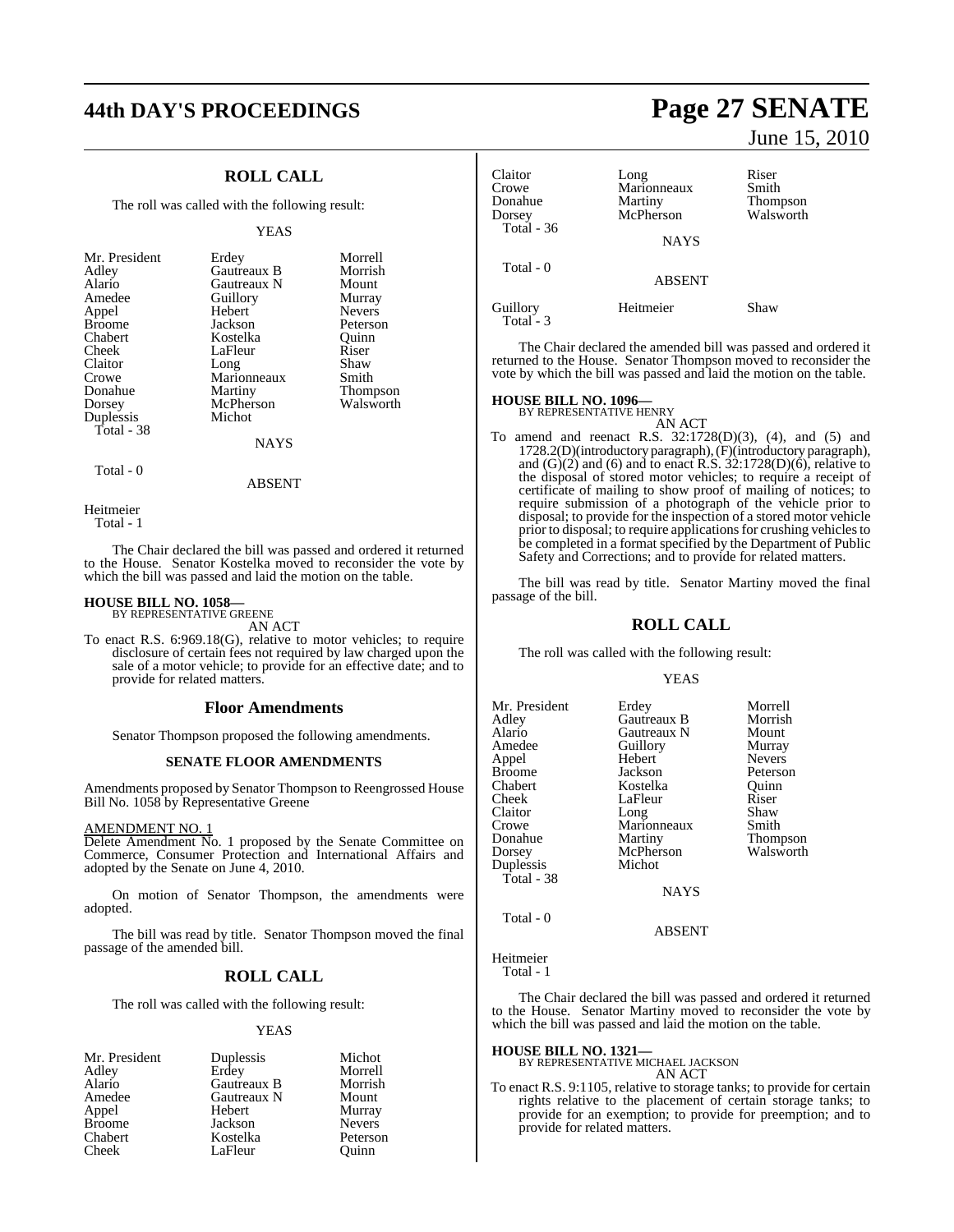## ROLL CALL

The roll was called with the following result:

YEAS

| | | |
|---|---|---|
| Mr. President | Erdey | Morrell |
| Adley | Gautreaux B | Morrish |
| Alario | Gautreaux N | Mount |
| Amedee | Guillory | Murray |
| Appel | Hebert | Nevers |
| Broome | Jackson | Peterson |
| Chabert | Kostelka | Quinn |
| Cheek | LaFleur | Riser |
| Claitor | Long | Shaw |
| Crowe | Marionneaux | Smith |
| Donahue | Martiny | Thompson |
| Dorsey | McPherson | Walsworth |
| Duplessis | Michot | |
| Total - 38 | | |

NAYS

Total - 0

ABSENT

Heitmeier
Total - 1

The Chair declared the bill was passed and ordered it returned to the House. Senator Kostelka moved to reconsider the vote by which the bill was passed and laid the motion on the table.

**HOUSE BILL NO. 1058—**
BY REPRESENTATIVE GREENE
AN ACT

To enact R.S. 6:969.18(G), relative to motor vehicles; to require disclosure of certain fees not required by law charged upon the sale of a motor vehicle; to provide for an effective date; and to provide for related matters.

### Floor Amendments

Senator Thompson proposed the following amendments.

**SENATE FLOOR AMENDMENTS**

Amendments proposed by Senator Thompson to Reengrossed House Bill No. 1058 by Representative Greene

AMENDMENT NO. 1
Delete Amendment No. 1 proposed by the Senate Committee on Commerce, Consumer Protection and International Affairs and adopted by the Senate on June 4, 2010.

On motion of Senator Thompson, the amendments were adopted.

The bill was read by title. Senator Thompson moved the final passage of the amended bill.

## ROLL CALL

The roll was called with the following result:

YEAS

| | | |
|---|---|---|
| Mr. President | Duplessis | Michot |
| Adley | Erdey | Morrell |
| Alario | Gautreaux B | Morrish |
| Amedee | Gautreaux N | Mount |
| Appel | Hebert | Murray |
| Broome | Jackson | Nevers |
| Chabert | Kostelka | Peterson |
| Cheek | LaFleur | Quinn |
| Claitor | Long | Riser |
| Crowe | Marionneaux | Smith |
| Donahue | Martiny | Thompson |
| Dorsey | McPherson | Walsworth |
| Total - 36 | | |

NAYS

Total - 0

ABSENT

| | | |
|---|---|---|
| Guillory | Heitmeier | Shaw |
| Total - 3 | | |

The Chair declared the amended bill was passed and ordered it returned to the House. Senator Thompson moved to reconsider the vote by which the bill was passed and laid the motion on the table.

**HOUSE BILL NO. 1096—**
BY REPRESENTATIVE HENRY
AN ACT

To amend and reenact R.S. 32:1728(D)(3), (4), and (5) and 1728.2(D)(introductory paragraph), (F)(introductory paragraph), and (G)(2) and (6) and to enact R.S. 32:1728(D)(6), relative to the disposal of stored motor vehicles; to require a receipt of certificate of mailing to show proof of mailing of notices; to require submission of a photograph of the vehicle prior to disposal; to provide for the inspection of a stored motor vehicle prior to disposal; to require applications for crushing vehicles to be completed in a format specified by the Department of Public Safety and Corrections; and to provide for related matters.

The bill was read by title. Senator Martiny moved the final passage of the bill.

## ROLL CALL

The roll was called with the following result:

YEAS

| | | |
|---|---|---|
| Mr. President | Erdey | Morrell |
| Adley | Gautreaux B | Morrish |
| Alario | Gautreaux N | Mount |
| Amedee | Guillory | Murray |
| Appel | Hebert | Nevers |
| Broome | Jackson | Peterson |
| Chabert | Kostelka | Quinn |
| Cheek | LaFleur | Riser |
| Claitor | Long | Shaw |
| Crowe | Marionneaux | Smith |
| Donahue | Martiny | Thompson |
| Dorsey | McPherson | Walsworth |
| Duplessis | Michot | |
| Total - 38 | | |

NAYS

Total - 0

ABSENT

Heitmeier
Total - 1

The Chair declared the bill was passed and ordered it returned to the House. Senator Martiny moved to reconsider the vote by which the bill was passed and laid the motion on the table.

**HOUSE BILL NO. 1321—**
BY REPRESENTATIVE MICHAEL JACKSON
AN ACT

To enact R.S. 9:1105, relative to storage tanks; to provide for certain rights relative to the placement of certain storage tanks; to provide for an exemption; to provide for preemption; and to provide for related matters.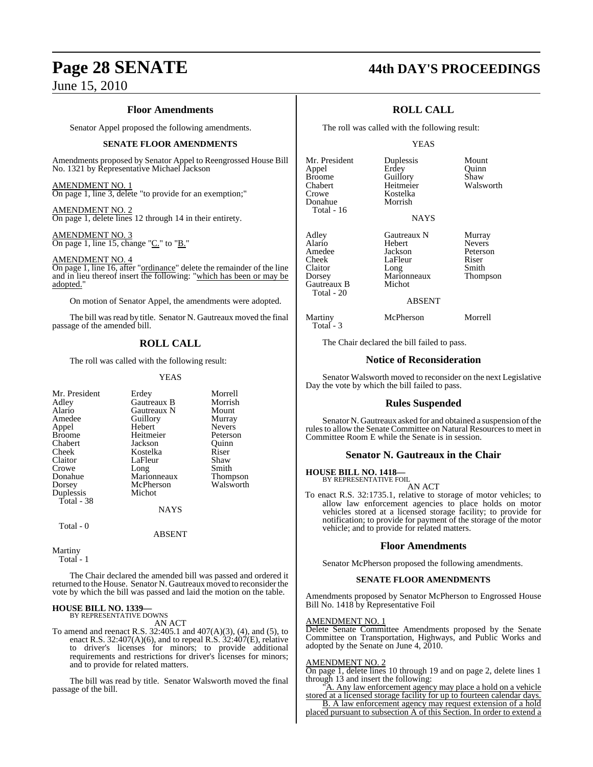## Floor Amendments

Senator Appel proposed the following amendments.

### SENATE FLOOR AMENDMENTS

Amendments proposed by Senator Appel to Reengrossed House Bill No. 1321 by Representative Michael Jackson

AMENDMENT NO. 1
On page 1, line 3, delete "to provide for an exemption;"

AMENDMENT NO. 2
On page 1, delete lines 12 through 14 in their entirety.

AMENDMENT NO. 3
On page 1, line 15, change "C." to "B."

AMENDMENT NO. 4
On page 1, line 16, after "ordinance" delete the remainder of the line and in lieu thereof insert the following: "which has been or may be adopted."

On motion of Senator Appel, the amendments were adopted.

The bill was read by title. Senator N. Gautreaux moved the final passage of the amended bill.

## ROLL CALL

The roll was called with the following result:

YEAS

| | | |
|---|---|---|
| Mr. President | Erdey | Morrell |
| Adley | Gautreaux B | Morrish |
| Alario | Gautreaux N | Mount |
| Amedee | Guillory | Murray |
| Appel | Hebert | Nevers |
| Broome | Heitmeier | Peterson |
| Chabert | Jackson | Quinn |
| Cheek | Kostelka | Riser |
| Claitor | LaFleur | Shaw |
| Crowe | Long | Smith |
| Donahue | Marionneaux | Thompson |
| Dorsey | McPherson | Walsworth |
| Duplessis | Michot | |

Total - 38

NAYS

Total - 0

ABSENT

Martiny

Total - 1

The Chair declared the amended bill was passed and ordered it returned to the House. Senator N. Gautreaux moved to reconsider the vote by which the bill was passed and laid the motion on the table.

**HOUSE BILL NO. 1339—**
BY REPRESENTATIVE DOWNS

AN ACT

To amend and reenact R.S. 32:405.1 and 407(A)(3), (4), and (5), to enact R.S. 32:407(A)(6), and to repeal R.S. 32:407(E), relative to driver's licenses for minors; to provide additional requirements and restrictions for driver's licenses for minors; and to provide for related matters.

The bill was read by title. Senator Walsworth moved the final passage of the bill.

## ROLL CALL

The roll was called with the following result:

YEAS

| | | |
|---|---|---|
| Mr. President | Duplessis | Mount |
| Appel | Erdey | Quinn |
| Broome | Guillory | Shaw |
| Chabert | Heitmeier | Walsworth |
| Crowe | Kostelka | |
| Donahue | Morrish | |

Total - 16

NAYS

| | | |
|---|---|---|
| Adley | Gautreaux N | Murray |
| Alario | Hebert | Nevers |
| Amedee | Jackson | Peterson |
| Cheek | LaFleur | Riser |
| Claitor | Long | Smith |
| Dorsey | Marionneaux | Thompson |
| Gautreaux B | Michot | |

Total - 20

ABSENT

| | | |
|---|---|---|
| Martiny | McPherson | Morrell |

Total - 3

The Chair declared the bill failed to pass.

## Notice of Reconsideration

Senator Walsworth moved to reconsider on the next Legislative Day the vote by which the bill failed to pass.

## Rules Suspended

Senator N. Gautreaux asked for and obtained a suspension of the rules to allow the Senate Committee on Natural Resources to meet in Committee Room E while the Senate is in session.

## Senator N. Gautreaux in the Chair

**HOUSE BILL NO. 1418—**
BY REPRESENTATIVE FOIL

AN ACT

To enact R.S. 32:1735.1, relative to storage of motor vehicles; to allow law enforcement agencies to place holds on motor vehicles stored at a licensed storage facility; to provide for notification; to provide for payment of the storage of the motor vehicle; and to provide for related matters.

## Floor Amendments

Senator McPherson proposed the following amendments.

### SENATE FLOOR AMENDMENTS

Amendments proposed by Senator McPherson to Engrossed House Bill No. 1418 by Representative Foil

AMENDMENT NO. 1
Delete Senate Committee Amendments proposed by the Senate Committee on Transportation, Highways, and Public Works and adopted by the Senate on June 4, 2010.

AMENDMENT NO. 2
On page 1, delete lines 10 through 19 and on page 2, delete lines 1 through 13 and insert the following:

"A. Any law enforcement agency may place a hold on a vehicle stored at a licensed storage facility for up to fourteen calendar days.

B. A law enforcement agency may request extension of a hold placed pursuant to subsection A of this Section. In order to extend a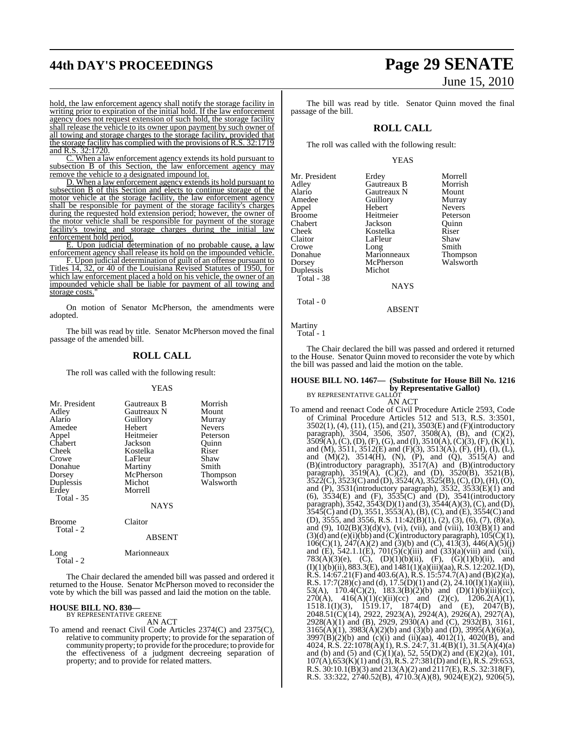hold, the law enforcement agency shall notify the storage facility in writing prior to expiration of the initial hold. If the law enforcement agency does not request extension of such hold, the storage facility shall release the vehicle to its owner upon payment by such owner of all towing and storage charges to the storage facility, provided that the storage facility has complied with the provisions of R.S. 32:1719 and R.S. 32:1720.

C. When a law enforcement agency extends its hold pursuant to subsection B of this Section, the law enforcement agency may remove the vehicle to a designated impound lot.

D. When a law enforcement agency extends its hold pursuant to subsection B of this Section and elects to continue storage of the motor vehicle at the storage facility, the law enforcement agency shall be responsible for payment of the storage facility's charges during the requested hold extension period; however, the owner of the motor vehicle shall be responsible for payment of the storage facility's towing and storage charges during the initial law enforcement hold period.

E. Upon judicial determination of no probable cause, a law enforcement agency shall release its hold on the impounded vehicle.

F. Upon judicial determination of guilt of an offense pursuant to Titles 14, 32, or 40 of the Louisiana Revised Statutes of 1950, for which law enforcement placed a hold on his vehicle, the owner of an impounded vehicle shall be liable for payment of all towing and storage costs."

On motion of Senator McPherson, the amendments were adopted.

The bill was read by title. Senator McPherson moved the final passage of the amended bill.

## ROLL CALL

The roll was called with the following result:

YEAS

| | | |
|---|---|---|
| Mr. President | Gautreaux B | Morrish |
| Adley | Gautreaux N | Mount |
| Alario | Guillory | Murray |
| Amedee | Hebert | Nevers |
| Appel | Heitmeier | Peterson |
| Chabert | Jackson | Quinn |
| Cheek | Kostelka | Riser |
| Crowe | LaFleur | Shaw |
| Donahue | Martiny | Smith |
| Dorsey | McPherson | Thompson |
| Duplessis | Michot | Walsworth |
| Erdey | Morrell | |
| Total - 35 | | |

NAYS

| | |
|---|---|
| Broome | Claitor |
| Total - 2 | |

ABSENT

| | |
|---|---|
| Long | Marionneaux |
| Total - 2 | |

The Chair declared the amended bill was passed and ordered it returned to the House. Senator McPherson moved to reconsider the vote by which the bill was passed and laid the motion on the table.

**HOUSE BILL NO. 830—**
BY REPRESENTATIVE GREENE
AN ACT

To amend and reenact Civil Code Articles 2374(C) and 2375(C), relative to community property; to provide for the separation of community property; to provide for the procedure; to provide for the effectiveness of a judgment decreeing separation of property; and to provide for related matters.

The bill was read by title. Senator Quinn moved the final passage of the bill.

## ROLL CALL

The roll was called with the following result:

YEAS

| | | |
|---|---|---|
| Mr. President | Erdey | Morrell |
| Adley | Gautreaux B | Morrish |
| Alario | Gautreaux N | Mount |
| Amedee | Guillory | Murray |
| Appel | Hebert | Nevers |
| Broome | Heitmeier | Peterson |
| Chabert | Jackson | Quinn |
| Cheek | Kostelka | Riser |
| Claitor | LaFleur | Shaw |
| Crowe | Long | Smith |
| Donahue | Marionneaux | Thompson |
| Dorsey | McPherson | Walsworth |
| Duplessis | Michot | |
| Total - 38 | | |

NAYS

Total - 0

ABSENT

Martiny
Total - 1

The Chair declared the bill was passed and ordered it returned to the House. Senator Quinn moved to reconsider the vote by which the bill was passed and laid the motion on the table.

**HOUSE BILL NO. 1467— (Substitute for House Bill No. 1216 by Representative Gallot)**
BY REPRESENTATIVE GALLOT
AN ACT

To amend and reenact Code of Civil Procedure Article 2593, Code of Criminal Procedure Articles 512 and 513, R.S. 3:3501, 3502(1), (4), (11), (15), and (21), 3503(E) and (F)(introductory paragraph), 3504, 3506, 3507, 3508(A), (B), and (C)(2), 3509(A), (C), (D), (F), (G), and (I), 3510(A), (C)(3), (F), (K)(1), and (M), 3511, 3512(E) and (F)(3), 3513(A), (F), (H), (I), (L), and (M)(2), 3514(H), (N), (P), and (Q), 3515(A) and (B)(introductory paragraph), 3517(A) and (B)(introductory paragraph), 3519(A), (C)(2), and (D), 3520(B), 3521(B), 3522(C), 3523(C) and (D), 3524(A), 3525(B), (C), (D), (H), (O), and (P), 3531(introductory paragraph), 3532, 3533(E)(1) and (6), 3534(E) and (F), 3535(C) and (D), 3541(introductory paragraph), 3542, 3543(D)(1) and (3), 3544(A)(3), (C), and (D), 3545(C) and (D), 3551, 3553(A), (B), (C), and (E), 3554(C) and (D), 3555, and 3556, R.S. 11:42(B)(1), (2), (3), (6), (7), (8)(a), and (9), 102(B)(3)(d)(v), (vi), (vii), and (viii), 103(B)(1) and (3)(d) and (e)(i)(bb) and (C)(introductory paragraph), 105(C)(1), 106(C)(1), 247(A)(2) and (3)(b) and (C), 413(3), 446(A)(5)(j) and (E), 542.1.1(E), 701(5)(c)(iii) and (33)(a)(viii) and (xii), 783(A)(3)(e), (C), (D)(1)(b)(ii), (F), (G)(1)(b)(ii), and (I)(1)(b)(ii), 883.3(E), and 1481(1)(a)(iii)(aa), R.S. 12:202.1(D), R.S. 14:67.21(F) and 403.6(A), R.S. 15:574.7(A) and (B)(2)(a), R.S. 17:7(28)(c) and (d), 17.5(D)(1) and (2), 24.10(I)(1)(a)(iii), 53(A), 170.4(C)(2), 183.3(B)(2)(b) and (D)(1)(b)(iii)(cc), 270(A), 416(A)(1)(c)(ii)(cc) and (2)(c), 1206.2(A)(1), 1518.1(I)(3), 1519.17, 1874(D) and (E), 2047(B), 2048.51(C)(14), 2922, 2923(A), 2924(A), 2926(A), 2927(A), 2928(A)(1) and (B), 2929, 2930(A) and (C), 2932(B), 3161, 3165(A)(1), 3983(A)(2)(b) and (3)(b) and (D), 3995(A)(6)(a), 3997(B)(2)(b) and (c)(i) and (ii)(aa), 4012(1), 4020(B), and 4024, R.S. 22:1078(A)(1), R.S. 24:7, 31.4(B)(1), 31.5(A)(4)(a) and (b) and (5) and (C)(1)(a), 52, 55(D)(2) and (E)(2)(a), 101, 107(A), 653(K)(1) and (3), R.S. 27:381(D) and (E), R.S. 29:653, R.S. 30:10.1(B)(3) and 213(A)(2) and 2117(E), R.S. 32:318(F), R.S. 33:322, 2740.52(B), 4710.3(A)(8), 9024(E)(2), 9206(5),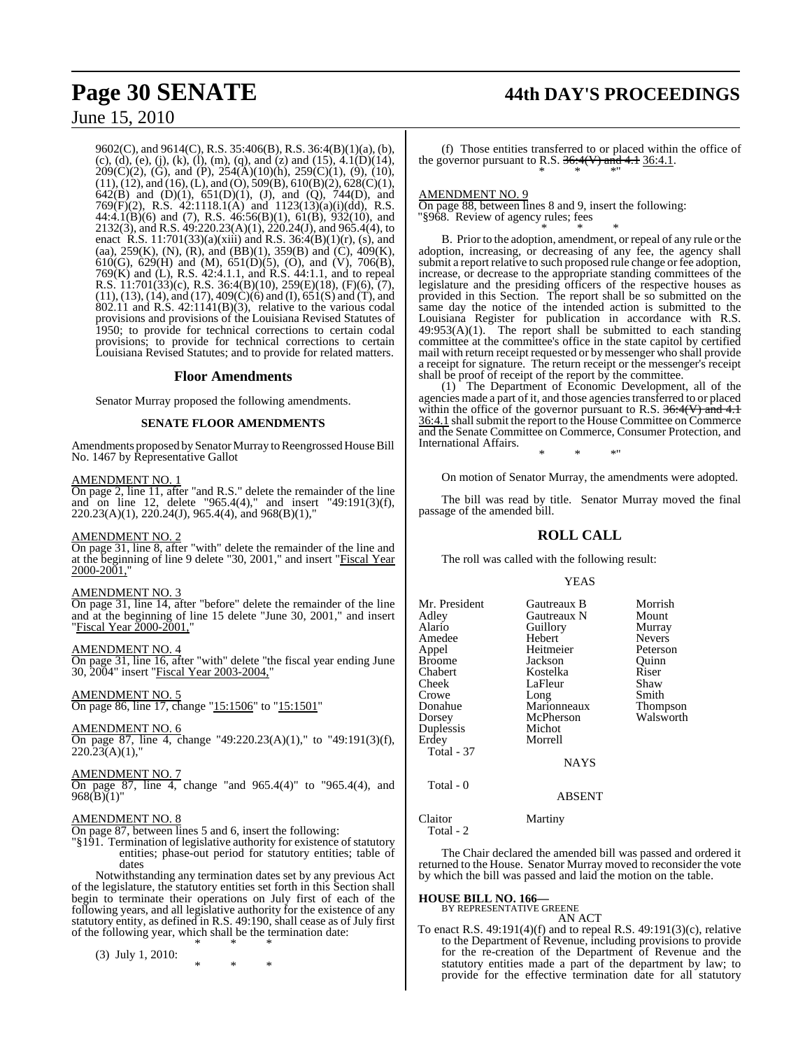9602(C), and 9614(C), R.S. 35:406(B), R.S. 36:4(B)(1)(a), (b), (c), (d), (e), (j), (k), (l), (m), (q), and (z) and (15), 4.1(D)(14), 209(C)(2), (G), and (P), 254(A)(10)(h), 259(C)(1), (9), (10), (11), (12), and (16), (L), and (O), 509(B), 610(B)(2), 628(C)(1), 642(B) and (D)(1), 651(D)(1), (J), and (Q), 744(D), and 769(F)(2), R.S. 42:1118.1(A) and 1123(13)(a)(i)(dd), R.S. 44:4.1(B)(6) and (7), R.S. 46:56(B)(1), 61(B), 932(10), and 2132(3), and R.S. 49:220.23(A)(1), 220.24(J), and 965.4(4), to enact R.S. 11:701(33)(a)(xiii) and R.S. 36:4(B)(1)(r), (s), and (aa), 259(K), (N), (R), and (BB)(1), 359(B) and (C), 409(K), 610(G), 629(H) and (M), 651(D)(5), (O), and (V), 706(B), 769(K) and (L), R.S. 42:4.1.1, and R.S. 44:1.1, and to repeal R.S. 11:701(33)(c), R.S. 36:4(B)(10), 259(E)(18), (F)(6), (7), (11), (13), (14), and (17), 409(C)(6) and (I), 651(S) and (T), and 802.11 and R.S. 42:1141(B)(3), relative to the various codal provisions and provisions of the Louisiana Revised Statutes of 1950; to provide for technical corrections to certain codal provisions; to provide for technical corrections to certain Louisiana Revised Statutes; and to provide for related matters.

## Floor Amendments

Senator Murray proposed the following amendments.

### SENATE FLOOR AMENDMENTS

Amendments proposed by Senator Murray to Reengrossed House Bill No. 1467 by Representative Gallot

AMENDMENT NO. 1
On page 2, line 11, after "and R.S." delete the remainder of the line and on line 12, delete "965.4(4)," and insert "49:191(3)(f), 220.23(A)(1), 220.24(J), 965.4(4), and 968(B)(1),"

AMENDMENT NO. 2
On page 31, line 8, after "with" delete the remainder of the line and at the beginning of line 9 delete "30, 2001," and insert "Fiscal Year 2000-2001,"

AMENDMENT NO. 3
On page 31, line 14, after "before" delete the remainder of the line and at the beginning of line 15 delete "June 30, 2001," and insert "Fiscal Year 2000-2001,"

AMENDMENT NO. 4
On page 31, line 16, after "with" delete "the fiscal year ending June 30, 2004" insert "Fiscal Year 2003-2004,"

AMENDMENT NO. 5
On page 86, line 17, change "15:1506" to "15:1501"

AMENDMENT NO. 6
On page 87, line 4, change "49:220.23(A)(1)," to "49:191(3)(f), 220.23(A)(1),"

AMENDMENT NO. 7
On page 87, line 4, change "and 965.4(4)" to "965.4(4), and 968(B)(1)"

AMENDMENT NO. 8
On page 87, between lines 5 and 6, insert the following:
"§191. Termination of legislative authority for existence of statutory entities; phase-out period for statutory entities; table of dates

Notwithstanding any termination dates set by any previous Act of the legislature, the statutory entities set forth in this Section shall begin to terminate their operations on July first of each of the following years, and all legislative authority for the existence of any statutory entity, as defined in R.S. 49:190, shall cease as of July first of the following year, which shall be the termination date:

\* \* \*

(3) July 1, 2010:

\* \* \*

(f) Those entities transferred to or placed within the office of the governor pursuant to R.S. ~~36:4(V) and 4.1~~ 36:4.1.

\* \* \*"

AMENDMENT NO. 9
On page 88, between lines 8 and 9, insert the following:
"§968. Review of agency rules; fees

\* \* \*

B. Prior to the adoption, amendment, or repeal of any rule or the adoption, increasing, or decreasing of any fee, the agency shall submit a report relative to such proposed rule change or fee adoption, increase, or decrease to the appropriate standing committees of the legislature and the presiding officers of the respective houses as provided in this Section. The report shall be so submitted on the same day the notice of the intended action is submitted to the Louisiana Register for publication in accordance with R.S. 49:953(A)(1). The report shall be submitted to each standing committee at the committee's office in the state capitol by certified mail with return receipt requested or by messenger who shall provide a receipt for signature. The return receipt or the messenger's receipt shall be proof of receipt of the report by the committee.

(1) The Department of Economic Development, all of the agencies made a part of it, and those agencies transferred to or placed within the office of the governor pursuant to R.S. ~~36:4(V) and 4.1~~ 36:4.1 shall submit the report to the House Committee on Commerce and the Senate Committee on Commerce, Consumer Protection, and International Affairs.

\* \* \*"

On motion of Senator Murray, the amendments were adopted.

The bill was read by title. Senator Murray moved the final passage of the amended bill.

## ROLL CALL

The roll was called with the following result:

YEAS

| | | |
|---|---|---|
| Mr. President | Gautreaux B | Morrish |
| Adley | Gautreaux N | Mount |
| Alario | Guillory | Murray |
| Amedee | Hebert | Nevers |
| Appel | Heitmeier | Peterson |
| Broome | Jackson | Quinn |
| Chabert | Kostelka | Riser |
| Cheek | LaFleur | Shaw |
| Crowe | Long | Smith |
| Donahue | Marionneaux | Thompson |
| Dorsey | McPherson | Walsworth |
| Duplessis | Michot | |
| Erdey | Morrell | |

Total - 37

NAYS

Total - 0

ABSENT

| | |
|---|---|
| Claitor | Martiny |

Total - 2

The Chair declared the amended bill was passed and ordered it returned to the House. Senator Murray moved to reconsider the vote by which the bill was passed and laid the motion on the table.

**HOUSE BILL NO. 166—**
BY REPRESENTATIVE GREENE
AN ACT

To enact R.S. 49:191(4)(f) and to repeal R.S. 49:191(3)(c), relative to the Department of Revenue, including provisions to provide for the re-creation of the Department of Revenue and the statutory entities made a part of the department by law; to provide for the effective termination date for all statutory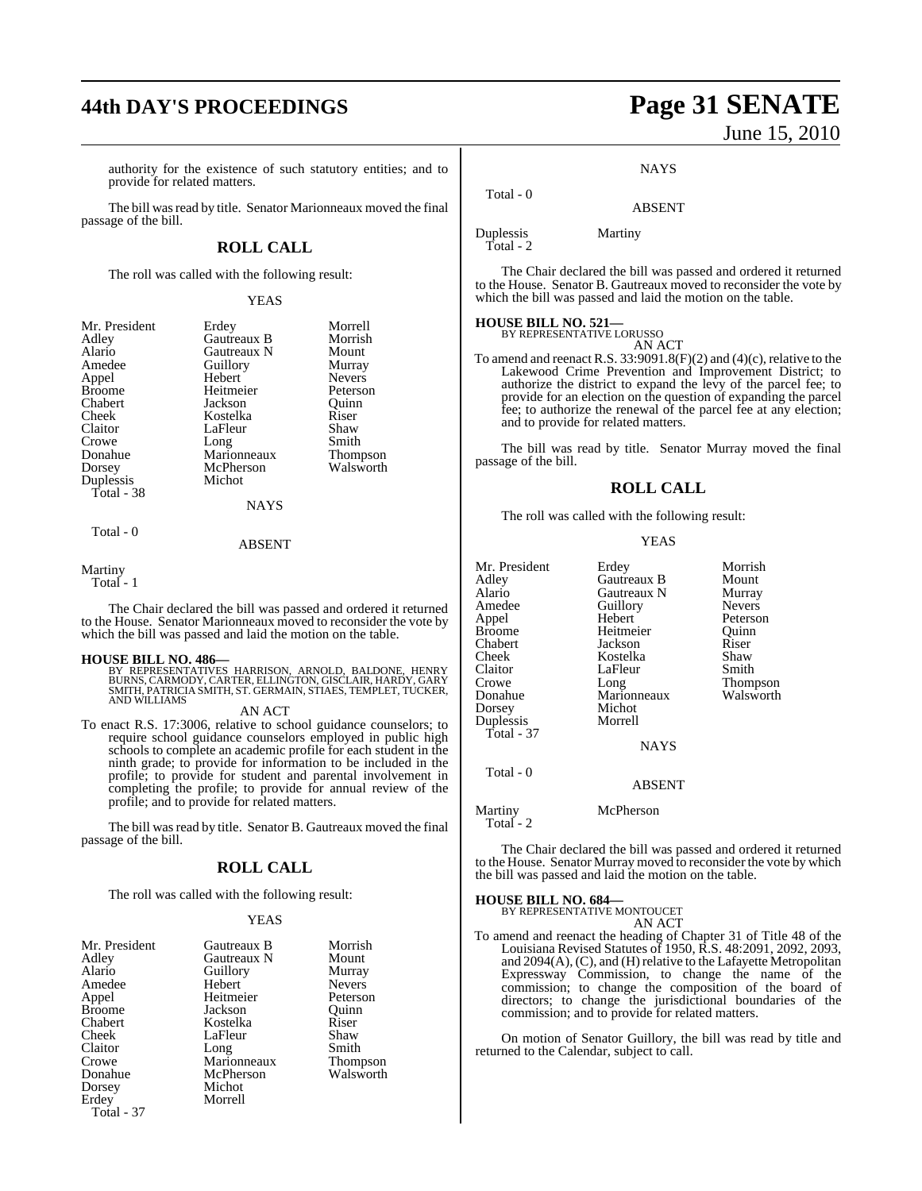authority for the existence of such statutory entities; and to provide for related matters.

The bill was read by title. Senator Marionneaux moved the final passage of the bill.

## ROLL CALL

The roll was called with the following result:

YEAS

| | | |
|---|---|---|
| Mr. President | Erdey | Morrell |
| Adley | Gautreaux B | Morrish |
| Alario | Gautreaux N | Mount |
| Amedee | Guillory | Murray |
| Appel | Hebert | Nevers |
| Broome | Heitmeier | Peterson |
| Chabert | Jackson | Quinn |
| Cheek | Kostelka | Riser |
| Claitor | LaFleur | Shaw |
| Crowe | Long | Smith |
| Donahue | Marionneaux | Thompson |
| Dorsey | McPherson | Walsworth |
| Duplessis | Michot | |

Total - 38

NAYS

Total - 0

ABSENT

Martiny

Total - 1

The Chair declared the bill was passed and ordered it returned to the House. Senator Marionneaux moved to reconsider the vote by which the bill was passed and laid the motion on the table.

**HOUSE BILL NO. 486—**
BY REPRESENTATIVES HARRISON, ARNOLD, BALDONE, HENRY BURNS, CARMODY, CARTER, ELLINGTON, GISCLAIR, HARDY, GARY SMITH, PATRICIA SMITH, ST. GERMAIN, STIAES, TEMPLET, TUCKER, AND WILLIAMS

AN ACT

To enact R.S. 17:3006, relative to school guidance counselors; to require school guidance counselors employed in public high schools to complete an academic profile for each student in the ninth grade; to provide for information to be included in the profile; to provide for student and parental involvement in completing the profile; to provide for annual review of the profile; and to provide for related matters.

The bill was read by title. Senator B. Gautreaux moved the final passage of the bill.

## ROLL CALL

The roll was called with the following result:

YEAS

| | | |
|---|---|---|
| Mr. President | Gautreaux B | Morrish |
| Adley | Gautreaux N | Mount |
| Alario | Guillory | Murray |
| Amedee | Hebert | Nevers |
| Appel | Heitmeier | Peterson |
| Broome | Jackson | Quinn |
| Chabert | Kostelka | Riser |
| Cheek | LaFleur | Shaw |
| Claitor | Long | Smith |
| Crowe | Marionneaux | Thompson |
| Donahue | McPherson | Walsworth |
| Dorsey | Michot | |
| Erdey | Morrell | |

Total - 37

NAYS

Total - 0

ABSENT

Duplessis    Martiny

Total - 2

The Chair declared the bill was passed and ordered it returned to the House. Senator B. Gautreaux moved to reconsider the vote by which the bill was passed and laid the motion on the table.

**HOUSE BILL NO. 521—**
BY REPRESENTATIVE LORUSSO

AN ACT

To amend and reenact R.S. 33:9091.8(F)(2) and (4)(c), relative to the Lakewood Crime Prevention and Improvement District; to authorize the district to expand the levy of the parcel fee; to provide for an election on the question of expanding the parcel fee; to authorize the renewal of the parcel fee at any election; and to provide for related matters.

The bill was read by title. Senator Murray moved the final passage of the bill.

## ROLL CALL

The roll was called with the following result:

YEAS

| | | |
|---|---|---|
| Mr. President | Erdey | Morrish |
| Adley | Gautreaux B | Mount |
| Alario | Gautreaux N | Murray |
| Amedee | Guillory | Nevers |
| Appel | Hebert | Peterson |
| Broome | Heitmeier | Quinn |
| Chabert | Jackson | Riser |
| Cheek | Kostelka | Shaw |
| Claitor | LaFleur | Smith |
| Crowe | Long | Thompson |
| Donahue | Marionneaux | Walsworth |
| Dorsey | Michot | |
| Duplessis | Morrell | |

Total - 37

NAYS

Total - 0

ABSENT

Martiny    McPherson

Total - 2

The Chair declared the bill was passed and ordered it returned to the House. Senator Murray moved to reconsider the vote by which the bill was passed and laid the motion on the table.

**HOUSE BILL NO. 684—**
BY REPRESENTATIVE MONTOUCET

AN ACT

To amend and reenact the heading of Chapter 31 of Title 48 of the Louisiana Revised Statutes of 1950, R.S. 48:2091, 2092, 2093, and 2094(A), (C), and (H) relative to the Lafayette Metropolitan Expressway Commission, to change the name of the commission; to change the composition of the board of directors; to change the jurisdictional boundaries of the commission; and to provide for related matters.

On motion of Senator Guillory, the bill was read by title and returned to the Calendar, subject to call.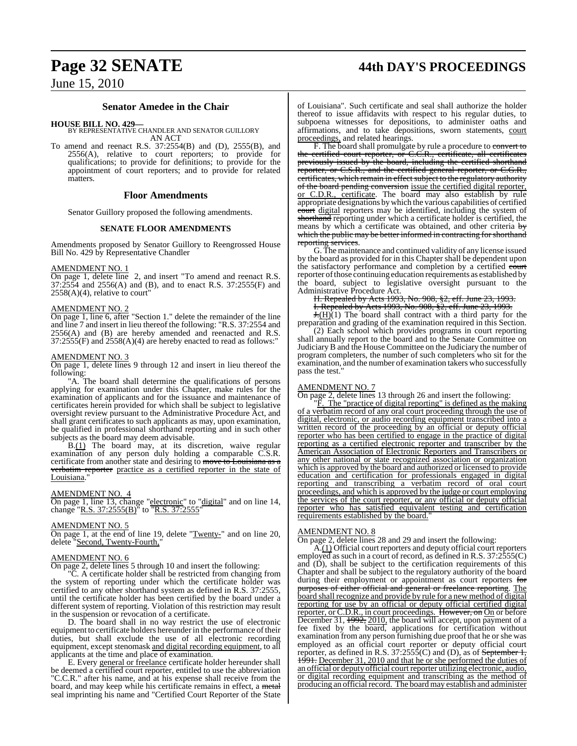## Senator Amedee in the Chair

**HOUSE BILL NO. 429—**
BY REPRESENTATIVE CHANDLER AND SENATOR GUILLORY
AN ACT

To amend and reenact R.S. 37:2554(B) and (D), 2555(B), and 2556(A), relative to court reporters; to provide for qualifications; to provide for definitions; to provide for the appointment of court reporters; and to provide for related matters.

### Floor Amendments

Senator Guillory proposed the following amendments.

#### SENATE FLOOR AMENDMENTS

Amendments proposed by Senator Guillory to Reengrossed House Bill No. 429 by Representative Chandler

AMENDMENT NO. 1
On page 1, delete line 2, and insert "To amend and reenact R.S. 37:2554 and 2556(A) and (B), and to enact R.S. 37:2555(F) and 2558(A)(4), relative to court"

AMENDMENT NO. 2
On page 1, line 6, after "Section 1." delete the remainder of the line and line 7 and insert in lieu thereof the following: "R.S. 37:2554 and 2556(A) and (B) are hereby amended and reenacted and R.S. 37:2555(F) and 2558(A)(4) are hereby enacted to read as follows:"

AMENDMENT NO. 3
On page 1, delete lines 9 through 12 and insert in lieu thereof the following:

"A. The board shall determine the qualifications of persons applying for examination under this Chapter, make rules for the examination of applicants and for the issuance and maintenance of certificates herein provided for which shall be subject to legislative oversight review pursuant to the Administrative Procedure Act, and shall grant certificates to such applicants as may, upon examination, be qualified in professional shorthand reporting and in such other subjects as the board may deem advisable.

B.(1) The board may, at its discretion, waive regular examination of any person duly holding a comparable C.S.R. certificate from another state and desiring to ~~move to Louisiana as a verbatim reporter~~ practice as a certified reporter in the state of Louisiana."

AMENDMENT NO. 4
On page 1, line 13, change "electronic" to "digital" and on line 14, change "R.S. 37:2555(B)" to "R.S. 37:2555"

AMENDMENT NO. 5
On page 1, at the end of line 19, delete "Twenty-" and on line 20, delete "Second, Twenty-Fourth,"

AMENDMENT NO. 6
On page 2, delete lines 5 through 10 and insert the following:

"C. A certificate holder shall be restricted from changing from the system of reporting under which the certificate holder was certified to any other shorthand system as defined in R.S. 37:2555, until the certificate holder has been certified by the board under a different system of reporting. Violation of this restriction may result in the suspension or revocation of a certificate.

D. The board shall in no way restrict the use of electronic equipment to certificate holders hereunder in the performance of their duties, but shall exclude the use of all electronic recording equipment, except stenomask and digital recording equipment, to all applicants at the time and place of examination.

E. Every general or freelance certificate holder hereunder shall be deemed a certified court reporter, entitled to use the abbreviation "C.C.R." after his name, and at his expense shall receive from the board, and may keep while his certificate remains in effect, a ~~metal~~ seal imprinting his name and "Certified Court Reporter of the State of Louisiana". Such certificate and seal shall authorize the holder thereof to issue affidavits with respect to his regular duties, to subpoena witnesses for depositions, to administer oaths and affirmations, and to take depositions, sworn statements, court proceedings, and related hearings.

F. The board shall promulgate by rule a procedure to ~~convert to the certified court reporter, or C.C.R., certificate, all certificates previously issued by the board, including the certified shorthand reporter, or C.S.R., and the certified general reporter, or C.G.R., certificates, which remain in effect subject to the regulatory authority of the board pending conversion~~ issue the certified digital reporter, or C.D.R., certificate. The board may also establish by rule appropriate designations by which the various capabilities of certified ~~court~~ digital reporters may be identified, including the system of ~~shorthand~~ reporting under which a certificate holder is certified, the means by which a certificate was obtained, and other criteria ~~by which the public may be better informed in contracting for shorthand reporting services~~.

G. The maintenance and continued validity of any license issued by the board as provided for in this Chapter shall be dependent upon the satisfactory performance and completion by a certified ~~court~~ reporter of those continuing education requirements as established by the board, subject to legislative oversight pursuant to the Administrative Procedure Act.

~~H. Repealed by Acts 1993, No. 908, §2, eff. June 23, 1993.~~

~~I. Repealed by Acts 1993, No. 908, §2, eff. June 23, 1993.~~

~~J.~~(H)(1) The board shall contract with a third party for the preparation and grading of the examination required in this Section.

(2) Each school which provides programs in court reporting shall annually report to the board and to the Senate Committee on Judiciary B and the House Committee on the Judiciary the number of program completers, the number of such completers who sit for the examination, and the number of examination takers who successfully pass the test."

AMENDMENT NO. 7
On page 2, delete lines 13 through 26 and insert the following:

"F. The "practice of digital reporting" is defined as the making of a verbatim record of any oral court proceeding through the use of digital, electronic, or audio recording equipment transcribed into a written record of the proceeding by an official or deputy official reporter who has been certified to engage in the practice of digital reporting as a certified electronic reporter and transcriber by the American Association of Electronic Reporters and Transcribers or any other national or state recognized association or organization which is approved by the board and authorized or licensed to provide education and certification for professionals engaged in digital reporting and transcribing a verbatim record of oral court proceedings, and which is approved by the judge or court employing the services of the court reporter, or any official or deputy official reporter who has satisfied equivalent testing and certification requirements established by the board."

AMENDMENT NO. 8
On page 2, delete lines 28 and 29 and insert the following:

A.(1) Official court reporters and deputy official court reporters employed as such in a court of record, as defined in R.S. 37:2555(C) and (D), shall be subject to the certification requirements of this Chapter and shall be subject to the regulatory authority of the board during their employment or appointment as court reporters ~~for purposes of either official and general or freelance reporting~~. The board shall recognize and provide by rule for a new method of digital reporting for use by an official or deputy official certified digital reporter, or C.D.R., in court proceedings. ~~However, on~~ On or before December 31, ~~1992,~~ 2010, the board will accept, upon payment of a fee fixed by the board, applications for certification without examination from any person furnishing due proof that he or she was employed as an official court reporter or deputy official court reporter, as defined in R.S. 37:2555(C) and (D), as of ~~September 1, 1991.~~ December 31, 2010 and that he or she performed the duties of an official or deputy official court reporter utilizing electronic, audio, or digital recording equipment and transcribing as the method of producing an official record. The board may establish and administer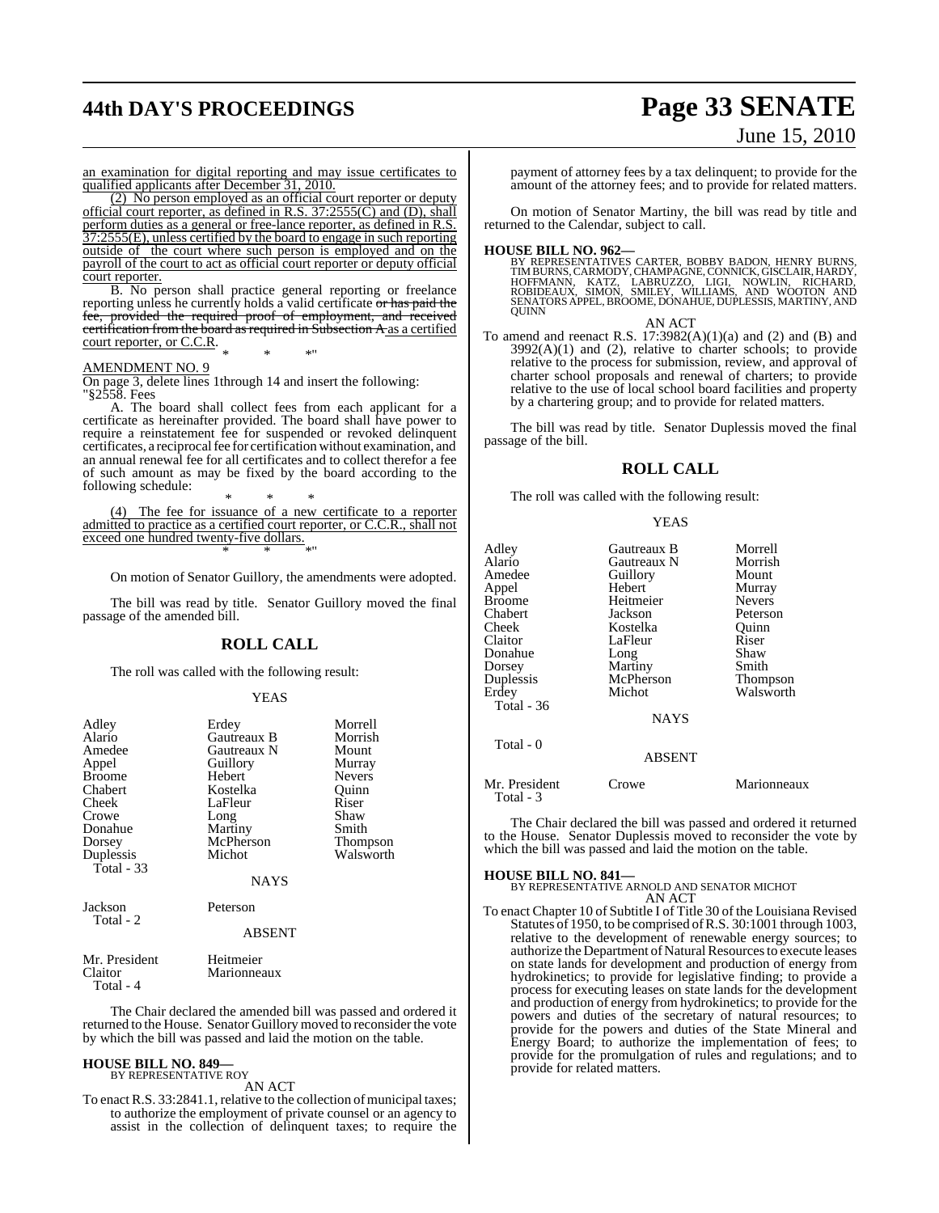an examination for digital reporting and may issue certificates to qualified applicants after December 31, 2010.

(2) No person employed as an official court reporter or deputy official court reporter, as defined in R.S. 37:2555(C) and (D), shall perform duties as a general or free-lance reporter, as defined in R.S. 37:2555(E), unless certified by the board to engage in such reporting outside of the court where such person is employed and on the payroll of the court to act as official court reporter or deputy official court reporter.

B. No person shall practice general reporting or freelance reporting unless he currently holds a valid certificate ~~or has paid the fee, provided the required proof of employment, and received certification from the board as required in Subsection A~~ as a certified court reporter, or C.C.R.

\* \* \*"

AMENDMENT NO. 9

On page 3, delete lines 1through 14 and insert the following:

"§2558. Fees

A. The board shall collect fees from each applicant for a certificate as hereinafter provided. The board shall have power to require a reinstatement fee for suspended or revoked delinquent certificates, a reciprocal fee for certification without examination, and an annual renewal fee for all certificates and to collect therefor a fee of such amount as may be fixed by the board according to the following schedule:

\* \* \*

(4) The fee for issuance of a new certificate to a reporter admitted to practice as a certified court reporter, or C.C.R., shall not exceed one hundred twenty-five dollars.

\* \* \*"

On motion of Senator Guillory, the amendments were adopted.

The bill was read by title. Senator Guillory moved the final passage of the amended bill.

## ROLL CALL

The roll was called with the following result:

YEAS

| | | |
|---|---|---|
| Adley | Erdey | Morrell |
| Alario | Gautreaux B | Morrish |
| Amedee | Gautreaux N | Mount |
| Appel | Guillory | Murray |
| Broome | Hebert | Nevers |
| Chabert | Kostelka | Quinn |
| Cheek | LaFleur | Riser |
| Crowe | Long | Shaw |
| Donahue | Martiny | Smith |
| Dorsey | McPherson | Thompson |
| Duplessis | Michot | Walsworth |

Total - 33

NAYS

| | |
|---|---|
| Jackson | Peterson |

Total - 2

ABSENT

| | |
|---|---|
| Mr. President | Heitmeier |
| Claitor | Marionneaux |

Total - 4

The Chair declared the amended bill was passed and ordered it returned to the House. Senator Guillory moved to reconsider the vote by which the bill was passed and laid the motion on the table.

**HOUSE BILL NO. 849—**
BY REPRESENTATIVE ROY

AN ACT

To enact R.S. 33:2841.1, relative to the collection of municipal taxes; to authorize the employment of private counsel or an agency to assist in the collection of delinquent taxes; to require the payment of attorney fees by a tax delinquent; to provide for the amount of the attorney fees; and to provide for related matters.

On motion of Senator Martiny, the bill was read by title and returned to the Calendar, subject to call.

**HOUSE BILL NO. 962—**
BY REPRESENTATIVES CARTER, BOBBY BADON, HENRY BURNS, TIM BURNS, CARMODY, CHAMPAGNE, CONNICK, GISCLAIR, HARDY, HOFFMANN, KATZ, LABRUZZO, LIGI, NOWLIN, RICHARD, ROBIDEAUX, SIMON, SMILEY, WILLIAMS, AND WOOTON AND SENATORS APPEL, BROOME, DONAHUE, DUPLESSIS, MARTINY, AND QUINN

AN ACT

To amend and reenact R.S. 17:3982(A)(1)(a) and (2) and (B) and 3992(A)(1) and (2), relative to charter schools; to provide relative to the process for submission, review, and approval of charter school proposals and renewal of charters; to provide relative to the use of local school board facilities and property by a chartering group; and to provide for related matters.

The bill was read by title. Senator Duplessis moved the final passage of the bill.

## ROLL CALL

The roll was called with the following result:

YEAS

| | | |
|---|---|---|
| Adley | Gautreaux B | Morrell |
| Alario | Gautreaux N | Morrish |
| Amedee | Guillory | Mount |
| Appel | Hebert | Murray |
| Broome | Heitmeier | Nevers |
| Chabert | Jackson | Peterson |
| Cheek | Kostelka | Quinn |
| Claitor | LaFleur | Riser |
| Donahue | Long | Shaw |
| Dorsey | Martiny | Smith |
| Duplessis | McPherson | Thompson |
| Erdey | Michot | Walsworth |

Total - 36

NAYS

Total - 0

ABSENT

| | | |
|---|---|---|
| Mr. President | Crowe | Marionneaux |

Total - 3

The Chair declared the bill was passed and ordered it returned to the House. Senator Duplessis moved to reconsider the vote by which the bill was passed and laid the motion on the table.

**HOUSE BILL NO. 841—**
BY REPRESENTATIVE ARNOLD AND SENATOR MICHOT

AN ACT

To enact Chapter 10 of Subtitle I of Title 30 of the Louisiana Revised Statutes of 1950, to be comprised of R.S. 30:1001 through 1003, relative to the development of renewable energy sources; to authorize the Department of Natural Resources to execute leases on state lands for development and production of energy from hydrokinetics; to provide for legislative finding; to provide a process for executing leases on state lands for the development and production of energy from hydrokinetics; to provide for the powers and duties of the secretary of natural resources; to provide for the powers and duties of the State Mineral and Energy Board; to authorize the implementation of fees; to provide for the promulgation of rules and regulations; and to provide for related matters.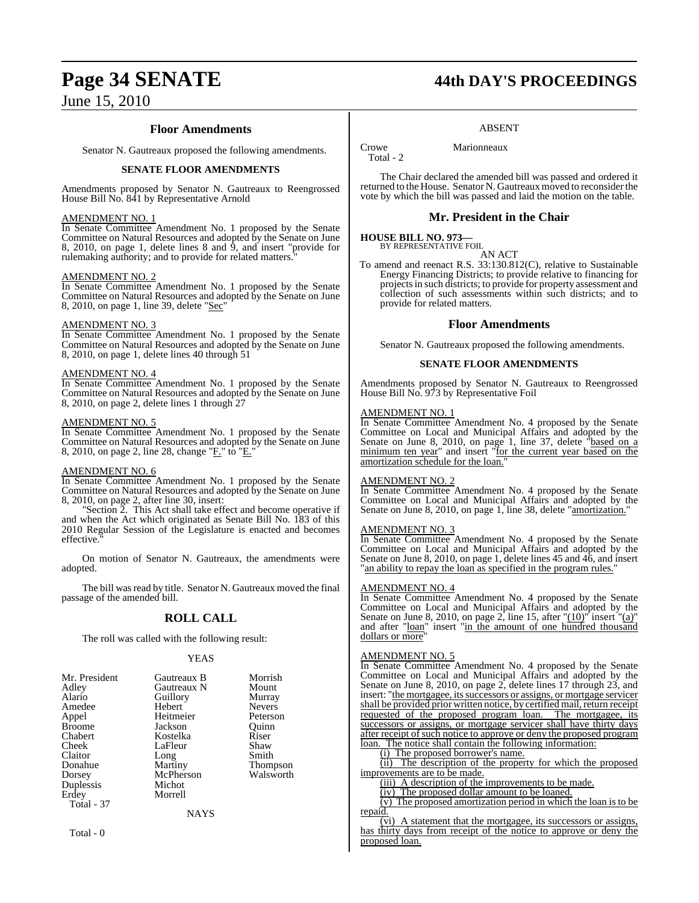### Floor Amendments

Senator N. Gautreaux proposed the following amendments.

#### SENATE FLOOR AMENDMENTS

Amendments proposed by Senator N. Gautreaux to Reengrossed House Bill No. 841 by Representative Arnold

AMENDMENT NO. 1
In Senate Committee Amendment No. 1 proposed by the Senate Committee on Natural Resources and adopted by the Senate on June 8, 2010, on page 1, delete lines 8 and 9, and insert "provide for rulemaking authority; and to provide for related matters."

AMENDMENT NO. 2
In Senate Committee Amendment No. 1 proposed by the Senate Committee on Natural Resources and adopted by the Senate on June 8, 2010, on page 1, line 39, delete "Sec"

AMENDMENT NO. 3
In Senate Committee Amendment No. 1 proposed by the Senate Committee on Natural Resources and adopted by the Senate on June 8, 2010, on page 1, delete lines 40 through 51

AMENDMENT NO. 4
In Senate Committee Amendment No. 1 proposed by the Senate Committee on Natural Resources and adopted by the Senate on June 8, 2010, on page 2, delete lines 1 through 27

AMENDMENT NO. 5
In Senate Committee Amendment No. 1 proposed by the Senate Committee on Natural Resources and adopted by the Senate on June 8, 2010, on page 2, line 28, change "F." to "E."

AMENDMENT NO. 6
In Senate Committee Amendment No. 1 proposed by the Senate Committee on Natural Resources and adopted by the Senate on June 8, 2010, on page 2, after line 30, insert:

"Section 2. This Act shall take effect and become operative if and when the Act which originated as Senate Bill No. 183 of this 2010 Regular Session of the Legislature is enacted and becomes effective."

On motion of Senator N. Gautreaux, the amendments were adopted.

The bill was read by title. Senator N. Gautreaux moved the final passage of the amended bill.

## ROLL CALL

The roll was called with the following result:

YEAS

| | | |
|---|---|---|
| Mr. President | Gautreaux B | Morrish |
| Adley | Gautreaux N | Mount |
| Alario | Guillory | Murray |
| Amedee | Hebert | Nevers |
| Appel | Heitmeier | Peterson |
| Broome | Jackson | Quinn |
| Chabert | Kostelka | Riser |
| Cheek | LaFleur | Shaw |
| Claitor | Long | Smith |
| Donahue | Martiny | Thompson |
| Dorsey | McPherson | Walsworth |
| Duplessis | Michot | |
| Erdey | Morrell | |

Total - 37

NAYS

Total - 0

ABSENT

| | |
|---|---|
| Crowe | Marionneaux |

Total - 2

The Chair declared the amended bill was passed and ordered it returned to the House. Senator N. Gautreaux moved to reconsider the vote by which the bill was passed and laid the motion on the table.

## Mr. President in the Chair

**HOUSE BILL NO. 973—**
BY REPRESENTATIVE FOIL

AN ACT

To amend and reenact R.S. 33:130.812(C), relative to Sustainable Energy Financing Districts; to provide relative to financing for projects in such districts; to provide for property assessment and collection of such assessments within such districts; and to provide for related matters.

### Floor Amendments

Senator N. Gautreaux proposed the following amendments.

#### SENATE FLOOR AMENDMENTS

Amendments proposed by Senator N. Gautreaux to Reengrossed House Bill No. 973 by Representative Foil

AMENDMENT NO. 1
In Senate Committee Amendment No. 4 proposed by the Senate Committee on Local and Municipal Affairs and adopted by the Senate on June 8, 2010, on page 1, line 37, delete "based on a minimum ten year" and insert "for the current year based on the amortization schedule for the loan."

AMENDMENT NO. 2
In Senate Committee Amendment No. 4 proposed by the Senate Committee on Local and Municipal Affairs and adopted by the Senate on June 8, 2010, on page 1, line 38, delete "amortization."

AMENDMENT NO. 3
In Senate Committee Amendment No. 4 proposed by the Senate Committee on Local and Municipal Affairs and adopted by the Senate on June 8, 2010, on page 1, delete lines 45 and 46, and insert "an ability to repay the loan as specified in the program rules."

AMENDMENT NO. 4
In Senate Committee Amendment No. 4 proposed by the Senate Committee on Local and Municipal Affairs and adopted by the Senate on June 8, 2010, on page 2, line 15, after "(10)" insert "(a)" and after "loan" insert "in the amount of one hundred thousand dollars or more"

AMENDMENT NO. 5
In Senate Committee Amendment No. 4 proposed by the Senate Committee on Local and Municipal Affairs and adopted by the Senate on June 8, 2010, on page 2, delete lines 17 through 23, and insert: "the mortgagee, its successors or assigns, or mortgage servicer shall be provided prior written notice, by certified mail, return receipt requested of the proposed program loan. The mortgagee, its successors or assigns, or mortgage servicer shall have thirty days after receipt of such notice to approve or deny the proposed program loan. The notice shall contain the following information:

(i) The proposed borrower's name.

(ii) The description of the property for which the proposed improvements are to be made.

(iii) A description of the improvements to be made.

(iv) The proposed dollar amount to be loaned.

(v) The proposed amortization period in which the loan is to be repaid.

(vi) A statement that the mortgagee, its successors or assigns, has thirty days from receipt of the notice to approve or deny the proposed loan.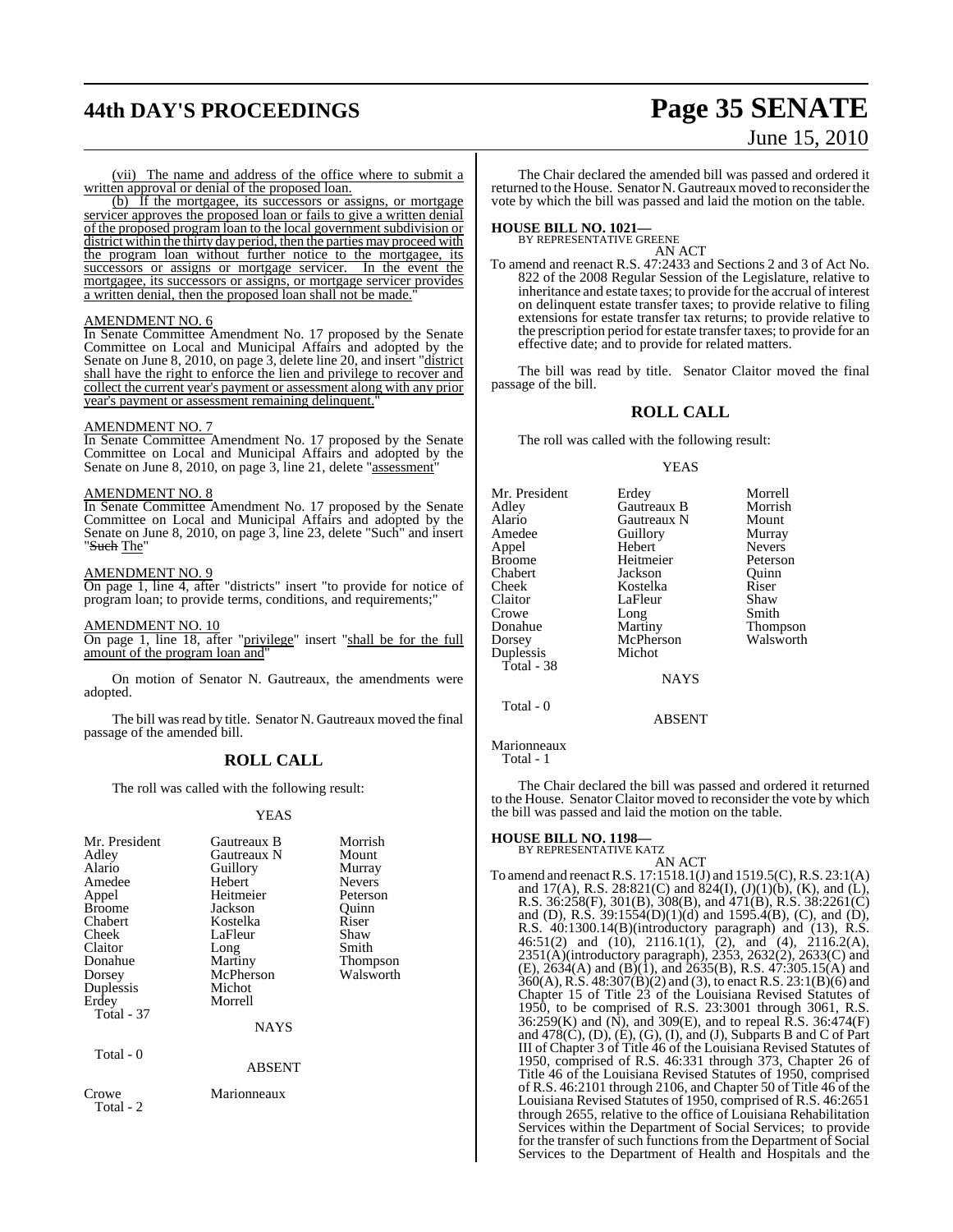(vii) The name and address of the office where to submit a written approval or denial of the proposed loan.

(b) If the mortgagee, its successors or assigns, or mortgage servicer approves the proposed loan or fails to give a written denial of the proposed program loan to the local government subdivision or district within the thirty day period, then the parties may proceed with the program loan without further notice to the mortgagee, its successors or assigns or mortgage servicer. In the event the mortgagee, its successors or assigns, or mortgage servicer provides a written denial, then the proposed loan shall not be made."

AMENDMENT NO. 6

In Senate Committee Amendment No. 17 proposed by the Senate Committee on Local and Municipal Affairs and adopted by the Senate on June 8, 2010, on page 3, delete line 20, and insert "district shall have the right to enforce the lien and privilege to recover and collect the current year's payment or assessment along with any prior year's payment or assessment remaining delinquent."

AMENDMENT NO. 7

In Senate Committee Amendment No. 17 proposed by the Senate Committee on Local and Municipal Affairs and adopted by the Senate on June 8, 2010, on page 3, line 21, delete "assessment"

AMENDMENT NO. 8

In Senate Committee Amendment No. 17 proposed by the Senate Committee on Local and Municipal Affairs and adopted by the Senate on June 8, 2010, on page 3, line 23, delete "Such" and insert "~~Such~~ The"

AMENDMENT NO. 9

On page 1, line 4, after "districts" insert "to provide for notice of program loan; to provide terms, conditions, and requirements;"

AMENDMENT NO. 10

On page 1, line 18, after "privilege" insert "shall be for the full amount of the program loan and"

On motion of Senator N. Gautreaux, the amendments were adopted.

The bill was read by title. Senator N. Gautreaux moved the final passage of the amended bill.

## ROLL CALL

The roll was called with the following result:

YEAS

| | | |
|---|---|---|
| Mr. President | Gautreaux B | Morrish |
| Adley | Gautreaux N | Mount |
| Alario | Guillory | Murray |
| Amedee | Hebert | Nevers |
| Appel | Heitmeier | Peterson |
| Broome | Jackson | Quinn |
| Chabert | Kostelka | Riser |
| Cheek | LaFleur | Shaw |
| Claitor | Long | Smith |
| Donahue | Martiny | Thompson |
| Dorsey | McPherson | Walsworth |
| Duplessis | Michot | |
| Erdey | Morrell | |

Total - 37

NAYS

Total - 0

ABSENT

Crowe　　　Marionneaux

Total - 2

The Chair declared the amended bill was passed and ordered it returned to the House. Senator N. Gautreaux moved to reconsider the vote by which the bill was passed and laid the motion on the table.

**HOUSE BILL NO. 1021—**
BY REPRESENTATIVE GREENE

AN ACT

To amend and reenact R.S. 47:2433 and Sections 2 and 3 of Act No. 822 of the 2008 Regular Session of the Legislature, relative to inheritance and estate taxes; to provide for the accrual of interest on delinquent estate transfer taxes; to provide relative to filing extensions for estate transfer tax returns; to provide relative to the prescription period for estate transfer taxes; to provide for an effective date; and to provide for related matters.

The bill was read by title. Senator Claitor moved the final passage of the bill.

## ROLL CALL

The roll was called with the following result:

YEAS

| | | |
|---|---|---|
| Mr. President | Erdey | Morrell |
| Adley | Gautreaux B | Morrish |
| Alario | Gautreaux N | Mount |
| Amedee | Guillory | Murray |
| Appel | Hebert | Nevers |
| Broome | Heitmeier | Peterson |
| Chabert | Jackson | Quinn |
| Cheek | Kostelka | Riser |
| Claitor | LaFleur | Shaw |
| Crowe | Long | Smith |
| Donahue | Martiny | Thompson |
| Dorsey | McPherson | Walsworth |
| Duplessis | Michot | |

Total - 38

NAYS

Total - 0

ABSENT

Marionneaux

Total - 1

The Chair declared the bill was passed and ordered it returned to the House. Senator Claitor moved to reconsider the vote by which the bill was passed and laid the motion on the table.

**HOUSE BILL NO. 1198—**
BY REPRESENTATIVE KATZ

AN ACT

To amend and reenact R.S. 17:1518.1(J) and 1519.5(C), R.S. 23:1(A) and 17(A), R.S. 28:821(C) and 824(I), (J)(1)(b), (K), and (L), R.S. 36:258(F), 301(B), 308(B), and 471(B), R.S. 38:2261(C) and (D), R.S. 39:1554(D)(1)(d) and 1595.4(B), (C), and (D), R.S. 40:1300.14(B)(introductory paragraph) and (13), R.S. 46:51(2) and (10), 2116.1(1), (2), and (4), 2116.2(A), 2351(A)(introductory paragraph), 2353, 2632(2), 2633(C) and (E), 2634(A) and (B)(1), and 2635(B), R.S. 47:305.15(A) and 360(A), R.S. 48:307(B)(2) and (3), to enact R.S. 23:1(B)(6) and Chapter 15 of Title 23 of the Louisiana Revised Statutes of 1950, to be comprised of R.S. 23:3001 through 3061, R.S. 36:259(K) and (N), and 309(E), and to repeal R.S. 36:474(F) and 478(C), (D), (E), (G), (I), and (J), Subparts B and C of Part III of Chapter 3 of Title 46 of the Louisiana Revised Statutes of 1950, comprised of R.S. 46:331 through 373, Chapter 26 of Title 46 of the Louisiana Revised Statutes of 1950, comprised of R.S. 46:2101 through 2106, and Chapter 50 of Title 46 of the Louisiana Revised Statutes of 1950, comprised of R.S. 46:2651 through 2655, relative to the office of Louisiana Rehabilitation Services within the Department of Social Services; to provide for the transfer of such functions from the Department of Social Services to the Department of Health and Hospitals and the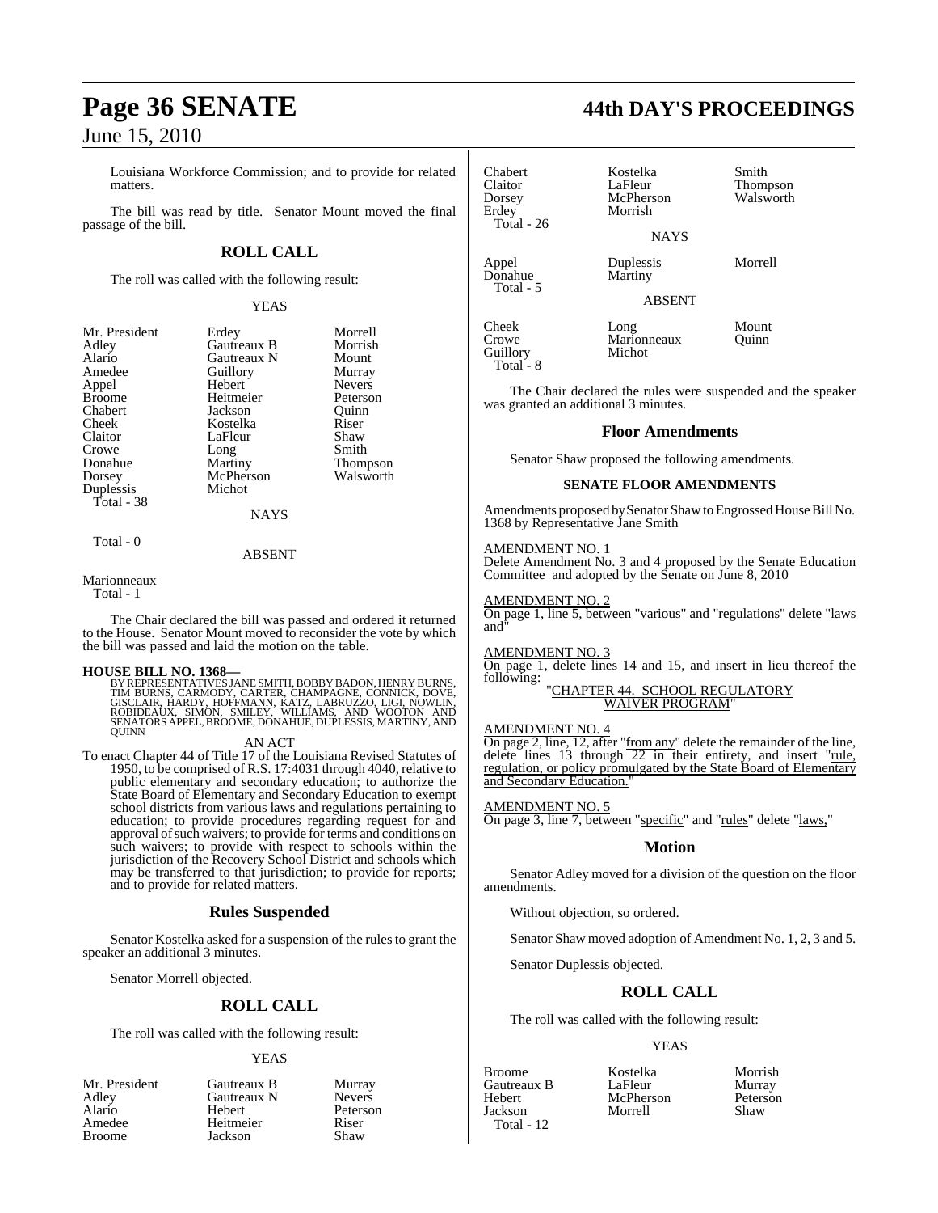Louisiana Workforce Commission; and to provide for related matters.

The bill was read by title. Senator Mount moved the final passage of the bill.

## ROLL CALL

The roll was called with the following result:

YEAS

| | | |
|---|---|---|
| Mr. President | Erdey | Morrell |
| Adley | Gautreaux B | Morrish |
| Alario | Gautreaux N | Mount |
| Amedee | Guillory | Murray |
| Appel | Hebert | Nevers |
| Broome | Heitmeier | Peterson |
| Chabert | Jackson | Quinn |
| Cheek | Kostelka | Riser |
| Claitor | LaFleur | Shaw |
| Crowe | Long | Smith |
| Donahue | Martiny | Thompson |
| Dorsey | McPherson | Walsworth |
| Duplessis | Michot | |

Total - 38

NAYS

Total - 0

ABSENT

Marionneaux

Total - 1

The Chair declared the bill was passed and ordered it returned to the House. Senator Mount moved to reconsider the vote by which the bill was passed and laid the motion on the table.

**HOUSE BILL NO. 1368—**
BY REPRESENTATIVES JANE SMITH, BOBBY BADON, HENRY BURNS, TIM BURNS, CARMODY, CARTER, CHAMPAGNE, CONNICK, DOVE, GISCLAIR, HARDY, HOFFMANN, KATZ, LABRUZZO, LIGI, NOWLIN, ROBIDEAUX, SIMON, SMILEY, WILLIAMS, AND WOOTON AND SENATORS APPEL, BROOME, DONAHUE, DUPLESSIS, MARTINY, AND QUINN

AN ACT

To enact Chapter 44 of Title 17 of the Louisiana Revised Statutes of 1950, to be comprised of R.S. 17:4031 through 4040, relative to public elementary and secondary education; to authorize the State Board of Elementary and Secondary Education to exempt school districts from various laws and regulations pertaining to education; to provide procedures regarding request for and approval of such waivers; to provide for terms and conditions on such waivers; to provide with respect to schools within the jurisdiction of the Recovery School District and schools which may be transferred to that jurisdiction; to provide for reports; and to provide for related matters.

## Rules Suspended

Senator Kostelka asked for a suspension of the rules to grant the speaker an additional 3 minutes.

Senator Morrell objected.

## ROLL CALL

The roll was called with the following result:

YEAS

| | | |
|---|---|---|
| Mr. President | Gautreaux B | Murray |
| Adley | Gautreaux N | Nevers |
| Alario | Hebert | Peterson |
| Amedee | Heitmeier | Riser |
| Broome | Jackson | Shaw |
| Chabert | Kostelka | Smith |
| Claitor | LaFleur | Thompson |
| Dorsey | McPherson | Walsworth |
| Erdey | Morrish | |

Total - 26

NAYS

| | | |
|---|---|---|
| Appel | Duplessis | Morrell |
| Donahue | Martiny | |

Total - 5

ABSENT

| | | |
|---|---|---|
| Cheek | Long | Mount |
| Crowe | Marionneaux | Quinn |
| Guillory | Michot | |

Total - 8

The Chair declared the rules were suspended and the speaker was granted an additional 3 minutes.

## Floor Amendments

Senator Shaw proposed the following amendments.

### SENATE FLOOR AMENDMENTS

Amendments proposed by Senator Shaw to Engrossed House Bill No. 1368 by Representative Jane Smith

AMENDMENT NO. 1
Delete Amendment No. 3 and 4 proposed by the Senate Education Committee and adopted by the Senate on June 8, 2010

AMENDMENT NO. 2
On page 1, line 5, between "various" and "regulations" delete "laws and"

AMENDMENT NO. 3
On page 1, delete lines 14 and 15, and insert in lieu thereof the following:

"CHAPTER 44. SCHOOL REGULATORY WAIVER PROGRAM"

AMENDMENT NO. 4
On page 2, line, 12, after "from any" delete the remainder of the line, delete lines 13 through 22 in their entirety, and insert "rule, regulation, or policy promulgated by the State Board of Elementary and Secondary Education."

AMENDMENT NO. 5
On page 3, line 7, between "specific" and "rules" delete "laws,"

## Motion

Senator Adley moved for a division of the question on the floor amendments.

Without objection, so ordered.

Senator Shaw moved adoption of Amendment No. 1, 2, 3 and 5.

Senator Duplessis objected.

## ROLL CALL

The roll was called with the following result:

YEAS

| | | |
|---|---|---|
| Broome | Kostelka | Morrish |
| Gautreaux B | LaFleur | Murray |
| Hebert | McPherson | Peterson |
| Jackson | Morrell | Shaw |

Total - 12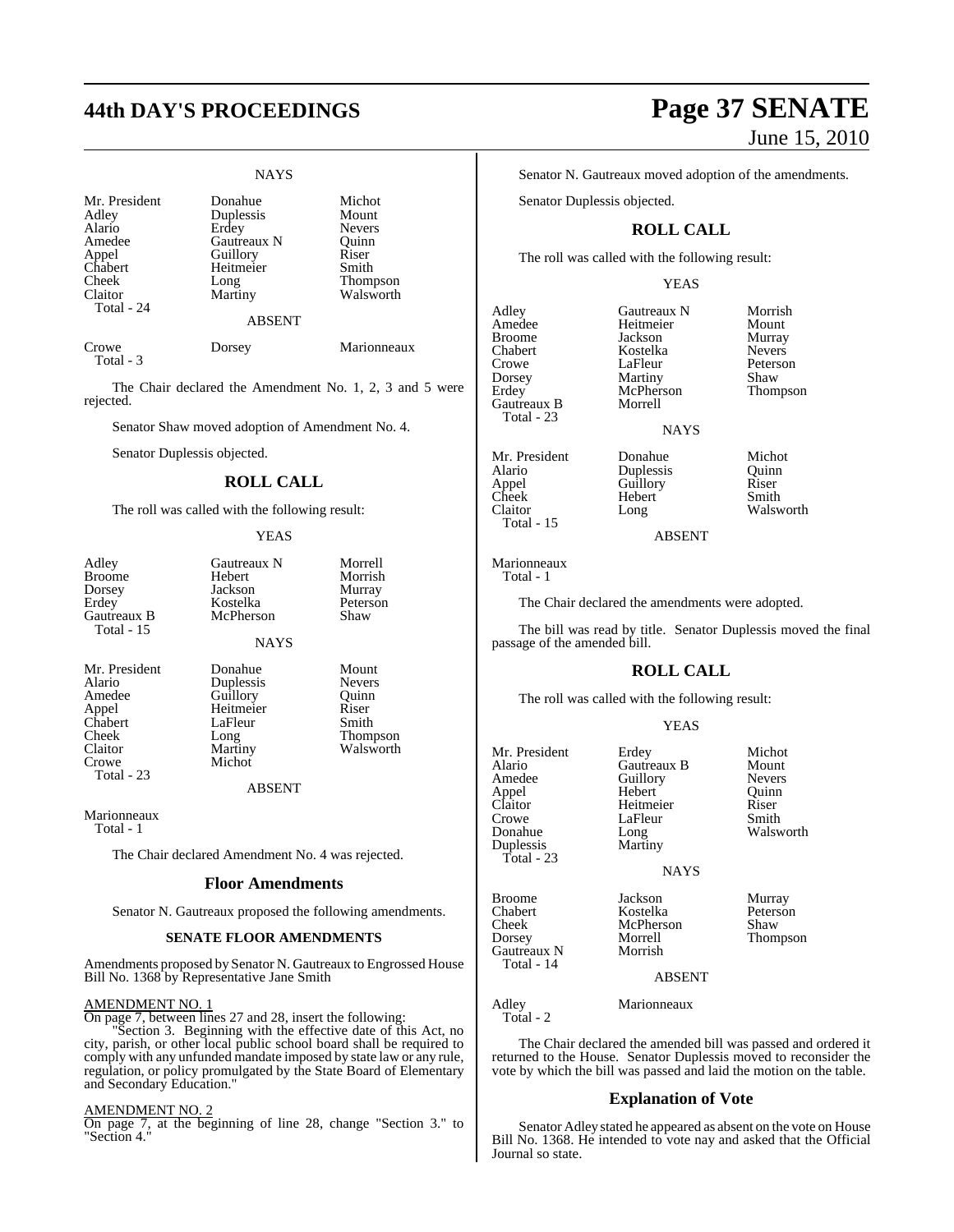### NAYS

| | | |
|---|---|---|
| Mr. President | Donahue | Michot |
| Adley | Duplessis | Mount |
| Alario | Erdey | Nevers |
| Amedee | Gautreaux N | Quinn |
| Appel | Guillory | Riser |
| Chabert | Heitmeier | Smith |
| Cheek | Long | Thompson |
| Claitor | Martiny | Walsworth |
| Total - 24 | | |

### ABSENT

| | | |
|---|---|---|
| Crowe | Dorsey | Marionneaux |
| Total - 3 | | |

The Chair declared the Amendment No. 1, 2, 3 and 5 were rejected.

Senator Shaw moved adoption of Amendment No. 4.

Senator Duplessis objected.

## ROLL CALL

The roll was called with the following result:

### YEAS

| | | |
|---|---|---|
| Adley | Gautreaux N | Morrell |
| Broome | Hebert | Morrish |
| Dorsey | Jackson | Murray |
| Erdey | Kostelka | Peterson |
| Gautreaux B | McPherson | Shaw |
| Total - 15 | | |

### NAYS

| | | |
|---|---|---|
| Mr. President | Donahue | Mount |
| Alario | Duplessis | Nevers |
| Amedee | Guillory | Quinn |
| Appel | Heitmeier | Riser |
| Chabert | LaFleur | Smith |
| Cheek | Long | Thompson |
| Claitor | Martiny | Walsworth |
| Crowe | Michot | |
| Total - 23 | | |

### ABSENT

Marionneaux
Total - 1

The Chair declared Amendment No. 4 was rejected.

## Floor Amendments

Senator N. Gautreaux proposed the following amendments.

### SENATE FLOOR AMENDMENTS

Amendments proposed by Senator N. Gautreaux to Engrossed House Bill No. 1368 by Representative Jane Smith

AMENDMENT NO. 1
On page 7, between lines 27 and 28, insert the following:

"Section 3. Beginning with the effective date of this Act, no city, parish, or other local public school board shall be required to comply with any unfunded mandate imposed by state law or any rule, regulation, or policy promulgated by the State Board of Elementary and Secondary Education."

AMENDMENT NO. 2
On page 7, at the beginning of line 28, change "Section 3." to "Section 4."

Senator N. Gautreaux moved adoption of the amendments.

Senator Duplessis objected.

## ROLL CALL

The roll was called with the following result:

### YEAS

| | | |
|---|---|---|
| Adley | Gautreaux N | Morrish |
| Amedee | Heitmeier | Mount |
| Broome | Jackson | Murray |
| Chabert | Kostelka | Nevers |
| Crowe | LaFleur | Peterson |
| Dorsey | Martiny | Shaw |
| Erdey | McPherson | Thompson |
| Gautreaux B | Morrell | |
| Total - 23 | | |

### NAYS

| | | |
|---|---|---|
| Mr. President | Donahue | Michot |
| Alario | Duplessis | Quinn |
| Appel | Guillory | Riser |
| Cheek | Hebert | Smith |
| Claitor | Long | Walsworth |
| Total - 15 | | |

### ABSENT

Marionneaux
Total - 1

The Chair declared the amendments were adopted.

The bill was read by title. Senator Duplessis moved the final passage of the amended bill.

## ROLL CALL

The roll was called with the following result:

### YEAS

| | | |
|---|---|---|
| Mr. President | Erdey | Michot |
| Alario | Gautreaux B | Mount |
| Amedee | Guillory | Nevers |
| Appel | Hebert | Quinn |
| Claitor | Heitmeier | Riser |
| Crowe | LaFleur | Smith |
| Donahue | Long | Walsworth |
| Duplessis | Martiny | |
| Total - 23 | | |

### NAYS

| | | |
|---|---|---|
| Broome | Jackson | Murray |
| Chabert | Kostelka | Peterson |
| Cheek | McPherson | Shaw |
| Dorsey | Morrell | Thompson |
| Gautreaux N | Morrish | |
| Total - 14 | | |

### ABSENT

| | |
|---|---|
| Adley | Marionneaux |
| Total - 2 | |

The Chair declared the amended bill was passed and ordered it returned to the House. Senator Duplessis moved to reconsider the vote by which the bill was passed and laid the motion on the table.

## Explanation of Vote

Senator Adley stated he appeared as absent on the vote on House Bill No. 1368. He intended to vote nay and asked that the Official Journal so state.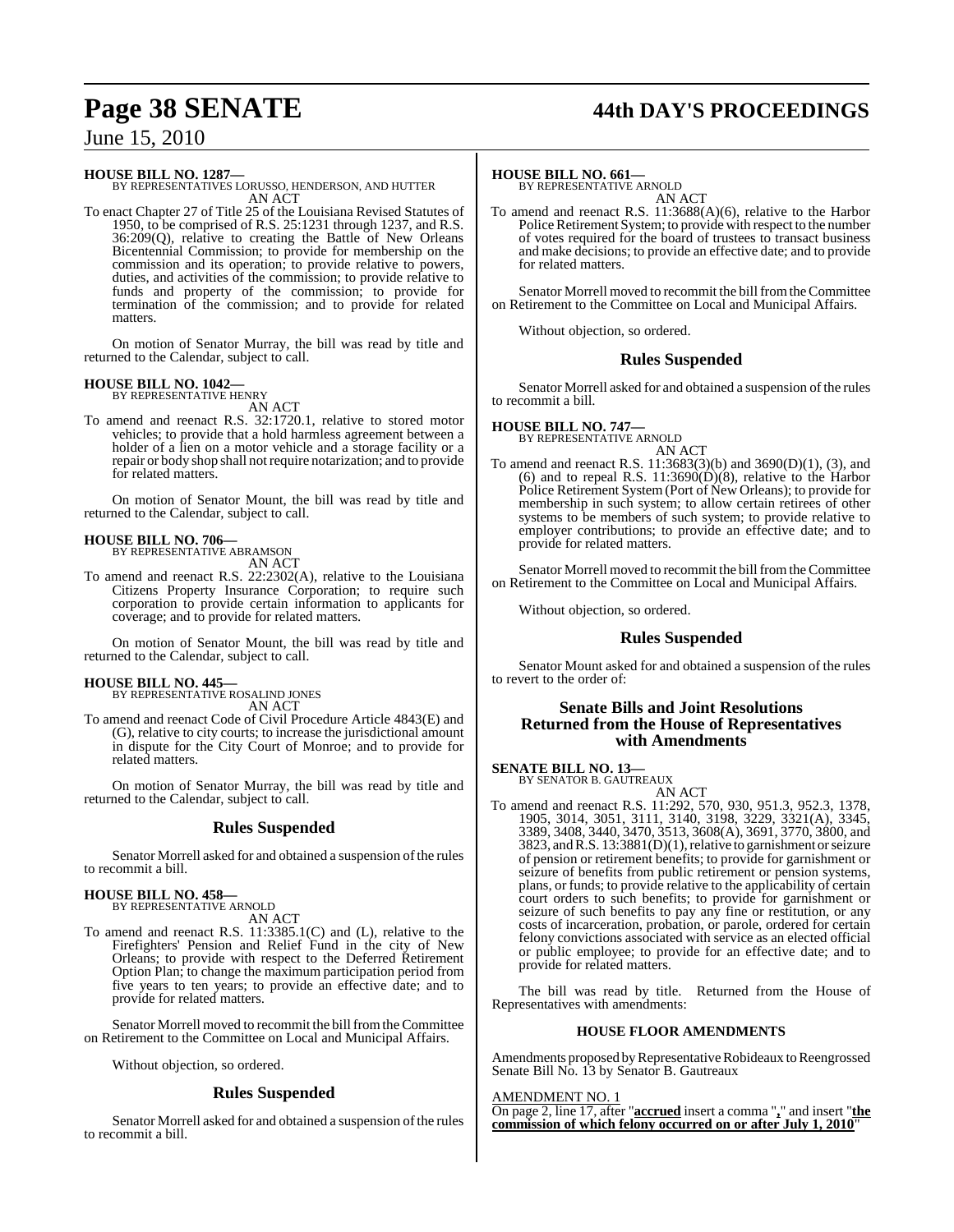**HOUSE BILL NO. 1287—**
BY REPRESENTATIVES LORUSSO, HENDERSON, AND HUTTER
AN ACT

To enact Chapter 27 of Title 25 of the Louisiana Revised Statutes of 1950, to be comprised of R.S. 25:1231 through 1237, and R.S. 36:209(Q), relative to creating the Battle of New Orleans Bicentennial Commission; to provide for membership on the commission and its operation; to provide relative to powers, duties, and activities of the commission; to provide relative to funds and property of the commission; to provide for termination of the commission; and to provide for related matters.

On motion of Senator Murray, the bill was read by title and returned to the Calendar, subject to call.

**HOUSE BILL NO. 1042—**
BY REPRESENTATIVE HENRY
AN ACT

To amend and reenact R.S. 32:1720.1, relative to stored motor vehicles; to provide that a hold harmless agreement between a holder of a lien on a motor vehicle and a storage facility or a repair or body shop shall not require notarization; and to provide for related matters.

On motion of Senator Mount, the bill was read by title and returned to the Calendar, subject to call.

**HOUSE BILL NO. 706—**
BY REPRESENTATIVE ABRAMSON
AN ACT

To amend and reenact R.S. 22:2302(A), relative to the Louisiana Citizens Property Insurance Corporation; to require such corporation to provide certain information to applicants for coverage; and to provide for related matters.

On motion of Senator Mount, the bill was read by title and returned to the Calendar, subject to call.

**HOUSE BILL NO. 445—**
BY REPRESENTATIVE ROSALIND JONES
AN ACT

To amend and reenact Code of Civil Procedure Article 4843(E) and (G), relative to city courts; to increase the jurisdictional amount in dispute for the City Court of Monroe; and to provide for related matters.

On motion of Senator Murray, the bill was read by title and returned to the Calendar, subject to call.

## Rules Suspended

Senator Morrell asked for and obtained a suspension of the rules to recommit a bill.

**HOUSE BILL NO. 458—**
BY REPRESENTATIVE ARNOLD
AN ACT

To amend and reenact R.S. 11:3385.1(C) and (L), relative to the Firefighters' Pension and Relief Fund in the city of New Orleans; to provide with respect to the Deferred Retirement Option Plan; to change the maximum participation period from five years to ten years; to provide an effective date; and to provide for related matters.

Senator Morrell moved to recommit the bill from the Committee on Retirement to the Committee on Local and Municipal Affairs.

Without objection, so ordered.

## Rules Suspended

Senator Morrell asked for and obtained a suspension of the rules to recommit a bill.

**HOUSE BILL NO. 661—**
BY REPRESENTATIVE ARNOLD
AN ACT

To amend and reenact R.S. 11:3688(A)(6), relative to the Harbor Police Retirement System; to provide with respect to the number of votes required for the board of trustees to transact business and make decisions; to provide an effective date; and to provide for related matters.

Senator Morrell moved to recommit the bill from the Committee on Retirement to the Committee on Local and Municipal Affairs.

Without objection, so ordered.

## Rules Suspended

Senator Morrell asked for and obtained a suspension of the rules to recommit a bill.

**HOUSE BILL NO. 747—**
BY REPRESENTATIVE ARNOLD
AN ACT

To amend and reenact R.S. 11:3683(3)(b) and 3690(D)(1), (3), and (6) and to repeal R.S. 11:3690(D)(8), relative to the Harbor Police Retirement System (Port of New Orleans); to provide for membership in such system; to allow certain retirees of other systems to be members of such system; to provide relative to employer contributions; to provide an effective date; and to provide for related matters.

Senator Morrell moved to recommit the bill from the Committee on Retirement to the Committee on Local and Municipal Affairs.

Without objection, so ordered.

## Rules Suspended

Senator Mount asked for and obtained a suspension of the rules to revert to the order of:

## Senate Bills and Joint Resolutions Returned from the House of Representatives with Amendments

**SENATE BILL NO. 13—**
BY SENATOR B. GAUTREAUX
AN ACT

To amend and reenact R.S. 11:292, 570, 930, 951.3, 952.3, 1378, 1905, 3014, 3051, 3111, 3140, 3198, 3229, 3321(A), 3345, 3389, 3408, 3440, 3470, 3513, 3608(A), 3691, 3770, 3800, and 3823, and R.S. 13:3881(D)(1), relative to garnishment or seizure of pension or retirement benefits; to provide for garnishment or seizure of benefits from public retirement or pension systems, plans, or funds; to provide relative to the applicability of certain court orders to such benefits; to provide for garnishment or seizure of such benefits to pay any fine or restitution, or any costs of incarceration, probation, or parole, ordered for certain felony convictions associated with service as an elected official or public employee; to provide for an effective date; and to provide for related matters.

The bill was read by title. Returned from the House of Representatives with amendments:

### HOUSE FLOOR AMENDMENTS

Amendments proposed by Representative Robideaux to Reengrossed Senate Bill No. 13 by Senator B. Gautreaux

AMENDMENT NO. 1
On page 2, line 17, after "**accrued**" insert a comma "**,**" and insert "**the commission of which felony occurred on or after July 1, 2010**"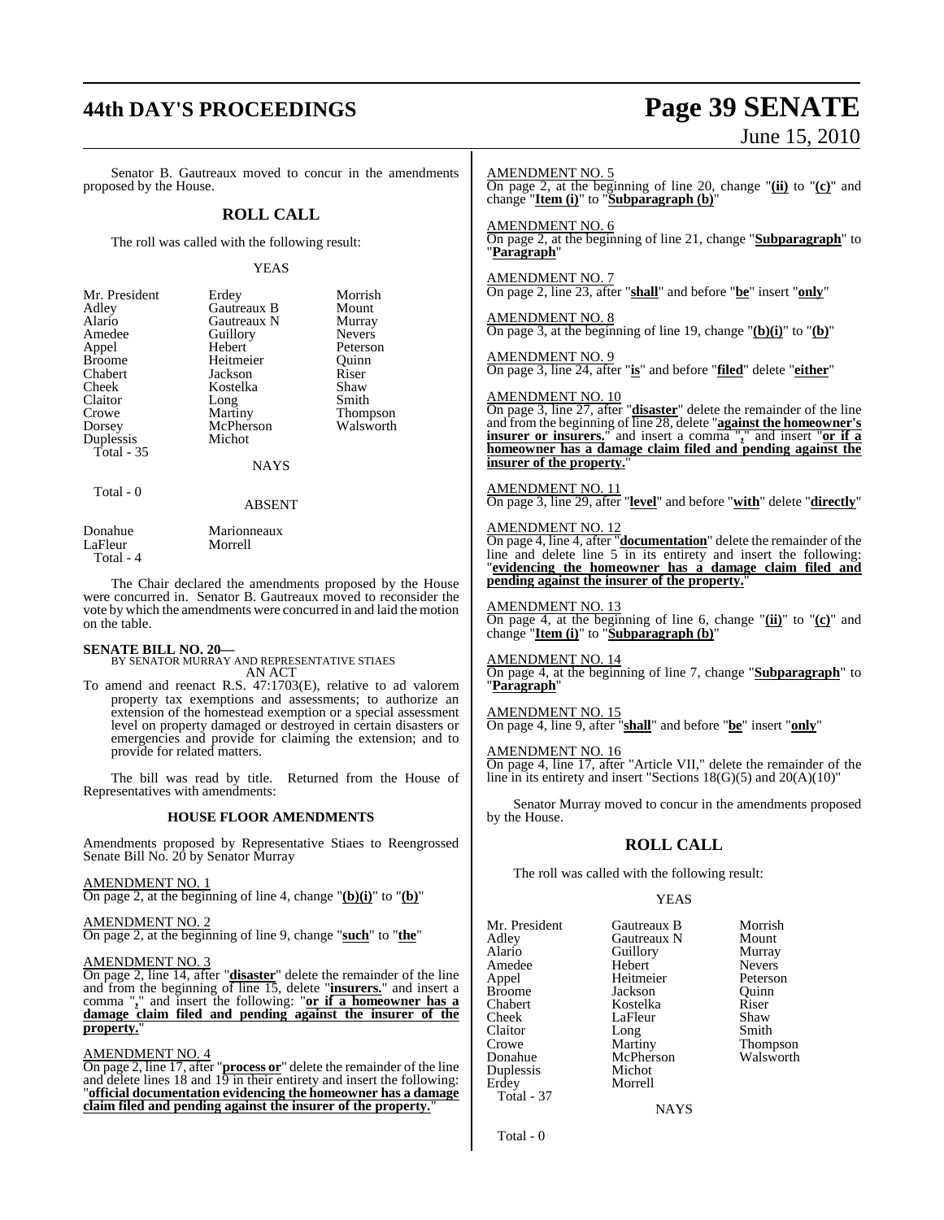Senator B. Gautreaux moved to concur in the amendments proposed by the House.

## ROLL CALL

The roll was called with the following result:

YEAS

| | | |
|---|---|---|
| Mr. President | Erdey | Morrish |
| Adley | Gautreaux B | Mount |
| Alario | Gautreaux N | Murray |
| Amedee | Guillory | Nevers |
| Appel | Hebert | Peterson |
| Broome | Heitmeier | Quinn |
| Chabert | Jackson | Riser |
| Cheek | Kostelka | Shaw |
| Claitor | Long | Smith |
| Crowe | Martiny | Thompson |
| Dorsey | McPherson | Walsworth |
| Duplessis | Michot | |
| Total - 35 | | |

NAYS

Total - 0

ABSENT

| | |
|---|---|
| Donahue | Marionneaux |
| LaFleur | Morrell |
| Total - 4 | |

The Chair declared the amendments proposed by the House were concurred in. Senator B. Gautreaux moved to reconsider the vote by which the amendments were concurred in and laid the motion on the table.

**SENATE BILL NO. 20—**
BY SENATOR MURRAY AND REPRESENTATIVE STIAES
AN ACT

To amend and reenact R.S. 47:1703(E), relative to ad valorem property tax exemptions and assessments; to authorize an extension of the homestead exemption or a special assessment level on property damaged or destroyed in certain disasters or emergencies and provide for claiming the extension; and to provide for related matters.

The bill was read by title. Returned from the House of Representatives with amendments:

### HOUSE FLOOR AMENDMENTS

Amendments proposed by Representative Stiaes to Reengrossed Senate Bill No. 20 by Senator Murray

AMENDMENT NO. 1
On page 2, at the beginning of line 4, change "**(b)(i)**" to "**(b)**"

AMENDMENT NO. 2
On page 2, at the beginning of line 9, change "**such**" to "**the**"

AMENDMENT NO. 3
On page 2, line 14, after "**disaster**" delete the remainder of the line and from the beginning of line 15, delete "**insurers.**" and insert a comma "**,**" and insert the following: "**or if a homeowner has a damage claim filed and pending against the insurer of the property.**"

AMENDMENT NO. 4
On page 2, line 17, after "**process or**" delete the remainder of the line and delete lines 18 and 19 in their entirety and insert the following: "**official documentation evidencing the homeowner has a damage claim filed and pending against the insurer of the property.**"

AMENDMENT NO. 5
On page 2, at the beginning of line 20, change "**(ii)**" to "**(c)**" and change "**Item (i)**" to "**Subparagraph (b)**"

AMENDMENT NO. 6
On page 2, at the beginning of line 21, change "**Subparagraph**" to "**Paragraph**"

AMENDMENT NO. 7
On page 2, line 23, after "**shall**" and before "**be**" insert "**only**"

AMENDMENT NO. 8
On page 3, at the beginning of line 19, change "**(b)(i)**" to "**(b)**"

AMENDMENT NO. 9
On page 3, line 24, after "**is**" and before "**filed**" delete "**either**"

AMENDMENT NO. 10
On page 3, line 27, after "**disaster**" delete the remainder of the line and from the beginning of line 28, delete "**against the homeowner's insurer or insurers.**" and insert a comma "**,**" and insert "**or if a homeowner has a damage claim filed and pending against the insurer of the property.**"

AMENDMENT NO. 11
On page 3, line 29, after "**level**" and before "**with**" delete "**directly**"

AMENDMENT NO. 12
On page 4, line 4, after "**documentation**" delete the remainder of the line and delete line 5 in its entirety and insert the following: "**evidencing the homeowner has a damage claim filed and pending against the insurer of the property.**"

AMENDMENT NO. 13
On page 4, at the beginning of line 6, change "**(ii)**" to "**(c)**" and change "**Item (i)**" to "**Subparagraph (b)**"

AMENDMENT NO. 14
On page 4, at the beginning of line 7, change "**Subparagraph**" to "**Paragraph**"

AMENDMENT NO. 15
On page 4, line 9, after "**shall**" and before "**be**" insert "**only**"

AMENDMENT NO. 16
On page 4, line 17, after "Article VII," delete the remainder of the line in its entirety and insert "Sections 18(G)(5) and 20(A)(10)"

Senator Murray moved to concur in the amendments proposed by the House.

## ROLL CALL

The roll was called with the following result:

YEAS

| | | |
|---|---|---|
| Mr. President | Gautreaux B | Morrish |
| Adley | Gautreaux N | Mount |
| Alario | Guillory | Murray |
| Amedee | Hebert | Nevers |
| Appel | Heitmeier | Peterson |
| Broome | Jackson | Quinn |
| Chabert | Kostelka | Riser |
| Cheek | LaFleur | Shaw |
| Claitor | Long | Smith |
| Crowe | Martiny | Thompson |
| Donahue | McPherson | Walsworth |
| Duplessis | Michot | |
| Erdey | Morrell | |
| Total - 37 | | |

NAYS

Total - 0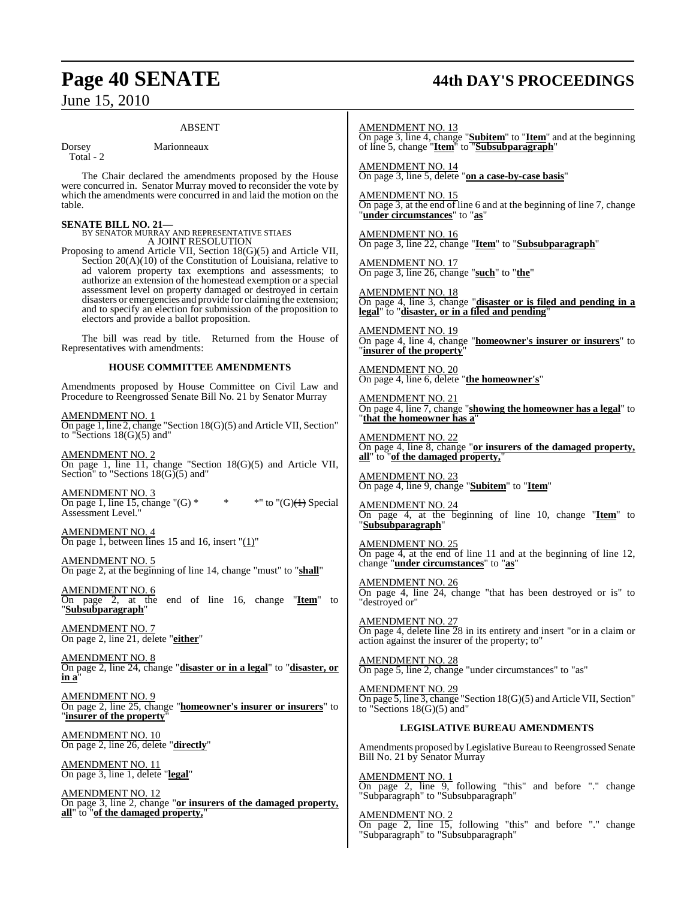### ABSENT

Dorsey Marionneaux
Total - 2

The Chair declared the amendments proposed by the House were concurred in. Senator Murray moved to reconsider the vote by which the amendments were concurred in and laid the motion on the table.

**SENATE BILL NO. 21—**
BY SENATOR MURRAY AND REPRESENTATIVE STIAES
A JOINT RESOLUTION

Proposing to amend Article VII, Section 18(G)(5) and Article VII, Section 20(A)(10) of the Constitution of Louisiana, relative to ad valorem property tax exemptions and assessments; to authorize an extension of the homestead exemption or a special assessment level on property damaged or destroyed in certain disasters or emergencies and provide for claiming the extension; and to specify an election for submission of the proposition to electors and provide a ballot proposition.

The bill was read by title. Returned from the House of Representatives with amendments:

### HOUSE COMMITTEE AMENDMENTS

Amendments proposed by House Committee on Civil Law and Procedure to Reengrossed Senate Bill No. 21 by Senator Murray

AMENDMENT NO. 1
On page 1, line 2, change "Section 18(G)(5) and Article VII, Section" to "Sections 18(G)(5) and"

AMENDMENT NO. 2
On page 1, line 11, change "Section 18(G)(5) and Article VII, Section" to "Sections 18(G)(5) and"

AMENDMENT NO. 3
On page 1, line 15, change "(G) * * *" to "(G)~~(1)~~ Special Assessment Level."

AMENDMENT NO. 4
On page 1, between lines 15 and 16, insert "(1)"

AMENDMENT NO. 5
On page 2, at the beginning of line 14, change "must" to "**shall**"

AMENDMENT NO. 6
On page 2, at the end of line 16, change "**Item**" to "**Subsubparagraph**"

AMENDMENT NO. 7
On page 2, line 21, delete "**either**"

AMENDMENT NO. 8
On page 2, line 24, change "**disaster or in a legal**" to "**disaster, or in a**"

AMENDMENT NO. 9
On page 2, line 25, change "**homeowner's insurer or insurers**" to "**insurer of the property**"

AMENDMENT NO. 10
On page 2, line 26, delete "**directly**"

AMENDMENT NO. 11
On page 3, line 1, delete "**legal**"

AMENDMENT NO. 12
On page 3, line 2, change "**or insurers of the damaged property, all**" to "**of the damaged property,**"

AMENDMENT NO. 13
On page 3, line 4, change "**Subitem**" to "**Item**" and at the beginning of line 5, change "**Item**" to "**Subsubparagraph**"

AMENDMENT NO. 14
On page 3, line 5, delete "**on a case-by-case basis**"

AMENDMENT NO. 15
On page 3, at the end of line 6 and at the beginning of line 7, change "**under circumstances**" to "**as**"

AMENDMENT NO. 16
On page 3, line 22, change "**Item**" to "**Subsubparagraph**"

AMENDMENT NO. 17
On page 3, line 26, change "**such**" to "**the**"

AMENDMENT NO. 18
On page 4, line 3, change "**disaster or is filed and pending in a legal**" to "**disaster, or in a filed and pending**"

AMENDMENT NO. 19
On page 4, line 4, change "**homeowner's insurer or insurers**" to "**insurer of the property**"

AMENDMENT NO. 20
On page 4, line 6, delete "**the homeowner's**"

AMENDMENT NO. 21
On page 4, line 7, change "**showing the homeowner has a legal**" to "**that the homeowner has a**"

AMENDMENT NO. 22
On page 4, line 8, change "**or insurers of the damaged property, all**" to "**of the damaged property,**"

AMENDMENT NO. 23
On page 4, line 9, change "**Subitem**" to "**Item**"

AMENDMENT NO. 24
On page 4, at the beginning of line 10, change "**Item**" to "**Subsubparagraph**"

AMENDMENT NO. 25
On page 4, at the end of line 11 and at the beginning of line 12, change "**under circumstances**" to "**as**"

AMENDMENT NO. 26
On page 4, line 24, change "that has been destroyed or is" to "destroyed or"

AMENDMENT NO. 27
On page 4, delete line 28 in its entirety and insert "or in a claim or action against the insurer of the property; to"

AMENDMENT NO. 28
On page 5, line 2, change "under circumstances" to "as"

AMENDMENT NO. 29
On page 5, line 3, change "Section 18(G)(5) and Article VII, Section" to "Sections 18(G)(5) and"

### LEGISLATIVE BUREAU AMENDMENTS

Amendments proposed by Legislative Bureau to Reengrossed Senate Bill No. 21 by Senator Murray

AMENDMENT NO. 1
On page 2, line 9, following "this" and before "." change "Subparagraph" to "Subsubparagraph"

AMENDMENT NO. 2
On page 2, line 15, following "this" and before "." change "Subparagraph" to "Subsubparagraph"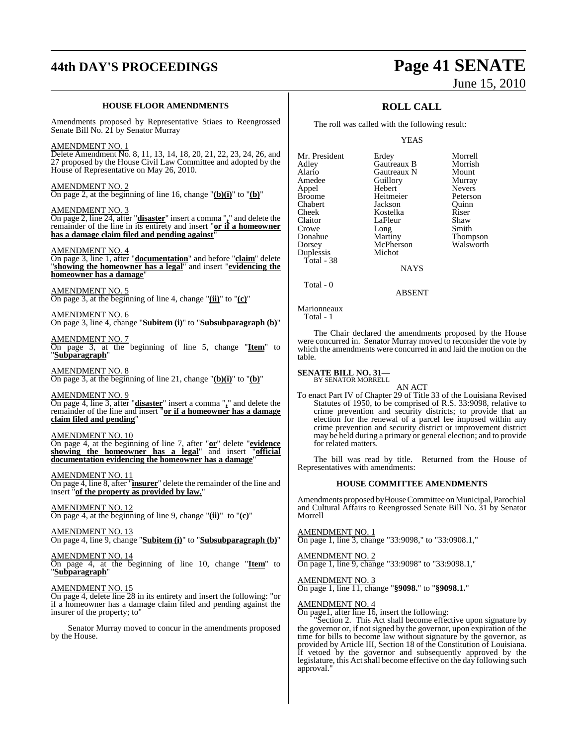### HOUSE FLOOR AMENDMENTS

Amendments proposed by Representative Stiaes to Reengrossed Senate Bill No. 21 by Senator Murray

AMENDMENT NO. 1
Delete Amendment No. 8, 11, 13, 14, 18, 20, 21, 22, 23, 24, 26, and 27 proposed by the House Civil Law Committee and adopted by the House of Representative on May 26, 2010.

AMENDMENT NO. 2
On page 2, at the beginning of line 16, change "**(b)(i)**" to "**(b)**"

AMENDMENT NO. 3
On page 2, line 24, after "**disaster**" insert a comma "**,**" and delete the remainder of the line in its entirety and insert "**or if a homeowner has a damage claim filed and pending against**"

AMENDMENT NO. 4
On page 3, line 1, after "**documentation**" and before "**claim**" delete "**showing the homeowner has a legal**" and insert "**evidencing the homeowner has a damage**"

AMENDMENT NO. 5
On page 3, at the beginning of line 4, change "**(ii)**" to "**(c)**"

AMENDMENT NO. 6
On page 3, line 4, change "**Subitem (i)**" to "**Subsubparagraph (b)**"

AMENDMENT NO. 7
On page 3, at the beginning of line 5, change "**Item**" to "**Subparagraph**"

AMENDMENT NO. 8
On page 3, at the beginning of line 21, change "**(b)(i)**" to "**(b)**"

AMENDMENT NO. 9
On page 4, line 3, after "**disaster**" insert a comma "**,**" and delete the remainder of the line and insert "**or if a homeowner has a damage claim filed and pending**"

AMENDMENT NO. 10
On page 4, at the beginning of line 7, after "**or**" delete "**evidence showing the homeowner has a legal**" and insert "**official documentation evidencing the homeowner has a damage**"

AMENDMENT NO. 11
On page 4, line 8, after "**insurer**" delete the remainder of the line and insert "**of the property as provided by law.**"

AMENDMENT NO. 12
On page 4, at the beginning of line 9, change "**(ii)**" to "**(c)**"

AMENDMENT NO. 13
On page 4, line 9, change "**Subitem (i)**" to "**Subsubparagraph (b)**"

AMENDMENT NO. 14
On page 4, at the beginning of line 10, change "**Item**" to "**Subparagraph**"

AMENDMENT NO. 15
On page 4, delete line 28 in its entirety and insert the following: "or if a homeowner has a damage claim filed and pending against the insurer of the property; to"

Senator Murray moved to concur in the amendments proposed by the House.

## ROLL CALL

The roll was called with the following result:

YEAS

| | | |
|---|---|---|
| Mr. President | Erdey | Morrell |
| Adley | Gautreaux B | Morrish |
| Alario | Gautreaux N | Mount |
| Amedee | Guillory | Murray |
| Appel | Hebert | Nevers |
| Broome | Heitmeier | Peterson |
| Chabert | Jackson | Quinn |
| Cheek | Kostelka | Riser |
| Claitor | LaFleur | Shaw |
| Crowe | Long | Smith |
| Donahue | Martiny | Thompson |
| Dorsey | McPherson | Walsworth |
| Duplessis | Michot | |

Total - 38

NAYS

Total - 0

ABSENT

Marionneaux
Total - 1

The Chair declared the amendments proposed by the House were concurred in. Senator Murray moved to reconsider the vote by which the amendments were concurred in and laid the motion on the table.

**SENATE BILL NO. 31—**
BY SENATOR MORRELL

AN ACT

To enact Part IV of Chapter 29 of Title 33 of the Louisiana Revised Statutes of 1950, to be comprised of R.S. 33:9098, relative to crime prevention and security districts; to provide that an election for the renewal of a parcel fee imposed within any crime prevention and security district or improvement district may be held during a primary or general election; and to provide for related matters.

The bill was read by title. Returned from the House of Representatives with amendments:

### HOUSE COMMITTEE AMENDMENTS

Amendments proposed by House Committee on Municipal, Parochial and Cultural Affairs to Reengrossed Senate Bill No. 31 by Senator Morrell

AMENDMENT NO. 1
On page 1, line 3, change "33:9098," to "33:0908.1,"

AMENDMENT NO. 2
On page 1, line 9, change "33:9098" to "33:9098.1,"

AMENDMENT NO. 3
On page 1, line 11, change "**§9098.**" to "**§9098.1.**"

AMENDMENT NO. 4
On page1, after line 16, insert the following:

"Section 2. This Act shall become effective upon signature by the governor or, if not signed by the governor, upon expiration of the time for bills to become law without signature by the governor, as provided by Article III, Section 18 of the Constitution of Louisiana. If vetoed by the governor and subsequently approved by the legislature, this Act shall become effective on the day following such approval."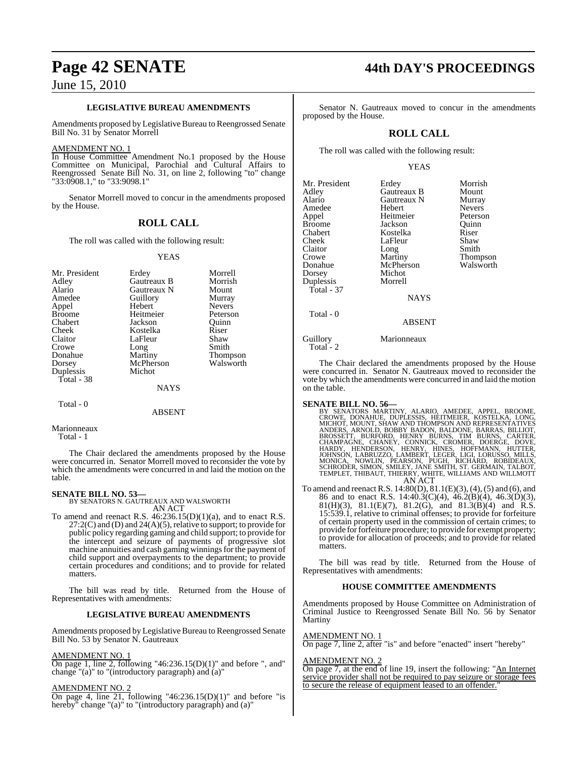### LEGISLATIVE BUREAU AMENDMENTS

Amendments proposed by Legislative Bureau to Reengrossed Senate Bill No. 31 by Senator Morrell

AMENDMENT NO. 1

In House Committee Amendment No.1 proposed by the House Committee on Municipal, Parochial and Cultural Affairs to Reengrossed Senate Bill No. 31, on line 2, following "to" change "33:0908.1," to "33:9098.1"

Senator Morrell moved to concur in the amendments proposed by the House.

## ROLL CALL

The roll was called with the following result:

YEAS

| | | |
|---|---|---|
| Mr. President | Erdey | Morrell |
| Adley | Gautreaux B | Morrish |
| Alario | Gautreaux N | Mount |
| Amedee | Guillory | Murray |
| Appel | Hebert | Nevers |
| Broome | Heitmeier | Peterson |
| Chabert | Jackson | Quinn |
| Cheek | Kostelka | Riser |
| Claitor | LaFleur | Shaw |
| Crowe | Long | Smith |
| Donahue | Martiny | Thompson |
| Dorsey | McPherson | Walsworth |
| Duplessis | Michot | |
| Total - 38 | | |

NAYS

Total - 0

ABSENT

Marionneaux
Total - 1

The Chair declared the amendments proposed by the House were concurred in. Senator Morrell moved to reconsider the vote by which the amendments were concurred in and laid the motion on the table.

**SENATE BILL NO. 53—**
BY SENATORS N. GAUTREAUX AND WALSWORTH
AN ACT

To amend and reenact R.S. 46:236.15(D)(1)(a), and to enact R.S. 27:2(C) and (D) and 24(A)(5), relative to support; to provide for public policy regarding gaming and child support; to provide for the intercept and seizure of payments of progressive slot machine annuities and cash gaming winnings for the payment of child support and overpayments to the department; to provide certain procedures and conditions; and to provide for related matters.

The bill was read by title. Returned from the House of Representatives with amendments:

### LEGISLATIVE BUREAU AMENDMENTS

Amendments proposed by Legislative Bureau to Reengrossed Senate Bill No. 53 by Senator N. Gautreaux

AMENDMENT NO. 1

On page 1, line 2, following "46:236.15(D)(1)" and before ", and" change "(a)" to "(introductory paragraph) and (a)"

AMENDMENT NO. 2

On page 4, line 21, following "46:236.15(D)(1)" and before "is hereby" change "(a)" to "(introductory paragraph) and (a)"

Senator N. Gautreaux moved to concur in the amendments proposed by the House.

## ROLL CALL

The roll was called with the following result:

YEAS

| | | |
|---|---|---|
| Mr. President | Erdey | Morrish |
| Adley | Gautreaux B | Mount |
| Alario | Gautreaux N | Murray |
| Amedee | Hebert | Nevers |
| Appel | Heitmeier | Peterson |
| Broome | Jackson | Quinn |
| Chabert | Kostelka | Riser |
| Cheek | LaFleur | Shaw |
| Claitor | Long | Smith |
| Crowe | Martiny | Thompson |
| Donahue | McPherson | Walsworth |
| Dorsey | Michot | |
| Duplessis | Morrell | |
| Total - 37 | | |

NAYS

Total - 0

ABSENT

Guillory Marionneaux
Total - 2

The Chair declared the amendments proposed by the House were concurred in. Senator N. Gautreaux moved to reconsider the vote by which the amendments were concurred in and laid the motion on the table.

**SENATE BILL NO. 56—**
BY SENATORS MARTINY, ALARIO, AMEDEE, APPEL, BROOME, CROWE, DONAHUE, DUPLESSIS, HEITMEIER, KOSTELKA, LONG, MICHOT, MOUNT, SHAW AND THOMPSON AND REPRESENTATIVES ANDERS, ARNOLD, BOBBY BADON, BALDONE, BARRAS, BILLIOT, BROSSETT, BURFORD, HENRY BURNS, TIM BURNS, CARTER, CHAMPAGNE, CHANEY, CONNICK, CROMER, DOERGE, DOVE, HARDY, HENDERSON, HENRY, HINES, HOFFMANN, HUTTER, JOHNSON, LABRUZZO, LAMBERT, LEGER, LIGI, LORUSSO, MILLS, MONICA, NOWLIN, PEARSON, PUGH, RICHARD, ROBIDEAUX, SCHRODER, SIMON, SMILEY, JANE SMITH, ST. GERMAIN, TALBOT, TEMPLET, THIBAUT, THIERRY, WHITE, WILLIAMS AND WILLMOTT
AN ACT

To amend and reenact R.S. 14:80(D), 81.1(E)(3), (4), (5) and (6), and 86 and to enact R.S. 14:40.3(C)(4), 46.2(B)(4), 46.3(D)(3), 81(H)(3), 81.1(E)(7), 81.2(G), and 81.3(B)(4) and R.S. 15:539.1, relative to criminal offenses; to provide for forfeiture of certain property used in the commission of certain crimes; to provide for forfeiture procedure; to provide for exempt property; to provide for allocation of proceeds; and to provide for related matters.

The bill was read by title. Returned from the House of Representatives with amendments:

### HOUSE COMMITTEE AMENDMENTS

Amendments proposed by House Committee on Administration of Criminal Justice to Reengrossed Senate Bill No. 56 by Senator Martiny

AMENDMENT NO. 1

On page 7, line 2, after "is" and before "enacted" insert "hereby"

AMENDMENT NO. 2

On page 7, at the end of line 19, insert the following: "An Internet service provider shall not be required to pay seizure or storage fees to secure the release of equipment leased to an offender."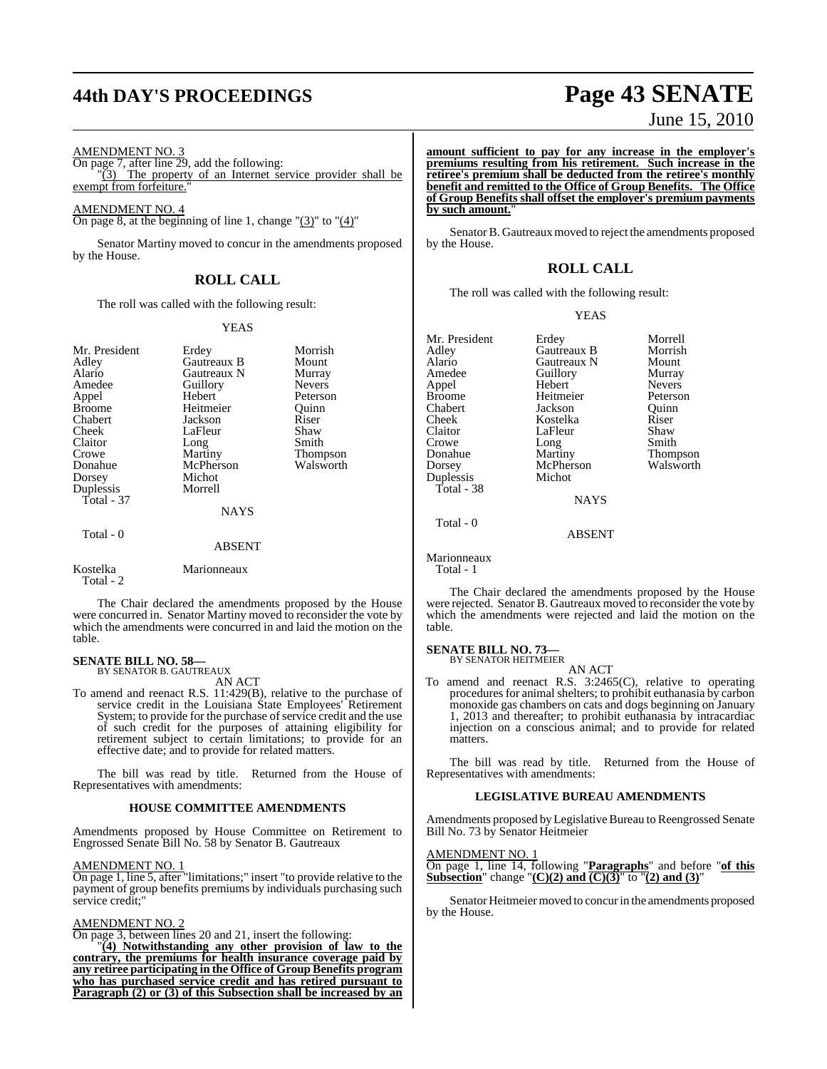AMENDMENT NO. 3

On page 7, after line 29, add the following:

"(3) The property of an Internet service provider shall be exempt from forfeiture."

AMENDMENT NO. 4

On page 8, at the beginning of line 1, change "(3)" to "(4)"

Senator Martiny moved to concur in the amendments proposed by the House.

## ROLL CALL

The roll was called with the following result:

YEAS

| | | |
|---|---|---|
| Mr. President | Erdey | Morrish |
| Adley | Gautreaux B | Mount |
| Alario | Gautreaux N | Murray |
| Amedee | Guillory | Nevers |
| Appel | Hebert | Peterson |
| Broome | Heitmeier | Quinn |
| Chabert | Jackson | Riser |
| Cheek | LaFleur | Shaw |
| Claitor | Long | Smith |
| Crowe | Martiny | Thompson |
| Donahue | McPherson | Walsworth |
| Dorsey | Michot | |
| Duplessis | Morrell | |
| Total - 37 | | |

NAYS

Total - 0

ABSENT

| | |
|---|---|
| Kostelka | Marionneaux |
| Total - 2 | |

The Chair declared the amendments proposed by the House were concurred in. Senator Martiny moved to reconsider the vote by which the amendments were concurred in and laid the motion on the table.

**SENATE BILL NO. 58—**
BY SENATOR B. GAUTREAUX

AN ACT

To amend and reenact R.S. 11:429(B), relative to the purchase of service credit in the Louisiana State Employees' Retirement System; to provide for the purchase of service credit and the use of such credit for the purposes of attaining eligibility for retirement subject to certain limitations; to provide for an effective date; and to provide for related matters.

The bill was read by title. Returned from the House of Representatives with amendments:

### HOUSE COMMITTEE AMENDMENTS

Amendments proposed by House Committee on Retirement to Engrossed Senate Bill No. 58 by Senator B. Gautreaux

AMENDMENT NO. 1

On page 1, line 5, after "limitations;" insert "to provide relative to the payment of group benefits premiums by individuals purchasing such service credit;"

AMENDMENT NO. 2

On page 3, between lines 20 and 21, insert the following:

"**(4) Notwithstanding any other provision of law to the contrary, the premiums for health insurance coverage paid by any retiree participating in the Office of Group Benefits program who has purchased service credit and has retired pursuant to Paragraph (2) or (3) of this Subsection shall be increased by an amount sufficient to pay for any increase in the employer's premiums resulting from his retirement. Such increase in the retiree's premium shall be deducted from the retiree's monthly benefit and remitted to the Office of Group Benefits. The Office of Group Benefits shall offset the employer's premium payments by such amount.**"

Senator B. Gautreaux moved to reject the amendments proposed by the House.

## ROLL CALL

The roll was called with the following result:

YEAS

| | | |
|---|---|---|
| Mr. President | Erdey | Morrell |
| Adley | Gautreaux B | Morrish |
| Alario | Gautreaux N | Mount |
| Amedee | Guillory | Murray |
| Appel | Hebert | Nevers |
| Broome | Heitmeier | Peterson |
| Chabert | Jackson | Quinn |
| Cheek | Kostelka | Riser |
| Claitor | LaFleur | Shaw |
| Crowe | Long | Smith |
| Donahue | Martiny | Thompson |
| Dorsey | McPherson | Walsworth |
| Duplessis | Michot | |
| Total - 38 | | |

NAYS

Total - 0

ABSENT

Marionneaux
Total - 1

The Chair declared the amendments proposed by the House were rejected. Senator B. Gautreaux moved to reconsider the vote by which the amendments were rejected and laid the motion on the table.

**SENATE BILL NO. 73—**
BY SENATOR HEITMEIER

AN ACT

To amend and reenact R.S. 3:2465(C), relative to operating procedures for animal shelters; to prohibit euthanasia by carbon monoxide gas chambers on cats and dogs beginning on January 1, 2013 and thereafter; to prohibit euthanasia by intracardiac injection on a conscious animal; and to provide for related matters.

The bill was read by title. Returned from the House of Representatives with amendments:

### LEGISLATIVE BUREAU AMENDMENTS

Amendments proposed by Legislative Bureau to Reengrossed Senate Bill No. 73 by Senator Heitmeier

AMENDMENT NO. 1

On page 1, line 14, following "**Paragraphs**" and before "**of this Subsection**" change "**(C)(2) and (C)(3)**" to "**(2) and (3)**"

Senator Heitmeier moved to concur in the amendments proposed by the House.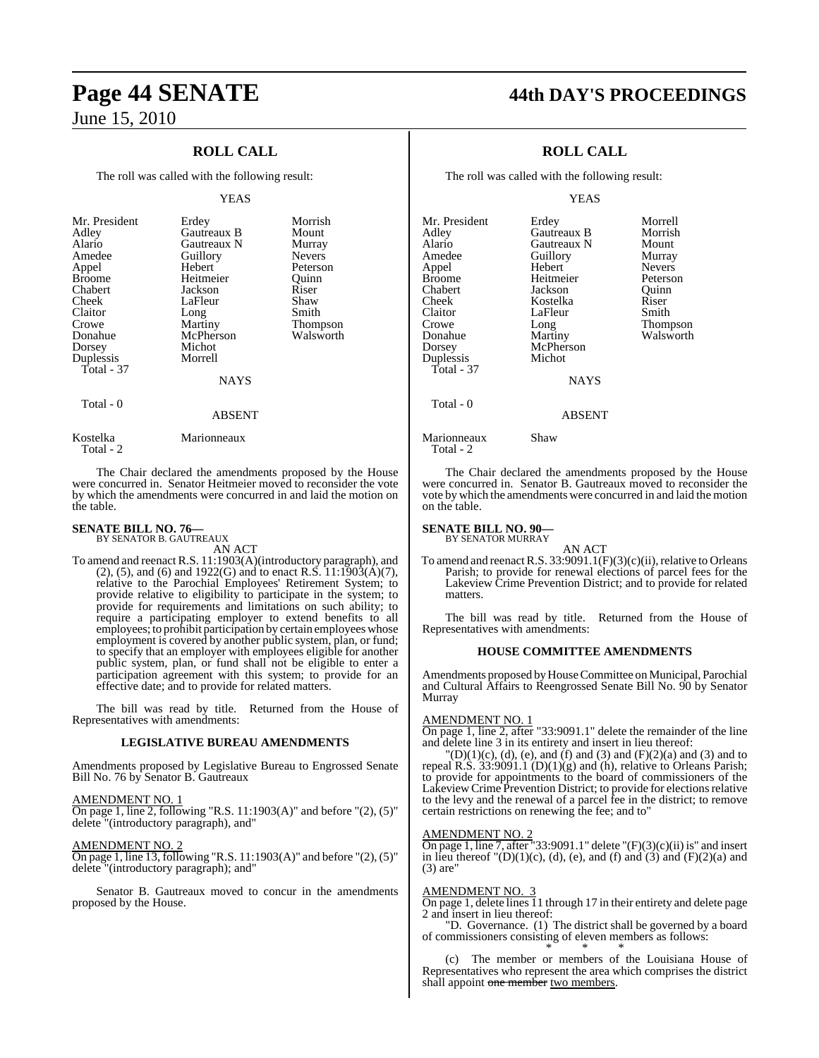## ROLL CALL

The roll was called with the following result:

YEAS

| | | |
|---|---|---|
| Mr. President | Erdey | Morrish |
| Adley | Gautreaux B | Mount |
| Alario | Gautreaux N | Murray |
| Amedee | Guillory | Nevers |
| Appel | Hebert | Peterson |
| Broome | Heitmeier | Quinn |
| Chabert | Jackson | Riser |
| Cheek | LaFleur | Shaw |
| Claitor | Long | Smith |
| Crowe | Martiny | Thompson |
| Donahue | McPherson | Walsworth |
| Dorsey | Michot | |
| Duplessis | Morrell | |
| Total - 37 | | |

NAYS

Total - 0

ABSENT

| | |
|---|---|
| Kostelka | Marionneaux |
| Total - 2 | |

The Chair declared the amendments proposed by the House were concurred in. Senator Heitmeier moved to reconsider the vote by which the amendments were concurred in and laid the motion on the table.

**SENATE BILL NO. 76—**
BY SENATOR B. GAUTREAUX

AN ACT

To amend and reenact R.S. 11:1903(A)(introductory paragraph), and (2), (5), and (6) and 1922(G) and to enact R.S. 11:1903(A)(7), relative to the Parochial Employees' Retirement System; to provide relative to eligibility to participate in the system; to provide for requirements and limitations on such ability; to require a participating employer to extend benefits to all employees; to prohibit participation by certain employees whose employment is covered by another public system, plan, or fund; to specify that an employer with employees eligible for another public system, plan, or fund shall not be eligible to enter a participation agreement with this system; to provide for an effective date; and to provide for related matters.

The bill was read by title. Returned from the House of Representatives with amendments:

### LEGISLATIVE BUREAU AMENDMENTS

Amendments proposed by Legislative Bureau to Engrossed Senate Bill No. 76 by Senator B. Gautreaux

AMENDMENT NO. 1
On page 1, line 2, following "R.S. 11:1903(A)" and before "(2), (5)" delete "(introductory paragraph), and"

AMENDMENT NO. 2
On page 1, line 13, following "R.S. 11:1903(A)" and before "(2), (5)" delete "(introductory paragraph); and"

Senator B. Gautreaux moved to concur in the amendments proposed by the House.

## ROLL CALL

The roll was called with the following result:

YEAS

| | | |
|---|---|---|
| Mr. President | Erdey | Morrell |
| Adley | Gautreaux B | Morrish |
| Alario | Gautreaux N | Mount |
| Amedee | Guillory | Murray |
| Appel | Hebert | Nevers |
| Broome | Heitmeier | Peterson |
| Chabert | Jackson | Quinn |
| Cheek | Kostelka | Riser |
| Claitor | LaFleur | Smith |
| Crowe | Long | Thompson |
| Donahue | Martiny | Walsworth |
| Dorsey | McPherson | |
| Duplessis | Michot | |
| Total - 37 | | |

NAYS

Total - 0

ABSENT

| | |
|---|---|
| Marionneaux | Shaw |
| Total - 2 | |

The Chair declared the amendments proposed by the House were concurred in. Senator B. Gautreaux moved to reconsider the vote by which the amendments were concurred in and laid the motion on the table.

**SENATE BILL NO. 90—**
BY SENATOR MURRAY

AN ACT

To amend and reenact R.S. 33:9091.1(F)(3)(c)(ii), relative to Orleans Parish; to provide for renewal elections of parcel fees for the Lakeview Crime Prevention District; and to provide for related matters.

The bill was read by title. Returned from the House of Representatives with amendments:

### HOUSE COMMITTEE AMENDMENTS

Amendments proposed by House Committee on Municipal, Parochial and Cultural Affairs to Reengrossed Senate Bill No. 90 by Senator Murray

AMENDMENT NO. 1
On page 1, line 2, after "33:9091.1" delete the remainder of the line and delete line 3 in its entirety and insert in lieu thereof:

"(D)(1)(c), (d), (e), and (f) and (3) and (F)(2)(a) and (3) and to repeal R.S. 33:9091.1 (D)(1)(g) and (h), relative to Orleans Parish; to provide for appointments to the board of commissioners of the Lakeview Crime Prevention District; to provide for elections relative to the levy and the renewal of a parcel fee in the district; to remove certain restrictions on renewing the fee; and to"

AMENDMENT NO. 2
On page 1, line 7, after "33:9091.1" delete "(F)(3)(c)(ii) is" and insert in lieu thereof "(D)(1)(c), (d), (e), and (f) and (3) and (F)(2)(a) and (3) are"

AMENDMENT NO. 3
On page 1, delete lines 11 through 17 in their entirety and delete page 2 and insert in lieu thereof:

"D. Governance. (1) The district shall be governed by a board of commissioners consisting of eleven members as follows:

\* \* \*

(c) The member or members of the Louisiana House of Representatives who represent the area which comprises the district shall appoint ~~one member~~ two members.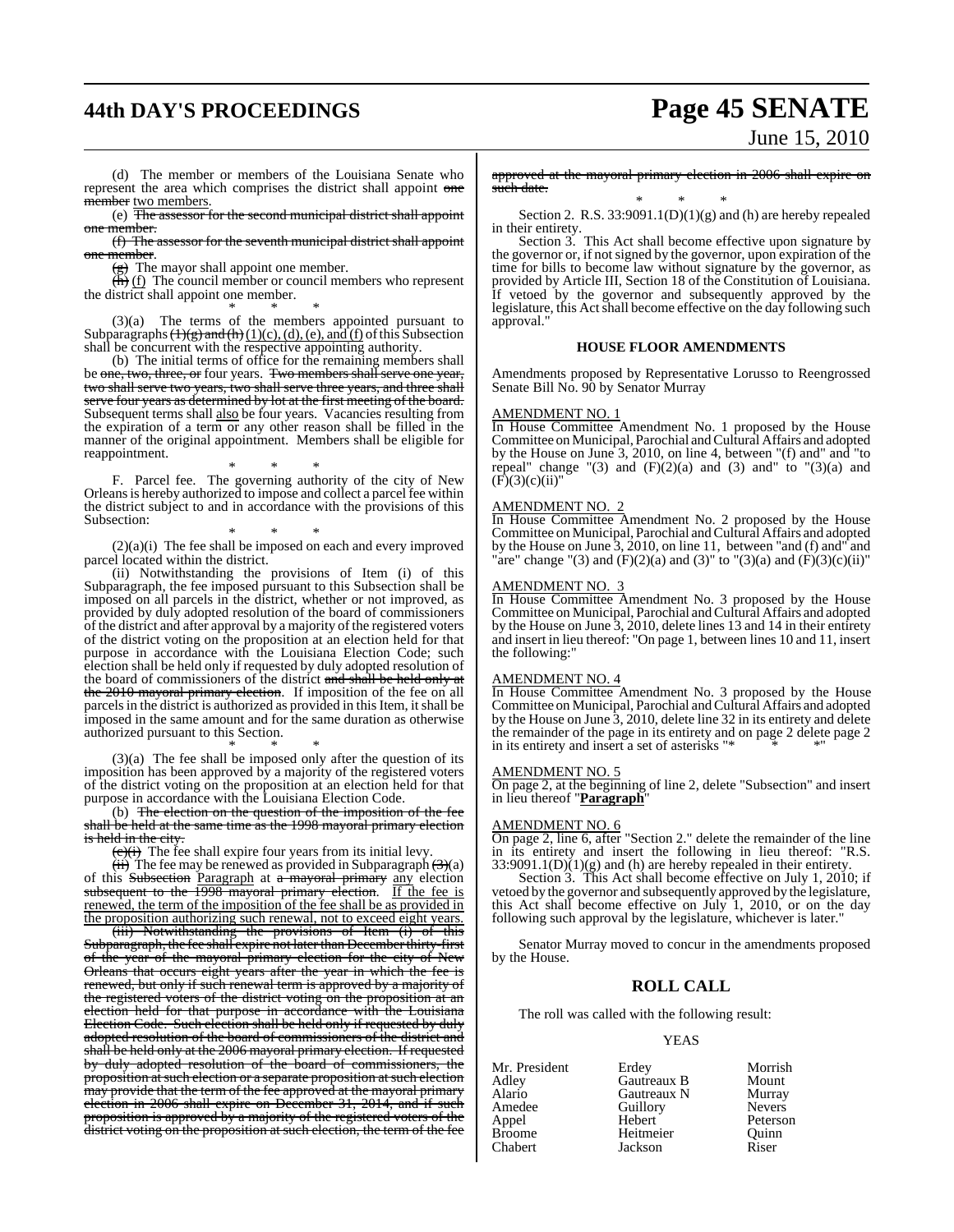(d) The member or members of the Louisiana Senate who represent the area which comprises the district shall appoint ~~one member~~ two members.

(e) ~~The assessor for the second municipal district shall appoint one member.~~

~~(f) The assessor for the seventh municipal district shall appoint one member.~~

~~(g)~~ The mayor shall appoint one member.

~~(h)~~ (f) The council member or council members who represent the district shall appoint one member.

\* \* \*

(3)(a) The terms of the members appointed pursuant to Subparagraphs ~~(1)(g) and (h)~~ (1)(c), (d), (e), and (f) of this Subsection shall be concurrent with the respective appointing authority.

(b) The initial terms of office for the remaining members shall be ~~one, two, three, or~~ four years. ~~Two members shall serve one year, two shall serve two years, two shall serve three years, and three shall serve four years as determined by lot at the first meeting of the board.~~ Subsequent terms shall also be four years. Vacancies resulting from the expiration of a term or any other reason shall be filled in the manner of the original appointment. Members shall be eligible for reappointment.

\* \* \*

F. Parcel fee. The governing authority of the city of New Orleans is hereby authorized to impose and collect a parcel fee within the district subject to and in accordance with the provisions of this Subsection:

\* \* \*

(2)(a)(i) The fee shall be imposed on each and every improved parcel located within the district.

(ii) Notwithstanding the provisions of Item (i) of this Subparagraph, the fee imposed pursuant to this Subsection shall be imposed on all parcels in the district, whether or not improved, as provided by duly adopted resolution of the board of commissioners of the district and after approval by a majority of the registered voters of the district voting on the proposition at an election held for that purpose in accordance with the Louisiana Election Code; such election shall be held only if requested by duly adopted resolution of the board of commissioners of the district ~~and shall be held only at the 2010 mayoral primary election~~. If imposition of the fee on all parcels in the district is authorized as provided in this Item, it shall be imposed in the same amount and for the same duration as otherwise authorized pursuant to this Section.

\* \* \*

(3)(a) The fee shall be imposed only after the question of its imposition has been approved by a majority of the registered voters of the district voting on the proposition at an election held for that purpose in accordance with the Louisiana Election Code.

(b) ~~The election on the question of the imposition of the fee shall be held at the same time as the 1998 mayoral primary election is held in the city.~~

~~(c)(i)~~ The fee shall expire four years from its initial levy.

~~(ii)~~ The fee may be renewed as provided in Subparagraph ~~(3)~~(a) of this ~~Subsection~~ Paragraph at ~~a mayoral primary~~ any election ~~subsequent to the 1998 mayoral primary election~~. If the fee is renewed, the term of the imposition of the fee shall be as provided in the proposition authorizing such renewal, not to exceed eight years.

~~(iii) Notwithstanding the provisions of Item (i) of this Subparagraph, the fee shall expire not later than December thirty-first of the year of the mayoral primary election for the city of New Orleans that occurs eight years after the year in which the fee is renewed, but only if such renewal term is approved by a majority of the registered voters of the district voting on the proposition at an election held for that purpose in accordance with the Louisiana Election Code. Such election shall be held only if requested by duly adopted resolution of the board of commissioners of the district and shall be held only at the 2006 mayoral primary election. If requested by duly adopted resolution of the board of commissioners, the proposition at such election or a separate proposition at such election may provide that the term of the fee approved at the mayoral primary election in 2006 shall expire on December 31, 2014, and if such proposition is approved by a majority of the registered voters of the district voting on the proposition at such election, the term of the fee approved at the mayoral primary election in 2006 shall expire on such date.~~

\* \* \*

Section 2. R.S. 33:9091.1(D)(1)(g) and (h) are hereby repealed in their entirety.

Section 3. This Act shall become effective upon signature by the governor or, if not signed by the governor, upon expiration of the time for bills to become law without signature by the governor, as provided by Article III, Section 18 of the Constitution of Louisiana. If vetoed by the governor and subsequently approved by the legislature, this Act shall become effective on the day following such approval."

## HOUSE FLOOR AMENDMENTS

Amendments proposed by Representative Lorusso to Reengrossed Senate Bill No. 90 by Senator Murray

AMENDMENT NO. 1

In House Committee Amendment No. 1 proposed by the House Committee on Municipal, Parochial and Cultural Affairs and adopted by the House on June 3, 2010, on line 4, between "(f) and" and "to repeal" change "(3) and (F)(2)(a) and (3) and" to "(3)(a) and (F)(3)(c)(ii)"

AMENDMENT NO. 2

In House Committee Amendment No. 2 proposed by the House Committee on Municipal, Parochial and Cultural Affairs and adopted by the House on June 3, 2010, on line 11, between "and (f) and" and "are" change "(3) and (F)(2)(a) and (3)" to "(3)(a) and (F)(3)(c)(ii)"

AMENDMENT NO. 3

In House Committee Amendment No. 3 proposed by the House Committee on Municipal, Parochial and Cultural Affairs and adopted by the House on June 3, 2010, delete lines 13 and 14 in their entirety and insert in lieu thereof: "On page 1, between lines 10 and 11, insert the following:"

AMENDMENT NO. 4

In House Committee Amendment No. 3 proposed by the House Committee on Municipal, Parochial and Cultural Affairs and adopted by the House on June 3, 2010, delete line 32 in its entirety and delete the remainder of the page in its entirety and on page 2 delete page 2 in its entirety and insert a set of asterisks "\* \* \*"

AMENDMENT NO. 5

On page 2, at the beginning of line 2, delete "Subsection" and insert in lieu thereof "**Paragraph**"

AMENDMENT NO. 6

On page 2, line 6, after "Section 2." delete the remainder of the line in its entirety and insert the following in lieu thereof: "R.S. 33:9091.1(D)(1)(g) and (h) are hereby repealed in their entirety.

Section 3. This Act shall become effective on July 1, 2010; if vetoed by the governor and subsequently approved by the legislature, this Act shall become effective on July 1, 2010, or on the day following such approval by the legislature, whichever is later."

Senator Murray moved to concur in the amendments proposed by the House.

## ROLL CALL

The roll was called with the following result:

YEAS

| | | |
|---|---|---|
| Mr. President | Erdey | Morrish |
| Adley | Gautreaux B | Mount |
| Alario | Gautreaux N | Murray |
| Amedee | Guillory | Nevers |
| Appel | Hebert | Peterson |
| Broome | Heitmeier | Quinn |
| Chabert | Jackson | Riser |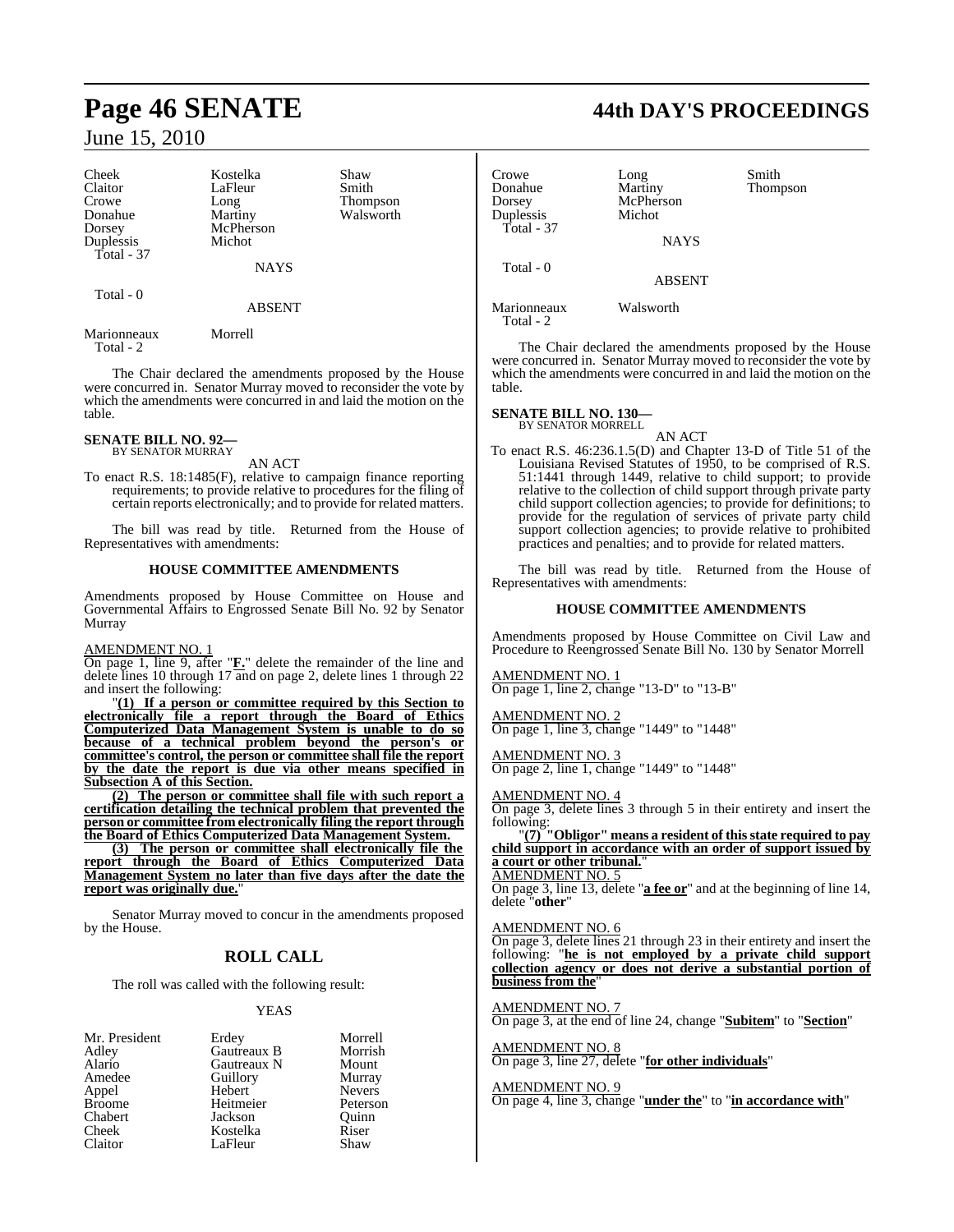| | | |
|---|---|---|
| Cheek | Kostelka | Shaw |
| Claitor | LaFleur | Smith |
| Crowe | Long | Thompson |
| Donahue | Martiny | Walsworth |
| Dorsey | McPherson | |
| Duplessis | Michot | |
| Total - 37 | | |

NAYS

Total - 0

ABSENT

| | |
|---|---|
| Marionneaux | Morrell |
| Total - 2 | |

The Chair declared the amendments proposed by the House were concurred in. Senator Murray moved to reconsider the vote by which the amendments were concurred in and laid the motion on the table.

**SENATE BILL NO. 92—**
BY SENATOR MURRAY

AN ACT

To enact R.S. 18:1485(F), relative to campaign finance reporting requirements; to provide relative to procedures for the filing of certain reports electronically; and to provide for related matters.

The bill was read by title. Returned from the House of Representatives with amendments:

**HOUSE COMMITTEE AMENDMENTS**

Amendments proposed by House Committee on House and Governmental Affairs to Engrossed Senate Bill No. 92 by Senator Murray

AMENDMENT NO. 1
On page 1, line 9, after "**F.**" delete the remainder of the line and delete lines 10 through 17 and on page 2, delete lines 1 through 22 and insert the following:

"**(1) If a person or committee required by this Section to electronically file a report through the Board of Ethics Computerized Data Management System is unable to do so because of a technical problem beyond the person's or committee's control, the person or committee shall file the report by the date the report is due via other means specified in Subsection A of this Section.**

**(2) The person or committee shall file with such report a certification detailing the technical problem that prevented the person or committee from electronically filing the report through the Board of Ethics Computerized Data Management System.**

**(3) The person or committee shall electronically file the report through the Board of Ethics Computerized Data Management System no later than five days after the date the report was originally due.**"

Senator Murray moved to concur in the amendments proposed by the House.

## ROLL CALL

The roll was called with the following result:

YEAS

| | | |
|---|---|---|
| Mr. President | Erdey | Morrell |
| Adley | Gautreaux B | Morrish |
| Alario | Gautreaux N | Mount |
| Amedee | Guillory | Murray |
| Appel | Hebert | Nevers |
| Broome | Heitmeier | Peterson |
| Chabert | Jackson | Quinn |
| Cheek | Kostelka | Riser |
| Claitor | LaFleur | Shaw |
| Crowe | Long | Smith |
| Donahue | Martiny | Thompson |
| Dorsey | McPherson | |
| Duplessis | Michot | |
| Total - 37 | | |

NAYS

Total - 0

ABSENT

| | |
|---|---|
| Marionneaux | Walsworth |
| Total - 2 | |

The Chair declared the amendments proposed by the House were concurred in. Senator Murray moved to reconsider the vote by which the amendments were concurred in and laid the motion on the table.

**SENATE BILL NO. 130—**
BY SENATOR MORRELL

AN ACT

To enact R.S. 46:236.1.5(D) and Chapter 13-D of Title 51 of the Louisiana Revised Statutes of 1950, to be comprised of R.S. 51:1441 through 1449, relative to child support; to provide relative to the collection of child support through private party child support collection agencies; to provide for definitions; to provide for the regulation of services of private party child support collection agencies; to provide relative to prohibited practices and penalties; and to provide for related matters.

The bill was read by title. Returned from the House of Representatives with amendments:

**HOUSE COMMITTEE AMENDMENTS**

Amendments proposed by House Committee on Civil Law and Procedure to Reengrossed Senate Bill No. 130 by Senator Morrell

AMENDMENT NO. 1
On page 1, line 2, change "13-D" to "13-B"

AMENDMENT NO. 2
On page 1, line 3, change "1449" to "1448"

AMENDMENT NO. 3
On page 2, line 1, change "1449" to "1448"

AMENDMENT NO. 4
On page 3, delete lines 3 through 5 in their entirety and insert the following:

"**(7) "Obligor" means a resident of this state required to pay child support in accordance with an order of support issued by a court or other tribunal.**"

AMENDMENT NO. 5
On page 3, line 13, delete "**a fee or**" and at the beginning of line 14, delete "**other**"

AMENDMENT NO. 6
On page 3, delete lines 21 through 23 in their entirety and insert the following: "**he is not employed by a private child support collection agency or does not derive a substantial portion of business from the**"

AMENDMENT NO. 7
On page 3, at the end of line 24, change "**Subitem**" to "**Section**"

AMENDMENT NO. 8
On page 3, line 27, delete "**for other individuals**"

AMENDMENT NO. 9
On page 4, line 3, change "**under the**" to "**in accordance with**"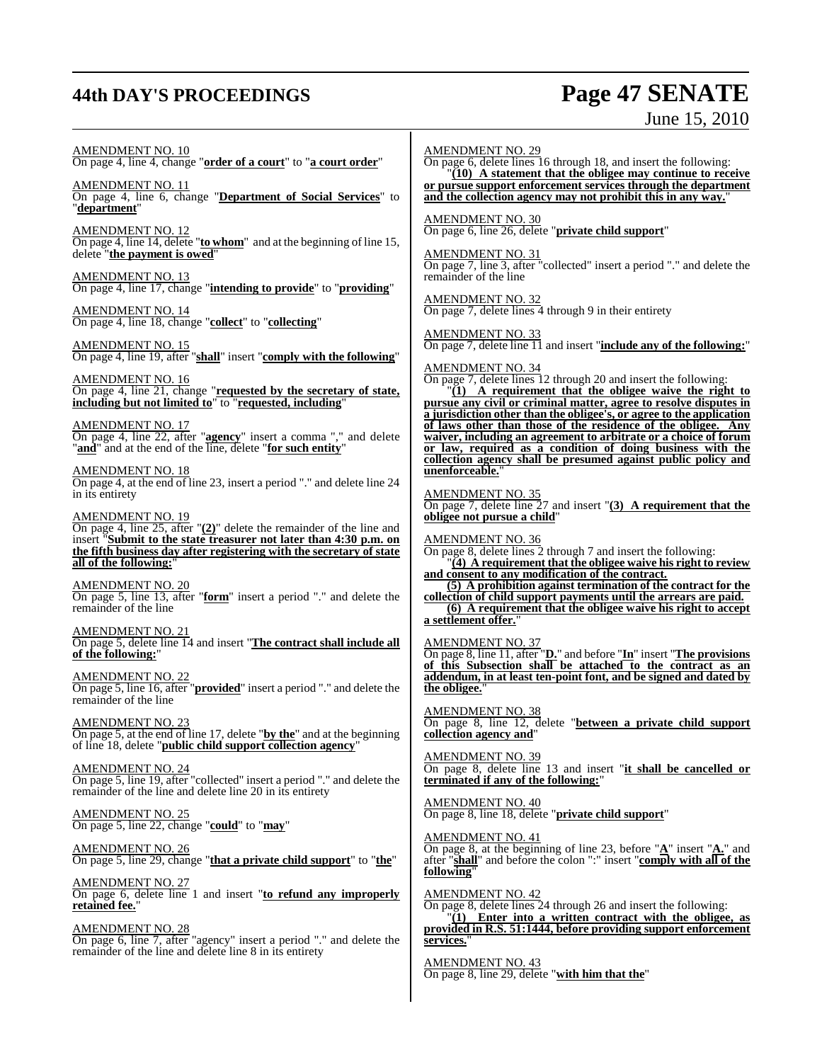AMENDMENT NO. 10
On page 4, line 4, change "**order of a court**" to "**a court order**"

AMENDMENT NO. 11
On page 4, line 6, change "**Department of Social Services**" to "**department**"

AMENDMENT NO. 12
On page 4, line 14, delete "**to whom**" and at the beginning of line 15, delete "**the payment is owed**"

AMENDMENT NO. 13
On page 4, line 17, change "**intending to provide**" to "**providing**"

AMENDMENT NO. 14
On page 4, line 18, change "**collect**" to "**collecting**"

AMENDMENT NO. 15
On page 4, line 19, after "**shall**" insert "**comply with the following**"

AMENDMENT NO. 16
On page 4, line 21, change "**requested by the secretary of state, including but not limited to**" to "**requested, including**"

AMENDMENT NO. 17
On page 4, line 22, after "**agency**" insert a comma "," and delete "**and**" and at the end of the line, delete "**for such entity**"

AMENDMENT NO. 18
On page 4, at the end of line 23, insert a period "." and delete line 24 in its entirety

AMENDMENT NO. 19
On page 4, line 25, after "**(2)**" delete the remainder of the line and insert "**Submit to the state treasurer not later than 4:30 p.m. on the fifth business day after registering with the secretary of state all of the following:**"

AMENDMENT NO. 20
On page 5, line 13, after "**form**" insert a period "." and delete the remainder of the line

AMENDMENT NO. 21
On page 5, delete line 14 and insert "**The contract shall include all of the following:**"

AMENDMENT NO. 22
On page 5, line 16, after "**provided**" insert a period "." and delete the remainder of the line

AMENDMENT NO. 23
On page 5, at the end of line 17, delete "**by the**" and at the beginning of line 18, delete "**public child support collection agency**"

AMENDMENT NO. 24
On page 5, line 19, after "collected" insert a period "." and delete the remainder of the line and delete line 20 in its entirety

AMENDMENT NO. 25
On page 5, line 22, change "**could**" to "**may**"

AMENDMENT NO. 26
On page 5, line 29, change "**that a private child support**" to "**the**"

AMENDMENT NO. 27
On page 6, delete line 1 and insert "**to refund any improperly retained fee.**"

AMENDMENT NO. 28
On page 6, line 7, after "agency" insert a period "." and delete the remainder of the line and delete line 8 in its entirety

AMENDMENT NO. 29
On page 6, delete lines 16 through 18, and insert the following:
"**(10) A statement that the obligee may continue to receive or pursue support enforcement services through the department and the collection agency may not prohibit this in any way.**"

AMENDMENT NO. 30
On page 6, line 26, delete "**private child support**"

AMENDMENT NO. 31
On page 7, line 3, after "collected" insert a period "." and delete the remainder of the line

AMENDMENT NO. 32
On page 7, delete lines 4 through 9 in their entirety

AMENDMENT NO. 33
On page 7, delete line 11 and insert "**include any of the following:**"

AMENDMENT NO. 34
On page 7, delete lines 12 through 20 and insert the following:
"**(1) A requirement that the obligee waive the right to pursue any civil or criminal matter, agree to resolve disputes in a jurisdiction other than the obligee's, or agree to the application of laws other than those of the residence of the obligee. Any waiver, including an agreement to arbitrate or a choice of forum or law, required as a condition of doing business with the collection agency shall be presumed against public policy and unenforceable.**"

AMENDMENT NO. 35
On page 7, delete line 27 and insert "**(3) A requirement that the obligee not pursue a child**"

AMENDMENT NO. 36
On page 8, delete lines 2 through 7 and insert the following:
"**(4) A requirement that the obligee waive his right to review and consent to any modification of the contract.**
**(5) A prohibition against termination of the contract for the collection of child support payments until the arrears are paid.**
**(6) A requirement that the obligee waive his right to accept a settlement offer.**"

AMENDMENT NO. 37
On page 8, line 11, after "**D.**" and before "**In**" insert "**The provisions of this Subsection shall be attached to the contract as an addendum, in at least ten-point font, and be signed and dated by the obligee.**"

AMENDMENT NO. 38
On page 8, line 12, delete "**between a private child support collection agency and**"

AMENDMENT NO. 39
On page 8, delete line 13 and insert "**it shall be cancelled or terminated if any of the following:**"

AMENDMENT NO. 40
On page 8, line 18, delete "**private child support**"

AMENDMENT NO. 41
On page 8, at the beginning of line 23, before "**A**" insert "**A.**" and after "**shall**" and before the colon ":" insert "**comply with all of the following**"

AMENDMENT NO. 42
On page 8, delete lines 24 through 26 and insert the following:
"**(1) Enter into a written contract with the obligee, as provided in R.S. 51:1444, before providing support enforcement services.**"

AMENDMENT NO. 43
On page 8, line 29, delete "**with him that the**"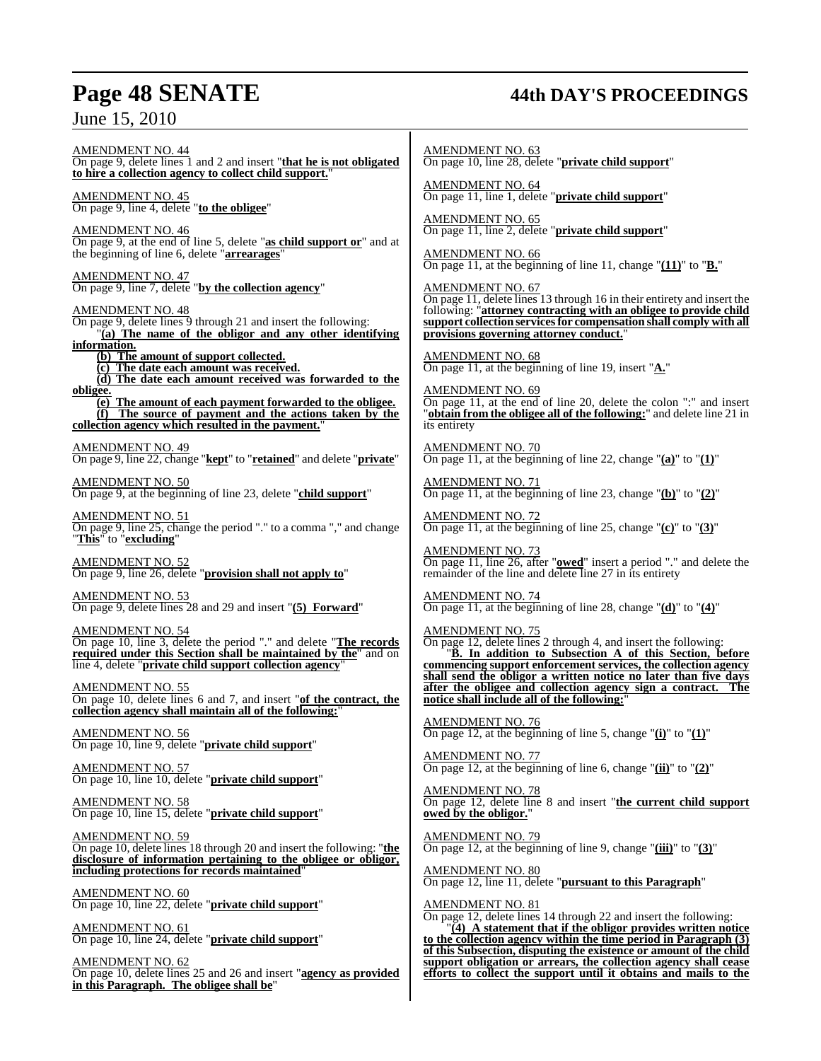AMENDMENT NO. 44
On page 9, delete lines 1 and 2 and insert "**that he is not obligated to hire a collection agency to collect child support.**"

AMENDMENT NO. 45
On page 9, line 4, delete "**to the obligee**"

AMENDMENT NO. 46
On page 9, at the end of line 5, delete "**as child support or**" and at the beginning of line 6, delete "**arrearages**"

AMENDMENT NO. 47
On page 9, line 7, delete "**by the collection agency**"

AMENDMENT NO. 48
On page 9, delete lines 9 through 21 and insert the following:

"**(a) The name of the obligor and any other identifying information.**

**(b) The amount of support collected.**

**(c) The date each amount was received.**

**(d) The date each amount received was forwarded to the obligee.**

**(e) The amount of each payment forwarded to the obligee.**

**(f) The source of payment and the actions taken by the collection agency which resulted in the payment.**"

AMENDMENT NO. 49
On page 9, line 22, change "**kept**" to "**retained**" and delete "**private**"

AMENDMENT NO. 50
On page 9, at the beginning of line 23, delete "**child support**"

AMENDMENT NO. 51
On page 9, line 25, change the period "." to a comma "," and change "**This**" to "**excluding**"

AMENDMENT NO. 52
On page 9, line 26, delete "**provision shall not apply to**"

AMENDMENT NO. 53
On page 9, delete lines 28 and 29 and insert "**(5) Forward**"

AMENDMENT NO. 54
On page 10, line 3, delete the period "." and delete "**The records required under this Section shall be maintained by the**" and on line 4, delete "**private child support collection agency**"

AMENDMENT NO. 55
On page 10, delete lines 6 and 7, and insert "**of the contract, the collection agency shall maintain all of the following:**"

AMENDMENT NO. 56
On page 10, line 9, delete "**private child support**"

AMENDMENT NO. 57
On page 10, line 10, delete "**private child support**"

AMENDMENT NO. 58
On page 10, line 15, delete "**private child support**"

AMENDMENT NO. 59
On page 10, delete lines 18 through 20 and insert the following: "**the disclosure of information pertaining to the obligee or obligor, including protections for records maintained**"

AMENDMENT NO. 60
On page 10, line 22, delete "**private child support**"

AMENDMENT NO. 61
On page 10, line 24, delete "**private child support**"

AMENDMENT NO. 62
On page 10, delete lines 25 and 26 and insert "**agency as provided in this Paragraph. The obligee shall be**"

AMENDMENT NO. 63
On page 10, line 28, delete "**private child support**"

AMENDMENT NO. 64
On page 11, line 1, delete "**private child support**"

AMENDMENT NO. 65
On page 11, line 2, delete "**private child support**"

AMENDMENT NO. 66
On page 11, at the beginning of line 11, change "**(11)**" to "**B.**"

AMENDMENT NO. 67
On page 11, delete lines 13 through 16 in their entirety and insert the following: "**attorney contracting with an obligee to provide child support collection services for compensation shall comply with all provisions governing attorney conduct.**"

AMENDMENT NO. 68
On page 11, at the beginning of line 19, insert "**A.**"

AMENDMENT NO. 69
On page 11, at the end of line 20, delete the colon ":" and insert "**obtain from the obligee all of the following:**" and delete line 21 in its entirety

AMENDMENT NO. 70
On page 11, at the beginning of line 22, change "**(a)**" to "**(1)**"

AMENDMENT NO. 71
On page 11, at the beginning of line 23, change "**(b)**" to "**(2)**"

AMENDMENT NO. 72
On page 11, at the beginning of line 25, change "**(c)**" to "**(3)**"

AMENDMENT NO. 73
On page 11, line 26, after "**owed**" insert a period "." and delete the remainder of the line and delete line 27 in its entirety

AMENDMENT NO. 74
On page 11, at the beginning of line 28, change "**(d)**" to "**(4)**"

AMENDMENT NO. 75
On page 12, delete lines 2 through 4, and insert the following:

"**B. In addition to Subsection A of this Section, before commencing support enforcement services, the collection agency shall send the obligor a written notice no later than five days after the obligee and collection agency sign a contract. The notice shall include all of the following:**"

AMENDMENT NO. 76
On page 12, at the beginning of line 5, change "**(i)**" to "**(1)**"

AMENDMENT NO. 77
On page 12, at the beginning of line 6, change "**(ii)**" to "**(2)**"

AMENDMENT NO. 78
On page 12, delete line 8 and insert "**the current child support owed by the obligor.**"

AMENDMENT NO. 79
On page 12, at the beginning of line 9, change "**(iii)**" to "**(3)**"

AMENDMENT NO. 80
On page 12, line 11, delete "**pursuant to this Paragraph**"

AMENDMENT NO. 81
On page 12, delete lines 14 through 22 and insert the following:

"**(4) A statement that if the obligor provides written notice to the collection agency within the time period in Paragraph (3) of this Subsection, disputing the existence or amount of the child support obligation or arrears, the collection agency shall cease efforts to collect the support until it obtains and mails to the**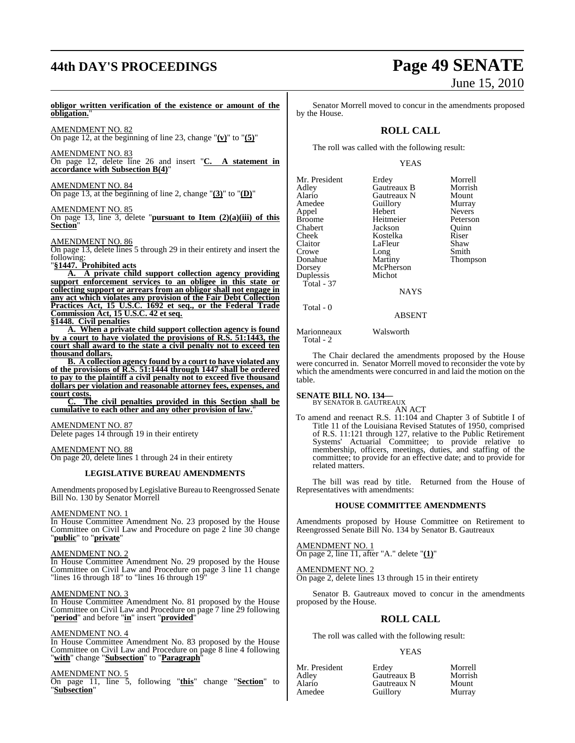**obligor written verification of the existence or amount of the obligation.**"

AMENDMENT NO. 82
On page 12, at the beginning of line 23, change "**(v)**" to "**(5)**"

AMENDMENT NO. 83
On page 12, delete line 26 and insert "**C. A statement in accordance with Subsection B(4)**"

AMENDMENT NO. 84
On page 13, at the beginning of line 2, change "**(3)**" to "**(D)**"

AMENDMENT NO. 85
On page 13, line 3, delete "**pursuant to Item (2)(a)(iii) of this Section**"

AMENDMENT NO. 86
On page 13, delete lines 5 through 29 in their entirety and insert the following:

"**§1447. Prohibited acts**

**A. A private child support collection agency providing support enforcement services to an obligee in this state or collecting support or arrears from an obligor shall not engage in any act which violates any provision of the Fair Debt Collection Practices Act, 15 U.S.C. 1692 et seq., or the Federal Trade Commission Act, 15 U.S.C. 42 et seq.**

**§1448. Civil penalties**

**A. When a private child support collection agency is found by a court to have violated the provisions of R.S. 51:1443, the court shall award to the state a civil penalty not to exceed ten thousand dollars.**

**B. A collection agency found by a court to have violated any of the provisions of R.S. 51:1444 through 1447 shall be ordered to pay to the plaintiff a civil penalty not to exceed five thousand dollars per violation and reasonable attorney fees, expenses, and court costs.**

**C. The civil penalties provided in this Section shall be cumulative to each other and any other provision of law.**"

AMENDMENT NO. 87
Delete pages 14 through 19 in their entirety

AMENDMENT NO. 88
On page 20, delete lines 1 through 24 in their entirety

## LEGISLATIVE BUREAU AMENDMENTS

Amendments proposed by Legislative Bureau to Reengrossed Senate Bill No. 130 by Senator Morrell

AMENDMENT NO. 1
In House Committee Amendment No. 23 proposed by the House Committee on Civil Law and Procedure on page 2 line 30 change "**public**" to "**private**"

AMENDMENT NO. 2
In House Committee Amendment No. 29 proposed by the House Committee on Civil Law and Procedure on page 3 line 11 change "lines 16 through 18" to "lines 16 through 19"

AMENDMENT NO. 3
In House Committee Amendment No. 81 proposed by the House Committee on Civil Law and Procedure on page 7 line 29 following "**period**" and before "**in**" insert "**provided**"

AMENDMENT NO. 4
In House Committee Amendment No. 83 proposed by the House Committee on Civil Law and Procedure on page 8 line 4 following "**with**" change "**Subsection**" to "**Paragraph**"

AMENDMENT NO. 5
On page 11, line 5, following "**this**" change "**Section**" to "**Subsection**"

Senator Morrell moved to concur in the amendments proposed by the House.

## ROLL CALL

The roll was called with the following result:

YEAS

| | | |
|---|---|---|
| Mr. President | Erdey | Morrell |
| Adley | Gautreaux B | Morrish |
| Alario | Gautreaux N | Mount |
| Amedee | Guillory | Murray |
| Appel | Hebert | Nevers |
| Broome | Heitmeier | Peterson |
| Chabert | Jackson | Quinn |
| Cheek | Kostelka | Riser |
| Claitor | LaFleur | Shaw |
| Crowe | Long | Smith |
| Donahue | Martiny | Thompson |
| Dorsey | McPherson | |
| Duplessis | Michot | |

Total - 37

NAYS

Total - 0

ABSENT

| | |
|---|---|
| Marionneaux | Walsworth |

Total - 2

The Chair declared the amendments proposed by the House were concurred in. Senator Morrell moved to reconsider the vote by which the amendments were concurred in and laid the motion on the table.

**SENATE BILL NO. 134—**
BY SENATOR B. GAUTREAUX

AN ACT

To amend and reenact R.S. 11:104 and Chapter 3 of Subtitle I of Title 11 of the Louisiana Revised Statutes of 1950, comprised of R.S. 11:121 through 127, relative to the Public Retirement Systems' Actuarial Committee; to provide relative to membership, officers, meetings, duties, and staffing of the committee; to provide for an effective date; and to provide for related matters.

The bill was read by title. Returned from the House of Representatives with amendments:

## HOUSE COMMITTEE AMENDMENTS

Amendments proposed by House Committee on Retirement to Reengrossed Senate Bill No. 134 by Senator B. Gautreaux

AMENDMENT NO. 1
On page 2, line 11, after "A." delete "**(1)**"

AMENDMENT NO. 2
On page 2, delete lines 13 through 15 in their entirety

Senator B. Gautreaux moved to concur in the amendments proposed by the House.

## ROLL CALL

The roll was called with the following result:

YEAS

| | | |
|---|---|---|
| Mr. President | Erdey | Morrell |
| Adley | Gautreaux B | Morrish |
| Alario | Gautreaux N | Mount |
| Amedee | Guillory | Murray |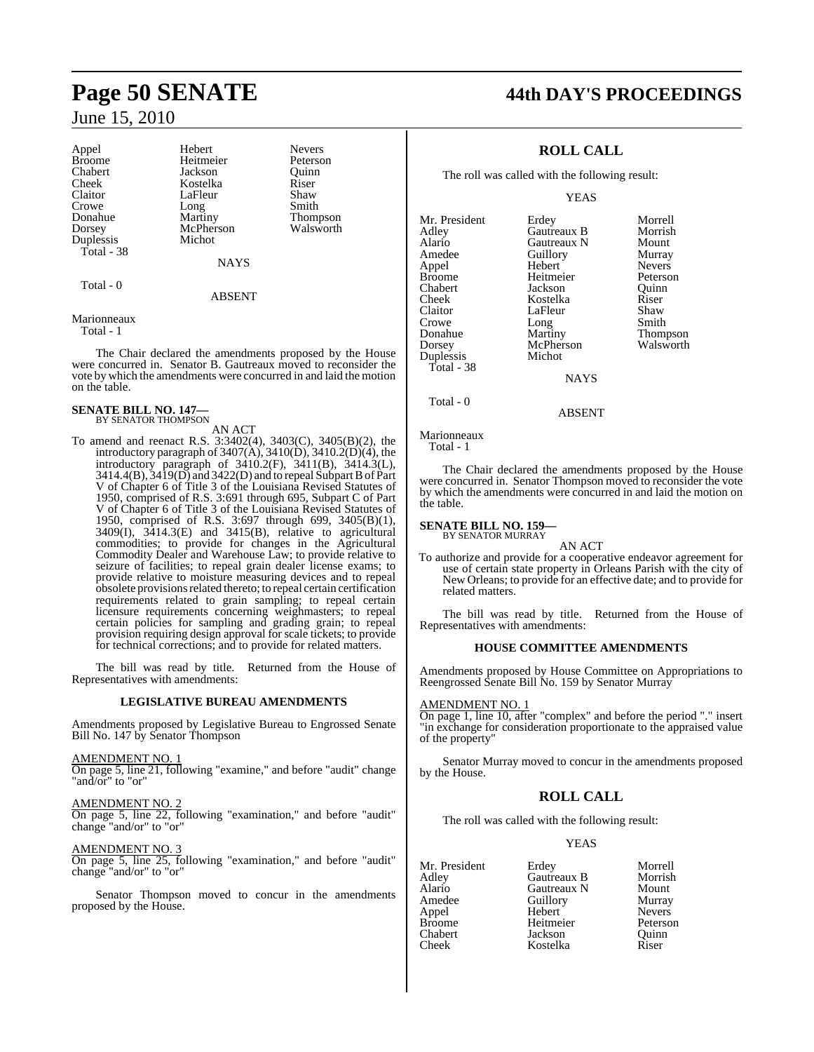| | | |
|---|---|---|
| Appel | Hebert | Nevers |
| Broome | Heitmeier | Peterson |
| Chabert | Jackson | Quinn |
| Cheek | Kostelka | Riser |
| Claitor | LaFleur | Shaw |
| Crowe | Long | Smith |
| Donahue | Martiny | Thompson |
| Dorsey | McPherson | Walsworth |
| Duplessis | Michot | |
| Total - 38 | | |

NAYS

Total - 0

ABSENT

Marionneaux
Total - 1

The Chair declared the amendments proposed by the House were concurred in. Senator B. Gautreaux moved to reconsider the vote by which the amendments were concurred in and laid the motion on the table.

**SENATE BILL NO. 147—**
BY SENATOR THOMPSON

AN ACT

To amend and reenact R.S. 3:3402(4), 3403(C), 3405(B)(2), the introductory paragraph of 3407(A), 3410(D), 3410.2(D)(4), the introductory paragraph of 3410.2(F), 3411(B), 3414.3(L), 3414.4(B), 3419(D) and 3422(D) and to repeal Subpart B of Part V of Chapter 6 of Title 3 of the Louisiana Revised Statutes of 1950, comprised of R.S. 3:691 through 695, Subpart C of Part V of Chapter 6 of Title 3 of the Louisiana Revised Statutes of 1950, comprised of R.S. 3:697 through 699, 3405(B)(1), 3409(I), 3414.3(E) and 3415(B), relative to agricultural commodities; to provide for changes in the Agricultural Commodity Dealer and Warehouse Law; to provide relative to seizure of facilities; to repeal grain dealer license exams; to provide relative to moisture measuring devices and to repeal obsolete provisions related thereto; to repeal certain certification requirements related to grain sampling; to repeal certain licensure requirements concerning weighmasters; to repeal certain policies for sampling and grading grain; to repeal provision requiring design approval for scale tickets; to provide for technical corrections; and to provide for related matters.

The bill was read by title. Returned from the House of Representatives with amendments:

**LEGISLATIVE BUREAU AMENDMENTS**

Amendments proposed by Legislative Bureau to Engrossed Senate Bill No. 147 by Senator Thompson

AMENDMENT NO. 1
On page 5, line 21, following "examine," and before "audit" change "and/or" to "or"

AMENDMENT NO. 2
On page 5, line 22, following "examination," and before "audit" change "and/or" to "or"

AMENDMENT NO. 3
On page 5, line 25, following "examination," and before "audit" change "and/or" to "or"

Senator Thompson moved to concur in the amendments proposed by the House.

## ROLL CALL

The roll was called with the following result:

YEAS

| | | |
|---|---|---|
| Mr. President | Erdey | Morrell |
| Adley | Gautreaux B | Morrish |
| Alario | Gautreaux N | Mount |
| Amedee | Guillory | Murray |
| Appel | Hebert | Nevers |
| Broome | Heitmeier | Peterson |
| Chabert | Jackson | Quinn |
| Cheek | Kostelka | Riser |
| Claitor | LaFleur | Shaw |
| Crowe | Long | Smith |
| Donahue | Martiny | Thompson |
| Dorsey | McPherson | Walsworth |
| Duplessis | Michot | |
| Total - 38 | | |

NAYS

Total - 0

ABSENT

Marionneaux
Total - 1

The Chair declared the amendments proposed by the House were concurred in. Senator Thompson moved to reconsider the vote by which the amendments were concurred in and laid the motion on the table.

**SENATE BILL NO. 159—**
BY SENATOR MURRAY

AN ACT

To authorize and provide for a cooperative endeavor agreement for use of certain state property in Orleans Parish with the city of New Orleans; to provide for an effective date; and to provide for related matters.

The bill was read by title. Returned from the House of Representatives with amendments:

**HOUSE COMMITTEE AMENDMENTS**

Amendments proposed by House Committee on Appropriations to Reengrossed Senate Bill No. 159 by Senator Murray

AMENDMENT NO. 1
On page 1, line 10, after "complex" and before the period "." insert "in exchange for consideration proportionate to the appraised value of the property"

Senator Murray moved to concur in the amendments proposed by the House.

## ROLL CALL

The roll was called with the following result:

YEAS

| | | |
|---|---|---|
| Mr. President | Erdey | Morrell |
| Adley | Gautreaux B | Morrish |
| Alario | Gautreaux N | Mount |
| Amedee | Guillory | Murray |
| Appel | Hebert | Nevers |
| Broome | Heitmeier | Peterson |
| Chabert | Jackson | Quinn |
| Cheek | Kostelka | Riser |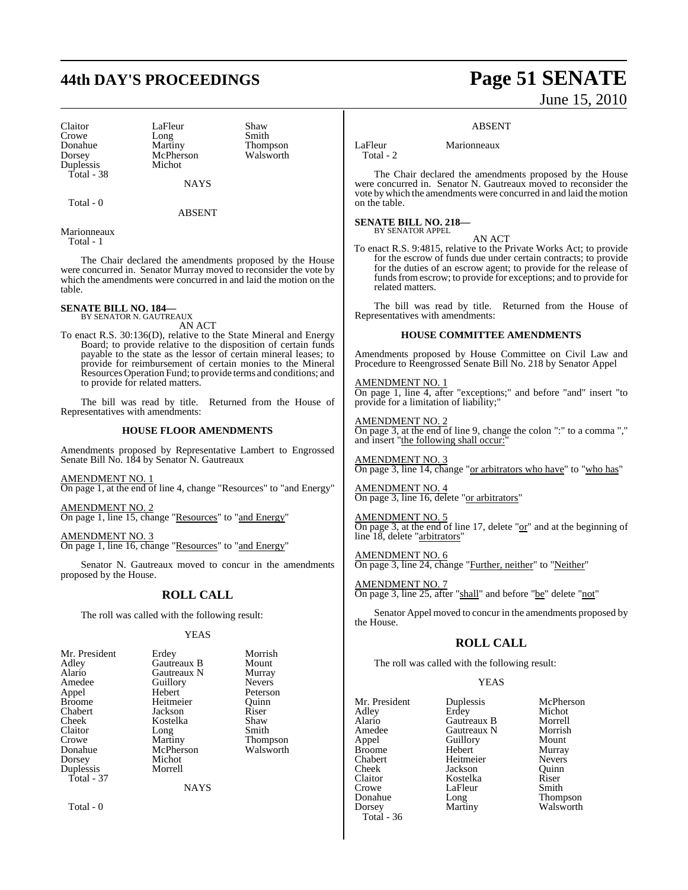| Claitor | LaFleur | Shaw |
|---|---|---|
| Crowe | Long | Smith |
| Donahue | Martiny | Thompson |
| Dorsey | McPherson | Walsworth |
| Duplessis | Michot | |
| Total - 38 | | |

NAYS

Total - 0

ABSENT

Marionneaux
Total - 1

The Chair declared the amendments proposed by the House were concurred in. Senator Murray moved to reconsider the vote by which the amendments were concurred in and laid the motion on the table.

**SENATE BILL NO. 184—**
BY SENATOR N. GAUTREAUX

AN ACT

To enact R.S. 30:136(D), relative to the State Mineral and Energy Board; to provide relative to the disposition of certain funds payable to the state as the lessor of certain mineral leases; to provide for reimbursement of certain monies to the Mineral Resources Operation Fund; to provide terms and conditions; and to provide for related matters.

The bill was read by title. Returned from the House of Representatives with amendments:

**HOUSE FLOOR AMENDMENTS**

Amendments proposed by Representative Lambert to Engrossed Senate Bill No. 184 by Senator N. Gautreaux

AMENDMENT NO. 1
On page 1, at the end of line 4, change "Resources" to "and Energy"

AMENDMENT NO. 2
On page 1, line 15, change "Resources" to "and Energy"

AMENDMENT NO. 3
On page 1, line 16, change "Resources" to "and Energy"

Senator N. Gautreaux moved to concur in the amendments proposed by the House.

## ROLL CALL

The roll was called with the following result:

YEAS

| Mr. President | Erdey | Morrish |
|---|---|---|
| Adley | Gautreaux B | Mount |
| Alario | Gautreaux N | Murray |
| Amedee | Guillory | Nevers |
| Appel | Hebert | Peterson |
| Broome | Heitmeier | Quinn |
| Chabert | Jackson | Riser |
| Cheek | Kostelka | Shaw |
| Claitor | Long | Smith |
| Crowe | Martiny | Thompson |
| Donahue | McPherson | Walsworth |
| Dorsey | Michot | |
| Duplessis | Morrell | |
| Total - 37 | | |

NAYS

Total - 0

ABSENT

LaFleur    Marionneaux
Total - 2

The Chair declared the amendments proposed by the House were concurred in. Senator N. Gautreaux moved to reconsider the vote by which the amendments were concurred in and laid the motion on the table.

**SENATE BILL NO. 218—**
BY SENATOR APPEL

AN ACT

To enact R.S. 9:4815, relative to the Private Works Act; to provide for the escrow of funds due under certain contracts; to provide for the duties of an escrow agent; to provide for the release of funds from escrow; to provide for exceptions; and to provide for related matters.

The bill was read by title. Returned from the House of Representatives with amendments:

**HOUSE COMMITTEE AMENDMENTS**

Amendments proposed by House Committee on Civil Law and Procedure to Reengrossed Senate Bill No. 218 by Senator Appel

AMENDMENT NO. 1
On page 1, line 4, after "exceptions;" and before "and" insert "to provide for a limitation of liability;"

AMENDMENT NO. 2
On page 3, at the end of line 9, change the colon ":" to a comma "," and insert "the following shall occur:"

AMENDMENT NO. 3
On page 3, line 14, change "or arbitrators who have" to "who has"

AMENDMENT NO. 4
On page 3, line 16, delete "or arbitrators"

AMENDMENT NO. 5
On page 3, at the end of line 17, delete "or" and at the beginning of line 18, delete "arbitrators"

AMENDMENT NO. 6
On page 3, line 24, change "Further, neither" to "Neither"

AMENDMENT NO. 7
On page 3, line 25, after "shall" and before "be" delete "not"

Senator Appel moved to concur in the amendments proposed by the House.

## ROLL CALL

The roll was called with the following result:

YEAS

| Mr. President | Duplessis | McPherson |
|---|---|---|
| Adley | Erdey | Michot |
| Alario | Gautreaux B | Morrell |
| Amedee | Gautreaux N | Morrish |
| Appel | Guillory | Mount |
| Broome | Hebert | Murray |
| Chabert | Heitmeier | Nevers |
| Cheek | Jackson | Quinn |
| Claitor | Kostelka | Riser |
| Crowe | LaFleur | Smith |
| Donahue | Long | Thompson |
| Dorsey | Martiny | Walsworth |
| Total - 36 | | |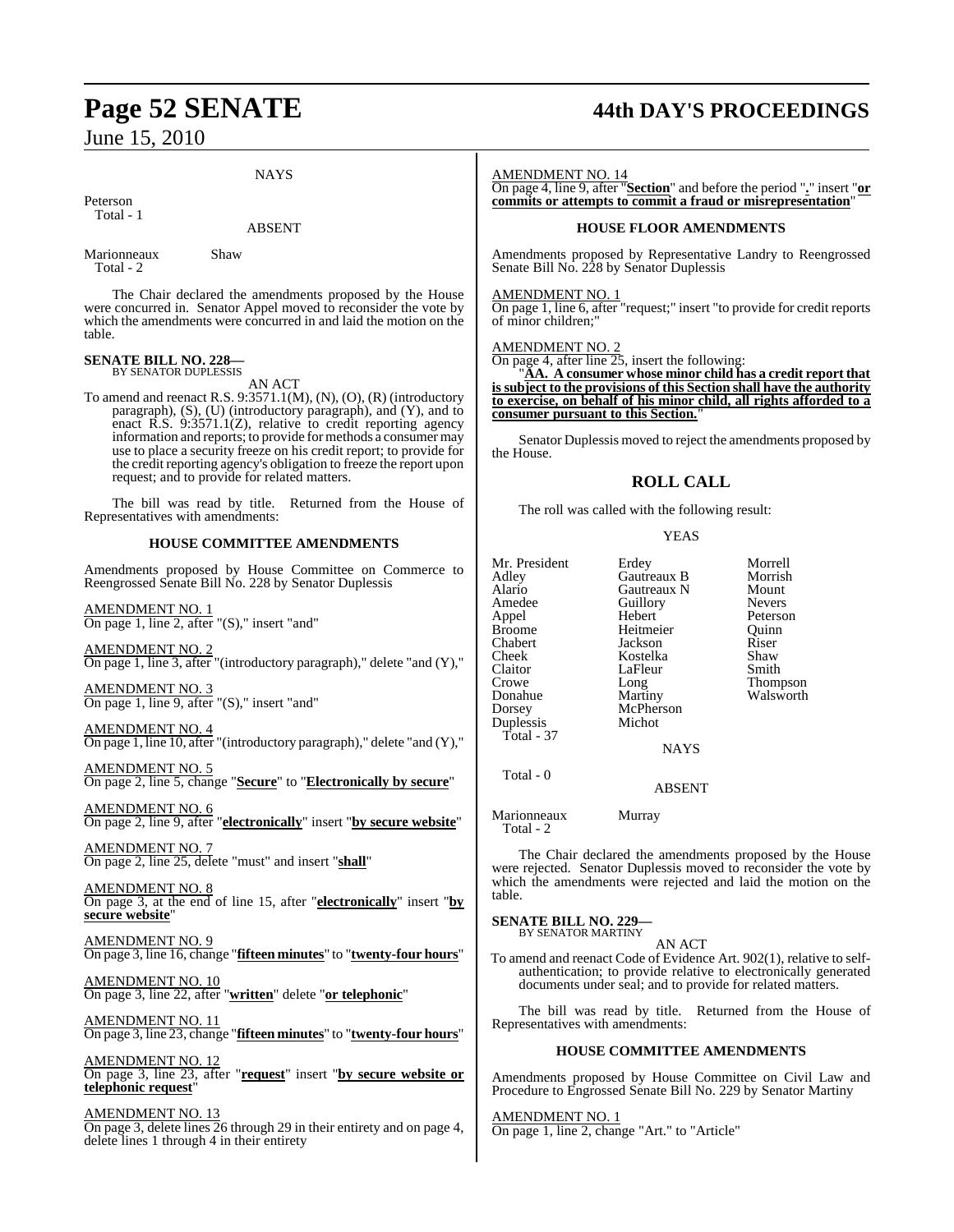NAYS

Peterson
Total - 1

ABSENT

Marionneaux Shaw
Total - 2

The Chair declared the amendments proposed by the House were concurred in. Senator Appel moved to reconsider the vote by which the amendments were concurred in and laid the motion on the table.

**SENATE BILL NO. 228—**
BY SENATOR DUPLESSIS

AN ACT

To amend and reenact R.S. 9:3571.1(M), (N), (O), (R) (introductory paragraph), (S), (U) (introductory paragraph), and (Y), and to enact R.S. 9:3571.1(Z), relative to credit reporting agency information and reports; to provide for methods a consumer may use to place a security freeze on his credit report; to provide for the credit reporting agency's obligation to freeze the report upon request; and to provide for related matters.

The bill was read by title. Returned from the House of Representatives with amendments:

## HOUSE COMMITTEE AMENDMENTS

Amendments proposed by House Committee on Commerce to Reengrossed Senate Bill No. 228 by Senator Duplessis

AMENDMENT NO. 1
On page 1, line 2, after "(S)," insert "and"

AMENDMENT NO. 2
On page 1, line 3, after "(introductory paragraph)," delete "and (Y),"

AMENDMENT NO. 3
On page 1, line 9, after "(S)," insert "and"

AMENDMENT NO. 4
On page 1, line 10, after "(introductory paragraph)," delete "and (Y),"

AMENDMENT NO. 5
On page 2, line 5, change "**Secure**" to "**Electronically by secure**"

AMENDMENT NO. 6
On page 2, line 9, after "**electronically**" insert "**by secure website**"

AMENDMENT NO. 7
On page 2, line 25, delete "must" and insert "**shall**"

AMENDMENT NO. 8
On page 3, at the end of line 15, after "**electronically**" insert "**by secure website**"

AMENDMENT NO. 9
On page 3, line 16, change "**fifteen minutes**" to "**twenty-four hours**"

AMENDMENT NO. 10
On page 3, line 22, after "**written**" delete "**or telephonic**"

AMENDMENT NO. 11
On page 3, line 23, change "**fifteen minutes**" to "**twenty-four hours**"

AMENDMENT NO. 12
On page 3, line 23, after "**request**" insert "**by secure website or telephonic request**"

AMENDMENT NO. 13
On page 3, delete lines 26 through 29 in their entirety and on page 4, delete lines 1 through 4 in their entirety

AMENDMENT NO. 14
On page 4, line 9, after "**Section**" and before the period "**.**" insert "**or commits or attempts to commit a fraud or misrepresentation**"

## HOUSE FLOOR AMENDMENTS

Amendments proposed by Representative Landry to Reengrossed Senate Bill No. 228 by Senator Duplessis

AMENDMENT NO. 1
On page 1, line 6, after "request;" insert "to provide for credit reports of minor children;"

AMENDMENT NO. 2
On page 4, after line 25, insert the following:

"**AA. A consumer whose minor child has a credit report that is subject to the provisions of this Section shall have the authority to exercise, on behalf of his minor child, all rights afforded to a consumer pursuant to this Section.**"

Senator Duplessis moved to reject the amendments proposed by the House.

## ROLL CALL

The roll was called with the following result:

YEAS

| | | |
|---|---|---|
| Mr. President | Erdey | Morrell |
| Adley | Gautreaux B | Morrish |
| Alario | Gautreaux N | Mount |
| Amedee | Guillory | Nevers |
| Appel | Hebert | Peterson |
| Broome | Heitmeier | Quinn |
| Chabert | Jackson | Riser |
| Cheek | Kostelka | Shaw |
| Claitor | LaFleur | Smith |
| Crowe | Long | Thompson |
| Donahue | Martiny | Walsworth |
| Dorsey | McPherson | |
| Duplessis | Michot | |

Total - 37

NAYS

Total - 0

ABSENT

Marionneaux Murray
Total - 2

The Chair declared the amendments proposed by the House were rejected. Senator Duplessis moved to reconsider the vote by which the amendments were rejected and laid the motion on the table.

**SENATE BILL NO. 229—**
BY SENATOR MARTINY

AN ACT

To amend and reenact Code of Evidence Art. 902(1), relative to self-authentication; to provide relative to electronically generated documents under seal; and to provide for related matters.

The bill was read by title. Returned from the House of Representatives with amendments:

## HOUSE COMMITTEE AMENDMENTS

Amendments proposed by House Committee on Civil Law and Procedure to Engrossed Senate Bill No. 229 by Senator Martiny

AMENDMENT NO. 1
On page 1, line 2, change "Art." to "Article"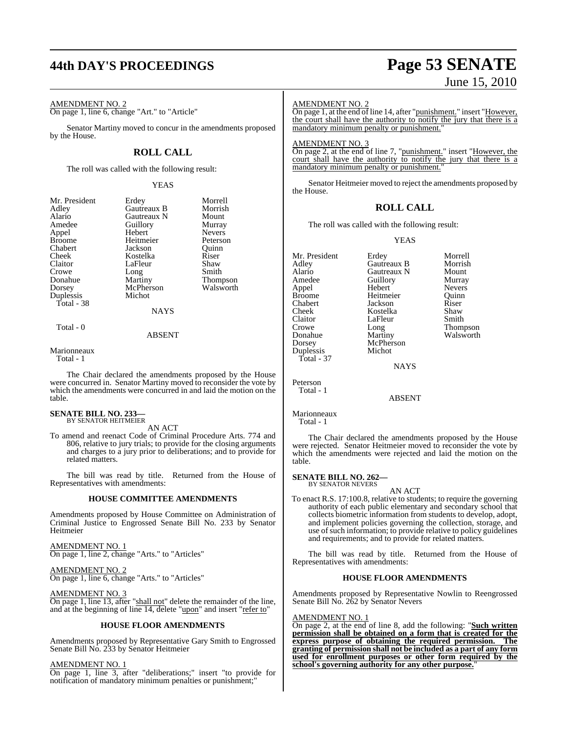AMENDMENT NO. 2

On page 1, line 6, change "Art." to "Article"

Senator Martiny moved to concur in the amendments proposed by the House.

## ROLL CALL

The roll was called with the following result:

YEAS

| | | |
|---|---|---|
| Mr. President | Erdey | Morrell |
| Adley | Gautreaux B | Morrish |
| Alario | Gautreaux N | Mount |
| Amedee | Guillory | Murray |
| Appel | Hebert | Nevers |
| Broome | Heitmeier | Peterson |
| Chabert | Jackson | Quinn |
| Cheek | Kostelka | Riser |
| Claitor | LaFleur | Shaw |
| Crowe | Long | Smith |
| Donahue | Martiny | Thompson |
| Dorsey | McPherson | Walsworth |
| Duplessis | Michot | |

Total - 38

NAYS

Total - 0

ABSENT

Marionneaux

Total - 1

The Chair declared the amendments proposed by the House were concurred in. Senator Martiny moved to reconsider the vote by which the amendments were concurred in and laid the motion on the table.

**SENATE BILL NO. 233—**
BY SENATOR HEITMEIER

AN ACT

To amend and reenact Code of Criminal Procedure Arts. 774 and 806, relative to jury trials; to provide for the closing arguments and charges to a jury prior to deliberations; and to provide for related matters.

The bill was read by title. Returned from the House of Representatives with amendments:

### HOUSE COMMITTEE AMENDMENTS

Amendments proposed by House Committee on Administration of Criminal Justice to Engrossed Senate Bill No. 233 by Senator Heitmeier

AMENDMENT NO. 1

On page 1, line 2, change "Arts." to "Articles"

AMENDMENT NO. 2

On page 1, line 6, change "Arts." to "Articles"

AMENDMENT NO. 3

On page 1, line 13, after "shall not" delete the remainder of the line, and at the beginning of line 14, delete "upon" and insert "refer to"

### HOUSE FLOOR AMENDMENTS

Amendments proposed by Representative Gary Smith to Engrossed Senate Bill No. 233 by Senator Heitmeier

AMENDMENT NO. 1

On page 1, line 3, after "deliberations;" insert "to provide for notification of mandatory minimum penalties or punishment;"

AMENDMENT NO. 2

On page 1, at the end of line 14, after "punishment." insert "However, the court shall have the authority to notify the jury that there is a mandatory minimum penalty or punishment."

AMENDMENT NO. 3

On page 2, at the end of line 7, "punishment." insert "However, the court shall have the authority to notify the jury that there is a mandatory minimum penalty or punishment."

Senator Heitmeier moved to reject the amendments proposed by the House.

## ROLL CALL

The roll was called with the following result:

YEAS

| | | |
|---|---|---|
| Mr. President | Erdey | Morrell |
| Adley | Gautreaux B | Morrish |
| Alario | Gautreaux N | Mount |
| Amedee | Guillory | Murray |
| Appel | Hebert | Nevers |
| Broome | Heitmeier | Quinn |
| Chabert | Jackson | Riser |
| Cheek | Kostelka | Shaw |
| Claitor | LaFleur | Smith |
| Crowe | Long | Thompson |
| Donahue | Martiny | Walsworth |
| Dorsey | McPherson | |
| Duplessis | Michot | |

Total - 37

NAYS

Peterson

Total - 1

ABSENT

Marionneaux

Total - 1

The Chair declared the amendments proposed by the House were rejected. Senator Heitmeier moved to reconsider the vote by which the amendments were rejected and laid the motion on the table.

**SENATE BILL NO. 262—**
BY SENATOR NEVERS

AN ACT

To enact R.S. 17:100.8, relative to students; to require the governing authority of each public elementary and secondary school that collects biometric information from students to develop, adopt, and implement policies governing the collection, storage, and use of such information; to provide relative to policy guidelines and requirements; and to provide for related matters.

The bill was read by title. Returned from the House of Representatives with amendments:

### HOUSE FLOOR AMENDMENTS

Amendments proposed by Representative Nowlin to Reengrossed Senate Bill No. 262 by Senator Nevers

AMENDMENT NO. 1

On page 2, at the end of line 8, add the following: "**Such written permission shall be obtained on a form that is created for the express purpose of obtaining the required permission. The granting of permission shall not be included as a part of any form used for enrollment purposes or other form required by the school's governing authority for any other purpose.**"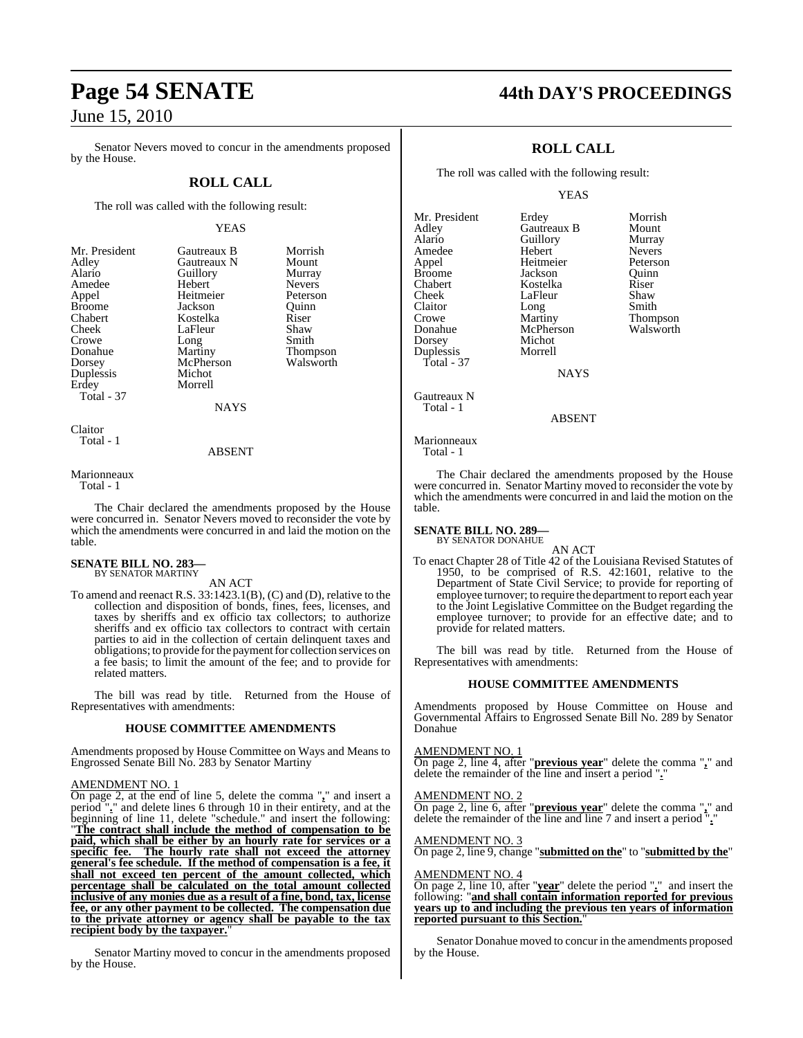Senator Nevers moved to concur in the amendments proposed by the House.

## ROLL CALL

The roll was called with the following result:

YEAS

| | | |
|---|---|---|
| Mr. President | Gautreaux B | Morrish |
| Adley | Gautreaux N | Mount |
| Alario | Guillory | Murray |
| Amedee | Hebert | Nevers |
| Appel | Heitmeier | Peterson |
| Broome | Jackson | Quinn |
| Chabert | Kostelka | Riser |
| Cheek | LaFleur | Shaw |
| Crowe | Long | Smith |
| Donahue | Martiny | Thompson |
| Dorsey | McPherson | Walsworth |
| Duplessis | Michot | |
| Erdey | Morrell | |

Total - 37

NAYS

Claitor

Total - 1

ABSENT

Marionneaux

Total - 1

The Chair declared the amendments proposed by the House were concurred in. Senator Nevers moved to reconsider the vote by which the amendments were concurred in and laid the motion on the table.

**SENATE BILL NO. 283—**
BY SENATOR MARTINY

AN ACT

To amend and reenact R.S. 33:1423.1(B), (C) and (D), relative to the collection and disposition of bonds, fines, fees, licenses, and taxes by sheriffs and ex officio tax collectors; to authorize sheriffs and ex officio tax collectors to contract with certain parties to aid in the collection of certain delinquent taxes and obligations; to provide for the payment for collection services on a fee basis; to limit the amount of the fee; and to provide for related matters.

The bill was read by title. Returned from the House of Representatives with amendments:

### HOUSE COMMITTEE AMENDMENTS

Amendments proposed by House Committee on Ways and Means to Engrossed Senate Bill No. 283 by Senator Martiny

AMENDMENT NO. 1

On page 2, at the end of line 5, delete the comma "**,**" and insert a period "**.**" and delete lines 6 through 10 in their entirety, and at the beginning of line 11, delete "schedule." and insert the following: "**The contract shall include the method of compensation to be paid, which shall be either by an hourly rate for services or a specific fee. The hourly rate shall not exceed the attorney general's fee schedule. If the method of compensation is a fee, it shall not exceed ten percent of the amount collected, which percentage shall be calculated on the total amount collected inclusive of any monies due as a result of a fine, bond, tax, license fee, or any other payment to be collected. The compensation due to the private attorney or agency shall be payable to the tax recipient body by the taxpayer.**"

Senator Martiny moved to concur in the amendments proposed by the House.

## ROLL CALL

The roll was called with the following result:

YEAS

| | | |
|---|---|---|
| Mr. President | Erdey | Morrish |
| Adley | Gautreaux B | Mount |
| Alario | Guillory | Murray |
| Amedee | Hebert | Nevers |
| Appel | Heitmeier | Peterson |
| Broome | Jackson | Quinn |
| Chabert | Kostelka | Riser |
| Cheek | LaFleur | Shaw |
| Claitor | Long | Smith |
| Crowe | Martiny | Thompson |
| Donahue | McPherson | Walsworth |
| Dorsey | Michot | |
| Duplessis | Morrell | |

Total - 37

NAYS

Gautreaux N

Total - 1

ABSENT

Marionneaux

Total - 1

The Chair declared the amendments proposed by the House were concurred in. Senator Martiny moved to reconsider the vote by which the amendments were concurred in and laid the motion on the table.

**SENATE BILL NO. 289—**
BY SENATOR DONAHUE

AN ACT

To enact Chapter 28 of Title 42 of the Louisiana Revised Statutes of 1950, to be comprised of R.S. 42:1601, relative to the Department of State Civil Service; to provide for reporting of employee turnover; to require the department to report each year to the Joint Legislative Committee on the Budget regarding the employee turnover; to provide for an effective date; and to provide for related matters.

The bill was read by title. Returned from the House of Representatives with amendments:

### HOUSE COMMITTEE AMENDMENTS

Amendments proposed by House Committee on House and Governmental Affairs to Engrossed Senate Bill No. 289 by Senator Donahue

AMENDMENT NO. 1

On page 2, line 4, after "**previous year**" delete the comma "**,**" and delete the remainder of the line and insert a period "**.**"

AMENDMENT NO. 2

On page 2, line 6, after "**previous year**" delete the comma "**,**" and delete the remainder of the line and line 7 and insert a period "**.**"

AMENDMENT NO. 3

On page 2, line 9, change "**submitted on the**" to "**submitted by the**"

AMENDMENT NO. 4

On page 2, line 10, after "**year**" delete the period "**.**" and insert the following: "**and shall contain information reported for previous years up to and including the previous ten years of information reported pursuant to this Section.**"

Senator Donahue moved to concur in the amendments proposed by the House.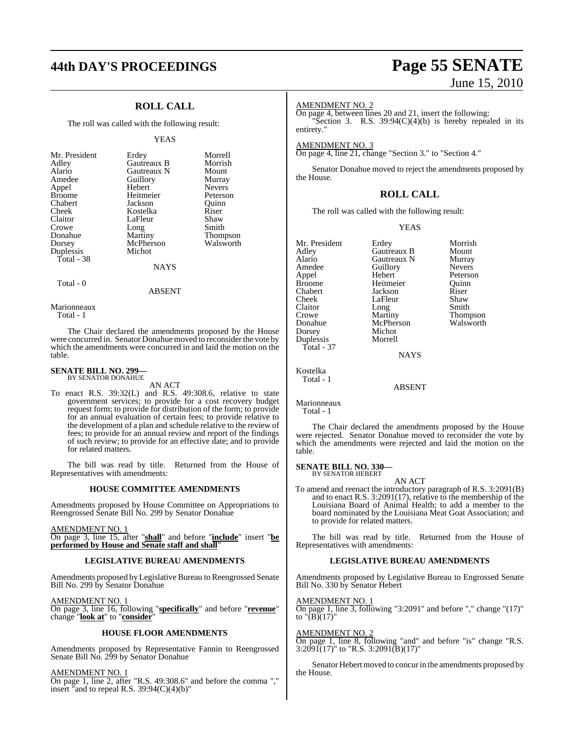## ROLL CALL

The roll was called with the following result:

YEAS

| | | |
|---|---|---|
| Mr. President | Erdey | Morrell |
| Adley | Gautreaux B | Morrish |
| Alario | Gautreaux N | Mount |
| Amedee | Guillory | Murray |
| Appel | Hebert | Nevers |
| Broome | Heitmeier | Peterson |
| Chabert | Jackson | Quinn |
| Cheek | Kostelka | Riser |
| Claitor | LaFleur | Shaw |
| Crowe | Long | Smith |
| Donahue | Martiny | Thompson |
| Dorsey | McPherson | Walsworth |
| Duplessis | Michot | |
| Total - 38 | | |

NAYS

Total - 0

ABSENT

Marionneaux
Total - 1

The Chair declared the amendments proposed by the House were concurred in. Senator Donahue moved to reconsider the vote by which the amendments were concurred in and laid the motion on the table.

**SENATE BILL NO. 299—**
BY SENATOR DONAHUE

AN ACT

To enact R.S. 39:32(L) and R.S. 49:308.6, relative to state government services; to provide for a cost recovery budget request form; to provide for distribution of the form; to provide for an annual evaluation of certain fees; to provide relative to the development of a plan and schedule relative to the review of fees; to provide for an annual review and report of the findings of such review; to provide for an effective date; and to provide for related matters.

The bill was read by title. Returned from the House of Representatives with amendments:

### HOUSE COMMITTEE AMENDMENTS

Amendments proposed by House Committee on Appropriations to Reengrossed Senate Bill No. 299 by Senator Donahue

AMENDMENT NO. 1
On page 3, line 15, after "**shall**" and before "**include**" insert "**be performed by House and Senate staff and shall**"

### LEGISLATIVE BUREAU AMENDMENTS

Amendments proposed by Legislative Bureau to Reengrossed Senate Bill No. 299 by Senator Donahue

AMENDMENT NO. 1
On page 3, line 16, following "**specifically**" and before "**revenue**" change "**look at**" to "**consider**"

### HOUSE FLOOR AMENDMENTS

Amendments proposed by Representative Fannin to Reengrossed Senate Bill No. 299 by Senator Donahue

AMENDMENT NO. 1
On page 1, line 2, after "R.S. 49:308.6" and before the comma "," insert "and to repeal R.S. 39:94(C)(4)(b)"

AMENDMENT NO. 2
On page 4, between lines 20 and 21, insert the following:
"Section 3. R.S. 39:94(C)(4)(b) is hereby repealed in its entirety."

AMENDMENT NO. 3
On page 4, line 21, change "Section 3." to "Section 4."

Senator Donahue moved to reject the amendments proposed by the House.

## ROLL CALL

The roll was called with the following result:

YEAS

| | | |
|---|---|---|
| Mr. President | Erdey | Morrish |
| Adley | Gautreaux B | Mount |
| Alario | Gautreaux N | Murray |
| Amedee | Guillory | Nevers |
| Appel | Hebert | Peterson |
| Broome | Heitmeier | Quinn |
| Chabert | Jackson | Riser |
| Cheek | LaFleur | Shaw |
| Claitor | Long | Smith |
| Crowe | Martiny | Thompson |
| Donahue | McPherson | Walsworth |
| Dorsey | Michot | |
| Duplessis | Morrell | |
| Total - 37 | | |

NAYS

Kostelka
Total - 1

ABSENT

Marionneaux
Total - 1

The Chair declared the amendments proposed by the House were rejected. Senator Donahue moved to reconsider the vote by which the amendments were rejected and laid the motion on the table.

**SENATE BILL NO. 330—**
BY SENATOR HEBERT

AN ACT

To amend and reenact the introductory paragraph of R.S. 3:2091(B) and to enact R.S. 3:2091(17), relative to the membership of the Louisiana Board of Animal Health; to add a member to the board nominated by the Louisiana Meat Goat Association; and to provide for related matters.

The bill was read by title. Returned from the House of Representatives with amendments:

### LEGISLATIVE BUREAU AMENDMENTS

Amendments proposed by Legislative Bureau to Engrossed Senate Bill No. 330 by Senator Hebert

AMENDMENT NO. 1
On page 1, line 3, following "3:2091" and before "," change "(17)" to "(B)(17)"

AMENDMENT NO. 2
On page 1, line 8, following "and" and before "is" change "R.S. 3:2091(17)" to "R.S. 3:2091(B)(17)"

Senator Hebert moved to concur in the amendments proposed by the House.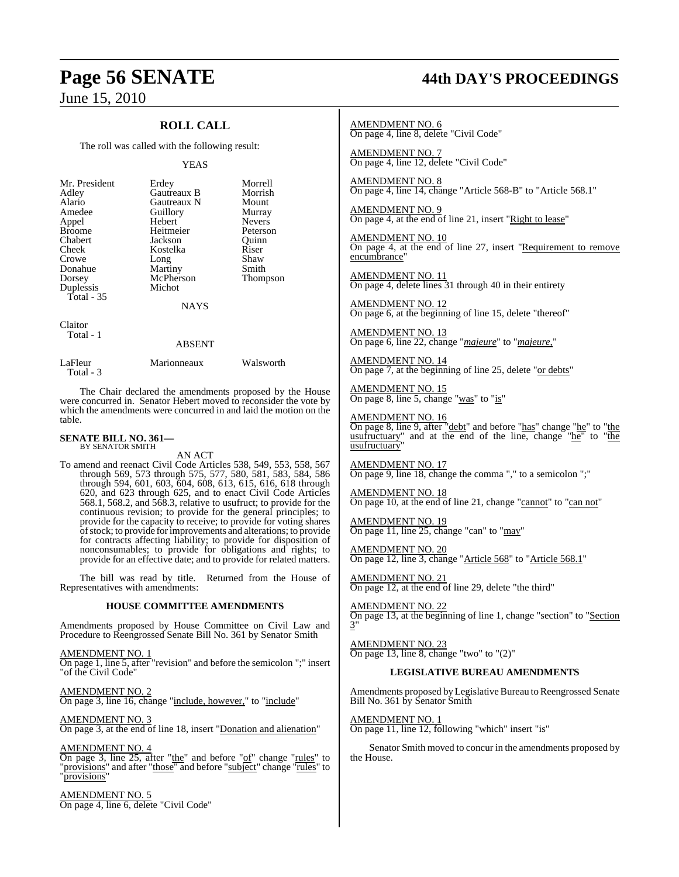## ROLL CALL

The roll was called with the following result:

YEAS

| | | |
|---|---|---|
| Mr. President | Erdey | Morrell |
| Adley | Gautreaux B | Morrish |
| Alario | Gautreaux N | Mount |
| Amedee | Guillory | Murray |
| Appel | Hebert | Nevers |
| Broome | Heitmeier | Peterson |
| Chabert | Jackson | Quinn |
| Cheek | Kostelka | Riser |
| Crowe | Long | Shaw |
| Donahue | Martiny | Smith |
| Dorsey | McPherson | Thompson |
| Duplessis | Michot | |

Total - 35

NAYS

Claitor

Total - 1

ABSENT

| | | |
|---|---|---|
| LaFleur | Marionneaux | Walsworth |

Total - 3

The Chair declared the amendments proposed by the House were concurred in. Senator Hebert moved to reconsider the vote by which the amendments were concurred in and laid the motion on the table.

### SENATE BILL NO. 361—

BY SENATOR SMITH

AN ACT

To amend and reenact Civil Code Articles 538, 549, 553, 558, 567 through 569, 573 through 575, 577, 580, 581, 583, 584, 586 through 594, 601, 603, 604, 608, 613, 615, 616, 618 through 620, and 623 through 625, and to enact Civil Code Articles 568.1, 568.2, and 568.3, relative to usufruct; to provide for the continuous revision; to provide for the general principles; to provide for the capacity to receive; to provide for voting shares of stock; to provide for improvements and alterations; to provide for contracts affecting liability; to provide for disposition of nonconsumables; to provide for obligations and rights; to provide for an effective date; and to provide for related matters.

The bill was read by title. Returned from the House of Representatives with amendments:

#### HOUSE COMMITTEE AMENDMENTS

Amendments proposed by House Committee on Civil Law and Procedure to Reengrossed Senate Bill No. 361 by Senator Smith

AMENDMENT NO. 1

On page 1, line 5, after "revision" and before the semicolon ";" insert "of the Civil Code"

AMENDMENT NO. 2

On page 3, line 16, change "include, however," to "include"

AMENDMENT NO. 3

On page 3, at the end of line 18, insert "Donation and alienation"

AMENDMENT NO. 4

On page 3, line 25, after "the" and before "of" change "rules" to "provisions" and after "those" and before "subject" change "rules" to "provisions"

AMENDMENT NO. 5

On page 4, line 6, delete "Civil Code"

AMENDMENT NO. 6

On page 4, line 8, delete "Civil Code"

AMENDMENT NO. 7

On page 4, line 12, delete "Civil Code"

AMENDMENT NO. 8

On page 4, line 14, change "Article 568-B" to "Article 568.1"

AMENDMENT NO. 9

On page 4, at the end of line 21, insert "Right to lease"

AMENDMENT NO. 10

On page 4, at the end of line 27, insert "Requirement to remove encumbrance"

AMENDMENT NO. 11

On page 4, delete lines 31 through 40 in their entirety

AMENDMENT NO. 12

On page 6, at the beginning of line 15, delete "thereof"

AMENDMENT NO. 13

On page 6, line 22, change "*majeure*" to "*majeure,*"

AMENDMENT NO. 14

On page 7, at the beginning of line 25, delete "or debts"

AMENDMENT NO. 15

On page 8, line 5, change "was" to "is"

AMENDMENT NO. 16

On page 8, line 9, after "debt" and before "has" change "he" to "the usufructuary" and at the end of the line, change "he" to "the usufructuary"

AMENDMENT NO. 17

On page 9, line 18, change the comma "," to a semicolon ";"

AMENDMENT NO. 18

On page 10, at the end of line 21, change "cannot" to "can not"

AMENDMENT NO. 19

On page 11, line 25, change "can" to "may"

AMENDMENT NO. 20

On page 12, line 3, change "Article 568" to "Article 568.1"

AMENDMENT NO. 21

On page 12, at the end of line 29, delete "the third"

AMENDMENT NO. 22

On page 13, at the beginning of line 1, change "section" to "Section 3"

AMENDMENT NO. 23

On page 13, line 8, change "two" to "(2)"

#### LEGISLATIVE BUREAU AMENDMENTS

Amendments proposed by Legislative Bureau to Reengrossed Senate Bill No. 361 by Senator Smith

AMENDMENT NO. 1

On page 11, line 12, following "which" insert "is"

Senator Smith moved to concur in the amendments proposed by the House.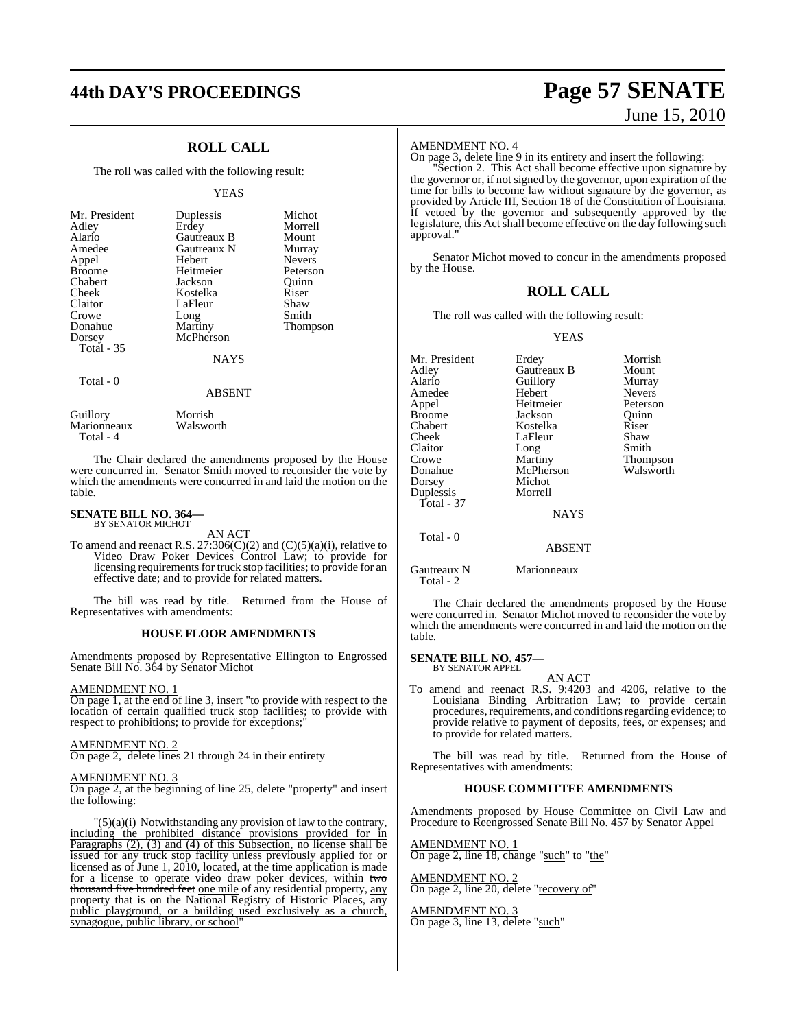## ROLL CALL

The roll was called with the following result:

YEAS

| | | |
|---|---|---|
| Mr. President | Duplessis | Michot |
| Adley | Erdey | Morrell |
| Alario | Gautreaux B | Mount |
| Amedee | Gautreaux N | Murray |
| Appel | Hebert | Nevers |
| Broome | Heitmeier | Peterson |
| Chabert | Jackson | Quinn |
| Cheek | Kostelka | Riser |
| Claitor | LaFleur | Shaw |
| Crowe | Long | Smith |
| Donahue | Martiny | Thompson |
| Dorsey | McPherson | |

Total - 35

NAYS

Total - 0

ABSENT

| | |
|---|---|
| Guillory | Morrish |
| Marionneaux | Walsworth |

Total - 4

The Chair declared the amendments proposed by the House were concurred in. Senator Smith moved to reconsider the vote by which the amendments were concurred in and laid the motion on the table.

**SENATE BILL NO. 364—**
BY SENATOR MICHOT

AN ACT

To amend and reenact R.S. 27:306(C)(2) and (C)(5)(a)(i), relative to Video Draw Poker Devices Control Law; to provide for licensing requirements for truck stop facilities; to provide for an effective date; and to provide for related matters.

The bill was read by title. Returned from the House of Representatives with amendments:

**HOUSE FLOOR AMENDMENTS**

Amendments proposed by Representative Ellington to Engrossed Senate Bill No. 364 by Senator Michot

AMENDMENT NO. 1

On page 1, at the end of line 3, insert "to provide with respect to the location of certain qualified truck stop facilities; to provide with respect to prohibitions; to provide for exceptions;"

AMENDMENT NO. 2

On page 2, delete lines 21 through 24 in their entirety

AMENDMENT NO. 3

On page 2, at the beginning of line 25, delete "property" and insert the following:

"(5)(a)(i) Notwithstanding any provision of law to the contrary, including the prohibited distance provisions provided for in Paragraphs (2), (3) and (4) of this Subsection, no license shall be issued for any truck stop facility unless previously applied for or licensed as of June 1, 2010, located, at the time application is made for a license to operate video draw poker devices, within ~~two thousand five hundred feet~~ one mile of any residential property, any property that is on the National Registry of Historic Places, any public playground, or a building used exclusively as a church, synagogue, public library, or school"

AMENDMENT NO. 4

On page 3, delete line 9 in its entirety and insert the following:

"Section 2. This Act shall become effective upon signature by the governor or, if not signed by the governor, upon expiration of the time for bills to become law without signature by the governor, as provided by Article III, Section 18 of the Constitution of Louisiana. If vetoed by the governor and subsequently approved by the legislature, this Act shall become effective on the day following such approval."

Senator Michot moved to concur in the amendments proposed by the House.

## ROLL CALL

The roll was called with the following result:

YEAS

| | | |
|---|---|---|
| Mr. President | Erdey | Morrish |
| Adley | Gautreaux B | Mount |
| Alario | Guillory | Murray |
| Amedee | Hebert | Nevers |
| Appel | Heitmeier | Peterson |
| Broome | Jackson | Quinn |
| Chabert | Kostelka | Riser |
| Cheek | LaFleur | Shaw |
| Claitor | Long | Smith |
| Crowe | Martiny | Thompson |
| Donahue | McPherson | Walsworth |
| Dorsey | Michot | |
| Duplessis | Morrell | |

Total - 37

NAYS

Total - 0

ABSENT

| | |
|---|---|
| Gautreaux N | Marionneaux |

Total - 2

The Chair declared the amendments proposed by the House were concurred in. Senator Michot moved to reconsider the vote by which the amendments were concurred in and laid the motion on the table.

**SENATE BILL NO. 457—**
BY SENATOR APPEL

AN ACT

To amend and reenact R.S. 9:4203 and 4206, relative to the Louisiana Binding Arbitration Law; to provide certain procedures, requirements, and conditions regarding evidence; to provide relative to payment of deposits, fees, or expenses; and to provide for related matters.

The bill was read by title. Returned from the House of Representatives with amendments:

**HOUSE COMMITTEE AMENDMENTS**

Amendments proposed by House Committee on Civil Law and Procedure to Reengrossed Senate Bill No. 457 by Senator Appel

AMENDMENT NO. 1

On page 2, line 18, change "such" to "the"

AMENDMENT NO. 2

On page 2, line 20, delete "recovery of"

AMENDMENT NO. 3

On page 3, line 13, delete "such"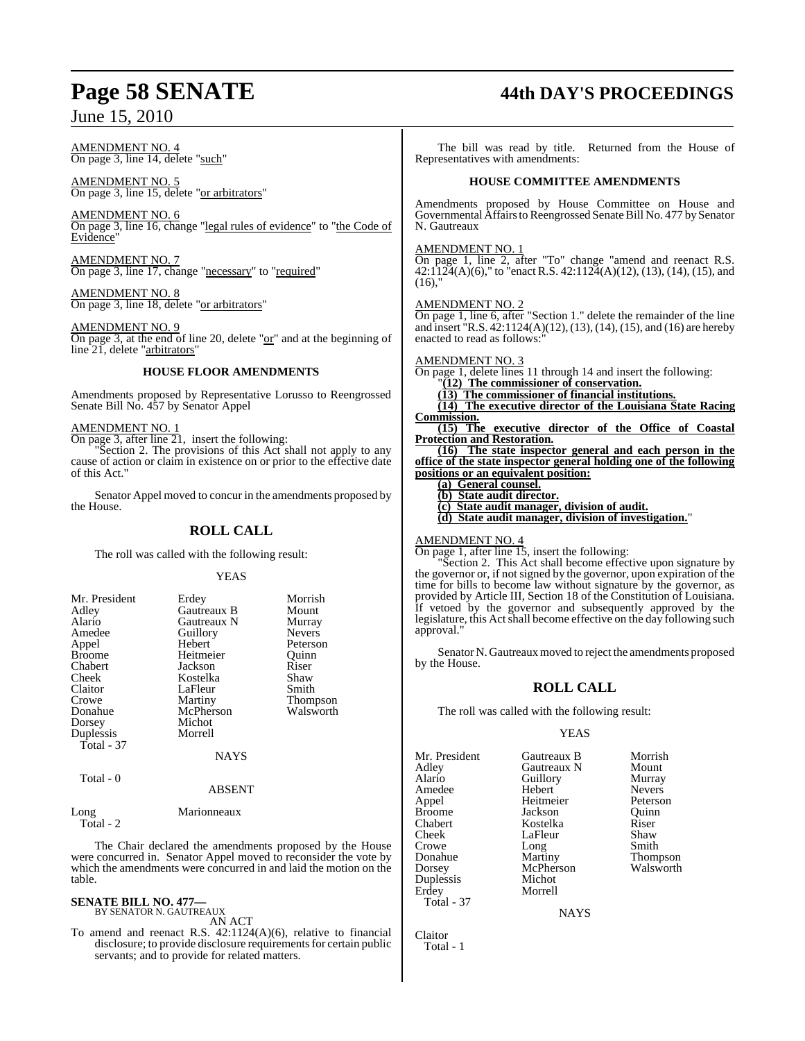AMENDMENT NO. 4
On page 3, line 14, delete "such"

AMENDMENT NO. 5
On page 3, line 15, delete "or arbitrators"

AMENDMENT NO. 6
On page 3, line 16, change "legal rules of evidence" to "the Code of Evidence"

AMENDMENT NO. 7
On page 3, line 17, change "necessary" to "required"

AMENDMENT NO. 8
On page 3, line 18, delete "or arbitrators"

AMENDMENT NO. 9
On page 3, at the end of line 20, delete "or" and at the beginning of line 21, delete "arbitrators"

### HOUSE FLOOR AMENDMENTS

Amendments proposed by Representative Lorusso to Reengrossed Senate Bill No. 457 by Senator Appel

AMENDMENT NO. 1
On page 3, after line 21, insert the following:

"Section 2. The provisions of this Act shall not apply to any cause of action or claim in existence on or prior to the effective date of this Act."

Senator Appel moved to concur in the amendments proposed by the House.

## ROLL CALL

The roll was called with the following result:

YEAS

| | | |
|---|---|---|
| Mr. President | Erdey | Morrish |
| Adley | Gautreaux B | Mount |
| Alario | Gautreaux N | Murray |
| Amedee | Guillory | Nevers |
| Appel | Hebert | Peterson |
| Broome | Heitmeier | Quinn |
| Chabert | Jackson | Riser |
| Cheek | Kostelka | Shaw |
| Claitor | LaFleur | Smith |
| Crowe | Martiny | Thompson |
| Donahue | McPherson | Walsworth |
| Dorsey | Michot | |
| Duplessis | Morrell | |

Total - 37

NAYS

Total - 0

ABSENT

Long Marionneaux

Total - 2

The Chair declared the amendments proposed by the House were concurred in. Senator Appel moved to reconsider the vote by which the amendments were concurred in and laid the motion on the table.

**SENATE BILL NO. 477—**
BY SENATOR N. GAUTREAUX

AN ACT

To amend and reenact R.S. 42:1124(A)(6), relative to financial disclosure; to provide disclosure requirements for certain public servants; and to provide for related matters.

The bill was read by title. Returned from the House of Representatives with amendments:

### HOUSE COMMITTEE AMENDMENTS

Amendments proposed by House Committee on House and Governmental Affairs to Reengrossed Senate Bill No. 477 by Senator N. Gautreaux

AMENDMENT NO. 1
On page 1, line 2, after "To" change "amend and reenact R.S. 42:1124(A)(6)," to "enact R.S. 42:1124(A)(12), (13), (14), (15), and (16),"

AMENDMENT NO. 2
On page 1, line 6, after "Section 1." delete the remainder of the line and insert "R.S. 42:1124(A)(12), (13), (14), (15), and (16) are hereby enacted to read as follows:"

AMENDMENT NO. 3
On page 1, delete lines 11 through 14 and insert the following:

"**(12) The commissioner of conservation.**

**(13) The commissioner of financial institutions.**

**(14) The executive director of the Louisiana State Racing Commission.**

**(15) The executive director of the Office of Coastal Protection and Restoration.**

**(16) The state inspector general and each person in the office of the state inspector general holding one of the following positions or an equivalent position:**

**(a) General counsel.**

**(b) State audit director.**

**(c) State audit manager, division of audit.**

**(d) State audit manager, division of investigation.**"

AMENDMENT NO. 4
On page 1, after line 15, insert the following:

"Section 2. This Act shall become effective upon signature by the governor or, if not signed by the governor, upon expiration of the time for bills to become law without signature by the governor, as provided by Article III, Section 18 of the Constitution of Louisiana. If vetoed by the governor and subsequently approved by the legislature, this Act shall become effective on the day following such approval."

Senator N. Gautreaux moved to reject the amendments proposed by the House.

## ROLL CALL

The roll was called with the following result:

YEAS

| | | |
|---|---|---|
| Mr. President | Gautreaux B | Morrish |
| Adley | Gautreaux N | Mount |
| Alario | Guillory | Murray |
| Amedee | Hebert | Nevers |
| Appel | Heitmeier | Peterson |
| Broome | Jackson | Quinn |
| Chabert | Kostelka | Riser |
| Cheek | LaFleur | Shaw |
| Crowe | Long | Smith |
| Donahue | Martiny | Thompson |
| Dorsey | McPherson | Walsworth |
| Duplessis | Michot | |
| Erdey | Morrell | |

Total - 37

NAYS

Claitor

Total - 1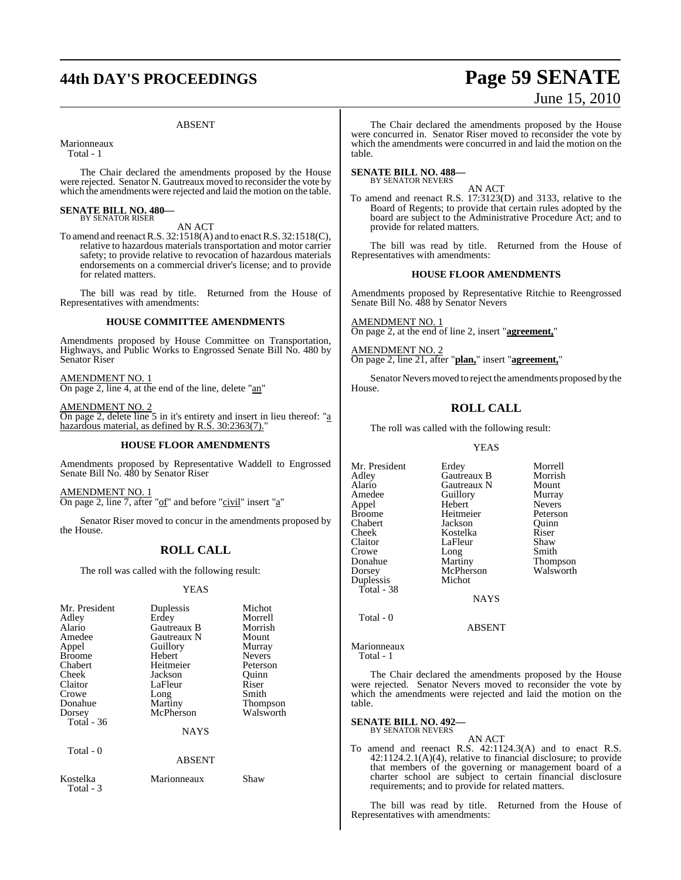ABSENT

Marionneaux
Total - 1

The Chair declared the amendments proposed by the House were rejected. Senator N. Gautreaux moved to reconsider the vote by which the amendments were rejected and laid the motion on the table.

**SENATE BILL NO. 480—**
BY SENATOR RISER

AN ACT

To amend and reenact R.S. 32:1518(A) and to enact R.S. 32:1518(C), relative to hazardous materials transportation and motor carrier safety; to provide relative to revocation of hazardous materials endorsements on a commercial driver's license; and to provide for related matters.

The bill was read by title. Returned from the House of Representatives with amendments:

**HOUSE COMMITTEE AMENDMENTS**

Amendments proposed by House Committee on Transportation, Highways, and Public Works to Engrossed Senate Bill No. 480 by Senator Riser

AMENDMENT NO. 1
On page 2, line 4, at the end of the line, delete "an"

AMENDMENT NO. 2
On page 2, delete line 5 in it's entirety and insert in lieu thereof: "a hazardous material, as defined by R.S. 30:2363(7)."

**HOUSE FLOOR AMENDMENTS**

Amendments proposed by Representative Waddell to Engrossed Senate Bill No. 480 by Senator Riser

AMENDMENT NO. 1
On page 2, line 7, after "of" and before "civil" insert "a"

Senator Riser moved to concur in the amendments proposed by the House.

## ROLL CALL

The roll was called with the following result:

YEAS

| | | |
|---|---|---|
| Mr. President | Duplessis | Michot |
| Adley | Erdey | Morrell |
| Alario | Gautreaux B | Morrish |
| Amedee | Gautreaux N | Mount |
| Appel | Guillory | Murray |
| Broome | Hebert | Nevers |
| Chabert | Heitmeier | Peterson |
| Cheek | Jackson | Quinn |
| Claitor | LaFleur | Riser |
| Crowe | Long | Smith |
| Donahue | Martiny | Thompson |
| Dorsey | McPherson | Walsworth |

Total - 36

NAYS

Total - 0

ABSENT

| | | |
|---|---|---|
| Kostelka | Marionneaux | Shaw |

Total - 3

The Chair declared the amendments proposed by the House were concurred in. Senator Riser moved to reconsider the vote by which the amendments were concurred in and laid the motion on the table.

**SENATE BILL NO. 488—**
BY SENATOR NEVERS

AN ACT

To amend and reenact R.S. 17:3123(D) and 3133, relative to the Board of Regents; to provide that certain rules adopted by the board are subject to the Administrative Procedure Act; and to provide for related matters.

The bill was read by title. Returned from the House of Representatives with amendments:

**HOUSE FLOOR AMENDMENTS**

Amendments proposed by Representative Ritchie to Reengrossed Senate Bill No. 488 by Senator Nevers

AMENDMENT NO. 1
On page 2, at the end of line 2, insert "**agreement,**"

AMENDMENT NO. 2
On page 2, line 21, after "**plan,**" insert "**agreement,**"

Senator Nevers moved to reject the amendments proposed by the House.

## ROLL CALL

The roll was called with the following result:

YEAS

| | | |
|---|---|---|
| Mr. President | Erdey | Morrell |
| Adley | Gautreaux B | Morrish |
| Alario | Gautreaux N | Mount |
| Amedee | Guillory | Murray |
| Appel | Hebert | Nevers |
| Broome | Heitmeier | Peterson |
| Chabert | Jackson | Quinn |
| Cheek | Kostelka | Riser |
| Claitor | LaFleur | Shaw |
| Crowe | Long | Smith |
| Donahue | Martiny | Thompson |
| Dorsey | McPherson | Walsworth |
| Duplessis | Michot | |

Total - 38

NAYS

Total - 0

ABSENT

Marionneaux
Total - 1

The Chair declared the amendments proposed by the House were rejected. Senator Nevers moved to reconsider the vote by which the amendments were rejected and laid the motion on the table.

**SENATE BILL NO. 492—**
BY SENATOR NEVERS

AN ACT

To amend and reenact R.S. 42:1124.3(A) and to enact R.S. 42:1124.2.1(A)(4), relative to financial disclosure; to provide that members of the governing or management board of a charter school are subject to certain financial disclosure requirements; and to provide for related matters.

The bill was read by title. Returned from the House of Representatives with amendments: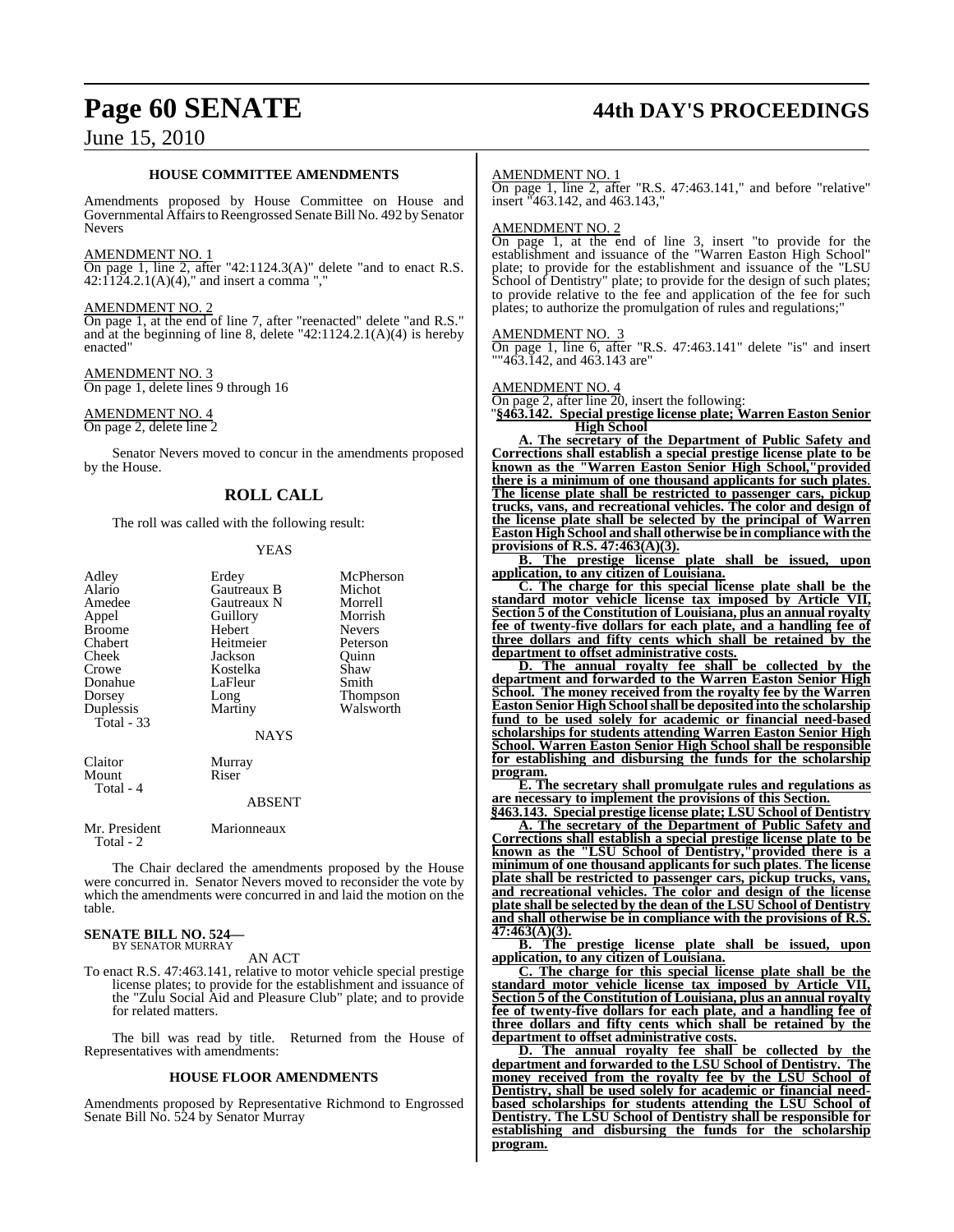### HOUSE COMMITTEE AMENDMENTS

Amendments proposed by House Committee on House and Governmental Affairs to Reengrossed Senate Bill No. 492 by Senator Nevers

AMENDMENT NO. 1

On page 1, line 2, after "42:1124.3(A)" delete "and to enact R.S. 42:1124.2.1(A)(4)," and insert a comma ","

AMENDMENT NO. 2

On page 1, at the end of line 7, after "reenacted" delete "and R.S." and at the beginning of line 8, delete "42:1124.2.1(A)(4) is hereby enacted"

AMENDMENT NO. 3

On page 1, delete lines 9 through 16

AMENDMENT NO. 4

On page 2, delete line 2

Senator Nevers moved to concur in the amendments proposed by the House.

## ROLL CALL

The roll was called with the following result:

YEAS

| | | |
|---|---|---|
| Adley | Erdey | McPherson |
| Alario | Gautreaux B | Michot |
| Amedee | Gautreaux N | Morrell |
| Appel | Guillory | Morrish |
| Broome | Hebert | Nevers |
| Chabert | Heitmeier | Peterson |
| Cheek | Jackson | Quinn |
| Crowe | Kostelka | Shaw |
| Donahue | LaFleur | Smith |
| Dorsey | Long | Thompson |
| Duplessis | Martiny | Walsworth |
| Total - 33 | | |

NAYS

| | |
|---|---|
| Claitor | Murray |
| Mount | Riser |
| Total - 4 | |

ABSENT

| | |
|---|---|
| Mr. President | Marionneaux |
| Total - 2 | |

The Chair declared the amendments proposed by the House were concurred in. Senator Nevers moved to reconsider the vote by which the amendments were concurred in and laid the motion on the table.

**SENATE BILL NO. 524—**
BY SENATOR MURRAY

AN ACT

To enact R.S. 47:463.141, relative to motor vehicle special prestige license plates; to provide for the establishment and issuance of the "Zulu Social Aid and Pleasure Club" plate; and to provide for related matters.

The bill was read by title. Returned from the House of Representatives with amendments:

### HOUSE FLOOR AMENDMENTS

Amendments proposed by Representative Richmond to Engrossed Senate Bill No. 524 by Senator Murray

AMENDMENT NO. 1

On page 1, line 2, after "R.S. 47:463.141," and before "relative" insert "463.142, and 463.143,"

AMENDMENT NO. 2

On page 1, at the end of line 3, insert "to provide for the establishment and issuance of the "Warren Easton High School" plate; to provide for the establishment and issuance of the "LSU School of Dentistry" plate; to provide for the design of such plates; to provide relative to the fee and application of the fee for such plates; to authorize the promulgation of rules and regulations;"

AMENDMENT NO. 3

On page 1, line 6, after "R.S. 47:463.141" delete "is" and insert ""463.142, and 463.143 are"

AMENDMENT NO. 4

On page 2, after line 20, insert the following:

"**§463.142. Special prestige license plate; Warren Easton Senior High School**

**A. The secretary of the Department of Public Safety and Corrections shall establish a special prestige license plate to be known as the "Warren Easton Senior High School,"provided there is a minimum of one thousand applicants for such plates. The license plate shall be restricted to passenger cars, pickup trucks, vans, and recreational vehicles. The color and design of the license plate shall be selected by the principal of Warren Easton High School and shall otherwise be in compliance with the provisions of R.S. 47:463(A)(3).**

**B. The prestige license plate shall be issued, upon application, to any citizen of Louisiana.**

**C. The charge for this special license plate shall be the standard motor vehicle license tax imposed by Article VII, Section 5 of the Constitution of Louisiana, plus an annual royalty fee of twenty-five dollars for each plate, and a handling fee of three dollars and fifty cents which shall be retained by the department to offset administrative costs.**

**D. The annual royalty fee shall be collected by the department and forwarded to the Warren Easton Senior High School. The money received from the royalty fee by the Warren Easton Senior High School shall be deposited into the scholarship fund to be used solely for academic or financial need-based scholarships for students attending Warren Easton Senior High School. Warren Easton Senior High School shall be responsible for establishing and disbursing the funds for the scholarship program.**

**E. The secretary shall promulgate rules and regulations as are necessary to implement the provisions of this Section.**

**§463.143. Special prestige license plate; LSU School of Dentistry**

**A. The secretary of the Department of Public Safety and Corrections shall establish a special prestige license plate to be known as the "LSU School of Dentistry,"provided there is a minimum of one thousand applicants for such plates. The license plate shall be restricted to passenger cars, pickup trucks, vans, and recreational vehicles. The color and design of the license plate shall be selected by the dean of the LSU School of Dentistry and shall otherwise be in compliance with the provisions of R.S. 47:463(A)(3).**

**B. The prestige license plate shall be issued, upon application, to any citizen of Louisiana.**

**C. The charge for this special license plate shall be the standard motor vehicle license tax imposed by Article VII, Section 5 of the Constitution of Louisiana, plus an annual royalty fee of twenty-five dollars for each plate, and a handling fee of three dollars and fifty cents which shall be retained by the department to offset administrative costs.**

**D. The annual royalty fee shall be collected by the department and forwarded to the LSU School of Dentistry. The money received from the royalty fee by the LSU School of Dentistry, shall be used solely for academic or financial need-based scholarships for students attending the LSU School of Dentistry. The LSU School of Dentistry shall be responsible for establishing and disbursing the funds for the scholarship program.**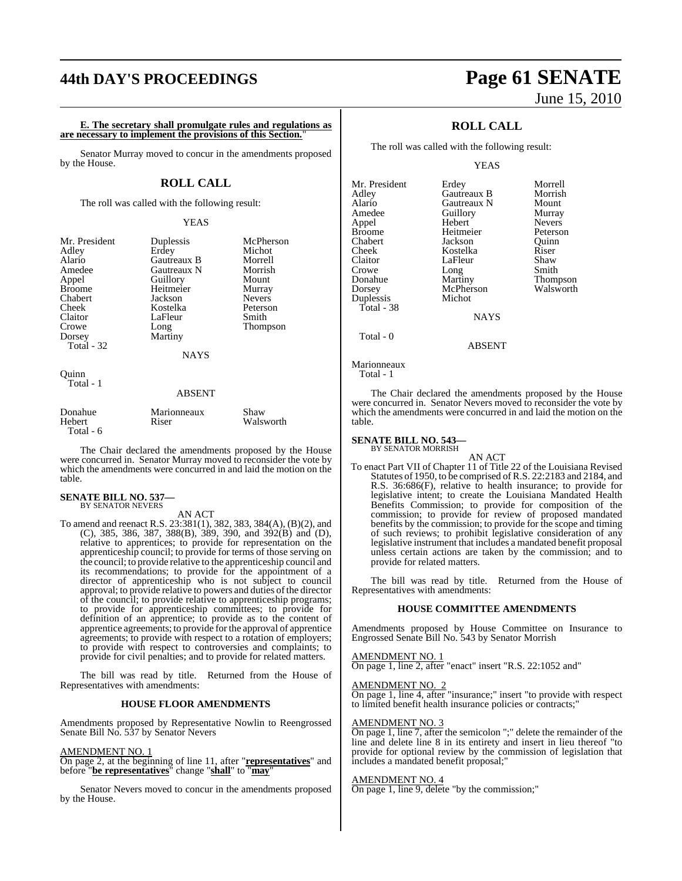**E. The secretary shall promulgate rules and regulations as are necessary to implement the provisions of this Section.**"

Senator Murray moved to concur in the amendments proposed by the House.

## ROLL CALL

The roll was called with the following result:

YEAS

| | | |
|---|---|---|
| Mr. President | Duplessis | McPherson |
| Adley | Erdey | Michot |
| Alario | Gautreaux B | Morrell |
| Amedee | Gautreaux N | Morrish |
| Appel | Guillory | Mount |
| Broome | Heitmeier | Murray |
| Chabert | Jackson | Nevers |
| Cheek | Kostelka | Peterson |
| Claitor | LaFleur | Smith |
| Crowe | Long | Thompson |
| Dorsey | Martiny | |
| Total - 32 | | |

NAYS

Quinn
Total - 1

ABSENT

| | | |
|---|---|---|
| Donahue | Marionneaux | Shaw |
| Hebert | Riser | Walsworth |
| Total - 6 | | |

The Chair declared the amendments proposed by the House were concurred in. Senator Murray moved to reconsider the vote by which the amendments were concurred in and laid the motion on the table.

**SENATE BILL NO. 537—**
BY SENATOR NEVERS

AN ACT

To amend and reenact R.S. 23:381(1), 382, 383, 384(A), (B)(2), and (C), 385, 386, 387, 388(B), 389, 390, and 392(B) and (D), relative to apprentices; to provide for representation on the apprenticeship council; to provide for terms of those serving on the council; to provide relative to the apprenticeship council and its recommendations; to provide for the appointment of a director of apprenticeship who is not subject to council approval; to provide relative to powers and duties of the director of the council; to provide relative to apprenticeship programs; to provide for apprenticeship committees; to provide for definition of an apprentice; to provide as to the content of apprentice agreements; to provide for the approval of apprentice agreements; to provide with respect to a rotation of employers; to provide with respect to controversies and complaints; to provide for civil penalties; and to provide for related matters.

The bill was read by title. Returned from the House of Representatives with amendments:

### HOUSE FLOOR AMENDMENTS

Amendments proposed by Representative Nowlin to Reengrossed Senate Bill No. 537 by Senator Nevers

AMENDMENT NO. 1
On page 2, at the beginning of line 11, after "**representatives**" and before "**be representatives**" change "**shall**" to "**may**"

Senator Nevers moved to concur in the amendments proposed by the House.

## ROLL CALL

The roll was called with the following result:

YEAS

| | | |
|---|---|---|
| Mr. President | Erdey | Morrell |
| Adley | Gautreaux B | Morrish |
| Alario | Gautreaux N | Mount |
| Amedee | Guillory | Murray |
| Appel | Hebert | Nevers |
| Broome | Heitmeier | Peterson |
| Chabert | Jackson | Quinn |
| Cheek | Kostelka | Riser |
| Claitor | LaFleur | Shaw |
| Crowe | Long | Smith |
| Donahue | Martiny | Thompson |
| Dorsey | McPherson | Walsworth |
| Duplessis | Michot | |
| Total - 38 | | |

NAYS

Total - 0

ABSENT

Marionneaux
Total - 1

The Chair declared the amendments proposed by the House were concurred in. Senator Nevers moved to reconsider the vote by which the amendments were concurred in and laid the motion on the table.

**SENATE BILL NO. 543—**
BY SENATOR MORRISH

AN ACT

To enact Part VII of Chapter 11 of Title 22 of the Louisiana Revised Statutes of 1950, to be comprised of R.S. 22:2183 and 2184, and R.S. 36:686(F), relative to health insurance; to provide for legislative intent; to create the Louisiana Mandated Health Benefits Commission; to provide for composition of the commission; to provide for review of proposed mandated benefits by the commission; to provide for the scope and timing of such reviews; to prohibit legislative consideration of any legislative instrument that includes a mandated benefit proposal unless certain actions are taken by the commission; and to provide for related matters.

The bill was read by title. Returned from the House of Representatives with amendments:

### HOUSE COMMITTEE AMENDMENTS

Amendments proposed by House Committee on Insurance to Engrossed Senate Bill No. 543 by Senator Morrish

AMENDMENT NO. 1
On page 1, line 2, after "enact" insert "R.S. 22:1052 and"

AMENDMENT NO. 2
On page 1, line 4, after "insurance;" insert "to provide with respect to limited benefit health insurance policies or contracts;"

AMENDMENT NO. 3
On page 1, line 7, after the semicolon ";" delete the remainder of the line and delete line 8 in its entirety and insert in lieu thereof "to provide for optional review by the commission of legislation that includes a mandated benefit proposal;"

AMENDMENT NO. 4
On page 1, line 9, delete "by the commission;"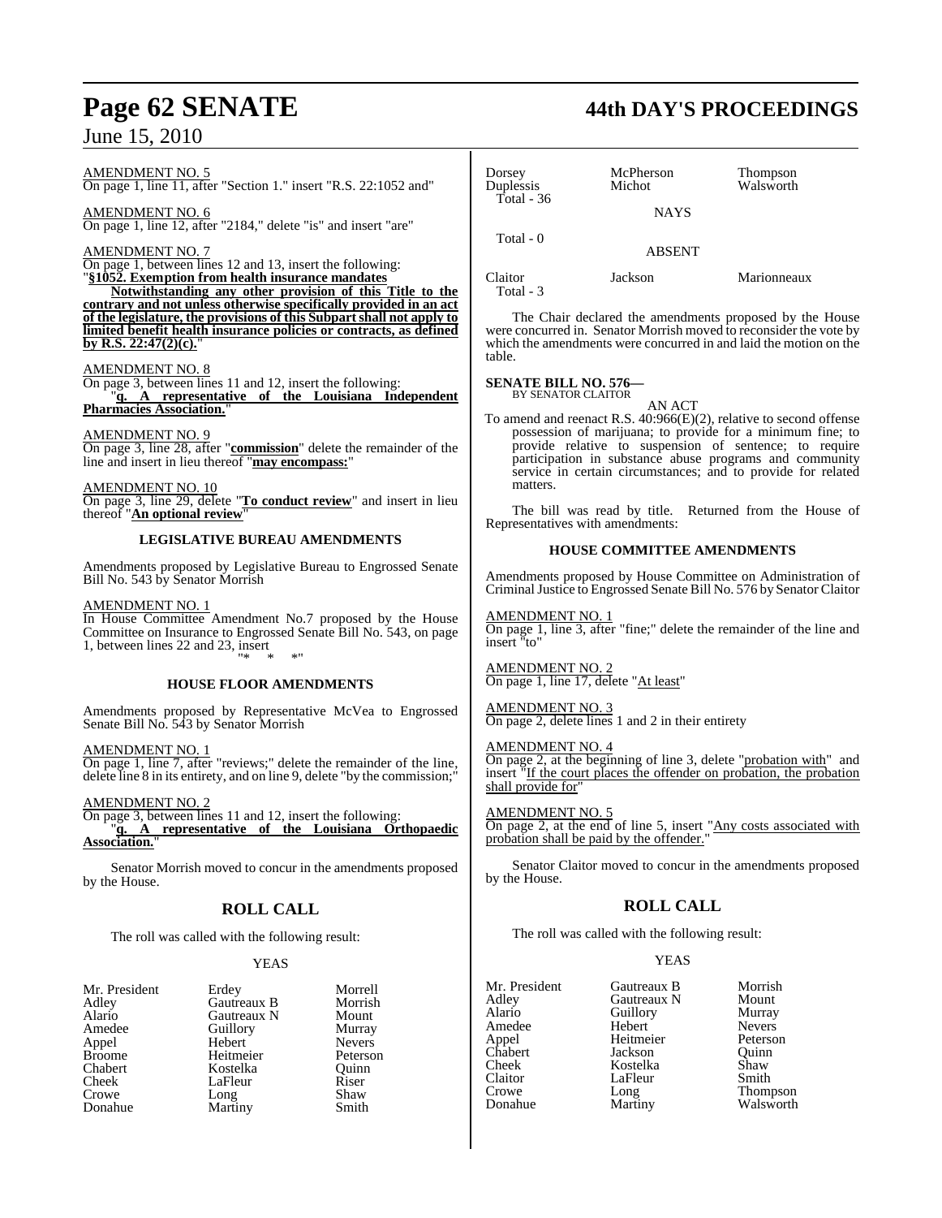AMENDMENT NO. 5
On page 1, line 11, after "Section 1." insert "R.S. 22:1052 and"

AMENDMENT NO. 6
On page 1, line 12, after "2184," delete "is" and insert "are"

AMENDMENT NO. 7
On page 1, between lines 12 and 13, insert the following:
"**§1052. Exemption from health insurance mandates**

**Notwithstanding any other provision of this Title to the contrary and not unless otherwise specifically provided in an act of the legislature, the provisions of this Subpart shall not apply to limited benefit health insurance policies or contracts, as defined by R.S. 22:47(2)(c).**"

AMENDMENT NO. 8
On page 3, between lines 11 and 12, insert the following:
"**q. A representative of the Louisiana Independent Pharmacies Association.**"

AMENDMENT NO. 9
On page 3, line 28, after "**commission**" delete the remainder of the line and insert in lieu thereof "**may encompass:**"

AMENDMENT NO. 10
On page 3, line 29, delete "**To conduct review**" and insert in lieu thereof "**An optional review**"

### LEGISLATIVE BUREAU AMENDMENTS

Amendments proposed by Legislative Bureau to Engrossed Senate Bill No. 543 by Senator Morrish

AMENDMENT NO. 1
In House Committee Amendment No.7 proposed by the House Committee on Insurance to Engrossed Senate Bill No. 543, on page 1, between lines 22 and 23, insert
"* * *"

### HOUSE FLOOR AMENDMENTS

Amendments proposed by Representative McVea to Engrossed Senate Bill No. 543 by Senator Morrish

AMENDMENT NO. 1
On page 1, line 7, after "reviews;" delete the remainder of the line, delete line 8 in its entirety, and on line 9, delete "by the commission;"

AMENDMENT NO. 2
On page 3, between lines 11 and 12, insert the following:
"**q. A representative of the Louisiana Orthopaedic Association.**"

Senator Morrish moved to concur in the amendments proposed by the House.

## ROLL CALL

The roll was called with the following result:

YEAS

| | | |
|---|---|---|
| Mr. President | Erdey | Morrell |
| Adley | Gautreaux B | Morrish |
| Alario | Gautreaux N | Mount |
| Amedee | Guillory | Murray |
| Appel | Hebert | Nevers |
| Broome | Heitmeier | Peterson |
| Chabert | Kostelka | Quinn |
| Cheek | LaFleur | Riser |
| Crowe | Long | Shaw |
| Donahue | Martiny | Smith |
| Dorsey | McPherson | Thompson |
| Duplessis | Michot | Walsworth |

Total - 36

NAYS

Total - 0

ABSENT

| | | |
|---|---|---|
| Claitor | Jackson | Marionneaux |

Total - 3

The Chair declared the amendments proposed by the House were concurred in. Senator Morrish moved to reconsider the vote by which the amendments were concurred in and laid the motion on the table.

**SENATE BILL NO. 576—**
BY SENATOR CLAITOR

AN ACT

To amend and reenact R.S. 40:966(E)(2), relative to second offense possession of marijuana; to provide for a minimum fine; to provide relative to suspension of sentence; to require participation in substance abuse programs and community service in certain circumstances; and to provide for related matters.

The bill was read by title. Returned from the House of Representatives with amendments:

### HOUSE COMMITTEE AMENDMENTS

Amendments proposed by House Committee on Administration of Criminal Justice to Engrossed Senate Bill No. 576 by Senator Claitor

AMENDMENT NO. 1
On page 1, line 3, after "fine;" delete the remainder of the line and insert "to"

AMENDMENT NO. 2
On page 1, line 17, delete "At least"

AMENDMENT NO. 3
On page 2, delete lines 1 and 2 in their entirety

AMENDMENT NO. 4
On page 2, at the beginning of line 3, delete "probation with" and insert "If the court places the offender on probation, the probation shall provide for"

AMENDMENT NO. 5
On page 2, at the end of line 5, insert "Any costs associated with probation shall be paid by the offender."

Senator Claitor moved to concur in the amendments proposed by the House.

## ROLL CALL

The roll was called with the following result:

YEAS

| | | |
|---|---|---|
| Mr. President | Gautreaux B | Morrish |
| Adley | Gautreaux N | Mount |
| Alario | Guillory | Murray |
| Amedee | Hebert | Nevers |
| Appel | Heitmeier | Peterson |
| Chabert | Jackson | Quinn |
| Cheek | Kostelka | Shaw |
| Claitor | LaFleur | Smith |
| Crowe | Long | Thompson |
| Donahue | Martiny | Walsworth |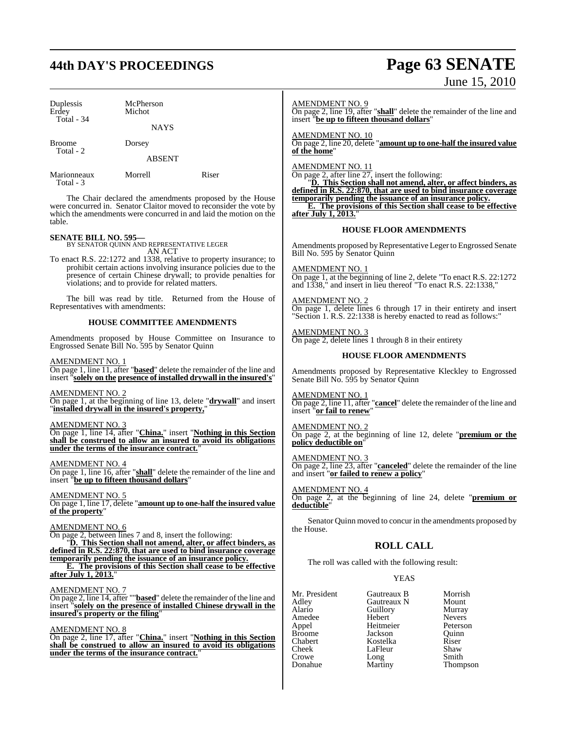| | | |
|---|---|---|
| Duplessis | McPherson | |
| Erdey | Michot | |
| Total - 34 | | |

NAYS

| | | |
|---|---|---|
| Broome | Dorsey | |
| Total - 2 | | |

ABSENT

| | | |
|---|---|---|
| Marionneaux | Morrell | Riser |
| Total - 3 | | |

The Chair declared the amendments proposed by the House were concurred in. Senator Claitor moved to reconsider the vote by which the amendments were concurred in and laid the motion on the table.

**SENATE BILL NO. 595—**
BY SENATOR QUINN AND REPRESENTATIVE LEGER
AN ACT

To enact R.S. 22:1272 and 1338, relative to property insurance; to prohibit certain actions involving insurance policies due to the presence of certain Chinese drywall; to provide penalties for violations; and to provide for related matters.

The bill was read by title. Returned from the House of Representatives with amendments:

### HOUSE COMMITTEE AMENDMENTS

Amendments proposed by House Committee on Insurance to Engrossed Senate Bill No. 595 by Senator Quinn

AMENDMENT NO. 1
On page 1, line 11, after "**based**" delete the remainder of the line and insert "**solely on the presence of installed drywall in the insured's**"

AMENDMENT NO. 2
On page 1, at the beginning of line 13, delete "**drywall**" and insert "**installed drywall in the insured's property,**"

AMENDMENT NO. 3
On page 1, line 14, after "**China.**" insert "**Nothing in this Section shall be construed to allow an insured to avoid its obligations under the terms of the insurance contract.**"

AMENDMENT NO. 4
On page 1, line 16, after "**shall**" delete the remainder of the line and insert "**be up to fifteen thousand dollars**"

AMENDMENT NO. 5
On page 1, line 17, delete "**amount up to one-half the insured value of the property**"

AMENDMENT NO. 6
On page 2, between lines 7 and 8, insert the following:
"**D. This Section shall not amend, alter, or affect binders, as defined in R.S. 22:870, that are used to bind insurance coverage temporarily pending the issuance of an insurance policy.**
**E. The provisions of this Section shall cease to be effective after July 1, 2013.**"

AMENDMENT NO. 7
On page 2, line 14, after ""**based**" delete the remainder of the line and insert "**solely on the presence of installed Chinese drywall in the insured's property or the filing**"

AMENDMENT NO. 8
On page 2, line 17, after "**China.**" insert "**Nothing in this Section shall be construed to allow an insured to avoid its obligations under the terms of the insurance contract.**"

AMENDMENT NO. 9
On page 2, line 19, after "**shall**" delete the remainder of the line and insert "**be up to fifteen thousand dollars**"

AMENDMENT NO. 10
On page 2, line 20, delete "**amount up to one-half the insured value of the home**"

AMENDMENT NO. 11
On page 2, after line 27, insert the following:
"**D. This Section shall not amend, alter, or affect binders, as defined in R.S. 22:870, that are used to bind insurance coverage temporarily pending the issuance of an insurance policy.**
**E. The provisions of this Section shall cease to be effective after July 1, 2013.**"

### HOUSE FLOOR AMENDMENTS

Amendments proposed by Representative Leger to Engrossed Senate Bill No. 595 by Senator Quinn

AMENDMENT NO. 1
On page 1, at the beginning of line 2, delete "To enact R.S. 22:1272 and 1338," and insert in lieu thereof "To enact R.S. 22:1338,"

AMENDMENT NO. 2
On page 1, delete lines 6 through 17 in their entirety and insert "Section 1. R.S. 22:1338 is hereby enacted to read as follows:"

AMENDMENT NO. 3
On page 2, delete lines 1 through 8 in their entirety

### HOUSE FLOOR AMENDMENTS

Amendments proposed by Representative Kleckley to Engrossed Senate Bill No. 595 by Senator Quinn

AMENDMENT NO. 1
On page 2, line 11, after "**cancel**" delete the remainder of the line and insert "**or fail to renew**"

AMENDMENT NO. 2
On page 2, at the beginning of line 12, delete "**premium or the policy deductible on**"

AMENDMENT NO. 3
On page 2, line 23, after "**canceled**" delete the remainder of the line and insert "**or failed to renew a policy**"

AMENDMENT NO. 4
On page 2, at the beginning of line 24, delete "**premium or deductible**"

Senator Quinn moved to concur in the amendments proposed by the House.

## ROLL CALL

The roll was called with the following result:

YEAS

| | | |
|---|---|---|
| Mr. President | Gautreaux B | Morrish |
| Adley | Gautreaux N | Mount |
| Alario | Guillory | Murray |
| Amedee | Hebert | Nevers |
| Appel | Heitmeier | Peterson |
| Broome | Jackson | Quinn |
| Chabert | Kostelka | Riser |
| Cheek | LaFleur | Shaw |
| Crowe | Long | Smith |
| Donahue | Martiny | Thompson |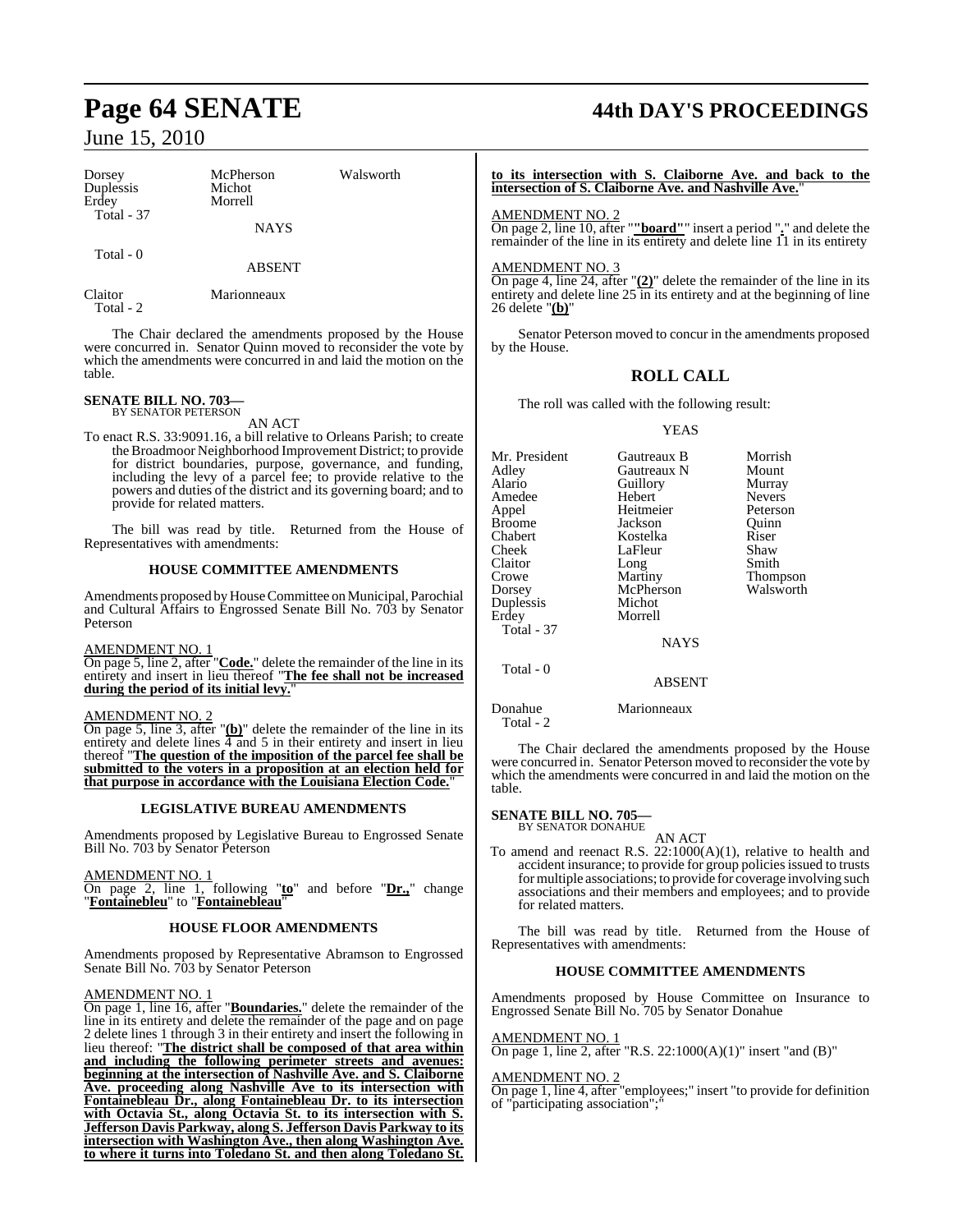| | | |
|---|---|---|
| Dorsey | McPherson | Walsworth |
| Duplessis | Michot | |
| Erdey | Morrell | |
| Total - 37 | | |

NAYS

Total - 0

ABSENT

| | |
|---|---|
| Claitor | Marionneaux |
| Total - 2 | |

The Chair declared the amendments proposed by the House were concurred in. Senator Quinn moved to reconsider the vote by which the amendments were concurred in and laid the motion on the table.

**SENATE BILL NO. 703—**
BY SENATOR PETERSON

AN ACT

To enact R.S. 33:9091.16, a bill relative to Orleans Parish; to create the Broadmoor Neighborhood Improvement District; to provide for district boundaries, purpose, governance, and funding, including the levy of a parcel fee; to provide relative to the powers and duties of the district and its governing board; and to provide for related matters.

The bill was read by title. Returned from the House of Representatives with amendments:

## HOUSE COMMITTEE AMENDMENTS

Amendments proposed by House Committee on Municipal, Parochial and Cultural Affairs to Engrossed Senate Bill No. 703 by Senator Peterson

AMENDMENT NO. 1

On page 5, line 2, after "**Code.**" delete the remainder of the line in its entirety and insert in lieu thereof "**The fee shall not be increased during the period of its initial levy.**"

AMENDMENT NO. 2

On page 5, line 3, after "**(b)**" delete the remainder of the line in its entirety and delete lines 4 and 5 in their entirety and insert in lieu thereof "**The question of the imposition of the parcel fee shall be submitted to the voters in a proposition at an election held for that purpose in accordance with the Louisiana Election Code.**"

## LEGISLATIVE BUREAU AMENDMENTS

Amendments proposed by Legislative Bureau to Engrossed Senate Bill No. 703 by Senator Peterson

AMENDMENT NO. 1

On page 2, line 1, following "**to**" and before "**Dr.,**" change "**Fontainebleu**" to "**Fontainebleau**"

## HOUSE FLOOR AMENDMENTS

Amendments proposed by Representative Abramson to Engrossed Senate Bill No. 703 by Senator Peterson

AMENDMENT NO. 1

On page 1, line 16, after "**Boundaries.**" delete the remainder of the line in its entirety and delete the remainder of the page and on page 2 delete lines 1 through 3 in their entirety and insert the following in lieu thereof: "**The district shall be composed of that area within and including the following perimeter streets and avenues: beginning at the intersection of Nashville Ave. and S. Claiborne Ave. proceeding along Nashville Ave to its intersection with Fontainebleau Dr., along Fontainebleau Dr. to its intersection with Octavia St., along Octavia St. to its intersection with S. Jefferson Davis Parkway, along S. Jefferson Davis Parkway to its intersection with Washington Ave., then along Washington Ave. to where it turns into Toledano St. and then along Toledano St. to its intersection with S. Claiborne Ave. and back to the intersection of S. Claiborne Ave. and Nashville Ave.**"

AMENDMENT NO. 2

On page 2, line 10, after "**"board"**" insert a period "**.**" and delete the remainder of the line in its entirety and delete line 11 in its entirety

AMENDMENT NO. 3

On page 4, line 24, after "**(2)**" delete the remainder of the line in its entirety and delete line 25 in its entirety and at the beginning of line 26 delete "**(b)**"

Senator Peterson moved to concur in the amendments proposed by the House.

## ROLL CALL

The roll was called with the following result:

YEAS

| | | |
|---|---|---|
| Mr. President | Gautreaux B | Morrish |
| Adley | Gautreaux N | Mount |
| Alario | Guillory | Murray |
| Amedee | Hebert | Nevers |
| Appel | Heitmeier | Peterson |
| Broome | Jackson | Quinn |
| Chabert | Kostelka | Riser |
| Cheek | LaFleur | Shaw |
| Claitor | Long | Smith |
| Crowe | Martiny | Thompson |
| Dorsey | McPherson | Walsworth |
| Duplessis | Michot | |
| Erdey | Morrell | |
| Total - 37 | | |

NAYS

Total - 0

ABSENT

| | |
|---|---|
| Donahue | Marionneaux |
| Total - 2 | |

The Chair declared the amendments proposed by the House were concurred in. Senator Peterson moved to reconsider the vote by which the amendments were concurred in and laid the motion on the table.

**SENATE BILL NO. 705—**
BY SENATOR DONAHUE

AN ACT

To amend and reenact R.S. 22:1000(A)(1), relative to health and accident insurance; to provide for group policies issued to trusts for multiple associations; to provide for coverage involving such associations and their members and employees; and to provide for related matters.

The bill was read by title. Returned from the House of Representatives with amendments:

## HOUSE COMMITTEE AMENDMENTS

Amendments proposed by House Committee on Insurance to Engrossed Senate Bill No. 705 by Senator Donahue

AMENDMENT NO. 1

On page 1, line 2, after "R.S. 22:1000(A)(1)" insert "and (B)"

AMENDMENT NO. 2

On page 1, line 4, after "employees;" insert "to provide for definition of "participating association";"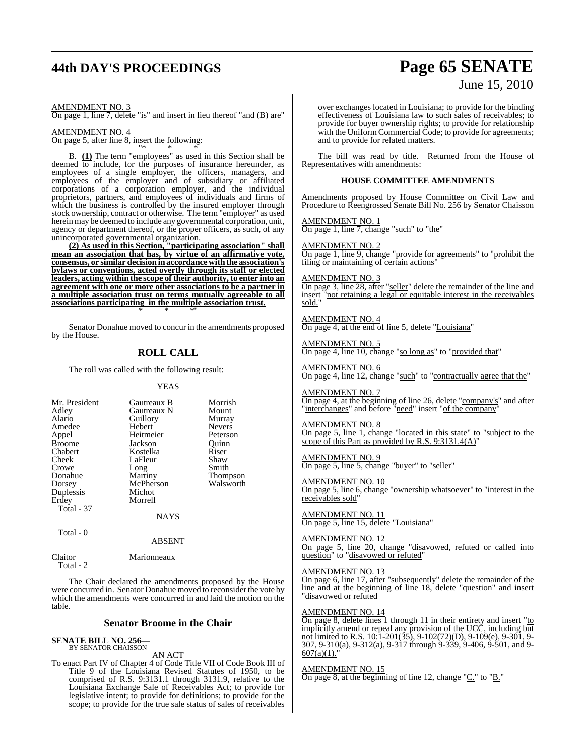AMENDMENT NO. 3

On page 1, line 7, delete "is" and insert in lieu thereof "and (B) are"

AMENDMENT NO. 4

On page 5, after line 8, insert the following:

"* * *

B. **(1)** The term "employees" as used in this Section shall be deemed to include, for the purposes of insurance hereunder, as employees of a single employer, the officers, managers, and employees of the employer and of subsidiary or affiliated corporations of a corporation employer, and the individual proprietors, partners, and employees of individuals and firms of which the business is controlled by the insured employer through stock ownership, contract or otherwise. The term "employer" as used herein may be deemed to include any governmental corporation, unit, agency or department thereof, or the proper officers, as such, of any unincorporated governmental organization.

**(2) As used in this Section, "participating association" shall mean an association that has, by virtue of an affirmative vote, consensus, or similar decision in accordance with the association's bylaws or conventions, acted overtly through its staff or elected leaders, acting within the scope of their authority, to enter into an agreement with one or more other associations to be a partner in a multiple association trust on terms mutually agreeable to all associations participating in the multiple association trust.**

* * *"

Senator Donahue moved to concur in the amendments proposed by the House.

## ROLL CALL

The roll was called with the following result:

YEAS

| | | |
|---|---|---|
| Mr. President | Gautreaux B | Morrish |
| Adley | Gautreaux N | Mount |
| Alario | Guillory | Murray |
| Amedee | Hebert | Nevers |
| Appel | Heitmeier | Peterson |
| Broome | Jackson | Quinn |
| Chabert | Kostelka | Riser |
| Cheek | LaFleur | Shaw |
| Crowe | Long | Smith |
| Donahue | Martiny | Thompson |
| Dorsey | McPherson | Walsworth |
| Duplessis | Michot | |
| Erdey | Morrell | |
| Total - 37 | | |

NAYS

Total - 0

ABSENT

| | |
|---|---|
| Claitor | Marionneaux |
| Total - 2 | |

The Chair declared the amendments proposed by the House were concurred in. Senator Donahue moved to reconsider the vote by which the amendments were concurred in and laid the motion on the table.

## Senator Broome in the Chair

**SENATE BILL NO. 256—**
BY SENATOR CHAISSON

AN ACT

To enact Part IV of Chapter 4 of Code Title VII of Code Book III of Title 9 of the Louisiana Revised Statutes of 1950, to be comprised of R.S. 9:3131.1 through 3131.9, relative to the Louisiana Exchange Sale of Receivables Act; to provide for legislative intent; to provide for definitions; to provide for the scope; to provide for the true sale status of sales of receivables over exchanges located in Louisiana; to provide for the binding effectiveness of Louisiana law to such sales of receivables; to provide for buyer ownership rights; to provide for relationship with the Uniform Commercial Code; to provide for agreements; and to provide for related matters.

The bill was read by title. Returned from the House of Representatives with amendments:

### HOUSE COMMITTEE AMENDMENTS

Amendments proposed by House Committee on Civil Law and Procedure to Reengrossed Senate Bill No. 256 by Senator Chaisson

AMENDMENT NO. 1

On page 1, line 7, change "such" to "the"

AMENDMENT NO. 2

On page 1, line 9, change "provide for agreements" to "prohibit the filing or maintaining of certain actions"

AMENDMENT NO. 3

On page 3, line 28, after "seller" delete the remainder of the line and insert "not retaining a legal or equitable interest in the receivables sold."

AMENDMENT NO. 4

On page 4, at the end of line 5, delete "Louisiana"

AMENDMENT NO. 5

On page 4, line 10, change "so long as" to "provided that"

AMENDMENT NO. 6

On page 4, line 12, change "such" to "contractually agree that the"

AMENDMENT NO. 7

On page 4, at the beginning of line 26, delete "company's" and after "interchanges" and before "need" insert "of the company"

AMENDMENT NO. 8

On page 5, line 1, change "located in this state" to "subject to the scope of this Part as provided by R.S. 9:3131.4(A)"

AMENDMENT NO. 9

On page 5, line 5, change "buyer" to "seller"

AMENDMENT NO. 10

On page 5, line 6, change "ownership whatsoever" to "interest in the receivables sold"

AMENDMENT NO. 11

On page 5, line 15, delete "Louisiana"

AMENDMENT NO. 12

On page 5, line 20, change "disavowed, refuted or called into question" to "disavowed or refuted"

AMENDMENT NO. 13

On page 6, line 17, after "subsequently" delete the remainder of the line and at the beginning of line 18, delete "question" and insert "disavowed or refuted

AMENDMENT NO. 14

On page 8, delete lines 1 through 11 in their entirety and insert "to implicitly amend or repeal any provision of the UCC, including but not limited to R.S. 10:1-201(35), 9-102(72)(D), 9-109(e), 9-301, 9-307, 9-310(a), 9-312(a), 9-317 through 9-339, 9-406, 9-501, and 9-607(a)(1)."

AMENDMENT NO. 15

On page 8, at the beginning of line 12, change "C." to "B."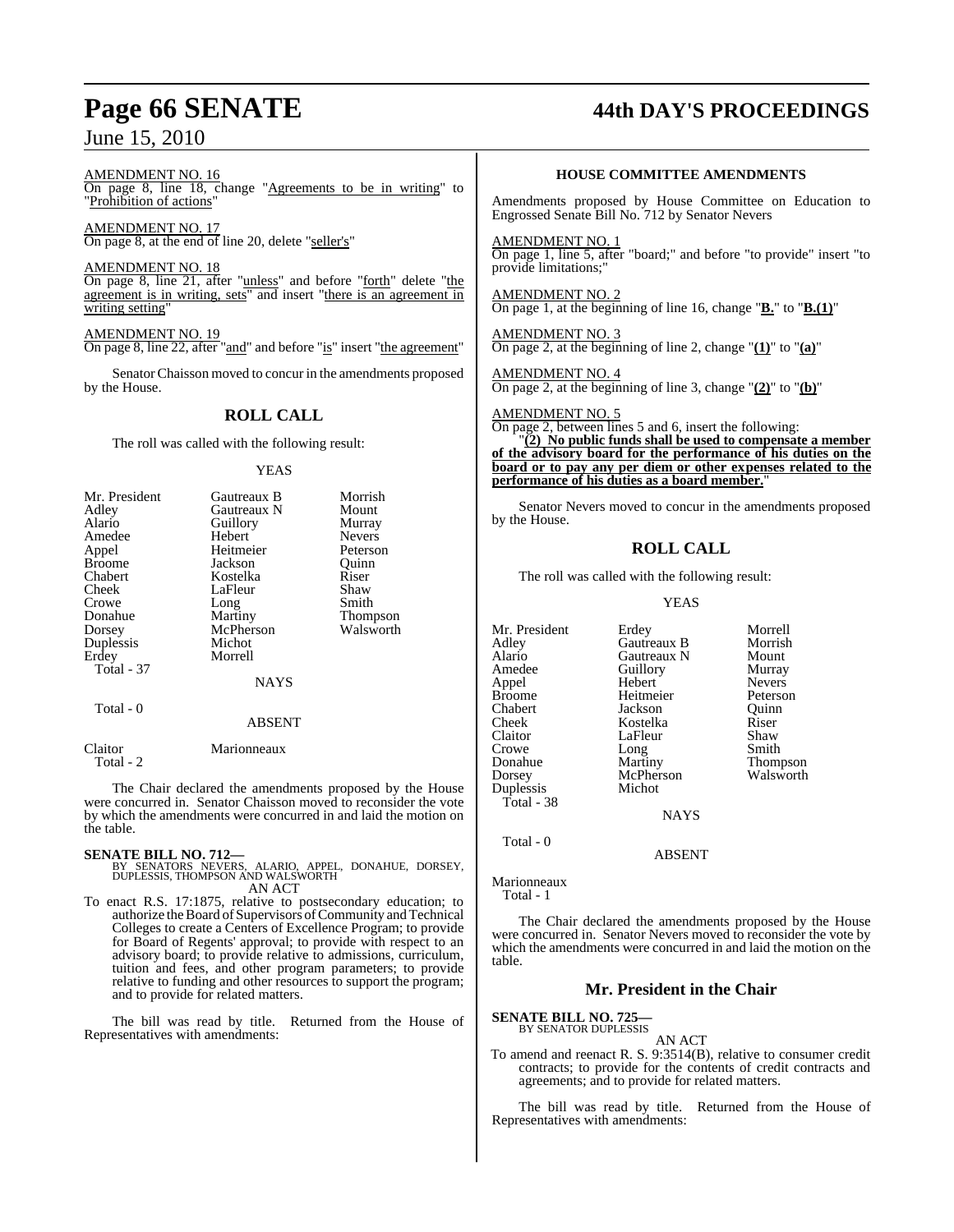AMENDMENT NO. 16

On page 8, line 18, change "Agreements to be in writing" to "Prohibition of actions"

AMENDMENT NO. 17

On page 8, at the end of line 20, delete "seller's"

AMENDMENT NO. 18

On page 8, line 21, after "unless" and before "forth" delete "the agreement is in writing, sets" and insert "there is an agreement in writing setting"

AMENDMENT NO. 19

On page 8, line 22, after "and" and before "is" insert "the agreement"

Senator Chaisson moved to concur in the amendments proposed by the House.

## ROLL CALL

The roll was called with the following result:

YEAS

| | | |
|---|---|---|
| Mr. President | Gautreaux B | Morrish |
| Adley | Gautreaux N | Mount |
| Alario | Guillory | Murray |
| Amedee | Hebert | Nevers |
| Appel | Heitmeier | Peterson |
| Broome | Jackson | Quinn |
| Chabert | Kostelka | Riser |
| Cheek | LaFleur | Shaw |
| Crowe | Long | Smith |
| Donahue | Martiny | Thompson |
| Dorsey | McPherson | Walsworth |
| Duplessis | Michot | |
| Erdey | Morrell | |

Total - 37

NAYS

Total - 0

ABSENT

| | |
|---|---|
| Claitor | Marionneaux |

Total - 2

The Chair declared the amendments proposed by the House were concurred in. Senator Chaisson moved to reconsider the vote by which the amendments were concurred in and laid the motion on the table.

**SENATE BILL NO. 712—**
BY SENATORS NEVERS, ALARIO, APPEL, DONAHUE, DORSEY, DUPLESSIS, THOMPSON AND WALSWORTH

AN ACT

To enact R.S. 17:1875, relative to postsecondary education; to authorize the Board of Supervisors of Community and Technical Colleges to create a Centers of Excellence Program; to provide for Board of Regents' approval; to provide with respect to an advisory board; to provide relative to admissions, curriculum, tuition and fees, and other program parameters; to provide relative to funding and other resources to support the program; and to provide for related matters.

The bill was read by title. Returned from the House of Representatives with amendments:

### HOUSE COMMITTEE AMENDMENTS

Amendments proposed by House Committee on Education to Engrossed Senate Bill No. 712 by Senator Nevers

AMENDMENT NO. 1

On page 1, line 5, after "board;" and before "to provide" insert "to provide limitations;"

AMENDMENT NO. 2

On page 1, at the beginning of line 16, change "**B.**" to "**B.(1)**"

AMENDMENT NO. 3

On page 2, at the beginning of line 2, change "**(1)**" to "**(a)**"

AMENDMENT NO. 4

On page 2, at the beginning of line 3, change "**(2)**" to "**(b)**"

AMENDMENT NO. 5

On page 2, between lines 5 and 6, insert the following:

"**(2) No public funds shall be used to compensate a member of the advisory board for the performance of his duties on the board or to pay any per diem or other expenses related to the performance of his duties as a board member.**"

Senator Nevers moved to concur in the amendments proposed by the House.

## ROLL CALL

The roll was called with the following result:

YEAS

| | | |
|---|---|---|
| Mr. President | Erdey | Morrell |
| Adley | Gautreaux B | Morrish |
| Alario | Gautreaux N | Mount |
| Amedee | Guillory | Murray |
| Appel | Hebert | Nevers |
| Broome | Heitmeier | Peterson |
| Chabert | Jackson | Quinn |
| Cheek | Kostelka | Riser |
| Claitor | LaFleur | Shaw |
| Crowe | Long | Smith |
| Donahue | Martiny | Thompson |
| Dorsey | McPherson | Walsworth |
| Duplessis | Michot | |

Total - 38

NAYS

Total - 0

ABSENT

Marionneaux

Total - 1

The Chair declared the amendments proposed by the House were concurred in. Senator Nevers moved to reconsider the vote by which the amendments were concurred in and laid the motion on the table.

## Mr. President in the Chair

**SENATE BILL NO. 725—**
BY SENATOR DUPLESSIS

AN ACT

To amend and reenact R. S. 9:3514(B), relative to consumer credit contracts; to provide for the contents of credit contracts and agreements; and to provide for related matters.

The bill was read by title. Returned from the House of Representatives with amendments: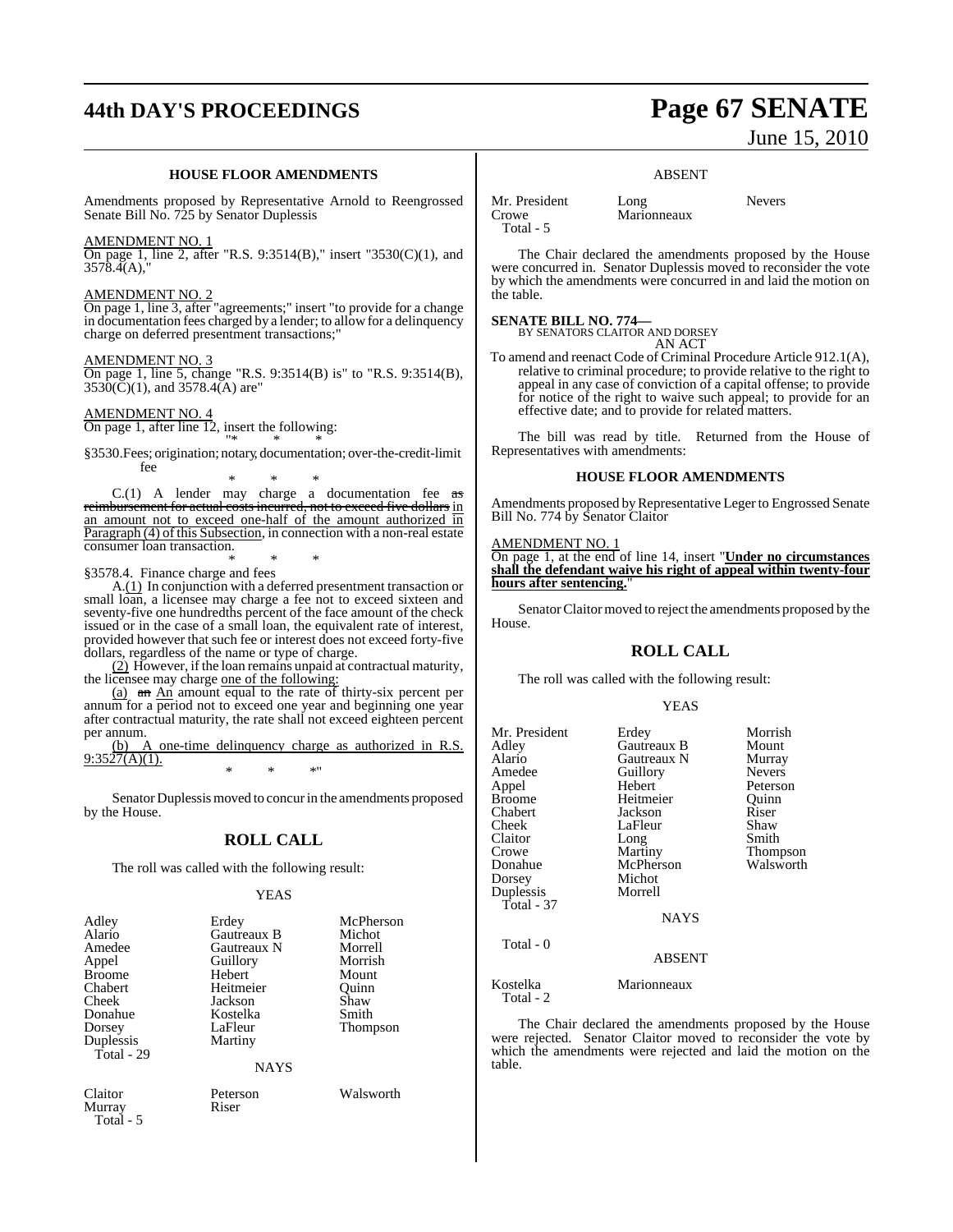### HOUSE FLOOR AMENDMENTS

Amendments proposed by Representative Arnold to Reengrossed Senate Bill No. 725 by Senator Duplessis

AMENDMENT NO. 1

On page 1, line 2, after "R.S. 9:3514(B)," insert "3530(C)(1), and 3578.4(A),"

AMENDMENT NO. 2

On page 1, line 3, after "agreements;" insert "to provide for a change in documentation fees charged by a lender; to allow for a delinquency charge on deferred presentment transactions;"

AMENDMENT NO. 3

On page 1, line 5, change "R.S. 9:3514(B) is" to "R.S. 9:3514(B), 3530(C)(1), and 3578.4(A) are"

AMENDMENT NO. 4

On page 1, after line 12, insert the following:

"* * *

§3530.Fees; origination; notary, documentation; over-the-credit-limit fee

* * *

C.(1) A lender may charge a documentation fee ~~as reimbursement for actual costs incurred, not to exceed five dollars~~ <u>in an amount not to exceed one-half of the amount authorized in Paragraph (4) of this Subsection</u>, in connection with a non-real estate consumer loan transaction.

* * *

§3578.4. Finance charge and fees

A.<u>(1)</u> In conjunction with a deferred presentment transaction or small loan, a licensee may charge a fee not to exceed sixteen and seventy-five one hundredths percent of the face amount of the check issued or in the case of a small loan, the equivalent rate of interest, provided however that such fee or interest does not exceed forty-five dollars, regardless of the name or type of charge.

<u>(2)</u> However, if the loan remains unpaid at contractual maturity, the licensee may charge <u>one of the following:</u>

<u>(a)</u> ~~an~~ <u>An</u> amount equal to the rate of thirty-six percent per annum for a period not to exceed one year and beginning one year after contractual maturity, the rate shall not exceed eighteen percent per annum.

<u>(b) A one-time delinquency charge as authorized in R.S. 9:3527(A)(1).</u>

* * *"

Senator Duplessis moved to concur in the amendments proposed by the House.

## ROLL CALL

The roll was called with the following result:

YEAS

| | | |
|---|---|---|
| Adley | Erdey | McPherson |
| Alario | Gautreaux B | Michot |
| Amedee | Gautreaux N | Morrell |
| Appel | Guillory | Morrish |
| Broome | Hebert | Mount |
| Chabert | Heitmeier | Quinn |
| Cheek | Jackson | Shaw |
| Donahue | Kostelka | Smith |
| Dorsey | LaFleur | Thompson |
| Duplessis | Martiny | |

Total - 29

NAYS

| | | |
|---|---|---|
| Claitor | Peterson | Walsworth |
| Murray | Riser | |

Total - 5

ABSENT

| | | |
|---|---|---|
| Mr. President | Long | Nevers |
| Crowe | Marionneaux | |

Total - 5

The Chair declared the amendments proposed by the House were concurred in. Senator Duplessis moved to reconsider the vote by which the amendments were concurred in and laid the motion on the table.

**SENATE BILL NO. 774—**
BY SENATORS CLAITOR AND DORSEY

AN ACT

To amend and reenact Code of Criminal Procedure Article 912.1(A), relative to criminal procedure; to provide relative to the right to appeal in any case of conviction of a capital offense; to provide for notice of the right to waive such appeal; to provide for an effective date; and to provide for related matters.

The bill was read by title. Returned from the House of Representatives with amendments:

### HOUSE FLOOR AMENDMENTS

Amendments proposed by Representative Leger to Engrossed Senate Bill No. 774 by Senator Claitor

AMENDMENT NO. 1

On page 1, at the end of line 14, insert "<u>**Under no circumstances shall the defendant waive his right of appeal within twenty-four hours after sentencing.**</u>"

Senator Claitor moved to reject the amendments proposed by the House.

## ROLL CALL

The roll was called with the following result:

YEAS

| | | |
|---|---|---|
| Mr. President | Erdey | Morrish |
| Adley | Gautreaux B | Mount |
| Alario | Gautreaux N | Murray |
| Amedee | Guillory | Nevers |
| Appel | Hebert | Peterson |
| Broome | Heitmeier | Quinn |
| Chabert | Jackson | Riser |
| Cheek | LaFleur | Shaw |
| Claitor | Long | Smith |
| Crowe | Martiny | Thompson |
| Donahue | McPherson | Walsworth |
| Dorsey | Michot | |
| Duplessis | Morrell | |

Total - 37

NAYS

Total - 0

ABSENT

| | |
|---|---|
| Kostelka | Marionneaux |

Total - 2

The Chair declared the amendments proposed by the House were rejected. Senator Claitor moved to reconsider the vote by which the amendments were rejected and laid the motion on the table.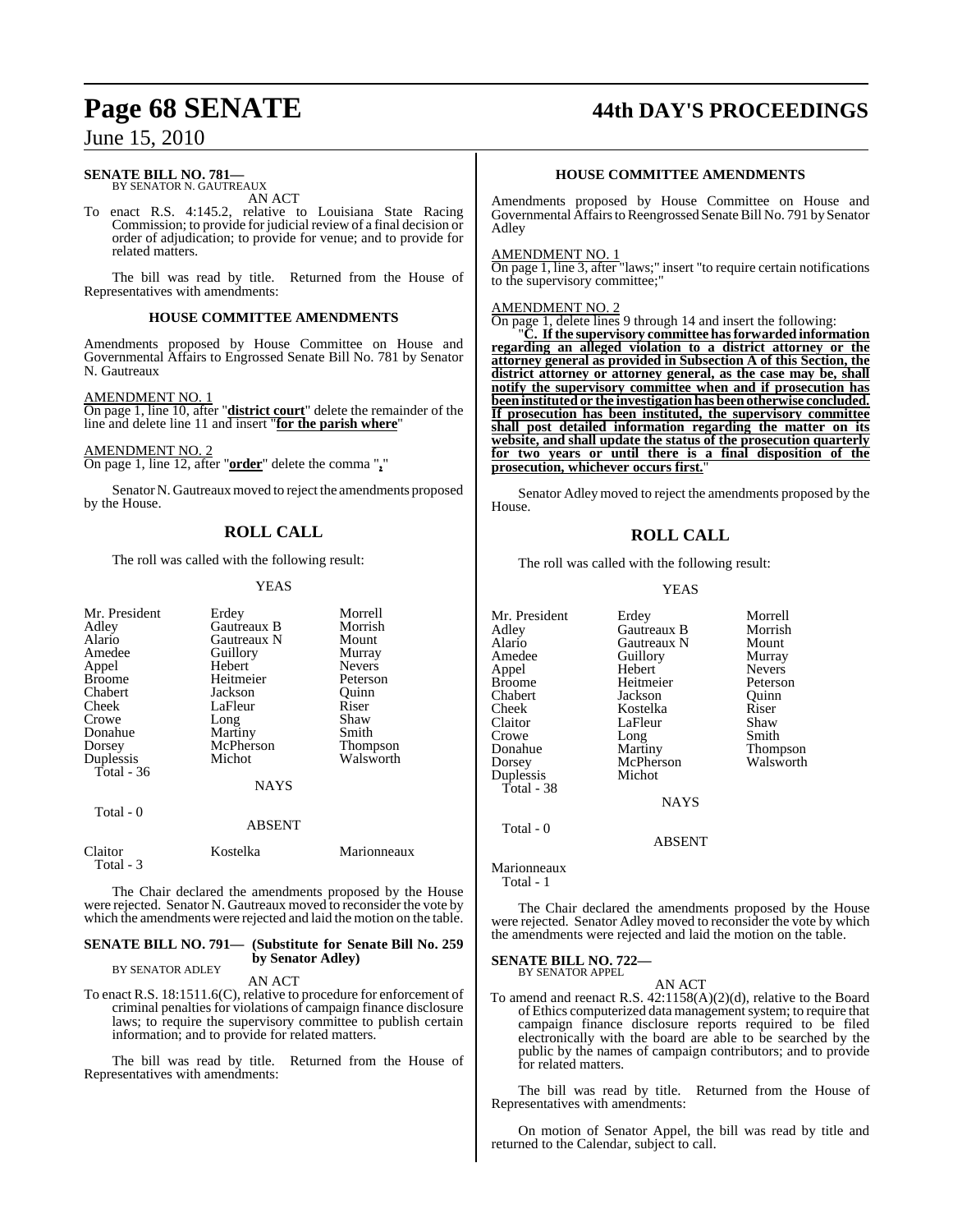**SENATE BILL NO. 781—**
BY SENATOR N. GAUTREAUX

AN ACT

To enact R.S. 4:145.2, relative to Louisiana State Racing Commission; to provide for judicial review of a final decision or order of adjudication; to provide for venue; and to provide for related matters.

The bill was read by title. Returned from the House of Representatives with amendments:

**HOUSE COMMITTEE AMENDMENTS**

Amendments proposed by House Committee on House and Governmental Affairs to Engrossed Senate Bill No. 781 by Senator N. Gautreaux

AMENDMENT NO. 1

On page 1, line 10, after "**district court**" delete the remainder of the line and delete line 11 and insert "**for the parish where**"

AMENDMENT NO. 2

On page 1, line 12, after "**order**" delete the comma "**,**"

Senator N. Gautreaux moved to reject the amendments proposed by the House.

## ROLL CALL

The roll was called with the following result:

YEAS

| | | |
|---|---|---|
| Mr. President | Erdey | Morrell |
| Adley | Gautreaux B | Morrish |
| Alario | Gautreaux N | Mount |
| Amedee | Guillory | Murray |
| Appel | Hebert | Nevers |
| Broome | Heitmeier | Peterson |
| Chabert | Jackson | Quinn |
| Cheek | LaFleur | Riser |
| Crowe | Long | Shaw |
| Donahue | Martiny | Smith |
| Dorsey | McPherson | Thompson |
| Duplessis | Michot | Walsworth |

Total - 36

NAYS

Total - 0

ABSENT

| | | |
|---|---|---|
| Claitor | Kostelka | Marionneaux |

Total - 3

The Chair declared the amendments proposed by the House were rejected. Senator N. Gautreaux moved to reconsider the vote by which the amendments were rejected and laid the motion on the table.

**SENATE BILL NO. 791— (Substitute for Senate Bill No. 259 by Senator Adley)**
BY SENATOR ADLEY

AN ACT

To enact R.S. 18:1511.6(C), relative to procedure for enforcement of criminal penalties for violations of campaign finance disclosure laws; to require the supervisory committee to publish certain information; and to provide for related matters.

The bill was read by title. Returned from the House of Representatives with amendments:

**HOUSE COMMITTEE AMENDMENTS**

Amendments proposed by House Committee on House and Governmental Affairs to Reengrossed Senate Bill No. 791 by Senator Adley

AMENDMENT NO. 1

On page 1, line 3, after "laws;" insert "to require certain notifications to the supervisory committee;"

AMENDMENT NO. 2

On page 1, delete lines 9 through 14 and insert the following:

"**C. If the supervisory committee has forwarded information regarding an alleged violation to a district attorney or the attorney general as provided in Subsection A of this Section, the district attorney or attorney general, as the case may be, shall notify the supervisory committee when and if prosecution has been instituted or the investigation has been otherwise concluded. If prosecution has been instituted, the supervisory committee shall post detailed information regarding the matter on its website, and shall update the status of the prosecution quarterly for two years or until there is a final disposition of the prosecution, whichever occurs first.**"

Senator Adley moved to reject the amendments proposed by the House.

## ROLL CALL

The roll was called with the following result:

YEAS

| | | |
|---|---|---|
| Mr. President | Erdey | Morrell |
| Adley | Gautreaux B | Morrish |
| Alario | Gautreaux N | Mount |
| Amedee | Guillory | Murray |
| Appel | Hebert | Nevers |
| Broome | Heitmeier | Peterson |
| Chabert | Jackson | Quinn |
| Cheek | Kostelka | Riser |
| Claitor | LaFleur | Shaw |
| Crowe | Long | Smith |
| Donahue | Martiny | Thompson |
| Dorsey | McPherson | Walsworth |
| Duplessis | Michot | |

Total - 38

NAYS

Total - 0

ABSENT

Marionneaux

Total - 1

The Chair declared the amendments proposed by the House were rejected. Senator Adley moved to reconsider the vote by which the amendments were rejected and laid the motion on the table.

**SENATE BILL NO. 722—**
BY SENATOR APPEL

AN ACT

To amend and reenact R.S. 42:1158(A)(2)(d), relative to the Board of Ethics computerized data management system; to require that campaign finance disclosure reports required to be filed electronically with the board are able to be searched by the public by the names of campaign contributors; and to provide for related matters.

The bill was read by title. Returned from the House of Representatives with amendments:

On motion of Senator Appel, the bill was read by title and returned to the Calendar, subject to call.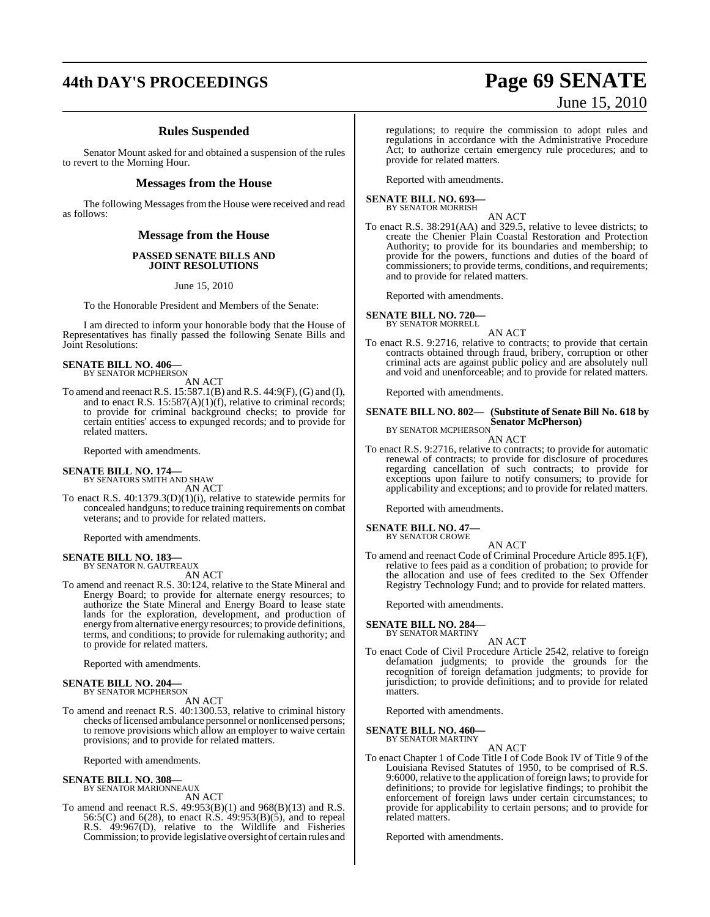## Rules Suspended

Senator Mount asked for and obtained a suspension of the rules to revert to the Morning Hour.

## Messages from the House

The following Messages from the House were received and read as follows:

## Message from the House

### PASSED SENATE BILLS AND JOINT RESOLUTIONS

June 15, 2010

To the Honorable President and Members of the Senate:

I am directed to inform your honorable body that the House of Representatives has finally passed the following Senate Bills and Joint Resolutions:

**SENATE BILL NO. 406—**
BY SENATOR MCPHERSON

AN ACT

To amend and reenact R.S. 15:587.1(B) and R.S. 44:9(F), (G) and (I), and to enact R.S. 15:587(A)(1)(f), relative to criminal records; to provide for criminal background checks; to provide for certain entities' access to expunged records; and to provide for related matters.

Reported with amendments.

**SENATE BILL NO. 174—**
BY SENATORS SMITH AND SHAW

AN ACT

To enact R.S. 40:1379.3(D)(1)(i), relative to statewide permits for concealed handguns; to reduce training requirements on combat veterans; and to provide for related matters.

Reported with amendments.

**SENATE BILL NO. 183—**
BY SENATOR N. GAUTREAUX

AN ACT

To amend and reenact R.S. 30:124, relative to the State Mineral and Energy Board; to provide for alternate energy resources; to authorize the State Mineral and Energy Board to lease state lands for the exploration, development, and production of energy from alternative energy resources; to provide definitions, terms, and conditions; to provide for rulemaking authority; and to provide for related matters.

Reported with amendments.

**SENATE BILL NO. 204—**
BY SENATOR MCPHERSON

AN ACT

To amend and reenact R.S. 40:1300.53, relative to criminal history checks of licensed ambulance personnel or nonlicensed persons; to remove provisions which allow an employer to waive certain provisions; and to provide for related matters.

Reported with amendments.

**SENATE BILL NO. 308—**
BY SENATOR MARIONNEAUX

AN ACT

To amend and reenact R.S. 49:953(B)(1) and 968(B)(13) and R.S. 56:5(C) and 6(28), to enact R.S. 49:953(B)(5), and to repeal R.S. 49:967(D), relative to the Wildlife and Fisheries Commission; to provide legislative oversight of certain rules and regulations; to require the commission to adopt rules and regulations in accordance with the Administrative Procedure Act; to authorize certain emergency rule procedures; and to provide for related matters.

Reported with amendments.

**SENATE BILL NO. 693—**
BY SENATOR MORRISH

AN ACT

To enact R.S. 38:291(AA) and 329.5, relative to levee districts; to create the Chenier Plain Coastal Restoration and Protection Authority; to provide for its boundaries and membership; to provide for the powers, functions and duties of the board of commissioners; to provide terms, conditions, and requirements; and to provide for related matters.

Reported with amendments.

**SENATE BILL NO. 720—**
BY SENATOR MORRELL

AN ACT

To enact R.S. 9:2716, relative to contracts; to provide that certain contracts obtained through fraud, bribery, corruption or other criminal acts are against public policy and are absolutely null and void and unenforceable; and to provide for related matters.

Reported with amendments.

**SENATE BILL NO. 802— (Substitute of Senate Bill No. 618 by Senator McPherson)**
BY SENATOR MCPHERSON

AN ACT

To enact R.S. 9:2716, relative to contracts; to provide for automatic renewal of contracts; to provide for disclosure of procedures regarding cancellation of such contracts; to provide for exceptions upon failure to notify consumers; to provide for applicability and exceptions; and to provide for related matters.

Reported with amendments.

**SENATE BILL NO. 47—**
BY SENATOR CROWE

AN ACT

To amend and reenact Code of Criminal Procedure Article 895.1(F), relative to fees paid as a condition of probation; to provide for the allocation and use of fees credited to the Sex Offender Registry Technology Fund; and to provide for related matters.

Reported with amendments.

**SENATE BILL NO. 284—**
BY SENATOR MARTINY

AN ACT

To enact Code of Civil Procedure Article 2542, relative to foreign defamation judgments; to provide the grounds for the recognition of foreign defamation judgments; to provide for jurisdiction; to provide definitions; and to provide for related matters.

Reported with amendments.

**SENATE BILL NO. 460—**
BY SENATOR MARTINY

AN ACT

To enact Chapter 1 of Code Title I of Code Book IV of Title 9 of the Louisiana Revised Statutes of 1950, to be comprised of R.S. 9:6000, relative to the application of foreign laws; to provide for definitions; to provide for legislative findings; to prohibit the enforcement of foreign laws under certain circumstances; to provide for applicability to certain persons; and to provide for related matters.

Reported with amendments.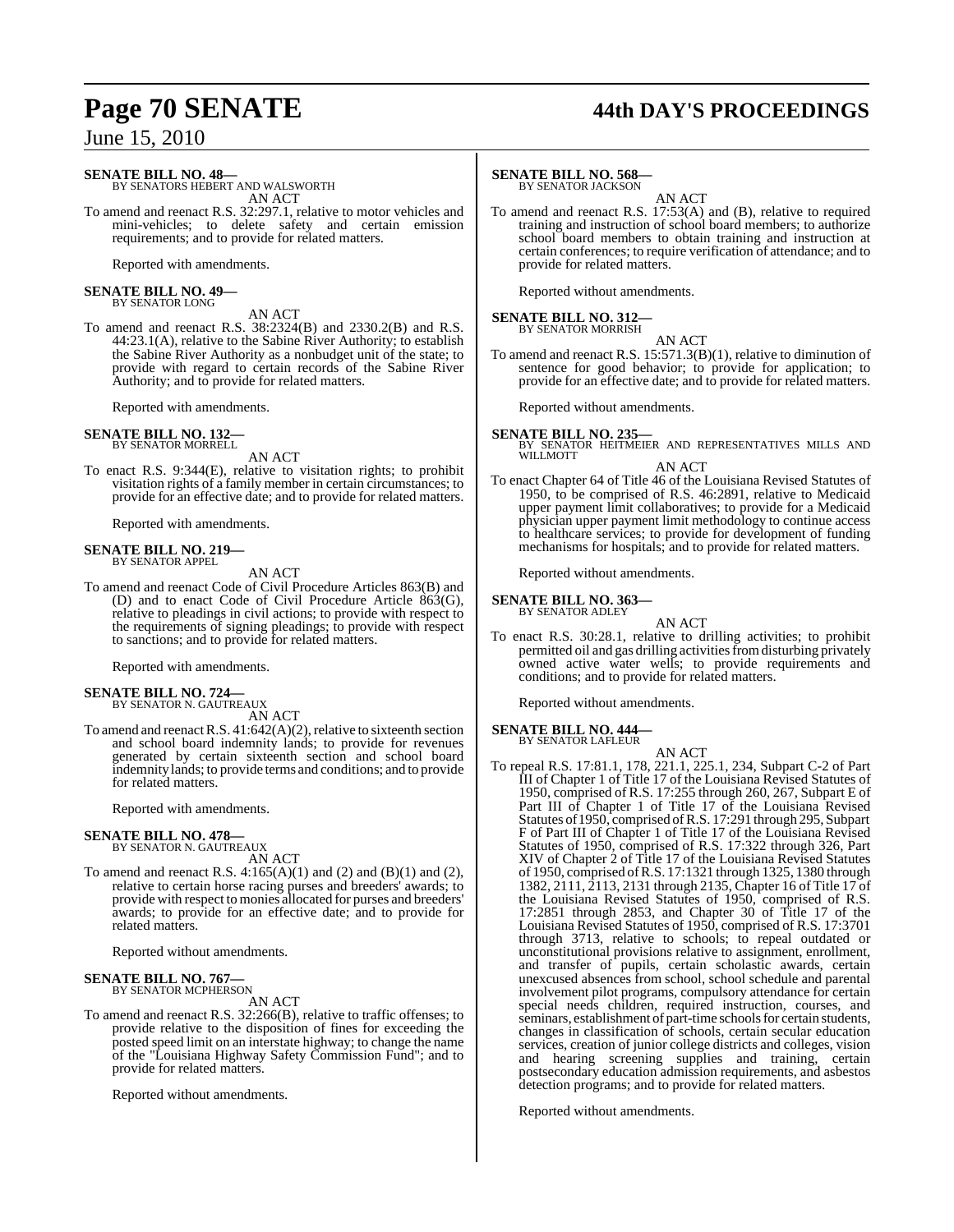**SENATE BILL NO. 48—**
BY SENATORS HEBERT AND WALSWORTH

AN ACT

To amend and reenact R.S. 32:297.1, relative to motor vehicles and mini-vehicles; to delete safety and certain emission requirements; and to provide for related matters.

Reported with amendments.

**SENATE BILL NO. 49—**
BY SENATOR LONG

AN ACT

To amend and reenact R.S. 38:2324(B) and 2330.2(B) and R.S. 44:23.1(A), relative to the Sabine River Authority; to establish the Sabine River Authority as a nonbudget unit of the state; to provide with regard to certain records of the Sabine River Authority; and to provide for related matters.

Reported with amendments.

**SENATE BILL NO. 132—**
BY SENATOR MORRELL

AN ACT

To enact R.S. 9:344(E), relative to visitation rights; to prohibit visitation rights of a family member in certain circumstances; to provide for an effective date; and to provide for related matters.

Reported with amendments.

**SENATE BILL NO. 219—**
BY SENATOR APPEL

AN ACT

To amend and reenact Code of Civil Procedure Articles 863(B) and (D) and to enact Code of Civil Procedure Article 863(G), relative to pleadings in civil actions; to provide with respect to the requirements of signing pleadings; to provide with respect to sanctions; and to provide for related matters.

Reported with amendments.

**SENATE BILL NO. 724—**
BY SENATOR N. GAUTREAUX

AN ACT

To amend and reenact R.S. 41:642(A)(2), relative to sixteenth section and school board indemnity lands; to provide for revenues generated by certain sixteenth section and school board indemnity lands; to provide terms and conditions; and to provide for related matters.

Reported with amendments.

**SENATE BILL NO. 478—**
BY SENATOR N. GAUTREAUX

AN ACT

To amend and reenact R.S. 4:165(A)(1) and (2) and (B)(1) and (2), relative to certain horse racing purses and breeders' awards; to provide with respect to monies allocated for purses and breeders' awards; to provide for an effective date; and to provide for related matters.

Reported without amendments.

**SENATE BILL NO. 767—**
BY SENATOR MCPHERSON

AN ACT

To amend and reenact R.S. 32:266(B), relative to traffic offenses; to provide relative to the disposition of fines for exceeding the posted speed limit on an interstate highway; to change the name of the "Louisiana Highway Safety Commission Fund"; and to provide for related matters.

Reported without amendments.

**SENATE BILL NO. 568—**
BY SENATOR JACKSON

AN ACT

To amend and reenact R.S. 17:53(A) and (B), relative to required training and instruction of school board members; to authorize school board members to obtain training and instruction at certain conferences; to require verification of attendance; and to provide for related matters.

Reported without amendments.

**SENATE BILL NO. 312—**
BY SENATOR MORRISH

AN ACT

To amend and reenact R.S. 15:571.3(B)(1), relative to diminution of sentence for good behavior; to provide for application; to provide for an effective date; and to provide for related matters.

Reported without amendments.

**SENATE BILL NO. 235—**
BY SENATOR HEITMEIER AND REPRESENTATIVES MILLS AND WILLMOTT

AN ACT

To enact Chapter 64 of Title 46 of the Louisiana Revised Statutes of 1950, to be comprised of R.S. 46:2891, relative to Medicaid upper payment limit collaboratives; to provide for a Medicaid physician upper payment limit methodology to continue access to healthcare services; to provide for development of funding mechanisms for hospitals; and to provide for related matters.

Reported without amendments.

**SENATE BILL NO. 363—**
BY SENATOR ADLEY

AN ACT

To enact R.S. 30:28.1, relative to drilling activities; to prohibit permitted oil and gas drilling activities from disturbing privately owned active water wells; to provide requirements and conditions; and to provide for related matters.

Reported without amendments.

**SENATE BILL NO. 444—**
BY SENATOR LAFLEUR

AN ACT

To repeal R.S. 17:81.1, 178, 221.1, 225.1, 234, Subpart C-2 of Part III of Chapter 1 of Title 17 of the Louisiana Revised Statutes of 1950, comprised of R.S. 17:255 through 260, 267, Subpart E of Part III of Chapter 1 of Title 17 of the Louisiana Revised Statutes of 1950, comprised of R.S. 17:291 through 295, Subpart F of Part III of Chapter 1 of Title 17 of the Louisiana Revised Statutes of 1950, comprised of R.S. 17:322 through 326, Part XIV of Chapter 2 of Title 17 of the Louisiana Revised Statutes of 1950, comprised of R.S. 17:1321 through 1325, 1380 through 1382, 2111, 2113, 2131 through 2135, Chapter 16 of Title 17 of the Louisiana Revised Statutes of 1950, comprised of R.S. 17:2851 through 2853, and Chapter 30 of Title 17 of the Louisiana Revised Statutes of 1950, comprised of R.S. 17:3701 through 3713, relative to schools; to repeal outdated or unconstitutional provisions relative to assignment, enrollment, and transfer of pupils, certain scholastic awards, certain unexcused absences from school, school schedule and parental involvement pilot programs, compulsory attendance for certain special needs children, required instruction, courses, and seminars, establishment of part-time schools for certain students, changes in classification of schools, certain secular education services, creation of junior college districts and colleges, vision and hearing screening supplies and training, certain postsecondary education admission requirements, and asbestos detection programs; and to provide for related matters.

Reported without amendments.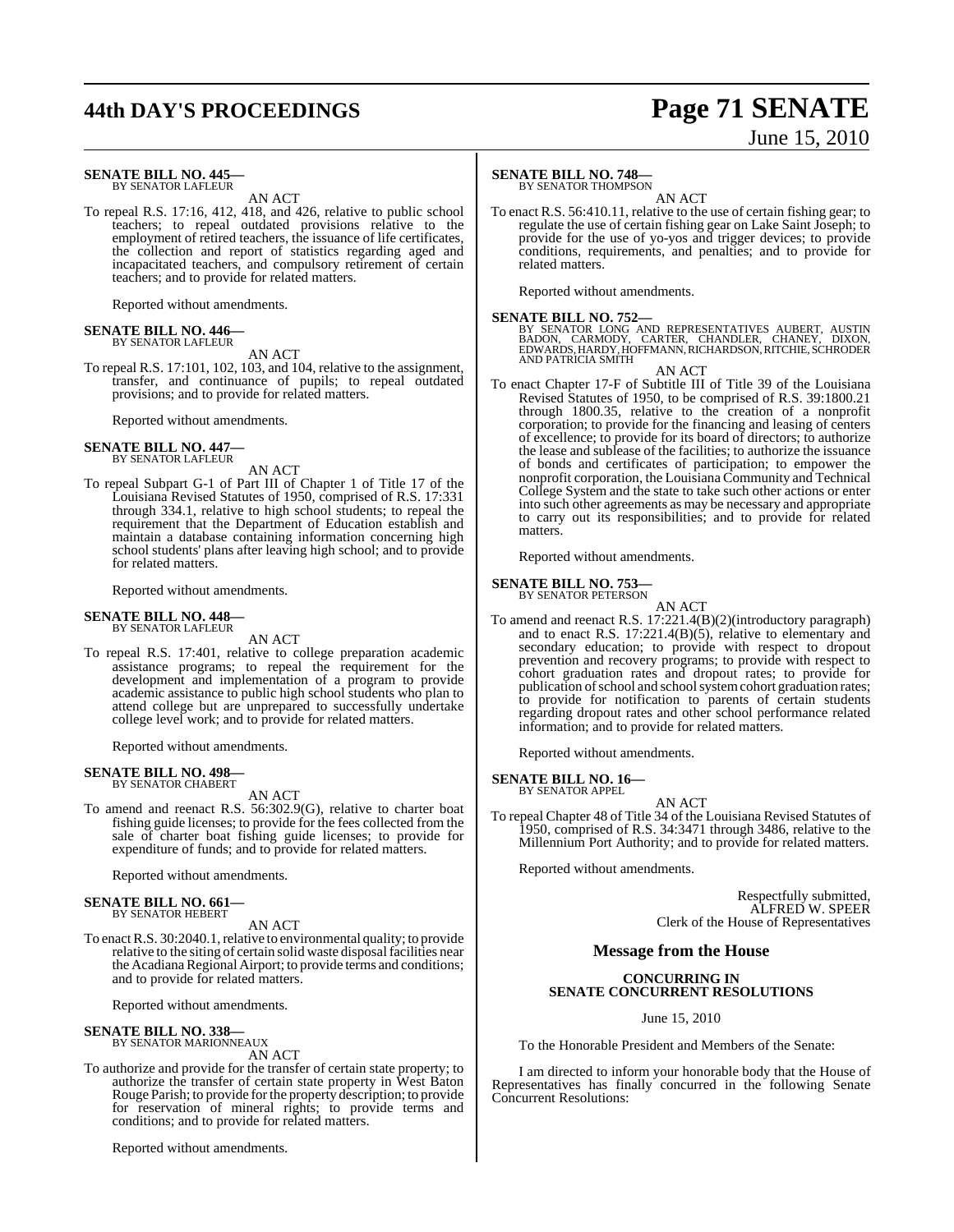**SENATE BILL NO. 445—**
BY SENATOR LAFLEUR

AN ACT

To repeal R.S. 17:16, 412, 418, and 426, relative to public school teachers; to repeal outdated provisions relative to the employment of retired teachers, the issuance of life certificates, the collection and report of statistics regarding aged and incapacitated teachers, and compulsory retirement of certain teachers; and to provide for related matters.

Reported without amendments.

**SENATE BILL NO. 446—**
BY SENATOR LAFLEUR

AN ACT

To repeal R.S. 17:101, 102, 103, and 104, relative to the assignment, transfer, and continuance of pupils; to repeal outdated provisions; and to provide for related matters.

Reported without amendments.

**SENATE BILL NO. 447—**
BY SENATOR LAFLEUR

AN ACT

To repeal Subpart G-1 of Part III of Chapter 1 of Title 17 of the Louisiana Revised Statutes of 1950, comprised of R.S. 17:331 through 334.1, relative to high school students; to repeal the requirement that the Department of Education establish and maintain a database containing information concerning high school students' plans after leaving high school; and to provide for related matters.

Reported without amendments.

**SENATE BILL NO. 448—**
BY SENATOR LAFLEUR

AN ACT

To repeal R.S. 17:401, relative to college preparation academic assistance programs; to repeal the requirement for the development and implementation of a program to provide academic assistance to public high school students who plan to attend college but are unprepared to successfully undertake college level work; and to provide for related matters.

Reported without amendments.

**SENATE BILL NO. 498—**
BY SENATOR CHABERT

AN ACT

To amend and reenact R.S. 56:302.9(G), relative to charter boat fishing guide licenses; to provide for the fees collected from the sale of charter boat fishing guide licenses; to provide for expenditure of funds; and to provide for related matters.

Reported without amendments.

**SENATE BILL NO. 661—**
BY SENATOR HEBERT

AN ACT

To enact R.S. 30:2040.1, relative to environmental quality; to provide relative to the siting of certain solid waste disposal facilities near the Acadiana Regional Airport; to provide terms and conditions; and to provide for related matters.

Reported without amendments.

**SENATE BILL NO. 338—**
BY SENATOR MARIONNEAUX

AN ACT

To authorize and provide for the transfer of certain state property; to authorize the transfer of certain state property in West Baton Rouge Parish; to provide for the property description; to provide for reservation of mineral rights; to provide terms and conditions; and to provide for related matters.

Reported without amendments.

**SENATE BILL NO. 748—**
BY SENATOR THOMPSON

AN ACT

To enact R.S. 56:410.11, relative to the use of certain fishing gear; to regulate the use of certain fishing gear on Lake Saint Joseph; to provide for the use of yo-yos and trigger devices; to provide conditions, requirements, and penalties; and to provide for related matters.

Reported without amendments.

**SENATE BILL NO. 752—**
BY SENATOR LONG AND REPRESENTATIVES AUBERT, AUSTIN BADON, CARMODY, CARTER, CHANDLER, CHANEY, DIXON, EDWARDS, HARDY, HOFFMANN, RICHARDSON, RITCHIE, SCHRODER AND PATRICIA SMITH

AN ACT

To enact Chapter 17-F of Subtitle III of Title 39 of the Louisiana Revised Statutes of 1950, to be comprised of R.S. 39:1800.21 through 1800.35, relative to the creation of a nonprofit corporation; to provide for the financing and leasing of centers of excellence; to provide for its board of directors; to authorize the lease and sublease of the facilities; to authorize the issuance of bonds and certificates of participation; to empower the nonprofit corporation, the Louisiana Community and Technical College System and the state to take such other actions or enter into such other agreements as may be necessary and appropriate to carry out its responsibilities; and to provide for related matters.

Reported without amendments.

**SENATE BILL NO. 753—**
BY SENATOR PETERSON

AN ACT

To amend and reenact R.S. 17:221.4(B)(2)(introductory paragraph) and to enact R.S. 17:221.4(B)(5), relative to elementary and secondary education; to provide with respect to dropout prevention and recovery programs; to provide with respect to cohort graduation rates and dropout rates; to provide for publication of school and school system cohort graduation rates; to provide for notification to parents of certain students regarding dropout rates and other school performance related information; and to provide for related matters.

Reported without amendments.

**SENATE BILL NO. 16—**
BY SENATOR APPEL

AN ACT

To repeal Chapter 48 of Title 34 of the Louisiana Revised Statutes of 1950, comprised of R.S. 34:3471 through 3486, relative to the Millennium Port Authority; and to provide for related matters.

Reported without amendments.

Respectfully submitted,
ALFRED W. SPEER
Clerk of the House of Representatives

## Message from the House

### CONCURRING IN SENATE CONCURRENT RESOLUTIONS

June 15, 2010

To the Honorable President and Members of the Senate:

I am directed to inform your honorable body that the House of Representatives has finally concurred in the following Senate Concurrent Resolutions: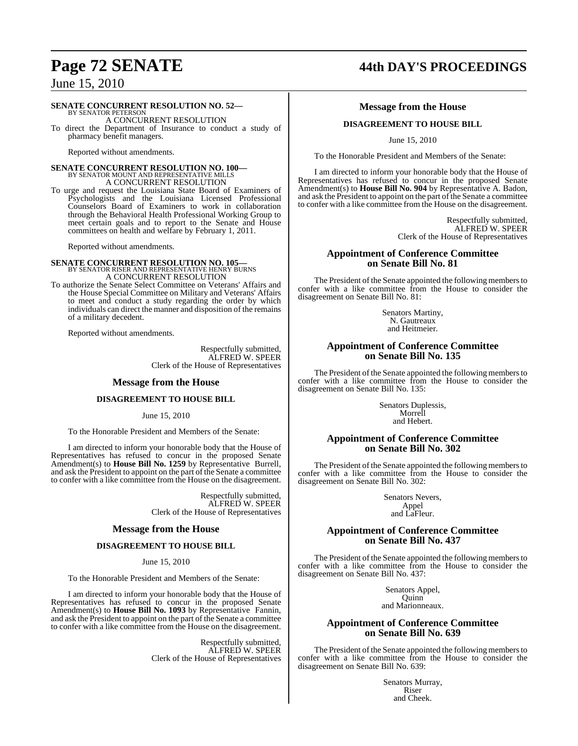**SENATE CONCURRENT RESOLUTION NO. 52—**
BY SENATOR PETERSON
A CONCURRENT RESOLUTION

To direct the Department of Insurance to conduct a study of pharmacy benefit managers.

Reported without amendments.

**SENATE CONCURRENT RESOLUTION NO. 100—**
BY SENATOR MOUNT AND REPRESENTATIVE MILLS
A CONCURRENT RESOLUTION

To urge and request the Louisiana State Board of Examiners of Psychologists and the Louisiana Licensed Professional Counselors Board of Examiners to work in collaboration through the Behavioral Health Professional Working Group to meet certain goals and to report to the Senate and House committees on health and welfare by February 1, 2011.

Reported without amendments.

**SENATE CONCURRENT RESOLUTION NO. 105—**
BY SENATOR RISER AND REPRESENTATIVE HENRY BURNS
A CONCURRENT RESOLUTION

To authorize the Senate Select Committee on Veterans' Affairs and the House Special Committee on Military and Veterans' Affairs to meet and conduct a study regarding the order by which individuals can direct the manner and disposition of the remains of a military decedent.

Reported without amendments.

Respectfully submitted,
ALFRED W. SPEER
Clerk of the House of Representatives

## Message from the House

### DISAGREEMENT TO HOUSE BILL

June 15, 2010

To the Honorable President and Members of the Senate:

I am directed to inform your honorable body that the House of Representatives has refused to concur in the proposed Senate Amendment(s) to **House Bill No. 1259** by Representative Burrell, and ask the President to appoint on the part of the Senate a committee to confer with a like committee from the House on the disagreement.

Respectfully submitted,
ALFRED W. SPEER
Clerk of the House of Representatives

## Message from the House

### DISAGREEMENT TO HOUSE BILL

June 15, 2010

To the Honorable President and Members of the Senate:

I am directed to inform your honorable body that the House of Representatives has refused to concur in the proposed Senate Amendment(s) to **House Bill No. 1093** by Representative Fannin, and ask the President to appoint on the part of the Senate a committee to confer with a like committee from the House on the disagreement.

Respectfully submitted,
ALFRED W. SPEER
Clerk of the House of Representatives

## Message from the House

### DISAGREEMENT TO HOUSE BILL

June 15, 2010

To the Honorable President and Members of the Senate:

I am directed to inform your honorable body that the House of Representatives has refused to concur in the proposed Senate Amendment(s) to **House Bill No. 904** by Representative A. Badon, and ask the President to appoint on the part of the Senate a committee to confer with a like committee from the House on the disagreement.

Respectfully submitted,
ALFRED W. SPEER
Clerk of the House of Representatives

## Appointment of Conference Committee on Senate Bill No. 81

The President of the Senate appointed the following members to confer with a like committee from the House to consider the disagreement on Senate Bill No. 81:

Senators Martiny,
N. Gautreaux
and Heitmeier.

## Appointment of Conference Committee on Senate Bill No. 135

The President of the Senate appointed the following members to confer with a like committee from the House to consider the disagreement on Senate Bill No. 135:

Senators Duplessis,
Morrell
and Hebert.

## Appointment of Conference Committee on Senate Bill No. 302

The President of the Senate appointed the following members to confer with a like committee from the House to consider the disagreement on Senate Bill No. 302:

Senators Nevers,
Appel
and LaFleur.

## Appointment of Conference Committee on Senate Bill No. 437

The President of the Senate appointed the following members to confer with a like committee from the House to consider the disagreement on Senate Bill No. 437:

Senators Appel,
Quinn
and Marionneaux.

## Appointment of Conference Committee on Senate Bill No. 639

The President of the Senate appointed the following members to confer with a like committee from the House to consider the disagreement on Senate Bill No. 639:

Senators Murray,
Riser
and Cheek.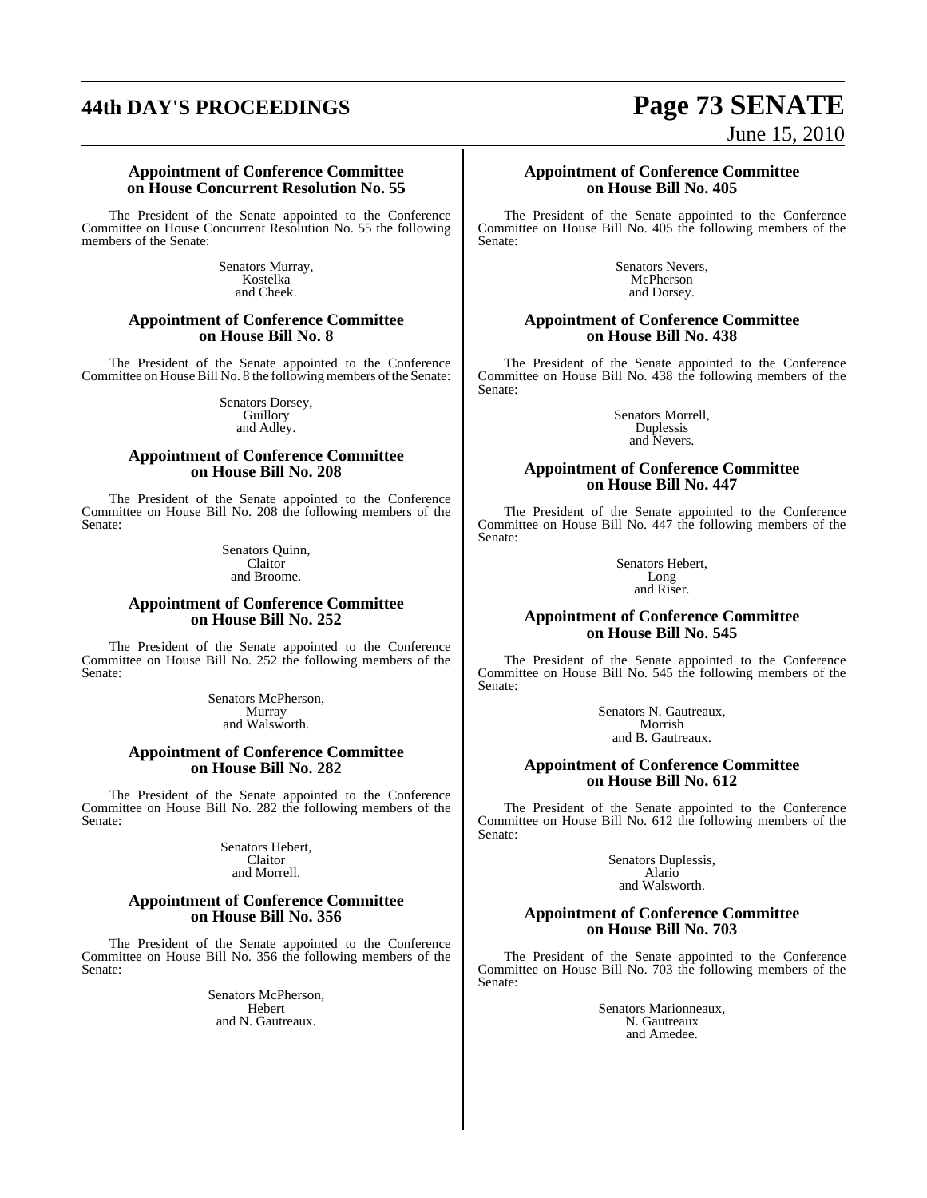### Appointment of Conference Committee on House Concurrent Resolution No. 55

The President of the Senate appointed to the Conference Committee on House Concurrent Resolution No. 55 the following members of the Senate:

Senators Murray,
Kostelka
and Cheek.

### Appointment of Conference Committee on House Bill No. 8

The President of the Senate appointed to the Conference Committee on House Bill No. 8 the following members of the Senate:

Senators Dorsey,
Guillory
and Adley.

### Appointment of Conference Committee on House Bill No. 208

The President of the Senate appointed to the Conference Committee on House Bill No. 208 the following members of the Senate:

Senators Quinn,
Claitor
and Broome.

### Appointment of Conference Committee on House Bill No. 252

The President of the Senate appointed to the Conference Committee on House Bill No. 252 the following members of the Senate:

Senators McPherson,
Murray
and Walsworth.

### Appointment of Conference Committee on House Bill No. 282

The President of the Senate appointed to the Conference Committee on House Bill No. 282 the following members of the Senate:

Senators Hebert,
Claitor
and Morrell.

### Appointment of Conference Committee on House Bill No. 356

The President of the Senate appointed to the Conference Committee on House Bill No. 356 the following members of the Senate:

Senators McPherson,
Hebert
and N. Gautreaux.

### Appointment of Conference Committee on House Bill No. 405

The President of the Senate appointed to the Conference Committee on House Bill No. 405 the following members of the Senate:

Senators Nevers,
McPherson
and Dorsey.

### Appointment of Conference Committee on House Bill No. 438

The President of the Senate appointed to the Conference Committee on House Bill No. 438 the following members of the Senate:

Senators Morrell,
Duplessis
and Nevers.

### Appointment of Conference Committee on House Bill No. 447

The President of the Senate appointed to the Conference Committee on House Bill No. 447 the following members of the Senate:

Senators Hebert,
Long
and Riser.

### Appointment of Conference Committee on House Bill No. 545

The President of the Senate appointed to the Conference Committee on House Bill No. 545 the following members of the Senate:

Senators N. Gautreaux,
Morrish
and B. Gautreaux.

### Appointment of Conference Committee on House Bill No. 612

The President of the Senate appointed to the Conference Committee on House Bill No. 612 the following members of the Senate:

Senators Duplessis,
Alario
and Walsworth.

### Appointment of Conference Committee on House Bill No. 703

The President of the Senate appointed to the Conference Committee on House Bill No. 703 the following members of the Senate:

Senators Marionneaux,
N. Gautreaux
and Amedee.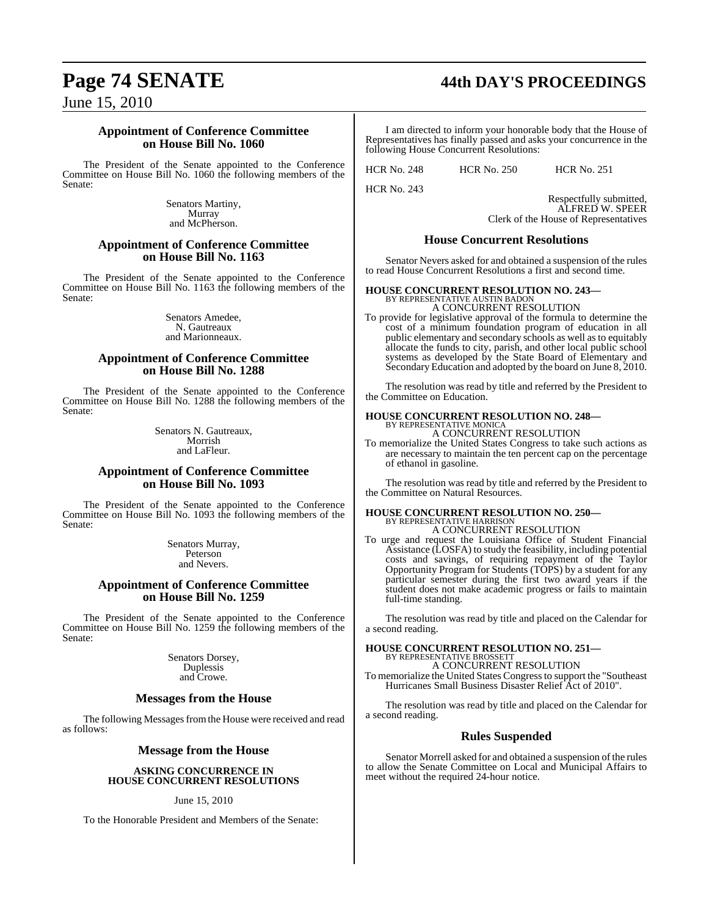### Appointment of Conference Committee on House Bill No. 1060

The President of the Senate appointed to the Conference Committee on House Bill No. 1060 the following members of the Senate:

Senators Martiny,
Murray
and McPherson.

### Appointment of Conference Committee on House Bill No. 1163

The President of the Senate appointed to the Conference Committee on House Bill No. 1163 the following members of the Senate:

Senators Amedee,
N. Gautreaux
and Marionneaux.

### Appointment of Conference Committee on House Bill No. 1288

The President of the Senate appointed to the Conference Committee on House Bill No. 1288 the following members of the Senate:

Senators N. Gautreaux,
Morrish
and LaFleur.

### Appointment of Conference Committee on House Bill No. 1093

The President of the Senate appointed to the Conference Committee on House Bill No. 1093 the following members of the Senate:

Senators Murray,
Peterson
and Nevers.

### Appointment of Conference Committee on House Bill No. 1259

The President of the Senate appointed to the Conference Committee on House Bill No. 1259 the following members of the Senate:

Senators Dorsey,
Duplessis
and Crowe.

## Messages from the House

The following Messages from the House were received and read as follows:

## Message from the House

**ASKING CONCURRENCE IN HOUSE CONCURRENT RESOLUTIONS**

June 15, 2010

To the Honorable President and Members of the Senate:

I am directed to inform your honorable body that the House of Representatives has finally passed and asks your concurrence in the following House Concurrent Resolutions:

HCR No. 248 HCR No. 250 HCR No. 251

HCR No. 243

Respectfully submitted,
ALFRED W. SPEER
Clerk of the House of Representatives

## House Concurrent Resolutions

Senator Nevers asked for and obtained a suspension of the rules to read House Concurrent Resolutions a first and second time.

**HOUSE CONCURRENT RESOLUTION NO. 243—**
BY REPRESENTATIVE AUSTIN BADON
A CONCURRENT RESOLUTION

To provide for legislative approval of the formula to determine the cost of a minimum foundation program of education in all public elementary and secondary schools as well as to equitably allocate the funds to city, parish, and other local public school systems as developed by the State Board of Elementary and Secondary Education and adopted by the board on June 8, 2010.

The resolution was read by title and referred by the President to the Committee on Education.

**HOUSE CONCURRENT RESOLUTION NO. 248—**
BY REPRESENTATIVE MONICA
A CONCURRENT RESOLUTION

To memorialize the United States Congress to take such actions as are necessary to maintain the ten percent cap on the percentage of ethanol in gasoline.

The resolution was read by title and referred by the President to the Committee on Natural Resources.

**HOUSE CONCURRENT RESOLUTION NO. 250—**
BY REPRESENTATIVE HARRISON
A CONCURRENT RESOLUTION

To urge and request the Louisiana Office of Student Financial Assistance (LOSFA) to study the feasibility, including potential costs and savings, of requiring repayment of the Taylor Opportunity Program for Students (TOPS) by a student for any particular semester during the first two award years if the student does not make academic progress or fails to maintain full-time standing.

The resolution was read by title and placed on the Calendar for a second reading.

**HOUSE CONCURRENT RESOLUTION NO. 251—**
BY REPRESENTATIVE BROSSETT
A CONCURRENT RESOLUTION

To memorialize the United States Congress to support the "Southeast Hurricanes Small Business Disaster Relief Act of 2010".

The resolution was read by title and placed on the Calendar for a second reading.

## Rules Suspended

Senator Morrell asked for and obtained a suspension of the rules to allow the Senate Committee on Local and Municipal Affairs to meet without the required 24-hour notice.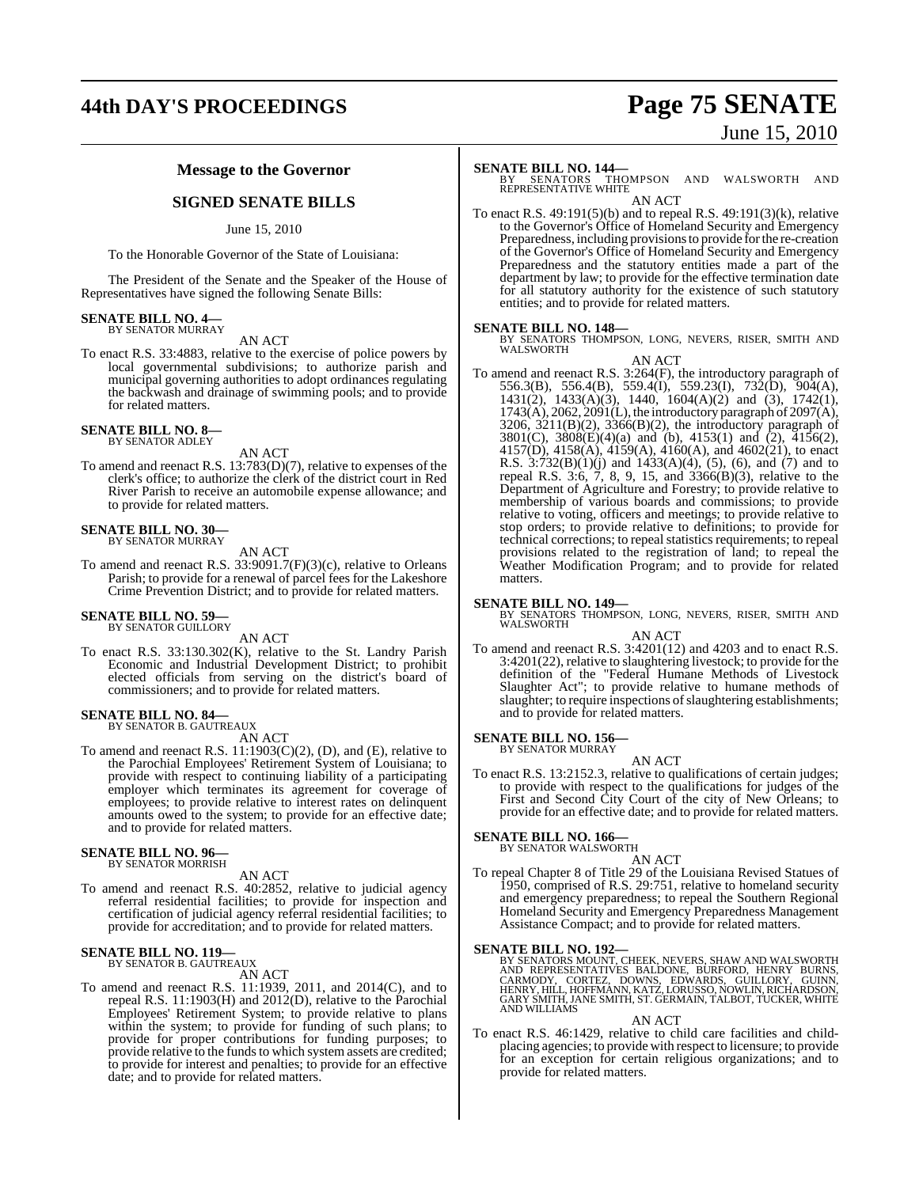## Message to the Governor

### SIGNED SENATE BILLS

June 15, 2010

To the Honorable Governor of the State of Louisiana:

The President of the Senate and the Speaker of the House of Representatives have signed the following Senate Bills:

**SENATE BILL NO. 4—**
BY SENATOR MURRAY

AN ACT

To enact R.S. 33:4883, relative to the exercise of police powers by local governmental subdivisions; to authorize parish and municipal governing authorities to adopt ordinances regulating the backwash and drainage of swimming pools; and to provide for related matters.

**SENATE BILL NO. 8—**
BY SENATOR ADLEY

AN ACT

To amend and reenact R.S. 13:783(D)(7), relative to expenses of the clerk's office; to authorize the clerk of the district court in Red River Parish to receive an automobile expense allowance; and to provide for related matters.

**SENATE BILL NO. 30—**
BY SENATOR MURRAY

AN ACT

To amend and reenact R.S. 33:9091.7(F)(3)(c), relative to Orleans Parish; to provide for a renewal of parcel fees for the Lakeshore Crime Prevention District; and to provide for related matters.

**SENATE BILL NO. 59—**
BY SENATOR GUILLORY

AN ACT

To enact R.S. 33:130.302(K), relative to the St. Landry Parish Economic and Industrial Development District; to prohibit elected officials from serving on the district's board of commissioners; and to provide for related matters.

**SENATE BILL NO. 84—**
BY SENATOR B. GAUTREAUX

AN ACT

To amend and reenact R.S. 11:1903(C)(2), (D), and (E), relative to the Parochial Employees' Retirement System of Louisiana; to provide with respect to continuing liability of a participating employer which terminates its agreement for coverage of employees; to provide relative to interest rates on delinquent amounts owed to the system; to provide for an effective date; and to provide for related matters.

**SENATE BILL NO. 96—**
BY SENATOR MORRISH

AN ACT

To amend and reenact R.S. 40:2852, relative to judicial agency referral residential facilities; to provide for inspection and certification of judicial agency referral residential facilities; to provide for accreditation; and to provide for related matters.

**SENATE BILL NO. 119—**
BY SENATOR B. GAUTREAUX

AN ACT

To amend and reenact R.S. 11:1939, 2011, and 2014(C), and to repeal R.S. 11:1903(H) and 2012(D), relative to the Parochial Employees' Retirement System; to provide relative to plans within the system; to provide for funding of such plans; to provide for proper contributions for funding purposes; to provide relative to the funds to which system assets are credited; to provide for interest and penalties; to provide for an effective date; and to provide for related matters.

**SENATE BILL NO. 144—**
BY SENATORS THOMPSON AND WALSWORTH AND REPRESENTATIVE WHITE

AN ACT

To enact R.S. 49:191(5)(b) and to repeal R.S. 49:191(3)(k), relative to the Governor's Office of Homeland Security and Emergency Preparedness, including provisions to provide for the re-creation of the Governor's Office of Homeland Security and Emergency Preparedness and the statutory entities made a part of the department by law; to provide for the effective termination date for all statutory authority for the existence of such statutory entities; and to provide for related matters.

**SENATE BILL NO. 148—**
BY SENATORS THOMPSON, LONG, NEVERS, RISER, SMITH AND WALSWORTH

AN ACT

To amend and reenact R.S. 3:264(F), the introductory paragraph of 556.3(B), 556.4(B), 559.4(I), 559.23(I), 732(D), 904(A), 1431(2), 1433(A)(3), 1440, 1604(A)(2) and (3), 1742(1), 1743(A), 2062, 2091(L), the introductory paragraph of 2097(A), 3206, 3211(B)(2), 3366(B)(2), the introductory paragraph of 3801(C), 3808(E)(4)(a) and (b), 4153(1) and (2), 4156(2), 4157(D), 4158(A), 4159(A), 4160(A), and 4602(21), to enact R.S. 3:732(B)(1)(j) and 1433(A)(4), (5), (6), and (7) and to repeal R.S. 3:6, 7, 8, 9, 15, and 3366(B)(3), relative to the Department of Agriculture and Forestry; to provide relative to membership of various boards and commissions; to provide relative to voting, officers and meetings; to provide relative to stop orders; to provide relative to definitions; to provide for technical corrections; to repeal statistics requirements; to repeal provisions related to the registration of land; to repeal the Weather Modification Program; and to provide for related matters.

**SENATE BILL NO. 149—**
BY SENATORS THOMPSON, LONG, NEVERS, RISER, SMITH AND WALSWORTH

AN ACT

To amend and reenact R.S. 3:4201(12) and 4203 and to enact R.S. 3:4201(22), relative to slaughtering livestock; to provide for the definition of the "Federal Humane Methods of Livestock Slaughter Act"; to provide relative to humane methods of slaughter; to require inspections of slaughtering establishments; and to provide for related matters.

**SENATE BILL NO. 156—**
BY SENATOR MURRAY

AN ACT

To enact R.S. 13:2152.3, relative to qualifications of certain judges; to provide with respect to the qualifications for judges of the First and Second City Court of the city of New Orleans; to provide for an effective date; and to provide for related matters.

**SENATE BILL NO. 166—**
BY SENATOR WALSWORTH

AN ACT

To repeal Chapter 8 of Title 29 of the Louisiana Revised Statues of 1950, comprised of R.S. 29:751, relative to homeland security and emergency preparedness; to repeal the Southern Regional Homeland Security and Emergency Preparedness Management Assistance Compact; and to provide for related matters.

**SENATE BILL NO. 192—**
BY SENATORS MOUNT, CHEEK, NEVERS, SHAW AND WALSWORTH AND REPRESENTATIVES BALDONE, BURFORD, HENRY BURNS, CARMODY, CORTEZ, DOWNS, EDWARDS, GUILLORY, GUINN, HENRY, HILL, HOFFMANN, KATZ, LORUSSO, NOWLIN, RICHARDSON, GARY SMITH, JANE SMITH, ST. GERMAIN, TALBOT, TUCKER, WHITE AND WILLIAMS

AN ACT

To enact R.S. 46:1429, relative to child care facilities and child-placing agencies; to provide with respect to licensure; to provide for an exception for certain religious organizations; and to provide for related matters.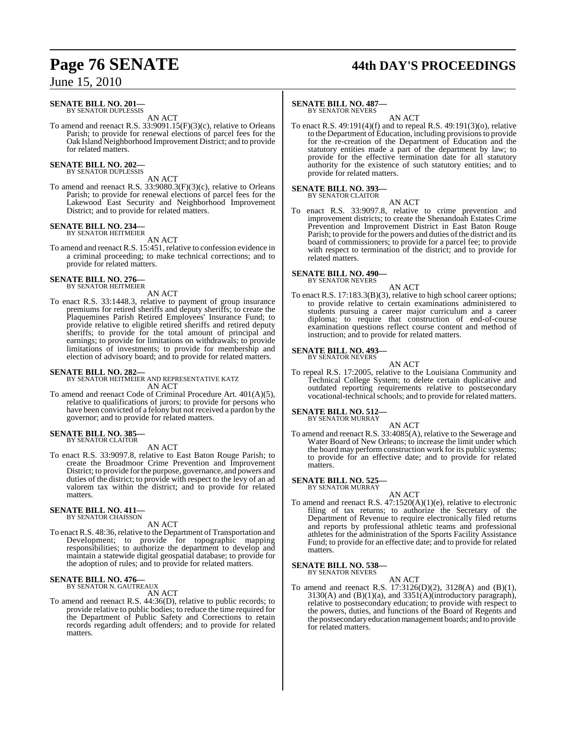**SENATE BILL NO. 201—**
BY SENATOR DUPLESSIS

AN ACT

To amend and reenact R.S. 33:9091.15(F)(3)(c), relative to Orleans Parish; to provide for renewal elections of parcel fees for the Oak Island Neighborhood Improvement District; and to provide for related matters.

**SENATE BILL NO. 202—**
BY SENATOR DUPLESSIS

AN ACT

To amend and reenact R.S. 33:9080.3(F)(3)(c), relative to Orleans Parish; to provide for renewal elections of parcel fees for the Lakewood East Security and Neighborhood Improvement District; and to provide for related matters.

**SENATE BILL NO. 234—**
BY SENATOR HEITMEIER

AN ACT

To amend and reenact R.S. 15:451, relative to confession evidence in a criminal proceeding; to make technical corrections; and to provide for related matters.

**SENATE BILL NO. 276—**
BY SENATOR HEITMEIER

AN ACT

To enact R.S. 33:1448.3, relative to payment of group insurance premiums for retired sheriffs and deputy sheriffs; to create the Plaquemines Parish Retired Employees' Insurance Fund; to provide relative to eligible retired sheriffs and retired deputy sheriffs; to provide for the total amount of principal and earnings; to provide for limitations on withdrawals; to provide limitations of investments; to provide for membership and election of advisory board; and to provide for related matters.

**SENATE BILL NO. 282—**
BY SENATOR HEITMEIER AND REPRESENTATIVE KATZ

AN ACT

To amend and reenact Code of Criminal Procedure Art. 401(A)(5), relative to qualifications of jurors; to provide for persons who have been convicted of a felony but not received a pardon by the governor; and to provide for related matters.

**SENATE BILL NO. 385—**
BY SENATOR CLAITOR

AN ACT

To enact R.S. 33:9097.8, relative to East Baton Rouge Parish; to create the Broadmoor Crime Prevention and Improvement District; to provide for the purpose, governance, and powers and duties of the district; to provide with respect to the levy of an ad valorem tax within the district; and to provide for related matters.

**SENATE BILL NO. 411—**
BY SENATOR CHAISSON

AN ACT

To enact R.S. 48:36, relative to the Department of Transportation and Development; to provide for topographic mapping responsibilities; to authorize the department to develop and maintain a statewide digital geospatial database; to provide for the adoption of rules; and to provide for related matters.

**SENATE BILL NO. 476—**
BY SENATOR N. GAUTREAUX

AN ACT

To amend and reenact R.S. 44:36(D), relative to public records; to provide relative to public bodies; to reduce the time required for the Department of Public Safety and Corrections to retain records regarding adult offenders; and to provide for related matters.

**SENATE BILL NO. 487—**
BY SENATOR NEVERS

AN ACT

To enact R.S. 49:191(4)(f) and to repeal R.S. 49:191(3)(o), relative to the Department of Education, including provisions to provide for the re-creation of the Department of Education and the statutory entities made a part of the department by law; to provide for the effective termination date for all statutory authority for the existence of such statutory entities; and to provide for related matters.

**SENATE BILL NO. 393—**
BY SENATOR CLAITOR

AN ACT

To enact R.S. 33:9097.8, relative to crime prevention and improvement districts; to create the Shenandoah Estates Crime Prevention and Improvement District in East Baton Rouge Parish; to provide for the powers and duties of the district and its board of commissioners; to provide for a parcel fee; to provide with respect to termination of the district; and to provide for related matters.

**SENATE BILL NO. 490—**
BY SENATOR NEVERS

AN ACT

To enact R.S. 17:183.3(B)(3), relative to high school career options; to provide relative to certain examinations administered to students pursuing a career major curriculum and a career diploma; to require that construction of end-of-course examination questions reflect course content and method of instruction; and to provide for related matters.

**SENATE BILL NO. 493—**
BY SENATOR NEVERS

AN ACT

To repeal R.S. 17:2005, relative to the Louisiana Community and Technical College System; to delete certain duplicative and outdated reporting requirements relative to postsecondary vocational-technical schools; and to provide for related matters.

**SENATE BILL NO. 512—**
BY SENATOR MURRAY

AN ACT

To amend and reenact R.S. 33:4085(A), relative to the Sewerage and Water Board of New Orleans; to increase the limit under which the board may perform construction work for its public systems; to provide for an effective date; and to provide for related matters.

**SENATE BILL NO. 525—**
BY SENATOR MURRAY

AN ACT

To amend and reenact R.S. 47:1520(A)(1)(e), relative to electronic filing of tax returns; to authorize the Secretary of the Department of Revenue to require electronically filed returns and reports by professional athletic teams and professional athletes for the administration of the Sports Facility Assistance Fund; to provide for an effective date; and to provide for related matters.

**SENATE BILL NO. 538—**
BY SENATOR NEVERS

AN ACT

To amend and reenact R.S. 17:3126(D)(2), 3128(A) and (B)(1), 3130(A) and (B)(1)(a), and 3351(A)(introductory paragraph), relative to postsecondary education; to provide with respect to the powers, duties, and functions of the Board of Regents and the postsecondary education management boards; and to provide for related matters.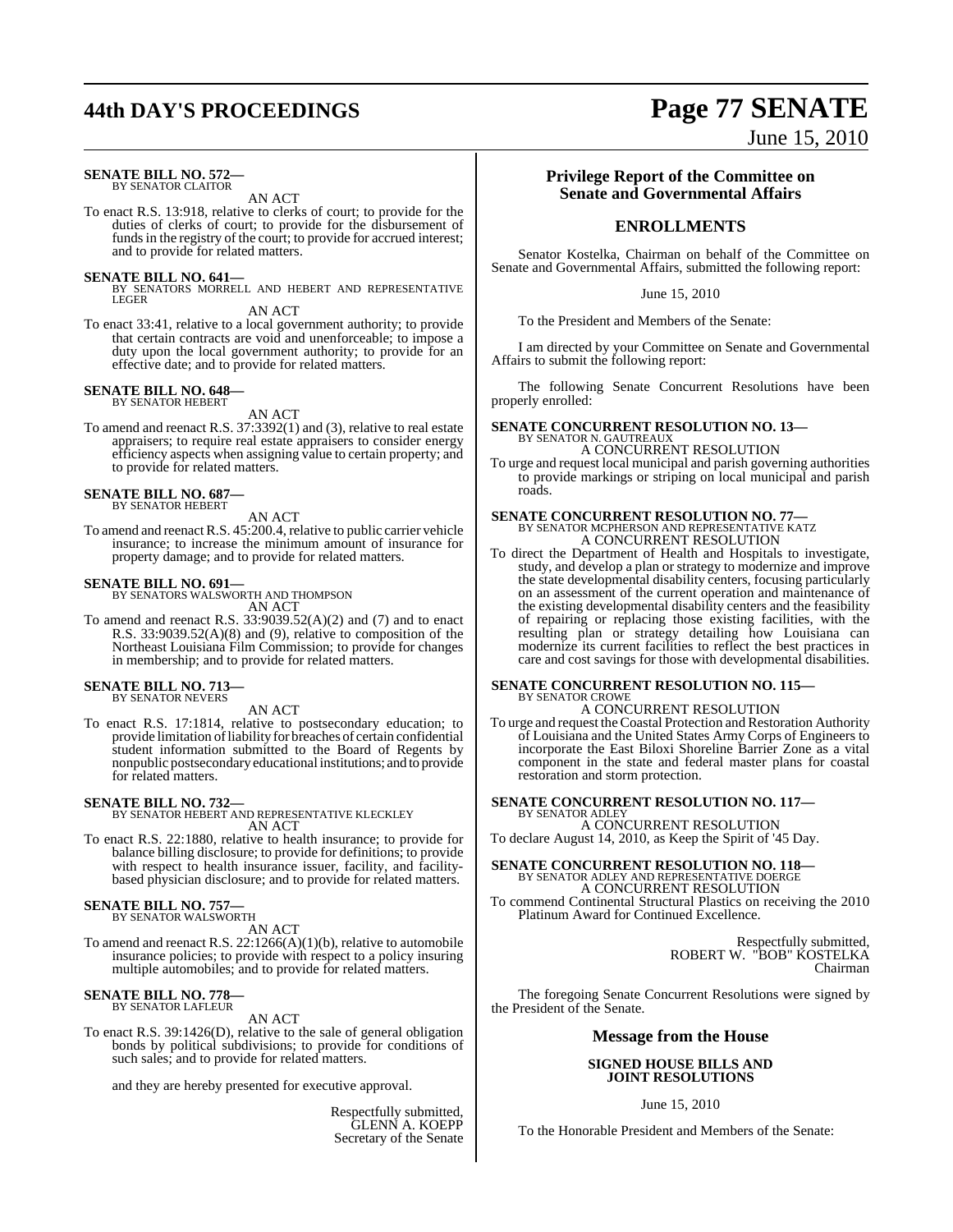**SENATE BILL NO. 572—**
BY SENATOR CLAITOR

AN ACT

To enact R.S. 13:918, relative to clerks of court; to provide for the duties of clerks of court; to provide for the disbursement of funds in the registry of the court; to provide for accrued interest; and to provide for related matters.

**SENATE BILL NO. 641—**
BY SENATORS MORRELL AND HEBERT AND REPRESENTATIVE LEGER

AN ACT

To enact 33:41, relative to a local government authority; to provide that certain contracts are void and unenforceable; to impose a duty upon the local government authority; to provide for an effective date; and to provide for related matters.

**SENATE BILL NO. 648—**
BY SENATOR HEBERT

AN ACT

To amend and reenact R.S. 37:3392(1) and (3), relative to real estate appraisers; to require real estate appraisers to consider energy efficiency aspects when assigning value to certain property; and to provide for related matters.

**SENATE BILL NO. 687—**
BY SENATOR HEBERT

AN ACT

To amend and reenact R.S. 45:200.4, relative to public carrier vehicle insurance; to increase the minimum amount of insurance for property damage; and to provide for related matters.

**SENATE BILL NO. 691—**
BY SENATORS WALSWORTH AND THOMPSON

AN ACT

To amend and reenact R.S. 33:9039.52(A)(2) and (7) and to enact R.S. 33:9039.52(A)(8) and (9), relative to composition of the Northeast Louisiana Film Commission; to provide for changes in membership; and to provide for related matters.

**SENATE BILL NO. 713—**
BY SENATOR NEVERS

AN ACT

To enact R.S. 17:1814, relative to postsecondary education; to provide limitation of liability for breaches of certain confidential student information submitted to the Board of Regents by nonpublic postsecondary educational institutions; and to provide for related matters.

**SENATE BILL NO. 732—**
BY SENATOR HEBERT AND REPRESENTATIVE KLECKLEY

AN ACT

To enact R.S. 22:1880, relative to health insurance; to provide for balance billing disclosure; to provide for definitions; to provide with respect to health insurance issuer, facility, and facility-based physician disclosure; and to provide for related matters.

**SENATE BILL NO. 757—**
BY SENATOR WALSWORTH

AN ACT

To amend and reenact R.S. 22:1266(A)(1)(b), relative to automobile insurance policies; to provide with respect to a policy insuring multiple automobiles; and to provide for related matters.

**SENATE BILL NO. 778—**
BY SENATOR LAFLEUR

AN ACT

To enact R.S. 39:1426(D), relative to the sale of general obligation bonds by political subdivisions; to provide for conditions of such sales; and to provide for related matters.

and they are hereby presented for executive approval.

Respectfully submitted,
GLENN A. KOEPP
Secretary of the Senate

## Privilege Report of the Committee on Senate and Governmental Affairs

## ENROLLMENTS

Senator Kostelka, Chairman on behalf of the Committee on Senate and Governmental Affairs, submitted the following report:

June 15, 2010

To the President and Members of the Senate:

I am directed by your Committee on Senate and Governmental Affairs to submit the following report:

The following Senate Concurrent Resolutions have been properly enrolled:

**SENATE CONCURRENT RESOLUTION NO. 13—**
BY SENATOR N. GAUTREAUX

A CONCURRENT RESOLUTION

To urge and request local municipal and parish governing authorities to provide markings or striping on local municipal and parish roads.

**SENATE CONCURRENT RESOLUTION NO. 77—**
BY SENATOR MCPHERSON AND REPRESENTATIVE KATZ

A CONCURRENT RESOLUTION

To direct the Department of Health and Hospitals to investigate, study, and develop a plan or strategy to modernize and improve the state developmental disability centers, focusing particularly on an assessment of the current operation and maintenance of the existing developmental disability centers and the feasibility of repairing or replacing those existing facilities, with the resulting plan or strategy detailing how Louisiana can modernize its current facilities to reflect the best practices in care and cost savings for those with developmental disabilities.

**SENATE CONCURRENT RESOLUTION NO. 115—**
BY SENATOR CROWE

A CONCURRENT RESOLUTION

To urge and request the Coastal Protection and Restoration Authority of Louisiana and the United States Army Corps of Engineers to incorporate the East Biloxi Shoreline Barrier Zone as a vital component in the state and federal master plans for coastal restoration and storm protection.

**SENATE CONCURRENT RESOLUTION NO. 117—**
BY SENATOR ADLEY

A CONCURRENT RESOLUTION

To declare August 14, 2010, as Keep the Spirit of '45 Day.

**SENATE CONCURRENT RESOLUTION NO. 118—**
BY SENATOR ADLEY AND REPRESENTATIVE DOERGE

A CONCURRENT RESOLUTION

To commend Continental Structural Plastics on receiving the 2010 Platinum Award for Continued Excellence.

Respectfully submitted,
ROBERT W. "BOB" KOSTELKA
Chairman

The foregoing Senate Concurrent Resolutions were signed by the President of the Senate.

## Message from the House

### SIGNED HOUSE BILLS AND JOINT RESOLUTIONS

June 15, 2010

To the Honorable President and Members of the Senate: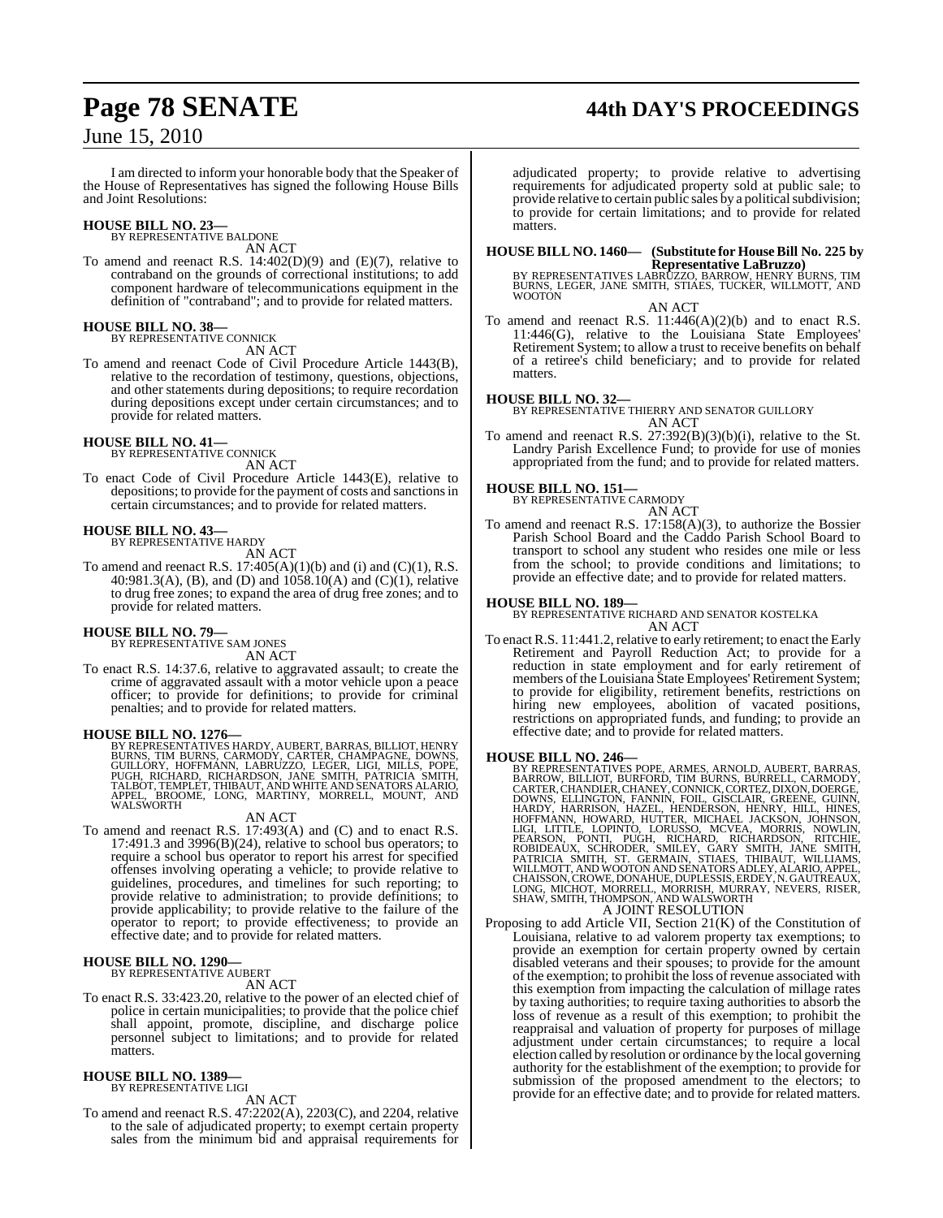I am directed to inform your honorable body that the Speaker of the House of Representatives has signed the following House Bills and Joint Resolutions:

**HOUSE BILL NO. 23—**
BY REPRESENTATIVE BALDONE
AN ACT

To amend and reenact R.S. 14:402(D)(9) and (E)(7), relative to contraband on the grounds of correctional institutions; to add component hardware of telecommunications equipment in the definition of "contraband"; and to provide for related matters.

**HOUSE BILL NO. 38—**
BY REPRESENTATIVE CONNICK
AN ACT

To amend and reenact Code of Civil Procedure Article 1443(B), relative to the recordation of testimony, questions, objections, and other statements during depositions; to require recordation during depositions except under certain circumstances; and to provide for related matters.

**HOUSE BILL NO. 41—**
BY REPRESENTATIVE CONNICK
AN ACT

To enact Code of Civil Procedure Article 1443(E), relative to depositions; to provide for the payment of costs and sanctions in certain circumstances; and to provide for related matters.

**HOUSE BILL NO. 43—**
BY REPRESENTATIVE HARDY
AN ACT

To amend and reenact R.S. 17:405(A)(1)(b) and (i) and (C)(1), R.S. 40:981.3(A), (B), and (D) and 1058.10(A) and (C)(1), relative to drug free zones; to expand the area of drug free zones; and to provide for related matters.

**HOUSE BILL NO. 79—**
BY REPRESENTATIVE SAM JONES
AN ACT

To enact R.S. 14:37.6, relative to aggravated assault; to create the crime of aggravated assault with a motor vehicle upon a peace officer; to provide for definitions; to provide for criminal penalties; and to provide for related matters.

**HOUSE BILL NO. 1276—**
BY REPRESENTATIVES HARDY, AUBERT, BARRAS, BILLIOT, HENRY BURNS, TIM BURNS, CARMODY, CARTER, CHAMPAGNE, DOWNS, GUILLORY, HOFFMANN, LABRUZZO, LEGER, LIGI, MILLS, POPE, PUGH, RICHARD, RICHARDSON, JANE SMITH, PATRICIA SMITH, TALBOT, TEMPLET, THIBAUT, AND WHITE AND SENATORS ALARIO, APPEL, BROOME, LONG, MARTINY, MORRELL, MOUNT, AND WALSWORTH
AN ACT

To amend and reenact R.S. 17:493(A) and (C) and to enact R.S. 17:491.3 and 3996(B)(24), relative to school bus operators; to require a school bus operator to report his arrest for specified offenses involving operating a vehicle; to provide relative to guidelines, procedures, and timelines for such reporting; to provide relative to administration; to provide definitions; to provide applicability; to provide relative to the failure of the operator to report; to provide effectiveness; to provide an effective date; and to provide for related matters.

**HOUSE BILL NO. 1290—**
BY REPRESENTATIVE AUBERT
AN ACT

To enact R.S. 33:423.20, relative to the power of an elected chief of police in certain municipalities; to provide that the police chief shall appoint, promote, discipline, and discharge police personnel subject to limitations; and to provide for related matters.

**HOUSE BILL NO. 1389—**
BY REPRESENTATIVE LIGI
AN ACT

To amend and reenact R.S. 47:2202(A), 2203(C), and 2204, relative to the sale of adjudicated property; to exempt certain property sales from the minimum bid and appraisal requirements for adjudicated property; to provide relative to advertising requirements for adjudicated property sold at public sale; to provide relative to certain public sales by a political subdivision; to provide for certain limitations; and to provide for related matters.

**HOUSE BILL NO. 1460— (Substitute for House Bill No. 225 by Representative LaBruzzo)**
BY REPRESENTATIVES LABRUZZO, BARROW, HENRY BURNS, TIM BURNS, LEGER, JANE SMITH, STIAES, TUCKER, WILLMOTT, AND WOOTON
AN ACT

To amend and reenact R.S. 11:446(A)(2)(b) and to enact R.S. 11:446(G), relative to the Louisiana State Employees' Retirement System; to allow a trust to receive benefits on behalf of a retiree's child beneficiary; and to provide for related matters.

**HOUSE BILL NO. 32—**
BY REPRESENTATIVE THIERRY AND SENATOR GUILLORY
AN ACT

To amend and reenact R.S. 27:392(B)(3)(b)(i), relative to the St. Landry Parish Excellence Fund; to provide for use of monies appropriated from the fund; and to provide for related matters.

**HOUSE BILL NO. 151—**
BY REPRESENTATIVE CARMODY
AN ACT

To amend and reenact R.S. 17:158(A)(3), to authorize the Bossier Parish School Board and the Caddo Parish School Board to transport to school any student who resides one mile or less from the school; to provide conditions and limitations; to provide an effective date; and to provide for related matters.

**HOUSE BILL NO. 189—**
BY REPRESENTATIVE RICHARD AND SENATOR KOSTELKA
AN ACT

To enact R.S. 11:441.2, relative to early retirement; to enact the Early Retirement and Payroll Reduction Act; to provide for a reduction in state employment and for early retirement of members of the Louisiana State Employees' Retirement System; to provide for eligibility, retirement benefits, restrictions on hiring new employees, abolition of vacated positions, restrictions on appropriated funds, and funding; to provide an effective date; and to provide for related matters.

**HOUSE BILL NO. 246—**
BY REPRESENTATIVES POPE, ARMES, ARNOLD, AUBERT, BARRAS, BARROW, BILLIOT, BURFORD, TIM BURNS, BURRELL, CARMODY, CARTER, CHANDLER, CHANEY, CONNICK, CORTEZ, DIXON, DOERGE, DOWNS, ELLINGTON, FANNIN, FOIL, GISCLAIR, GREENE, GUINN, HARDY, HARRISON, HAZEL, HENDERSON, HENRY, HILL, HINES, HOFFMANN, HOWARD, HUTTER, MICHAEL JACKSON, JOHNSON, LIGI, LITTLE, LOPINTO, LORUSSO, MCVEA, MORRIS, NOWLIN, PEARSON, PONTI, PUGH, RICHARD, RICHARDSON, RITCHIE, ROBIDEAUX, SCHRODER, SMILEY, GARY SMITH, JANE SMITH, PATRICIA SMITH, ST. GERMAIN, STIAES, THIBAUT, WILLIAMS, WILLMOTT, AND WOOTON AND SENATORS ADLEY, ALARIO, APPEL, CHAISSON, CROWE, DONAHUE, DUPLESSIS, ERDEY, N. GAUTREAUX, LONG, MICHOT, MORRELL, MORRISH, MURRAY, NEVERS, RISER, SHAW, SMITH, THOMPSON, AND WALSWORTH
A JOINT RESOLUTION

Proposing to add Article VII, Section 21(K) of the Constitution of Louisiana, relative to ad valorem property tax exemptions; to provide an exemption for certain property owned by certain disabled veterans and their spouses; to provide for the amount of the exemption; to prohibit the loss of revenue associated with this exemption from impacting the calculation of millage rates by taxing authorities; to require taxing authorities to absorb the loss of revenue as a result of this exemption; to prohibit the reappraisal and valuation of property for purposes of millage adjustment under certain circumstances; to require a local election called by resolution or ordinance by the local governing authority for the establishment of the exemption; to provide for submission of the proposed amendment to the electors; to provide for an effective date; and to provide for related matters.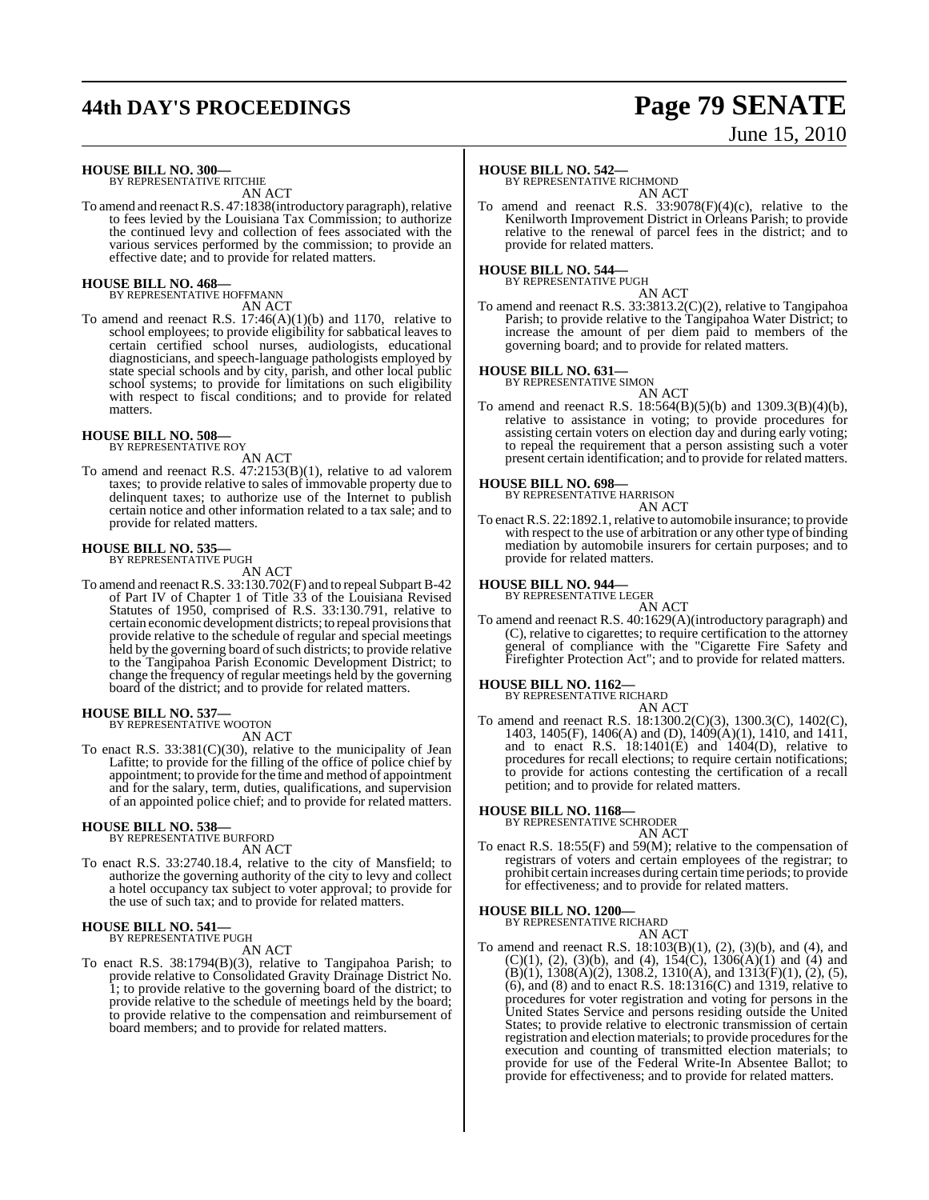**HOUSE BILL NO. 300—**
BY REPRESENTATIVE RITCHIE

AN ACT

To amend and reenact R.S. 47:1838(introductory paragraph), relative to fees levied by the Louisiana Tax Commission; to authorize the continued levy and collection of fees associated with the various services performed by the commission; to provide an effective date; and to provide for related matters.

**HOUSE BILL NO. 468—**
BY REPRESENTATIVE HOFFMANN

AN ACT

To amend and reenact R.S. 17:46(A)(1)(b) and 1170, relative to school employees; to provide eligibility for sabbatical leaves to certain certified school nurses, audiologists, educational diagnosticians, and speech-language pathologists employed by state special schools and by city, parish, and other local public school systems; to provide for limitations on such eligibility with respect to fiscal conditions; and to provide for related matters.

**HOUSE BILL NO. 508—**
BY REPRESENTATIVE ROY

AN ACT

To amend and reenact R.S. 47:2153(B)(1), relative to ad valorem taxes; to provide relative to sales of immovable property due to delinquent taxes; to authorize use of the Internet to publish certain notice and other information related to a tax sale; and to provide for related matters.

**HOUSE BILL NO. 535—**
BY REPRESENTATIVE PUGH

AN ACT

To amend and reenact R.S. 33:130.702(F) and to repeal Subpart B-42 of Part IV of Chapter 1 of Title 33 of the Louisiana Revised Statutes of 1950, comprised of R.S. 33:130.791, relative to certain economic development districts; to repeal provisions that provide relative to the schedule of regular and special meetings held by the governing board of such districts; to provide relative to the Tangipahoa Parish Economic Development District; to change the frequency of regular meetings held by the governing board of the district; and to provide for related matters.

**HOUSE BILL NO. 537—**
BY REPRESENTATIVE WOOTON

AN ACT

To enact R.S. 33:381(C)(30), relative to the municipality of Jean Lafitte; to provide for the filling of the office of police chief by appointment; to provide for the time and method of appointment and for the salary, term, duties, qualifications, and supervision of an appointed police chief; and to provide for related matters.

**HOUSE BILL NO. 538—**
BY REPRESENTATIVE BURFORD

AN ACT

To enact R.S. 33:2740.18.4, relative to the city of Mansfield; to authorize the governing authority of the city to levy and collect a hotel occupancy tax subject to voter approval; to provide for the use of such tax; and to provide for related matters.

**HOUSE BILL NO. 541—**
BY REPRESENTATIVE PUGH

AN ACT

To enact R.S. 38:1794(B)(3), relative to Tangipahoa Parish; to provide relative to Consolidated Gravity Drainage District No. 1; to provide relative to the governing board of the district; to provide relative to the schedule of meetings held by the board; to provide relative to the compensation and reimbursement of board members; and to provide for related matters.

**HOUSE BILL NO. 542—**
BY REPRESENTATIVE RICHMOND

AN ACT

To amend and reenact R.S. 33:9078(F)(4)(c), relative to the Kenilworth Improvement District in Orleans Parish; to provide relative to the renewal of parcel fees in the district; and to provide for related matters.

**HOUSE BILL NO. 544—**
BY REPRESENTATIVE PUGH

AN ACT

To amend and reenact R.S. 33:3813.2(C)(2), relative to Tangipahoa Parish; to provide relative to the Tangipahoa Water District; to increase the amount of per diem paid to members of the governing board; and to provide for related matters.

**HOUSE BILL NO. 631—**
BY REPRESENTATIVE SIMON

AN ACT

To amend and reenact R.S. 18:564(B)(5)(b) and 1309.3(B)(4)(b), relative to assistance in voting; to provide procedures for assisting certain voters on election day and during early voting; to repeal the requirement that a person assisting such a voter present certain identification; and to provide for related matters.

**HOUSE BILL NO. 698—**
BY REPRESENTATIVE HARRISON

AN ACT

To enact R.S. 22:1892.1, relative to automobile insurance; to provide with respect to the use of arbitration or any other type of binding mediation by automobile insurers for certain purposes; and to provide for related matters.

**HOUSE BILL NO. 944—**
BY REPRESENTATIVE LEGER

AN ACT

To amend and reenact R.S. 40:1629(A)(introductory paragraph) and (C), relative to cigarettes; to require certification to the attorney general of compliance with the "Cigarette Fire Safety and Firefighter Protection Act"; and to provide for related matters.

**HOUSE BILL NO. 1162—**
BY REPRESENTATIVE RICHARD

AN ACT

To amend and reenact R.S. 18:1300.2(C)(3), 1300.3(C), 1402(C), 1403, 1405(F), 1406(A) and (D), 1409(A)(1), 1410, and 1411, and to enact R.S. 18:1401(E) and 1404(D), relative to procedures for recall elections; to require certain notifications; to provide for actions contesting the certification of a recall petition; and to provide for related matters.

**HOUSE BILL NO. 1168—**
BY REPRESENTATIVE SCHRODER

AN ACT

To enact R.S. 18:55(F) and 59(M); relative to the compensation of registrars of voters and certain employees of the registrar; to prohibit certain increases during certain time periods; to provide for effectiveness; and to provide for related matters.

**HOUSE BILL NO. 1200—**
BY REPRESENTATIVE RICHARD

AN ACT

To amend and reenact R.S. 18:103(B)(1), (2), (3)(b), and (4), and (C)(1), (2), (3)(b), and (4), 154(C), 1306(A)(1) and (4) and (B)(1), 1308(A)(2), 1308.2, 1310(A), and 1313(F)(1), (2), (5), (6), and (8) and to enact R.S. 18:1316(C) and 1319, relative to procedures for voter registration and voting for persons in the United States Service and persons residing outside the United States; to provide relative to electronic transmission of certain registration and election materials; to provide procedures for the execution and counting of transmitted election materials; to provide for use of the Federal Write-In Absentee Ballot; to provide for effectiveness; and to provide for related matters.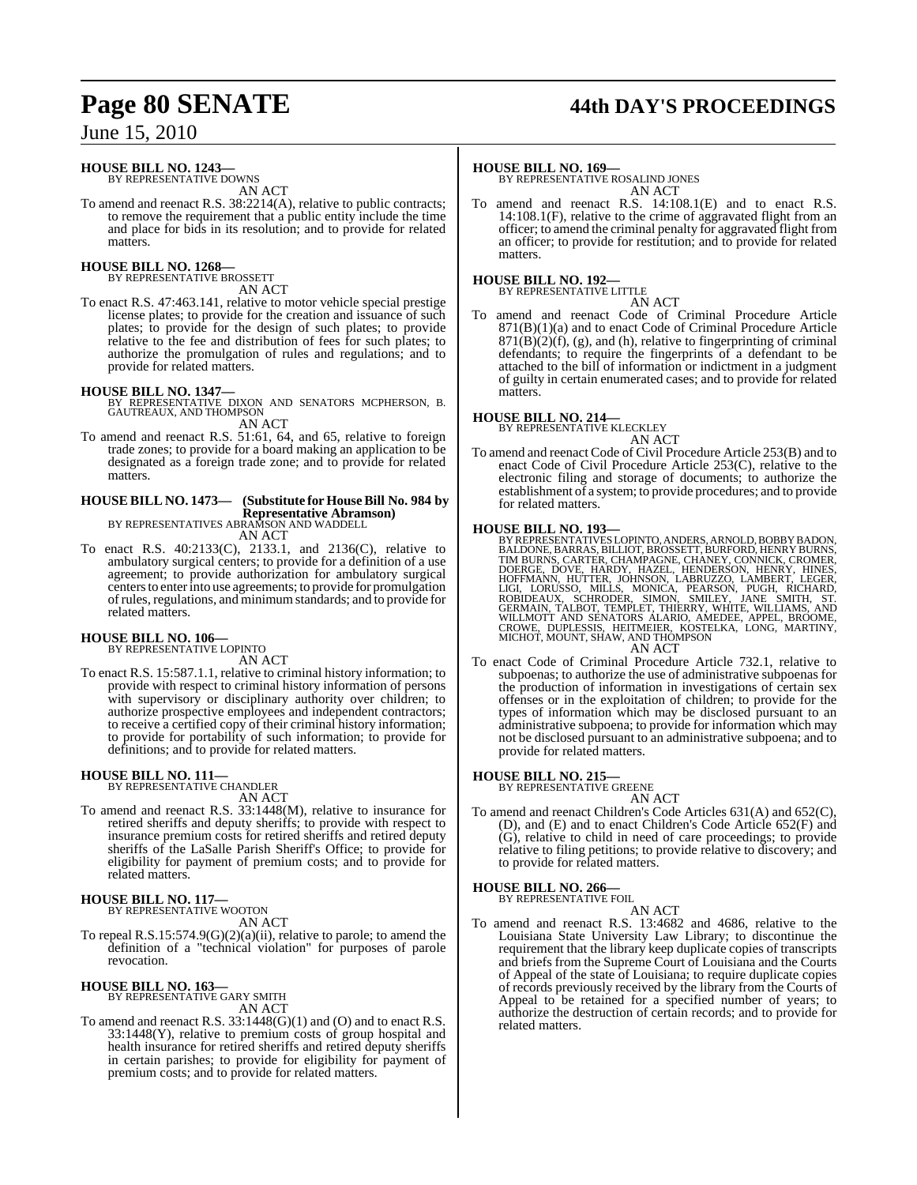**HOUSE BILL NO. 1243—**
BY REPRESENTATIVE DOWNS

AN ACT

To amend and reenact R.S. 38:2214(A), relative to public contracts; to remove the requirement that a public entity include the time and place for bids in its resolution; and to provide for related matters.

**HOUSE BILL NO. 1268—**
BY REPRESENTATIVE BROSSETT

AN ACT

To enact R.S. 47:463.141, relative to motor vehicle special prestige license plates; to provide for the creation and issuance of such plates; to provide for the design of such plates; to provide relative to the fee and distribution of fees for such plates; to authorize the promulgation of rules and regulations; and to provide for related matters.

**HOUSE BILL NO. 1347—**
BY REPRESENTATIVE DIXON AND SENATORS MCPHERSON, B. GAUTREAUX, AND THOMPSON

AN ACT

To amend and reenact R.S. 51:61, 64, and 65, relative to foreign trade zones; to provide for a board making an application to be designated as a foreign trade zone; and to provide for related matters.

**HOUSE BILL NO. 1473— (Substitute for House Bill No. 984 by Representative Abramson)**
BY REPRESENTATIVES ABRAMSON AND WADDELL

AN ACT

To enact R.S. 40:2133(C), 2133.1, and 2136(C), relative to ambulatory surgical centers; to provide for a definition of a use agreement; to provide authorization for ambulatory surgical centers to enter into use agreements; to provide for promulgation of rules, regulations, and minimum standards; and to provide for related matters.

**HOUSE BILL NO. 106—**
BY REPRESENTATIVE LOPINTO

AN ACT

To enact R.S. 15:587.1.1, relative to criminal history information; to provide with respect to criminal history information of persons with supervisory or disciplinary authority over children; to authorize prospective employees and independent contractors; to receive a certified copy of their criminal history information; to provide for portability of such information; to provide for definitions; and to provide for related matters.

**HOUSE BILL NO. 111—**
BY REPRESENTATIVE CHANDLER

AN ACT

To amend and reenact R.S. 33:1448(M), relative to insurance for retired sheriffs and deputy sheriffs; to provide with respect to insurance premium costs for retired sheriffs and retired deputy sheriffs of the LaSalle Parish Sheriff's Office; to provide for eligibility for payment of premium costs; and to provide for related matters.

**HOUSE BILL NO. 117—**
BY REPRESENTATIVE WOOTON

AN ACT

To repeal R.S.15:574.9(G)(2)(a)(ii), relative to parole; to amend the definition of a "technical violation" for purposes of parole revocation.

**HOUSE BILL NO. 163—**
BY REPRESENTATIVE GARY SMITH

AN ACT

To amend and reenact R.S. 33:1448(G)(1) and (O) and to enact R.S. 33:1448(Y), relative to premium costs of group hospital and health insurance for retired sheriffs and retired deputy sheriffs in certain parishes; to provide for eligibility for payment of premium costs; and to provide for related matters.

**HOUSE BILL NO. 169—**
BY REPRESENTATIVE ROSALIND JONES

AN ACT

To amend and reenact R.S. 14:108.1(E) and to enact R.S. 14:108.1(F), relative to the crime of aggravated flight from an officer; to amend the criminal penalty for aggravated flight from an officer; to provide for restitution; and to provide for related matters.

**HOUSE BILL NO. 192—**
BY REPRESENTATIVE LITTLE

AN ACT

To amend and reenact Code of Criminal Procedure Article 871(B)(1)(a) and to enact Code of Criminal Procedure Article 871(B)(2)(f), (g), and (h), relative to fingerprinting of criminal defendants; to require the fingerprints of a defendant to be attached to the bill of information or indictment in a judgment of guilty in certain enumerated cases; and to provide for related matters.

**HOUSE BILL NO. 214—**
BY REPRESENTATIVE KLECKLEY

AN ACT

To amend and reenact Code of Civil Procedure Article 253(B) and to enact Code of Civil Procedure Article 253(C), relative to the electronic filing and storage of documents; to authorize the establishment of a system; to provide procedures; and to provide for related matters.

**HOUSE BILL NO. 193—**
BY REPRESENTATIVES LOPINTO, ANDERS, ARNOLD, BOBBY BADON, BALDONE, BARRAS, BILLIOT, BROSSETT, BURFORD, HENRY BURNS, TIM BURNS, CARTER, CHAMPAGNE, CHANEY, CONNICK, CROMER, DOERGE, DOVE, HARDY, HAZEL, HENDERSON, HENRY, HINES, HOFFMANN, HUTTER, JOHNSON, LABRUZZO, LAMBERT, LEGER, LIGI, LORUSSO, MILLS, MONICA, PEARSON, PUGH, RICHARD, ROBIDEAUX, SCHRODER, SIMON, SMILEY, JANE SMITH, ST. GERMAIN, TALBOT, TEMPLET, THIERRY, WHITE, WILLIAMS, AND WILLMOTT AND SENATORS ALARIO, AMEDEE, APPEL, BROOME, CROWE, DUPLESSIS, HEITMEIER, KOSTELKA, LONG, MARTINY, MICHOT, MOUNT, SHAW, AND THOMPSON

AN ACT

To enact Code of Criminal Procedure Article 732.1, relative to subpoenas; to authorize the use of administrative subpoenas for the production of information in investigations of certain sex offenses or in the exploitation of children; to provide for the types of information which may be disclosed pursuant to an administrative subpoena; to provide for information which may not be disclosed pursuant to an administrative subpoena; and to provide for related matters.

**HOUSE BILL NO. 215—**
BY REPRESENTATIVE GREENE

AN ACT

To amend and reenact Children's Code Articles 631(A) and 652(C), (D), and (E) and to enact Children's Code Article 652(F) and (G), relative to child in need of care proceedings; to provide relative to filing petitions; to provide relative to discovery; and to provide for related matters.

**HOUSE BILL NO. 266—**
BY REPRESENTATIVE FOIL

AN ACT

To amend and reenact R.S. 13:4682 and 4686, relative to the Louisiana State University Law Library; to discontinue the requirement that the library keep duplicate copies of transcripts and briefs from the Supreme Court of Louisiana and the Courts of Appeal of the state of Louisiana; to require duplicate copies of records previously received by the library from the Courts of Appeal to be retained for a specified number of years; to authorize the destruction of certain records; and to provide for related matters.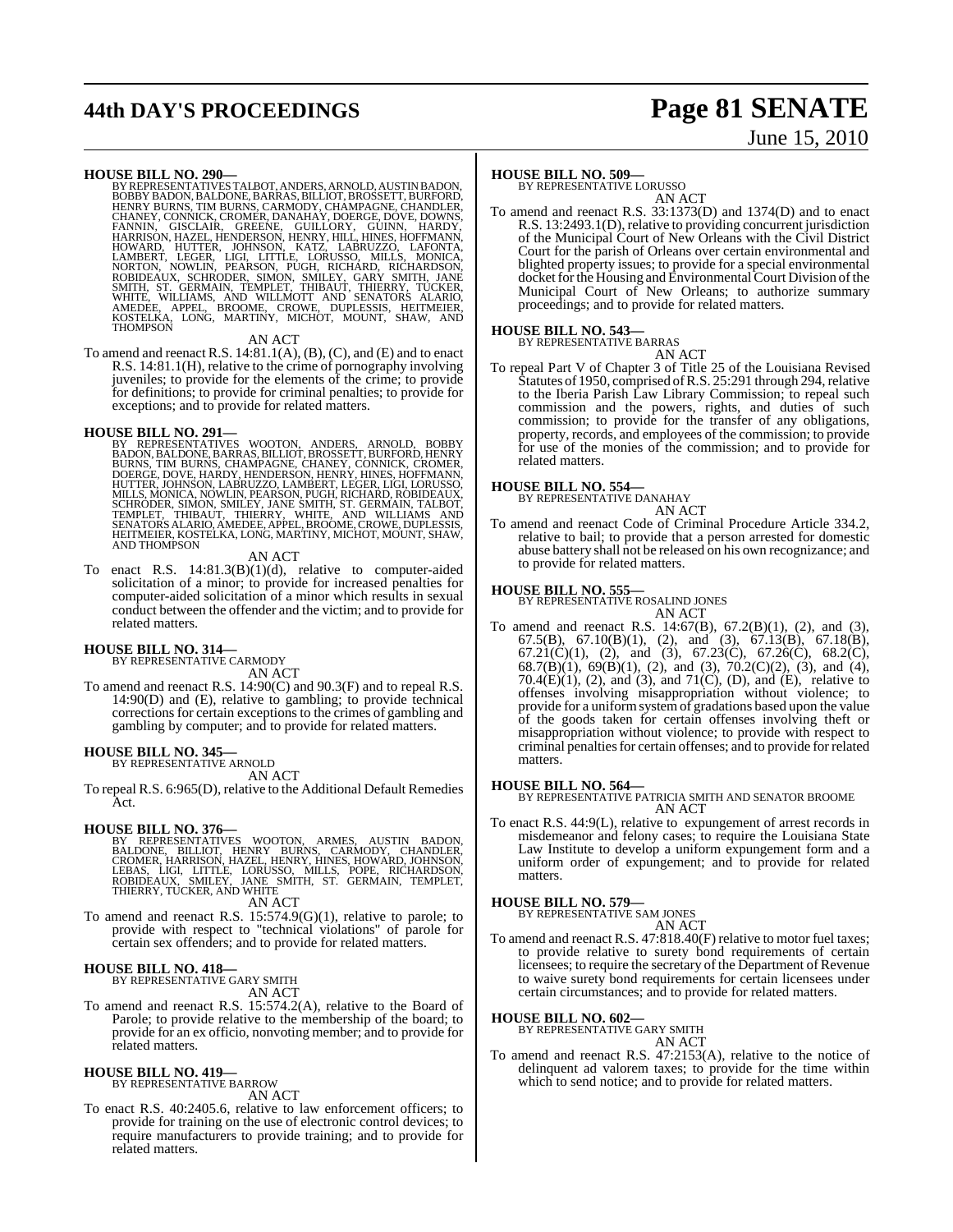**HOUSE BILL NO. 290—**
BY REPRESENTATIVES TALBOT, ANDERS, ARNOLD, AUSTIN BADON, BOBBY BADON, BALDONE, BARRAS, BILLIOT, BROSSETT, BURFORD, HENRY BURNS, TIM BURNS, CARMODY, CHAMPAGNE, CHANDLER, CHANEY, CONNICK, CROMER, DANAHAY, DOERGE, DOVE, DOWNS, FANNIN, GISCLAIR, GREENE, GUILLORY, GUINN, HARDY, HARRISON, HAZEL, HENDERSON, HENRY, HILL, HINES, HOFFMANN, HOWARD, HUTTER, JOHNSON, KATZ, LABRUZZO, LAFONTA, LAMBERT, LEGER, LIGI, LITTLE, LORUSSO, MILLS, MONICA, NORTON, NOWLIN, PEARSON, PUGH, RICHARD, RICHARDSON, ROBIDEAUX, SCHRODER, SIMON, SMILEY, GARY SMITH, JANE SMITH, ST. GERMAIN, TEMPLET, THIBAUT, THIERRY, TUCKER, WHITE, WILLIAMS, AND WILLMOTT AND SENATORS ALARIO, AMEDEE, APPEL, BROOME, CROWE, DUPLESSIS, HEITMEIER, KOSTELKA, LONG, MARTINY, MICHOT, MOUNT, SHAW, AND THOMPSON

AN ACT

To amend and reenact R.S. 14:81.1(A), (B), (C), and (E) and to enact R.S. 14:81.1(H), relative to the crime of pornography involving juveniles; to provide for the elements of the crime; to provide for definitions; to provide for criminal penalties; to provide for exceptions; and to provide for related matters.

**HOUSE BILL NO. 291—**
BY REPRESENTATIVES WOOTON, ANDERS, ARNOLD, BOBBY BADON, BALDONE, BARRAS, BILLIOT, BROSSETT, BURFORD, HENRY BURNS, TIM BURNS, CHAMPAGNE, CHANEY, CONNICK, CROMER, DOERGE, DOVE, HARDY, HENDERSON, HENRY, HINES, HOFFMANN, HUTTER, JOHNSON, LABRUZZO, LAMBERT, LEGER, LIGI, LORUSSO, MILLS, MONICA, NOWLIN, PEARSON, PUGH, RICHARD, ROBIDEAUX, SCHRODER, SIMON, SMILEY, JANE SMITH, ST. GERMAIN, TALBOT, TEMPLET, THIBAUT, THIERRY, WHITE, AND WILLIAMS AND SENATORS ALARIO, AMEDEE, APPEL, BROOME, CROWE, DUPLESSIS, HEITMEIER, KOSTELKA, LONG, MARTINY, MICHOT, MOUNT, SHAW, AND THOMPSON

AN ACT

To enact R.S. 14:81.3(B)(1)(d), relative to computer-aided solicitation of a minor; to provide for increased penalties for computer-aided solicitation of a minor which results in sexual conduct between the offender and the victim; and to provide for related matters.

**HOUSE BILL NO. 314—**
BY REPRESENTATIVE CARMODY

AN ACT

To amend and reenact R.S. 14:90(C) and 90.3(F) and to repeal R.S. 14:90(D) and (E), relative to gambling; to provide technical corrections for certain exceptions to the crimes of gambling and gambling by computer; and to provide for related matters.

**HOUSE BILL NO. 345—**
BY REPRESENTATIVE ARNOLD

AN ACT

To repeal R.S. 6:965(D), relative to the Additional Default Remedies Act.

**HOUSE BILL NO. 376—**
BY REPRESENTATIVES WOOTON, ARMES, AUSTIN BADON, BALDONE, BILLIOT, HENRY BURNS, CARMODY, CHANDLER, CROMER, HARRISON, HAZEL, HENRY, HINES, HOWARD, JOHNSON, LEBAS, LIGI, LITTLE, LORUSSO, MILLS, POPE, RICHARDSON, ROBIDEAUX, SMILEY, JANE SMITH, ST. GERMAIN, TEMPLET, THIERRY, TUCKER, AND WHITE

AN ACT

To amend and reenact R.S. 15:574.9(G)(1), relative to parole; to provide with respect to "technical violations" of parole for certain sex offenders; and to provide for related matters.

**HOUSE BILL NO. 418—**
BY REPRESENTATIVE GARY SMITH

AN ACT

To amend and reenact R.S. 15:574.2(A), relative to the Board of Parole; to provide relative to the membership of the board; to provide for an ex officio, nonvoting member; and to provide for related matters.

**HOUSE BILL NO. 419—**
BY REPRESENTATIVE BARROW

AN ACT

To enact R.S. 40:2405.6, relative to law enforcement officers; to provide for training on the use of electronic control devices; to require manufacturers to provide training; and to provide for related matters.

**HOUSE BILL NO. 509—**
BY REPRESENTATIVE LORUSSO

AN ACT

To amend and reenact R.S. 33:1373(D) and 1374(D) and to enact R.S. 13:2493.1(D), relative to providing concurrent jurisdiction of the Municipal Court of New Orleans with the Civil District Court for the parish of Orleans over certain environmental and blighted property issues; to provide for a special environmental docket for the Housing and Environmental Court Division of the Municipal Court of New Orleans; to authorize summary proceedings; and to provide for related matters.

**HOUSE BILL NO. 543—**
BY REPRESENTATIVE BARRAS

AN ACT

To repeal Part V of Chapter 3 of Title 25 of the Louisiana Revised Statutes of 1950, comprised of R.S. 25:291 through 294, relative to the Iberia Parish Law Library Commission; to repeal such commission and the powers, rights, and duties of such commission; to provide for the transfer of any obligations, property, records, and employees of the commission; to provide for use of the monies of the commission; and to provide for related matters.

**HOUSE BILL NO. 554—**
BY REPRESENTATIVE DANAHAY

AN ACT

To amend and reenact Code of Criminal Procedure Article 334.2, relative to bail; to provide that a person arrested for domestic abuse battery shall not be released on his own recognizance; and to provide for related matters.

**HOUSE BILL NO. 555—**
BY REPRESENTATIVE ROSALIND JONES

AN ACT

To amend and reenact R.S. 14:67(B), 67.2(B)(1), (2), and (3), 67.5(B), 67.10(B)(1), (2), and (3), 67.13(B), 67.18(B), 67.21(C)(1), (2), and (3), 67.23(C), 67.26(C), 68.2(C), 68.7(B)(1), 69(B)(1), (2), and (3), 70.2(C)(2), (3), and (4), 70.4(E)(1), (2), and (3), and 71(C), (D), and (E), relative to offenses involving misappropriation without violence; to provide for a uniform system of gradations based upon the value of the goods taken for certain offenses involving theft or misappropriation without violence; to provide with respect to criminal penalties for certain offenses; and to provide for related matters.

**HOUSE BILL NO. 564—**
BY REPRESENTATIVE PATRICIA SMITH AND SENATOR BROOME

AN ACT

To enact R.S. 44:9(L), relative to expungement of arrest records in misdemeanor and felony cases; to require the Louisiana State Law Institute to develop a uniform expungement form and a uniform order of expungement; and to provide for related matters.

**HOUSE BILL NO. 579—**
BY REPRESENTATIVE SAM JONES

AN ACT

To amend and reenact R.S. 47:818.40(F) relative to motor fuel taxes; to provide relative to surety bond requirements of certain licensees; to require the secretary of the Department of Revenue to waive surety bond requirements for certain licensees under certain circumstances; and to provide for related matters.

**HOUSE BILL NO. 602—**
BY REPRESENTATIVE GARY SMITH

AN ACT

To amend and reenact R.S. 47:2153(A), relative to the notice of delinquent ad valorem taxes; to provide for the time within which to send notice; and to provide for related matters.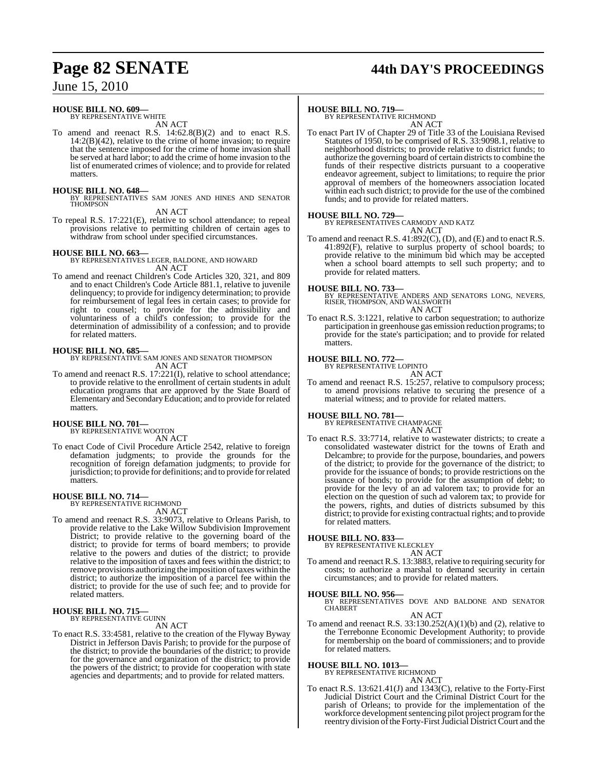**HOUSE BILL NO. 609—**
BY REPRESENTATIVE WHITE

AN ACT

To amend and reenact R.S. 14:62.8(B)(2) and to enact R.S. 14:2(B)(42), relative to the crime of home invasion; to require that the sentence imposed for the crime of home invasion shall be served at hard labor; to add the crime of home invasion to the list of enumerated crimes of violence; and to provide for related matters.

**HOUSE BILL NO. 648—**
BY REPRESENTATIVES SAM JONES AND HINES AND SENATOR THOMPSON

AN ACT

To repeal R.S. 17:221(E), relative to school attendance; to repeal provisions relative to permitting children of certain ages to withdraw from school under specified circumstances.

**HOUSE BILL NO. 663—**
BY REPRESENTATIVES LEGER, BALDONE, AND HOWARD

AN ACT

To amend and reenact Children's Code Articles 320, 321, and 809 and to enact Children's Code Article 881.1, relative to juvenile delinquency; to provide for indigency determination; to provide for reimbursement of legal fees in certain cases; to provide for right to counsel; to provide for the admissibility and voluntariness of a child's confession; to provide for the determination of admissibility of a confession; and to provide for related matters.

**HOUSE BILL NO. 685—**
BY REPRESENTATIVE SAM JONES AND SENATOR THOMPSON

AN ACT

To amend and reenact R.S. 17:221(I), relative to school attendance; to provide relative to the enrollment of certain students in adult education programs that are approved by the State Board of Elementary and Secondary Education; and to provide for related matters.

**HOUSE BILL NO. 701—**
BY REPRESENTATIVE WOOTON

AN ACT

To enact Code of Civil Procedure Article 2542, relative to foreign defamation judgments; to provide the grounds for the recognition of foreign defamation judgments; to provide for jurisdiction; to provide for definitions; and to provide for related matters.

**HOUSE BILL NO. 714—**
BY REPRESENTATIVE RICHMOND

AN ACT

To amend and reenact R.S. 33:9073, relative to Orleans Parish, to provide relative to the Lake Willow Subdivision Improvement District; to provide relative to the governing board of the district; to provide for terms of board members; to provide relative to the powers and duties of the district; to provide relative to the imposition of taxes and fees within the district; to remove provisions authorizing the imposition of taxes within the district; to authorize the imposition of a parcel fee within the district; to provide for the use of such fee; and to provide for related matters.

**HOUSE BILL NO. 715—**
BY REPRESENTATIVE GUINN

AN ACT

To enact R.S. 33:4581, relative to the creation of the Flyway Byway District in Jefferson Davis Parish; to provide for the purpose of the district; to provide the boundaries of the district; to provide for the governance and organization of the district; to provide the powers of the district; to provide for cooperation with state agencies and departments; and to provide for related matters.

**HOUSE BILL NO. 719—**
BY REPRESENTATIVE RICHMOND

AN ACT

To enact Part IV of Chapter 29 of Title 33 of the Louisiana Revised Statutes of 1950, to be comprised of R.S. 33:9098.1, relative to neighborhood districts; to provide relative to district funds; to authorize the governing board of certain districts to combine the funds of their respective districts pursuant to a cooperative endeavor agreement, subject to limitations; to require the prior approval of members of the homeowners association located within each such district; to provide for the use of the combined funds; and to provide for related matters.

**HOUSE BILL NO. 729—**
BY REPRESENTATIVES CARMODY AND KATZ

AN ACT

To amend and reenact R.S. 41:892(C), (D), and (E) and to enact R.S. 41:892(F), relative to surplus property of school boards; to provide relative to the minimum bid which may be accepted when a school board attempts to sell such property; and to provide for related matters.

**HOUSE BILL NO. 733—**
BY REPRESENTATIVE ANDERS AND SENATORS LONG, NEVERS, RISER, THOMPSON, AND WALSWORTH

AN ACT

To enact R.S. 3:1221, relative to carbon sequestration; to authorize participation in greenhouse gas emission reduction programs; to provide for the state's participation; and to provide for related matters.

**HOUSE BILL NO. 772—**
BY REPRESENTATIVE LOPINTO

AN ACT

To amend and reenact R.S. 15:257, relative to compulsory process; to amend provisions relative to securing the presence of a material witness; and to provide for related matters.

**HOUSE BILL NO. 781—**
BY REPRESENTATIVE CHAMPAGNE

AN ACT

To enact R.S. 33:7714, relative to wastewater districts; to create a consolidated wastewater district for the towns of Erath and Delcambre; to provide for the purpose, boundaries, and powers of the district; to provide for the governance of the district; to provide for the issuance of bonds; to provide restrictions on the issuance of bonds; to provide for the assumption of debt; to provide for the levy of an ad valorem tax; to provide for an election on the question of such ad valorem tax; to provide for the powers, rights, and duties of districts subsumed by this district; to provide for existing contractual rights; and to provide for related matters.

**HOUSE BILL NO. 833—**
BY REPRESENTATIVE KLECKLEY

AN ACT

To amend and reenact R.S. 13:3883, relative to requiring security for costs; to authorize a marshal to demand security in certain circumstances; and to provide for related matters.

**HOUSE BILL NO. 956—**
BY REPRESENTATIVES DOVE AND BALDONE AND SENATOR CHABERT

AN ACT

To amend and reenact R.S. 33:130.252(A)(1)(b) and (2), relative to the Terrebonne Economic Development Authority; to provide for membership on the board of commissioners; and to provide for related matters.

**HOUSE BILL NO. 1013—**
BY REPRESENTATIVE RICHMOND

AN ACT

To enact R.S. 13:621.41(J) and 1343(C), relative to the Forty-First Judicial District Court and the Criminal District Court for the parish of Orleans; to provide for the implementation of the workforce development sentencing pilot project program for the reentry division of the Forty-First Judicial District Court and the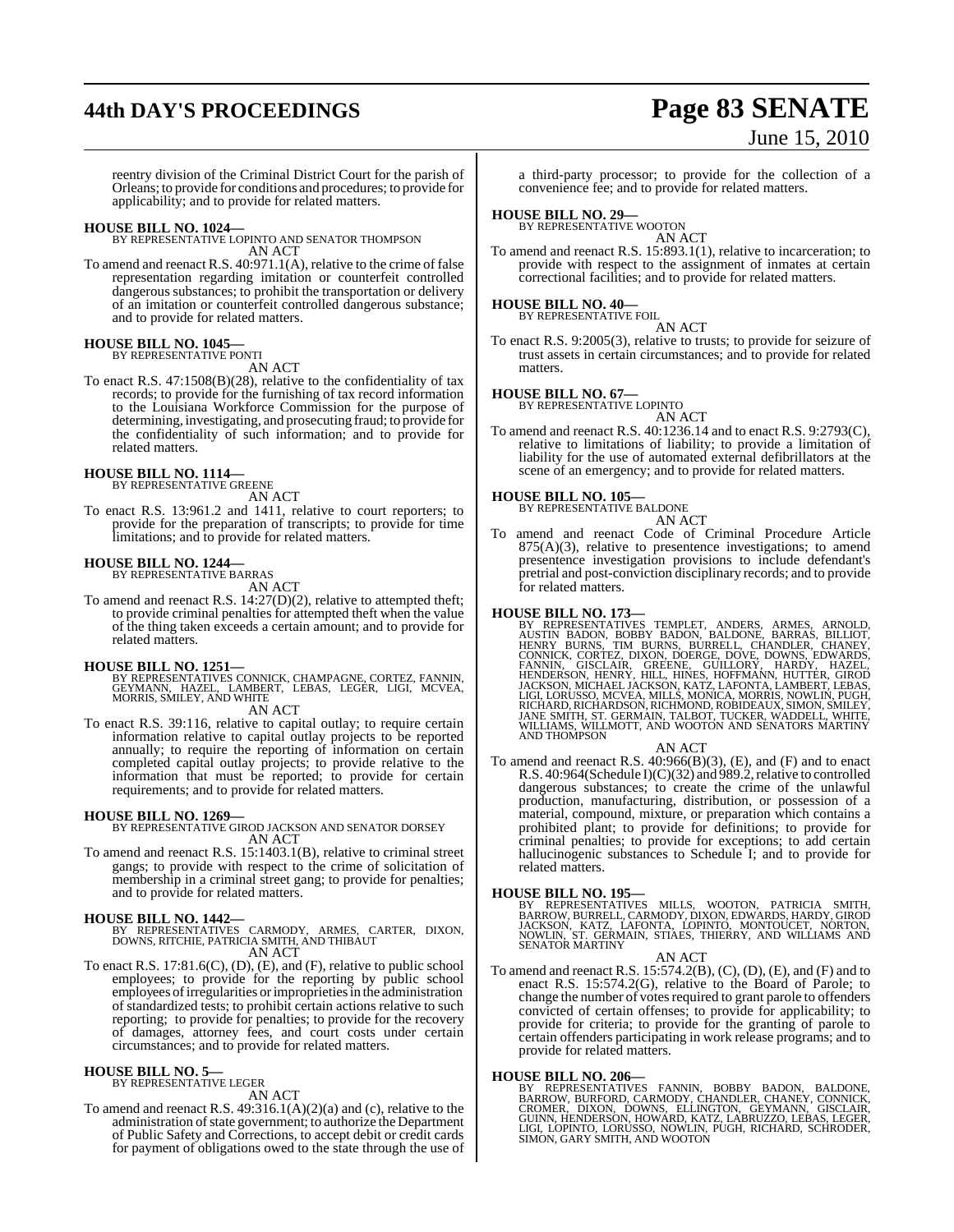reentry division of the Criminal District Court for the parish of Orleans; to provide for conditions and procedures; to provide for applicability; and to provide for related matters.

**HOUSE BILL NO. 1024—**
BY REPRESENTATIVE LOPINTO AND SENATOR THOMPSON
AN ACT

To amend and reenact R.S. 40:971.1(A), relative to the crime of false representation regarding imitation or counterfeit controlled dangerous substances; to prohibit the transportation or delivery of an imitation or counterfeit controlled dangerous substance; and to provide for related matters.

**HOUSE BILL NO. 1045—**
BY REPRESENTATIVE PONTI
AN ACT

To enact R.S. 47:1508(B)(28), relative to the confidentiality of tax records; to provide for the furnishing of tax record information to the Louisiana Workforce Commission for the purpose of determining, investigating, and prosecuting fraud; to provide for the confidentiality of such information; and to provide for related matters.

**HOUSE BILL NO. 1114—**
BY REPRESENTATIVE GREENE
AN ACT

To enact R.S. 13:961.2 and 1411, relative to court reporters; to provide for the preparation of transcripts; to provide for time limitations; and to provide for related matters.

**HOUSE BILL NO. 1244—**
BY REPRESENTATIVE BARRAS
AN ACT

To amend and reenact R.S. 14:27(D)(2), relative to attempted theft; to provide criminal penalties for attempted theft when the value of the thing taken exceeds a certain amount; and to provide for related matters.

**HOUSE BILL NO. 1251—**
BY REPRESENTATIVES CONNICK, CHAMPAGNE, CORTEZ, FANNIN, GEYMANN, HAZEL, LAMBERT, LEBAS, LEGER, LIGI, MCVEA, MORRIS, SMILEY, AND WHITE
AN ACT

To enact R.S. 39:116, relative to capital outlay; to require certain information relative to capital outlay projects to be reported annually; to require the reporting of information on certain completed capital outlay projects; to provide relative to the information that must be reported; to provide for certain requirements; and to provide for related matters.

**HOUSE BILL NO. 1269—**
BY REPRESENTATIVE GIROD JACKSON AND SENATOR DORSEY
AN ACT

To amend and reenact R.S. 15:1403.1(B), relative to criminal street gangs; to provide with respect to the crime of solicitation of membership in a criminal street gang; to provide for penalties; and to provide for related matters.

**HOUSE BILL NO. 1442—**
BY REPRESENTATIVES CARMODY, ARMES, CARTER, DIXON, DOWNS, RITCHIE, PATRICIA SMITH, AND THIBAUT
AN ACT

To enact R.S. 17:81.6(C), (D), (E), and (F), relative to public school employees; to provide for the reporting by public school employees of irregularities or improprieties in the administration of standardized tests; to prohibit certain actions relative to such reporting; to provide for penalties; to provide for the recovery of damages, attorney fees, and court costs under certain circumstances; and to provide for related matters.

**HOUSE BILL NO. 5—**
BY REPRESENTATIVE LEGER
AN ACT

To amend and reenact R.S. 49:316.1(A)(2)(a) and (c), relative to the administration of state government; to authorize the Department of Public Safety and Corrections, to accept debit or credit cards for payment of obligations owed to the state through the use of a third-party processor; to provide for the collection of a convenience fee; and to provide for related matters.

**HOUSE BILL NO. 29—**
BY REPRESENTATIVE WOOTON
AN ACT

To amend and reenact R.S. 15:893.1(1), relative to incarceration; to provide with respect to the assignment of inmates at certain correctional facilities; and to provide for related matters.

**HOUSE BILL NO. 40—**
BY REPRESENTATIVE FOIL
AN ACT

To enact R.S. 9:2005(3), relative to trusts; to provide for seizure of trust assets in certain circumstances; and to provide for related matters.

**HOUSE BILL NO. 67—**
BY REPRESENTATIVE LOPINTO
AN ACT

To amend and reenact R.S. 40:1236.14 and to enact R.S. 9:2793(C), relative to limitations of liability; to provide a limitation of liability for the use of automated external defibrillators at the scene of an emergency; and to provide for related matters.

**HOUSE BILL NO. 105—**
BY REPRESENTATIVE BALDONE
AN ACT

To amend and reenact Code of Criminal Procedure Article 875(A)(3), relative to presentence investigations; to amend presentence investigation provisions to include defendant's pretrial and post-conviction disciplinary records; and to provide for related matters.

**HOUSE BILL NO. 173—**
BY REPRESENTATIVES TEMPLET, ANDERS, ARMES, ARNOLD, AUSTIN BADON, BOBBY BADON, BALDONE, BARRAS, BILLIOT, HENRY BURNS, TIM BURNS, BURRELL, CHANDLER, CHANEY, CONNICK, CORTEZ, DIXON, DOERGE, DOVE, DOWNS, EDWARDS, FANNIN, GISCLAIR, GREENE, GUILLORY, HARDY, HAZEL, HENDERSON, HENRY, HILL, HINES, HOFFMANN, HUTTER, GIROD JACKSON, MICHAEL JACKSON, KATZ, LAFONTA, LAMBERT, LEBAS, LIGI, LORUSSO, MCVEA, MILLS, MONICA, MORRIS, NOWLIN, PUGH, RICHARD, RICHARDSON, RICHMOND, ROBIDEAUX, SIMON, SMILEY, JANE SMITH, ST. GERMAIN, TALBOT, TUCKER, WADDELL, WHITE, WILLIAMS, WILLMOTT, AND WOOTON AND SENATORS MARTINY AND THOMPSON
AN ACT

To amend and reenact R.S. 40:966(B)(3), (E), and (F) and to enact R.S. 40:964(Schedule I)(C)(32) and 989.2, relative to controlled dangerous substances; to create the crime of the unlawful production, manufacturing, distribution, or possession of a material, compound, mixture, or preparation which contains a prohibited plant; to provide for definitions; to provide for criminal penalties; to provide for exceptions; to add certain hallucinogenic substances to Schedule I; and to provide for related matters.

**HOUSE BILL NO. 195—**
BY REPRESENTATIVES MILLS, WOOTON, PATRICIA SMITH, BARROW, BURRELL, CARMODY, DIXON, EDWARDS, HARDY, GIROD JACKSON, KATZ, LAFONTA, LOPINTO, MONTOUCET, NORTON, NOWLIN, ST. GERMAIN, STIAES, THIERRY, AND WILLIAMS AND SENATOR MARTINY
AN ACT

To amend and reenact R.S. 15:574.2(B), (C), (D), (E), and (F) and to enact R.S. 15:574.2(G), relative to the Board of Parole; to change the number of votes required to grant parole to offenders convicted of certain offenses; to provide for applicability; to provide for criteria; to provide for the granting of parole to certain offenders participating in work release programs; and to provide for related matters.

**HOUSE BILL NO. 206—**
BY REPRESENTATIVES FANNIN, BOBBY BADON, BALDONE, BARROW, BURFORD, CARMODY, CHANDLER, CHANEY, CONNICK, CROMER, DIXON, DOWNS, ELLINGTON, GEYMANN, GISCLAIR, GUINN, HENDERSON, HOWARD, KATZ, LABRUZZO, LEBAS, LEGER, LIGI, LOPINTO, LORUSSO, NOWLIN, PUGH, RICHARD, SCHRODER, SIMON, GARY SMITH, AND WOOTON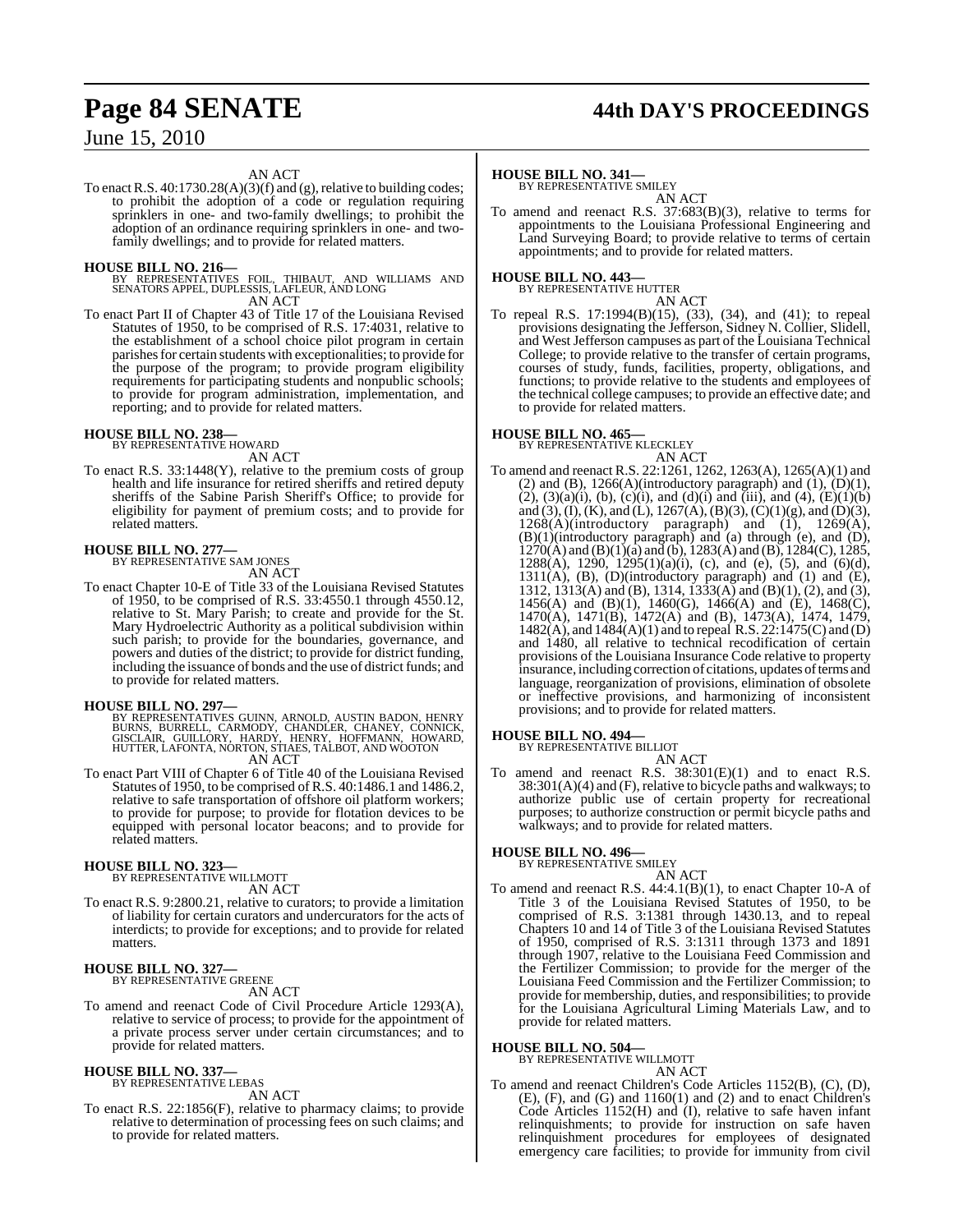AN ACT

To enact R.S. 40:1730.28(A)(3)(f) and (g), relative to building codes; to prohibit the adoption of a code or regulation requiring sprinklers in one- and two-family dwellings; to prohibit the adoption of an ordinance requiring sprinklers in one- and two-family dwellings; and to provide for related matters.

**HOUSE BILL NO. 216—**
BY REPRESENTATIVES FOIL, THIBAUT, AND WILLIAMS AND SENATORS APPEL, DUPLESSIS, LAFLEUR, AND LONG
AN ACT

To enact Part II of Chapter 43 of Title 17 of the Louisiana Revised Statutes of 1950, to be comprised of R.S. 17:4031, relative to the establishment of a school choice pilot program in certain parishes for certain students with exceptionalities; to provide for the purpose of the program; to provide program eligibility requirements for participating students and nonpublic schools; to provide for program administration, implementation, and reporting; and to provide for related matters.

**HOUSE BILL NO. 238—**
BY REPRESENTATIVE HOWARD
AN ACT

To enact R.S. 33:1448(Y), relative to the premium costs of group health and life insurance for retired sheriffs and retired deputy sheriffs of the Sabine Parish Sheriff's Office; to provide for eligibility for payment of premium costs; and to provide for related matters.

**HOUSE BILL NO. 277—**
BY REPRESENTATIVE SAM JONES
AN ACT

To enact Chapter 10-E of Title 33 of the Louisiana Revised Statutes of 1950, to be comprised of R.S. 33:4550.1 through 4550.12, relative to St. Mary Parish; to create and provide for the St. Mary Hydroelectric Authority as a political subdivision within such parish; to provide for the boundaries, governance, and powers and duties of the district; to provide for district funding, including the issuance of bonds and the use of district funds; and to provide for related matters.

**HOUSE BILL NO. 297—**
BY REPRESENTATIVES GUINN, ARNOLD, AUSTIN BADON, HENRY BURNS, BURRELL, CARMODY, CHANDLER, CHANEY, CONNICK, GISCLAIR, GUILLORY, HARDY, HENRY, HOFFMANN, HOWARD, HUTTER, LAFONTA, NORTON, STIAES, TALBOT, AND WOOTON
AN ACT

To enact Part VIII of Chapter 6 of Title 40 of the Louisiana Revised Statutes of 1950, to be comprised of R.S. 40:1486.1 and 1486.2, relative to safe transportation of offshore oil platform workers; to provide for purpose; to provide for flotation devices to be equipped with personal locator beacons; and to provide for related matters.

**HOUSE BILL NO. 323—**
BY REPRESENTATIVE WILLMOTT
AN ACT

To enact R.S. 9:2800.21, relative to curators; to provide a limitation of liability for certain curators and undercurators for the acts of interdicts; to provide for exceptions; and to provide for related matters.

**HOUSE BILL NO. 327—**
BY REPRESENTATIVE GREENE
AN ACT

To amend and reenact Code of Civil Procedure Article 1293(A), relative to service of process; to provide for the appointment of a private process server under certain circumstances; and to provide for related matters.

**HOUSE BILL NO. 337—**
BY REPRESENTATIVE LEBAS
AN ACT

To enact R.S. 22:1856(F), relative to pharmacy claims; to provide relative to determination of processing fees on such claims; and to provide for related matters.

**HOUSE BILL NO. 341—**
BY REPRESENTATIVE SMILEY
AN ACT

To amend and reenact R.S. 37:683(B)(3), relative to terms for appointments to the Louisiana Professional Engineering and Land Surveying Board; to provide relative to terms of certain appointments; and to provide for related matters.

**HOUSE BILL NO. 443—**
BY REPRESENTATIVE HUTTER
AN ACT

To repeal R.S. 17:1994(B)(15), (33), (34), and (41); to repeal provisions designating the Jefferson, Sidney N. Collier, Slidell, and West Jefferson campuses as part of the Louisiana Technical College; to provide relative to the transfer of certain programs, courses of study, funds, facilities, property, obligations, and functions; to provide relative to the students and employees of the technical college campuses; to provide an effective date; and to provide for related matters.

**HOUSE BILL NO. 465—**
BY REPRESENTATIVE KLECKLEY
AN ACT

To amend and reenact R.S. 22:1261, 1262, 1263(A), 1265(A)(1) and (2) and (B), 1266(A)(introductory paragraph) and (1), (D)(1), (2), (3)(a)(i), (b), (c)(i), and (d)(i) and (iii), and (4), (E)(1)(b) and (3), (I), (K), and (L), 1267(A), (B)(3), (C)(1)(g), and (D)(3), 1268(A)(introductory paragraph) and (1), 1269(A), (B)(1)(introductory paragraph) and (a) through (e), and (D), 1270(A) and (B)(1)(a) and (b), 1283(A) and (B), 1284(C), 1285, 1288(A), 1290, 1295(1)(a)(i), (c), and (e), (5), and (6)(d), 1311(A), (B), (D)(introductory paragraph) and (1) and (E), 1312, 1313(A) and (B), 1314, 1333(A) and (B)(1), (2), and (3), 1456(A) and (B)(1), 1460(G), 1466(A) and (E), 1468(C), 1470(A), 1471(B), 1472(A) and (B), 1473(A), 1474, 1479, 1482(A), and 1484(A)(1) and to repeal R.S. 22:1475(C) and (D) and 1480, all relative to technical recodification of certain provisions of the Louisiana Insurance Code relative to property insurance, including correction of citations, updates of terms and language, reorganization of provisions, elimination of obsolete or ineffective provisions, and harmonizing of inconsistent provisions; and to provide for related matters.

**HOUSE BILL NO. 494—**
BY REPRESENTATIVE BILLIOT
AN ACT

To amend and reenact R.S. 38:301(E)(1) and to enact R.S. 38:301(A)(4) and (F), relative to bicycle paths and walkways; to authorize public use of certain property for recreational purposes; to authorize construction or permit bicycle paths and walkways; and to provide for related matters.

**HOUSE BILL NO. 496—**
BY REPRESENTATIVE SMILEY
AN ACT

To amend and reenact R.S. 44:4.1(B)(1), to enact Chapter 10-A of Title 3 of the Louisiana Revised Statutes of 1950, to be comprised of R.S. 3:1381 through 1430.13, and to repeal Chapters 10 and 14 of Title 3 of the Louisiana Revised Statutes of 1950, comprised of R.S. 3:1311 through 1373 and 1891 through 1907, relative to the Louisiana Feed Commission and the Fertilizer Commission; to provide for the merger of the Louisiana Feed Commission and the Fertilizer Commission; to provide for membership, duties, and responsibilities; to provide for the Louisiana Agricultural Liming Materials Law, and to provide for related matters.

**HOUSE BILL NO. 504—**
BY REPRESENTATIVE WILLMOTT
AN ACT

To amend and reenact Children's Code Articles 1152(B), (C), (D), (E), (F), and (G) and 1160(1) and (2) and to enact Children's Code Articles 1152(H) and (I), relative to safe haven infant relinquishments; to provide for instruction on safe haven relinquishment procedures for employees of designated emergency care facilities; to provide for immunity from civil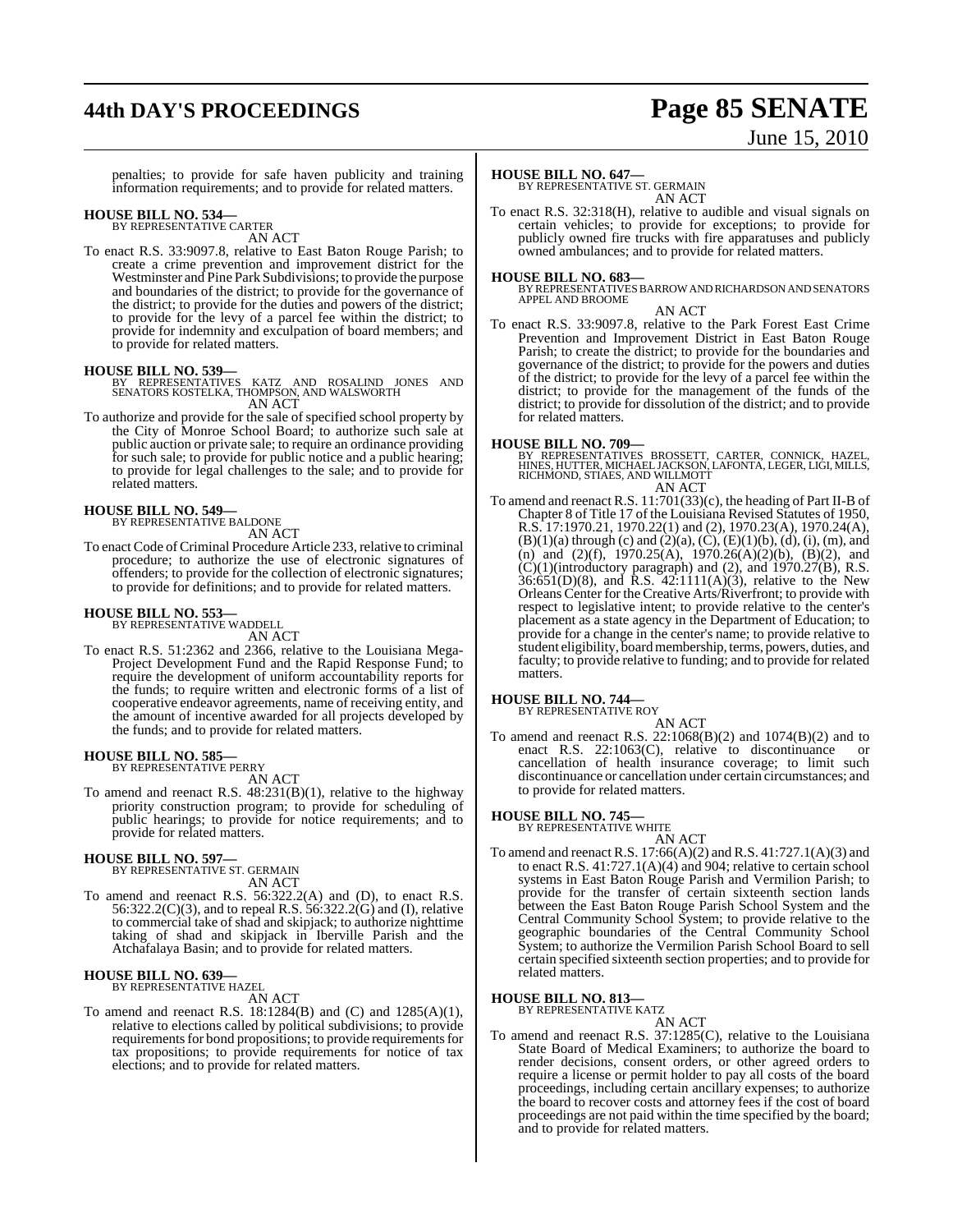penalties; to provide for safe haven publicity and training information requirements; and to provide for related matters.

**HOUSE BILL NO. 534—**
BY REPRESENTATIVE CARTER

AN ACT

To enact R.S. 33:9097.8, relative to East Baton Rouge Parish; to create a crime prevention and improvement district for the Westminster and Pine Park Subdivisions; to provide the purpose and boundaries of the district; to provide for the governance of the district; to provide for the duties and powers of the district; to provide for the levy of a parcel fee within the district; to provide for indemnity and exculpation of board members; and to provide for related matters.

**HOUSE BILL NO. 539—**
BY REPRESENTATIVES KATZ AND ROSALIND JONES AND SENATORS KOSTELKA, THOMPSON, AND WALSWORTH

AN ACT

To authorize and provide for the sale of specified school property by the City of Monroe School Board; to authorize such sale at public auction or private sale; to require an ordinance providing for such sale; to provide for public notice and a public hearing; to provide for legal challenges to the sale; and to provide for related matters.

**HOUSE BILL NO. 549—**
BY REPRESENTATIVE BALDONE

AN ACT

To enact Code of Criminal Procedure Article 233, relative to criminal procedure; to authorize the use of electronic signatures of offenders; to provide for the collection of electronic signatures; to provide for definitions; and to provide for related matters.

**HOUSE BILL NO. 553—**
BY REPRESENTATIVE WADDELL

AN ACT

To enact R.S. 51:2362 and 2366, relative to the Louisiana Mega-Project Development Fund and the Rapid Response Fund; to require the development of uniform accountability reports for the funds; to require written and electronic forms of a list of cooperative endeavor agreements, name of receiving entity, and the amount of incentive awarded for all projects developed by the funds; and to provide for related matters.

**HOUSE BILL NO. 585—**
BY REPRESENTATIVE PERRY

AN ACT

To amend and reenact R.S. 48:231(B)(1), relative to the highway priority construction program; to provide for scheduling of public hearings; to provide for notice requirements; and to provide for related matters.

**HOUSE BILL NO. 597—**
BY REPRESENTATIVE ST. GERMAIN

AN ACT

To amend and reenact R.S. 56:322.2(A) and (D), to enact R.S. 56:322.2(C)(3), and to repeal R.S. 56:322.2(G) and (I), relative to commercial take of shad and skipjack; to authorize nighttime taking of shad and skipjack in Iberville Parish and the Atchafalaya Basin; and to provide for related matters.

**HOUSE BILL NO. 639—**
BY REPRESENTATIVE HAZEL

AN ACT

To amend and reenact R.S. 18:1284(B) and (C) and 1285(A)(1), relative to elections called by political subdivisions; to provide requirements for bond propositions; to provide requirements for tax propositions; to provide requirements for notice of tax elections; and to provide for related matters.

**HOUSE BILL NO. 647—**
BY REPRESENTATIVE ST. GERMAIN

AN ACT

To enact R.S. 32:318(H), relative to audible and visual signals on certain vehicles; to provide for exceptions; to provide for publicly owned fire trucks with fire apparatuses and publicly owned ambulances; and to provide for related matters.

**HOUSE BILL NO. 683—**
BY REPRESENTATIVES BARROW AND RICHARDSON AND SENATORS APPEL AND BROOME

AN ACT

To enact R.S. 33:9097.8, relative to the Park Forest East Crime Prevention and Improvement District in East Baton Rouge Parish; to create the district; to provide for the boundaries and governance of the district; to provide for the powers and duties of the district; to provide for the levy of a parcel fee within the district; to provide for the management of the funds of the district; to provide for dissolution of the district; and to provide for related matters.

**HOUSE BILL NO. 709—**
BY REPRESENTATIVES BROSSETT, CARTER, CONNICK, HAZEL, HINES, HUTTER, MICHAEL JACKSON, LAFONTA, LEGER, LIGI, MILLS, RICHMOND, STIAES, AND WILLMOTT

AN ACT

To amend and reenact R.S. 11:701(33)(c), the heading of Part II-B of Chapter 8 of Title 17 of the Louisiana Revised Statutes of 1950, R.S. 17:1970.21, 1970.22(1) and (2), 1970.23(A), 1970.24(A), (B)(1)(a) through (c) and (2)(a), (C), (E)(1)(b), (d), (i), (m), and (n) and (2)(f), 1970.25(A), 1970.26(A)(2)(b), (B)(2), and (C)(1)(introductory paragraph) and (2), and 1970.27(B), R.S. 36:651(D)(8), and R.S. 42:1111(A)(3), relative to the New Orleans Center for the Creative Arts/Riverfront; to provide with respect to legislative intent; to provide relative to the center's placement as a state agency in the Department of Education; to provide for a change in the center's name; to provide relative to student eligibility, board membership, terms, powers, duties, and faculty; to provide relative to funding; and to provide for related matters.

**HOUSE BILL NO. 744—**
BY REPRESENTATIVE ROY

AN ACT

To amend and reenact R.S. 22:1068(B)(2) and 1074(B)(2) and to enact R.S. 22:1063(C), relative to discontinuance or cancellation of health insurance coverage; to limit such discontinuance or cancellation under certain circumstances; and to provide for related matters.

**HOUSE BILL NO. 745—**
BY REPRESENTATIVE WHITE

AN ACT

To amend and reenact R.S. 17:66(A)(2) and R.S. 41:727.1(A)(3) and to enact R.S. 41:727.1(A)(4) and 904; relative to certain school systems in East Baton Rouge Parish and Vermilion Parish; to provide for the transfer of certain sixteenth section lands between the East Baton Rouge Parish School System and the Central Community School System; to provide relative to the geographic boundaries of the Central Community School System; to authorize the Vermilion Parish School Board to sell certain specified sixteenth section properties; and to provide for related matters.

**HOUSE BILL NO. 813—**
BY REPRESENTATIVE KATZ

AN ACT

To amend and reenact R.S. 37:1285(C), relative to the Louisiana State Board of Medical Examiners; to authorize the board to render decisions, consent orders, or other agreed orders to require a license or permit holder to pay all costs of the board proceedings, including certain ancillary expenses; to authorize the board to recover costs and attorney fees if the cost of board proceedings are not paid within the time specified by the board; and to provide for related matters.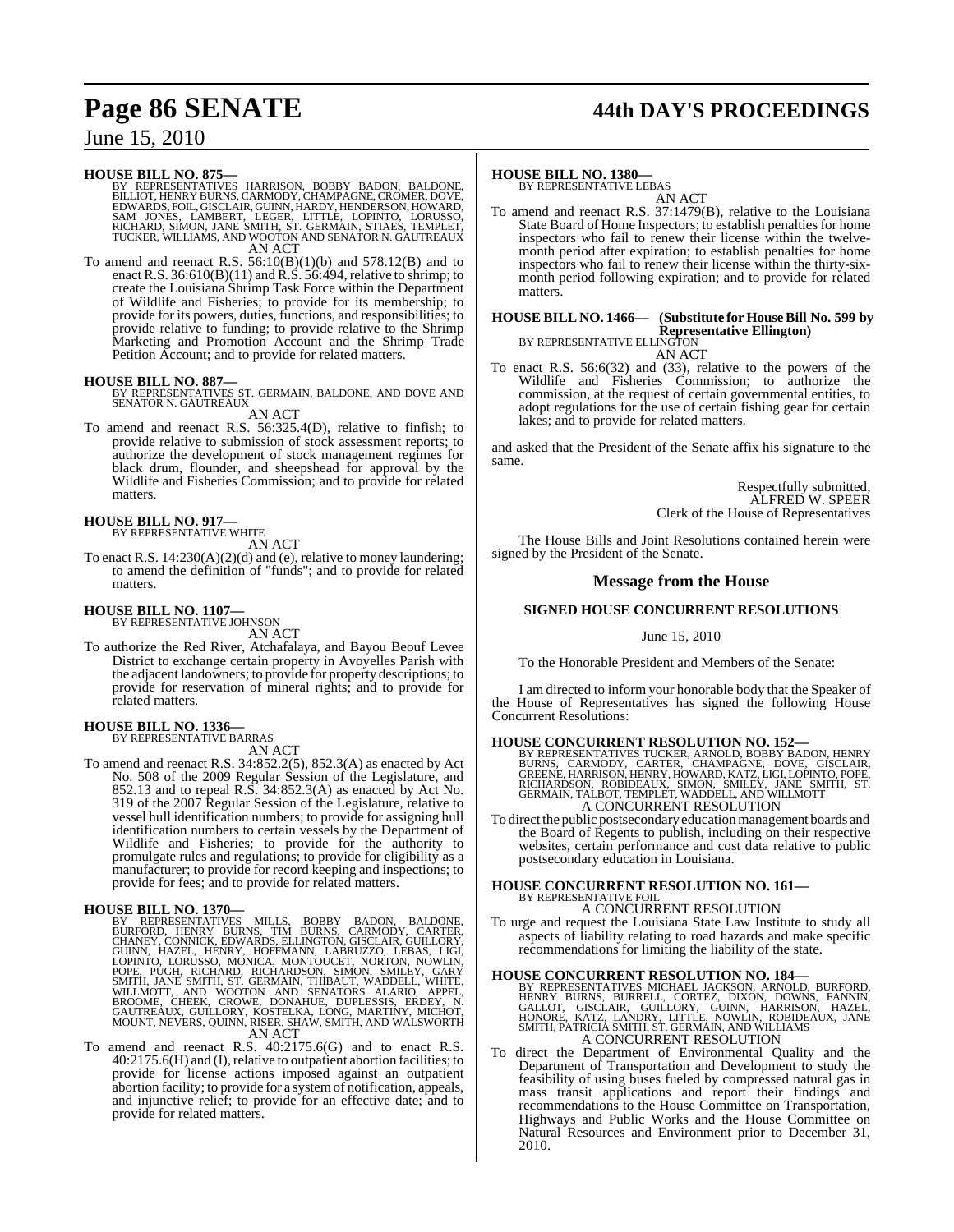**HOUSE BILL NO. 875—**
BY REPRESENTATIVES HARRISON, BOBBY BADON, BALDONE, BILLIOT, HENRY BURNS, CARMODY, CHAMPAGNE, CROMER, DOVE, EDWARDS, FOIL, GISCLAIR, GUINN, HARDY, HENDERSON, HOWARD, SAM JONES, LAMBERT, LEGER, LITTLE, LOPINTO, LORUSSO, RICHARD, SIMON, JANE SMITH, ST. GERMAIN, STIAES, TEMPLET, TUCKER, WILLIAMS, AND WOOTON AND SENATOR N. GAUTREAUX
AN ACT

To amend and reenact R.S. 56:10(B)(1)(b) and 578.12(B) and to enact R.S. 36:610(B)(11) and R.S. 56:494, relative to shrimp; to create the Louisiana Shrimp Task Force within the Department of Wildlife and Fisheries; to provide for its membership; to provide for its powers, duties, functions, and responsibilities; to provide relative to funding; to provide relative to the Shrimp Marketing and Promotion Account and the Shrimp Trade Petition Account; and to provide for related matters.

**HOUSE BILL NO. 887—**
BY REPRESENTATIVES ST. GERMAIN, BALDONE, AND DOVE AND SENATOR N. GAUTREAUX
AN ACT

To amend and reenact R.S. 56:325.4(D), relative to finfish; to provide relative to submission of stock assessment reports; to authorize the development of stock management regimes for black drum, flounder, and sheepshead for approval by the Wildlife and Fisheries Commission; and to provide for related matters.

**HOUSE BILL NO. 917—**
BY REPRESENTATIVE WHITE
AN ACT

To enact R.S. 14:230(A)(2)(d) and (e), relative to money laundering; to amend the definition of "funds"; and to provide for related matters.

**HOUSE BILL NO. 1107—**
BY REPRESENTATIVE JOHNSON
AN ACT

To authorize the Red River, Atchafalaya, and Bayou Beouf Levee District to exchange certain property in Avoyelles Parish with the adjacent landowners; to provide for property descriptions; to provide for reservation of mineral rights; and to provide for related matters.

**HOUSE BILL NO. 1336—**
BY REPRESENTATIVE BARRAS
AN ACT

To amend and reenact R.S. 34:852.2(5), 852.3(A) as enacted by Act No. 508 of the 2009 Regular Session of the Legislature, and 852.13 and to repeal R.S. 34:852.3(A) as enacted by Act No. 319 of the 2007 Regular Session of the Legislature, relative to vessel hull identification numbers; to provide for assigning hull identification numbers to certain vessels by the Department of Wildlife and Fisheries; to provide for the authority to promulgate rules and regulations; to provide for eligibility as a manufacturer; to provide for record keeping and inspections; to provide for fees; and to provide for related matters.

**HOUSE BILL NO. 1370—**
BY REPRESENTATIVES MILLS, BOBBY BADON, BALDONE, BURFORD, HENRY BURNS, TIM BURNS, CARMODY, CARTER, CHANEY, CONNICK, EDWARDS, ELLINGTON, GISCLAIR, GUILLORY, GUINN, HAZEL, HENRY, HOFFMANN, LABRUZZO, LEBAS, LIGI, LOPINTO, LORUSSO, MONICA, MONTOUCET, NORTON, NOWLIN, POPE, PUGH, RICHARD, RICHARDSON, SIMON, SMILEY, GARY SMITH, JANE SMITH, ST. GERMAIN, THIBAUT, WADDELL, WHITE, WILLMOTT, AND WOOTON AND SENATORS ALARIO, APPEL, BROOME, CHEEK, CROWE, DONAHUE, DUPLESSIS, ERDEY, N. GAUTREAUX, GUILLORY, KOSTELKA, LONG, MARTINY, MICHOT, MOUNT, NEVERS, QUINN, RISER, SHAW, SMITH, AND WALSWORTH
AN ACT

To amend and reenact R.S. 40:2175.6(G) and to enact R.S. 40:2175.6(H) and (I), relative to outpatient abortion facilities; to provide for license actions imposed against an outpatient abortion facility; to provide for a system of notification, appeals, and injunctive relief; to provide for an effective date; and to provide for related matters.

**HOUSE BILL NO. 1380—**
BY REPRESENTATIVE LEBAS
AN ACT

To amend and reenact R.S. 37:1479(B), relative to the Louisiana State Board of Home Inspectors; to establish penalties for home inspectors who fail to renew their license within the twelve-month period after expiration; to establish penalties for home inspectors who fail to renew their license within the thirty-six-month period following expiration; and to provide for related matters.

**HOUSE BILL NO. 1466— (Substitute for House Bill No. 599 by Representative Ellington)**
BY REPRESENTATIVE ELLINGTON
AN ACT

To enact R.S. 56:6(32) and (33), relative to the powers of the Wildlife and Fisheries Commission; to authorize the commission, at the request of certain governmental entities, to adopt regulations for the use of certain fishing gear for certain lakes; and to provide for related matters.

and asked that the President of the Senate affix his signature to the same.

Respectfully submitted,
ALFRED W. SPEER
Clerk of the House of Representatives

The House Bills and Joint Resolutions contained herein were signed by the President of the Senate.

## Message from the House

### SIGNED HOUSE CONCURRENT RESOLUTIONS

June 15, 2010

To the Honorable President and Members of the Senate:

I am directed to inform your honorable body that the Speaker of the House of Representatives has signed the following House Concurrent Resolutions:

**HOUSE CONCURRENT RESOLUTION NO. 152—**
BY REPRESENTATIVES TUCKER, ARNOLD, BOBBY BADON, HENRY BURNS, CARMODY, CARTER, CHAMPAGNE, DOVE, GISCLAIR, GREENE, HARRISON, HENRY, HOWARD, KATZ, LIGI, LOPINTO, POPE, RICHARDSON, ROBIDEAUX, SIMON, SMILEY, JANE SMITH, ST. GERMAIN, TALBOT, TEMPLET, WADDELL, AND WILLMOTT
A CONCURRENT RESOLUTION

To direct the public postsecondary education management boards and the Board of Regents to publish, including on their respective websites, certain performance and cost data relative to public postsecondary education in Louisiana.

**HOUSE CONCURRENT RESOLUTION NO. 161—**
BY REPRESENTATIVE FOIL
A CONCURRENT RESOLUTION

To urge and request the Louisiana State Law Institute to study all aspects of liability relating to road hazards and make specific recommendations for limiting the liability of the state.

**HOUSE CONCURRENT RESOLUTION NO. 184—**
BY REPRESENTATIVES MICHAEL JACKSON, ARNOLD, BURFORD, HENRY BURNS, BURRELL, CORTEZ, DIXON, DOWNS, FANNIN, GALLOT, GISCLAIR, GUILLORY, GUINN, HARRISON, HAZEL, HONORE, KATZ, LANDRY, LITTLE, NOWLIN, ROBIDEAUX, JANE SMITH, PATRICIA SMITH, ST. GERMAIN, AND WILLIAMS
A CONCURRENT RESOLUTION

To direct the Department of Environmental Quality and the Department of Transportation and Development to study the feasibility of using buses fueled by compressed natural gas in mass transit applications and report their findings and recommendations to the House Committee on Transportation, Highways and Public Works and the House Committee on Natural Resources and Environment prior to December 31, 2010.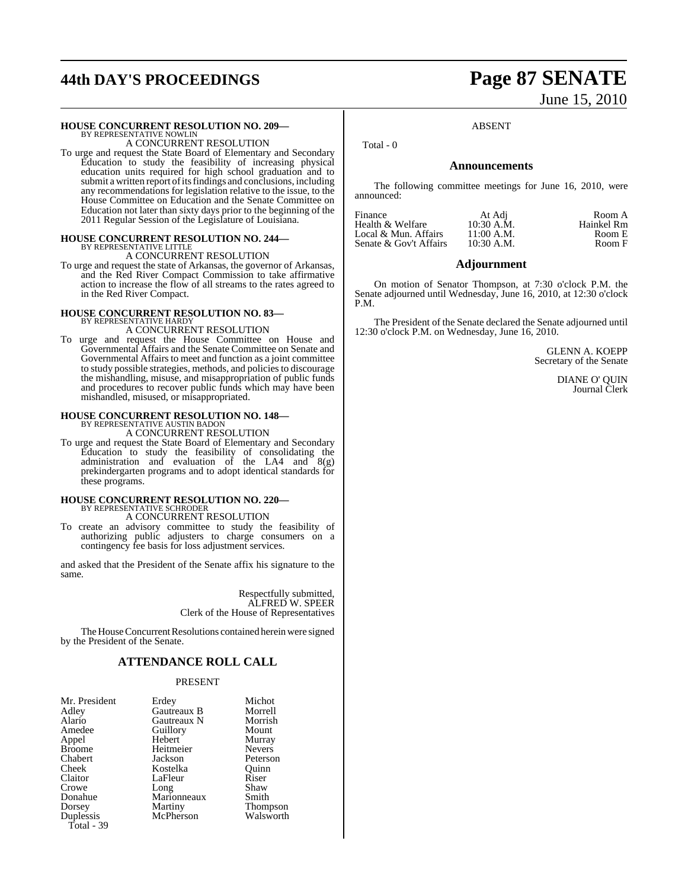**HOUSE CONCURRENT RESOLUTION NO. 209—**
BY REPRESENTATIVE NOWLIN
A CONCURRENT RESOLUTION

To urge and request the State Board of Elementary and Secondary Education to study the feasibility of increasing physical education units required for high school graduation and to submit a written report of its findings and conclusions, including any recommendations for legislation relative to the issue, to the House Committee on Education and the Senate Committee on Education not later than sixty days prior to the beginning of the 2011 Regular Session of the Legislature of Louisiana.

**HOUSE CONCURRENT RESOLUTION NO. 244—**
BY REPRESENTATIVE LITTLE
A CONCURRENT RESOLUTION

To urge and request the state of Arkansas, the governor of Arkansas, and the Red River Compact Commission to take affirmative action to increase the flow of all streams to the rates agreed to in the Red River Compact.

**HOUSE CONCURRENT RESOLUTION NO. 83—**
BY REPRESENTATIVE HARDY
A CONCURRENT RESOLUTION

To urge and request the House Committee on House and Governmental Affairs and the Senate Committee on Senate and Governmental Affairs to meet and function as a joint committee to study possible strategies, methods, and policies to discourage the mishandling, misuse, and misappropriation of public funds and procedures to recover public funds which may have been mishandled, misused, or misappropriated.

**HOUSE CONCURRENT RESOLUTION NO. 148—**
BY REPRESENTATIVE AUSTIN BADON
A CONCURRENT RESOLUTION

To urge and request the State Board of Elementary and Secondary Education to study the feasibility of consolidating the administration and evaluation of the LA4 and 8(g) prekindergarten programs and to adopt identical standards for these programs.

**HOUSE CONCURRENT RESOLUTION NO. 220—**
BY REPRESENTATIVE SCHRODER
A CONCURRENT RESOLUTION

To create an advisory committee to study the feasibility of authorizing public adjusters to charge consumers on a contingency fee basis for loss adjustment services.

and asked that the President of the Senate affix his signature to the same.

Respectfully submitted,
ALFRED W. SPEER
Clerk of the House of Representatives

The House Concurrent Resolutions contained herein were signed by the President of the Senate.

## ATTENDANCE ROLL CALL

PRESENT

| | | |
|---|---|---|
| Mr. President | Erdey | Michot |
| Adley | Gautreaux B | Morrell |
| Alario | Gautreaux N | Morrish |
| Amedee | Guillory | Mount |
| Appel | Hebert | Murray |
| Broome | Heitmeier | Nevers |
| Chabert | Jackson | Peterson |
| Cheek | Kostelka | Quinn |
| Claitor | LaFleur | Riser |
| Crowe | Long | Shaw |
| Donahue | Marionneaux | Smith |
| Dorsey | Martiny | Thompson |
| Duplessis | McPherson | Walsworth |

Total - 39

ABSENT

Total - 0

## Announcements

The following committee meetings for June 16, 2010, were announced:

| | | |
|---|---|---|
| Finance | At Adj | Room A |
| Health & Welfare | 10:30 A.M. | Hainkel Rm |
| Local & Mun. Affairs | 11:00 A.M. | Room E |
| Senate & Gov't Affairs | 10:30 A.M. | Room F |

## Adjournment

On motion of Senator Thompson, at 7:30 o'clock P.M. the Senate adjourned until Wednesday, June 16, 2010, at 12:30 o'clock P.M.

The President of the Senate declared the Senate adjourned until 12:30 o'clock P.M. on Wednesday, June 16, 2010.

GLENN A. KOEPP
Secretary of the Senate

DIANE O' QUIN
Journal Clerk